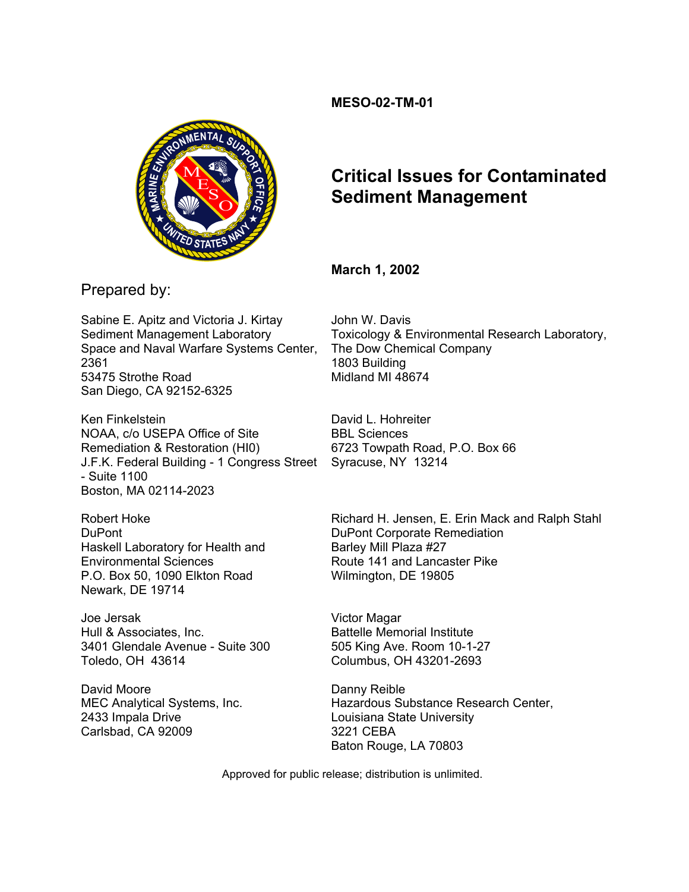**MESO-02-TM-01**

# Critical Issues for Contaminated Sediment Management

**March 1, 2002**

Prepared by:

Sabine E. Apitz and Victoria J. Kirtay
Sediment Management Laboratory
Space and Naval Warfare Systems Center, 2361
53475 Strothe Road
San Diego, CA 92152-6325

John W. Davis
Toxicology & Environmental Research Laboratory,
The Dow Chemical Company
1803 Building
Midland MI 48674

Ken Finkelstein
NOAA, c/o USEPA Office of Site Remediation & Restoration (HI0)
J.F.K. Federal Building - 1 Congress Street - Suite 1100
Boston, MA 02114-2023

David L. Hohreiter
BBL Sciences
6723 Towpath Road, P.O. Box 66
Syracuse, NY 13214

Robert Hoke
DuPont
Haskell Laboratory for Health and Environmental Sciences
P.O. Box 50, 1090 Elkton Road
Newark, DE 19714

Richard H. Jensen, E. Erin Mack and Ralph Stahl
DuPont Corporate Remediation
Barley Mill Plaza #27
Route 141 and Lancaster Pike
Wilmington, DE 19805

Joe Jersak
Hull & Associates, Inc.
3401 Glendale Avenue - Suite 300
Toledo, OH 43614

Victor Magar
Battelle Memorial Institute
505 King Ave. Room 10-1-27
Columbus, OH 43201-2693

David Moore
MEC Analytical Systems, Inc.
2433 Impala Drive
Carlsbad, CA 92009

Danny Reible
Hazardous Substance Research Center,
Louisiana State University
3221 CEBA
Baton Rouge, LA 70803

Approved for public release; distribution is unlimited.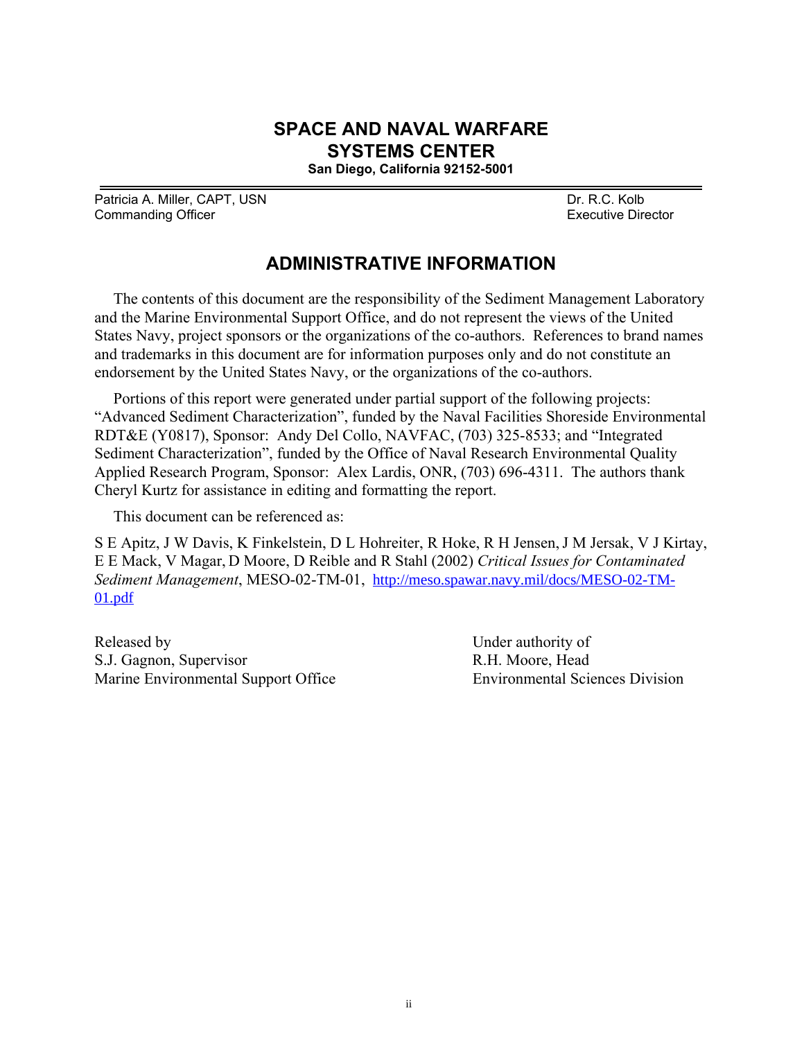# SPACE AND NAVAL WARFARE SYSTEMS CENTER

**San Diego, California 92152-5001**

| | |
|---|---|
| Patricia A. Miller, CAPT, USN<br>Commanding Officer | Dr. R.C. Kolb<br>Executive Director |

## ADMINISTRATIVE INFORMATION

The contents of this document are the responsibility of the Sediment Management Laboratory and the Marine Environmental Support Office, and do not represent the views of the United States Navy, project sponsors or the organizations of the co-authors. References to brand names and trademarks in this document are for information purposes only and do not constitute an endorsement by the United States Navy, or the organizations of the co-authors.

Portions of this report were generated under partial support of the following projects: "Advanced Sediment Characterization", funded by the Naval Facilities Shoreside Environmental RDT&E (Y0817), Sponsor: Andy Del Collo, NAVFAC, (703) 325-8533; and "Integrated Sediment Characterization", funded by the Office of Naval Research Environmental Quality Applied Research Program, Sponsor: Alex Lardis, ONR, (703) 696-4311. The authors thank Cheryl Kurtz for assistance in editing and formatting the report.

This document can be referenced as:

S E Apitz, J W Davis, K Finkelstein, D L Hohreiter, R Hoke, R H Jensen, J M Jersak, V J Kirtay, E E Mack, V Magar, D Moore, D Reible and R Stahl (2002) *Critical Issues for Contaminated Sediment Management*, MESO-02-TM-01, http://meso.spawar.navy.mil/docs/MESO-02-TM-01.pdf

| | |
|---|---|
| Released by<br>S.J. Gagnon, Supervisor<br>Marine Environmental Support Office | Under authority of<br>R.H. Moore, Head<br>Environmental Sciences Division |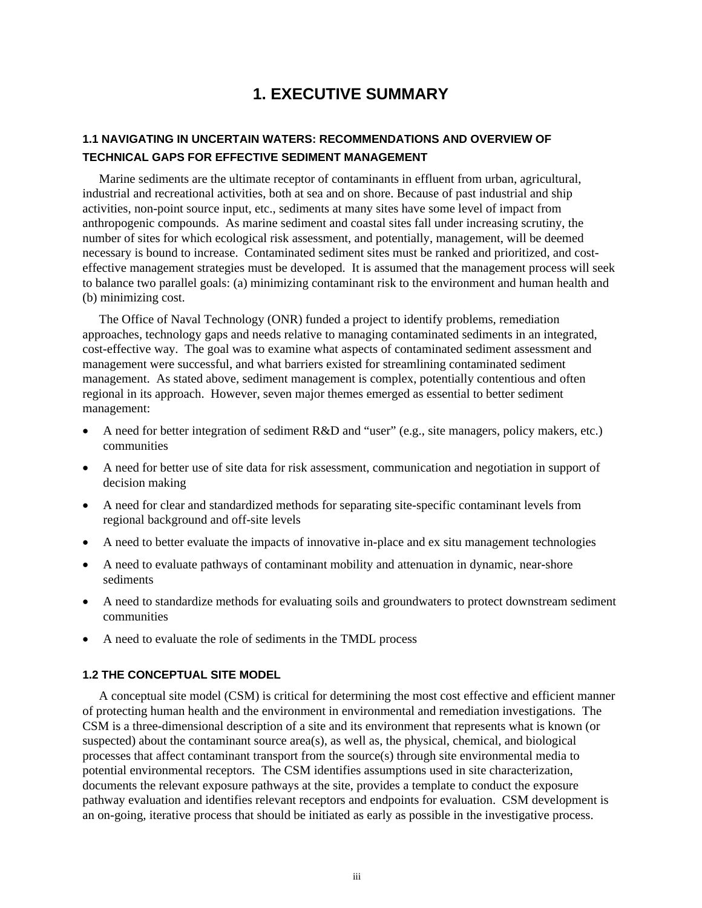# 1. EXECUTIVE SUMMARY

## 1.1 NAVIGATING IN UNCERTAIN WATERS: RECOMMENDATIONS AND OVERVIEW OF TECHNICAL GAPS FOR EFFECTIVE SEDIMENT MANAGEMENT

Marine sediments are the ultimate receptor of contaminants in effluent from urban, agricultural, industrial and recreational activities, both at sea and on shore. Because of past industrial and ship activities, non-point source input, etc., sediments at many sites have some level of impact from anthropogenic compounds. As marine sediment and coastal sites fall under increasing scrutiny, the number of sites for which ecological risk assessment, and potentially, management, will be deemed necessary is bound to increase. Contaminated sediment sites must be ranked and prioritized, and cost-effective management strategies must be developed. It is assumed that the management process will seek to balance two parallel goals: (a) minimizing contaminant risk to the environment and human health and (b) minimizing cost.

The Office of Naval Technology (ONR) funded a project to identify problems, remediation approaches, technology gaps and needs relative to managing contaminated sediments in an integrated, cost-effective way. The goal was to examine what aspects of contaminated sediment assessment and management were successful, and what barriers existed for streamlining contaminated sediment management. As stated above, sediment management is complex, potentially contentious and often regional in its approach. However, seven major themes emerged as essential to better sediment management:

- A need for better integration of sediment R&D and "user" (e.g., site managers, policy makers, etc.) communities
- A need for better use of site data for risk assessment, communication and negotiation in support of decision making
- A need for clear and standardized methods for separating site-specific contaminant levels from regional background and off-site levels
- A need to better evaluate the impacts of innovative in-place and ex situ management technologies
- A need to evaluate pathways of contaminant mobility and attenuation in dynamic, near-shore sediments
- A need to standardize methods for evaluating soils and groundwaters to protect downstream sediment communities
- A need to evaluate the role of sediments in the TMDL process

## 1.2 THE CONCEPTUAL SITE MODEL

A conceptual site model (CSM) is critical for determining the most cost effective and efficient manner of protecting human health and the environment in environmental and remediation investigations. The CSM is a three-dimensional description of a site and its environment that represents what is known (or suspected) about the contaminant source area(s), as well as, the physical, chemical, and biological processes that affect contaminant transport from the source(s) through site environmental media to potential environmental receptors. The CSM identifies assumptions used in site characterization, documents the relevant exposure pathways at the site, provides a template to conduct the exposure pathway evaluation and identifies relevant receptors and endpoints for evaluation. CSM development is an on-going, iterative process that should be initiated as early as possible in the investigative process.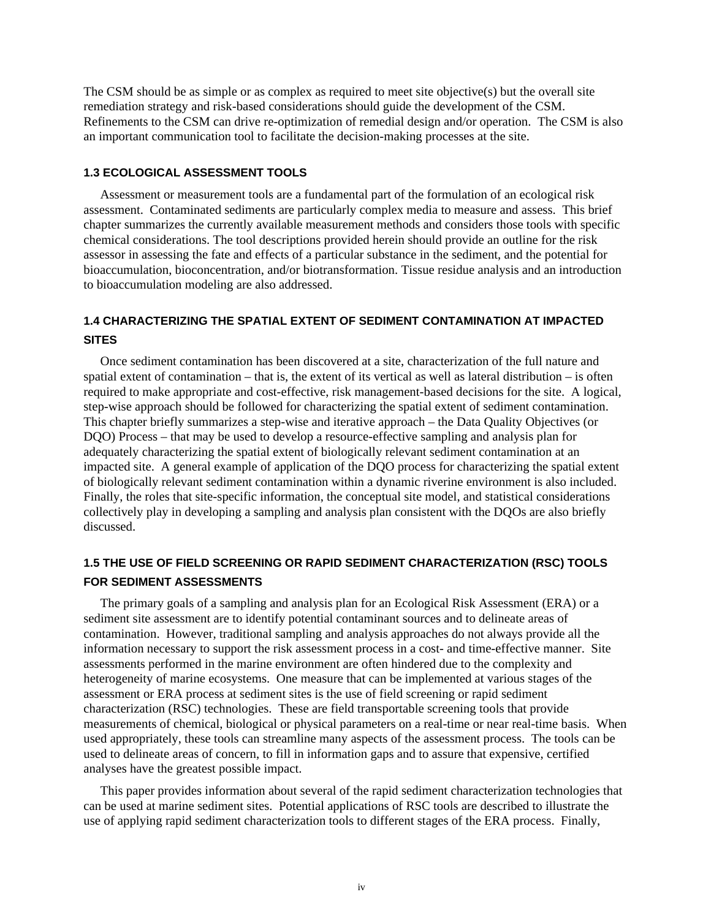The CSM should be as simple or as complex as required to meet site objective(s) but the overall site remediation strategy and risk-based considerations should guide the development of the CSM. Refinements to the CSM can drive re-optimization of remedial design and/or operation. The CSM is also an important communication tool to facilitate the decision-making processes at the site.

### 1.3 ECOLOGICAL ASSESSMENT TOOLS

Assessment or measurement tools are a fundamental part of the formulation of an ecological risk assessment. Contaminated sediments are particularly complex media to measure and assess. This brief chapter summarizes the currently available measurement methods and considers those tools with specific chemical considerations. The tool descriptions provided herein should provide an outline for the risk assessor in assessing the fate and effects of a particular substance in the sediment, and the potential for bioaccumulation, bioconcentration, and/or biotransformation. Tissue residue analysis and an introduction to bioaccumulation modeling are also addressed.

### 1.4 CHARACTERIZING THE SPATIAL EXTENT OF SEDIMENT CONTAMINATION AT IMPACTED SITES

Once sediment contamination has been discovered at a site, characterization of the full nature and spatial extent of contamination – that is, the extent of its vertical as well as lateral distribution – is often required to make appropriate and cost-effective, risk management-based decisions for the site. A logical, step-wise approach should be followed for characterizing the spatial extent of sediment contamination. This chapter briefly summarizes a step-wise and iterative approach – the Data Quality Objectives (or DQO) Process – that may be used to develop a resource-effective sampling and analysis plan for adequately characterizing the spatial extent of biologically relevant sediment contamination at an impacted site. A general example of application of the DQO process for characterizing the spatial extent of biologically relevant sediment contamination within a dynamic riverine environment is also included. Finally, the roles that site-specific information, the conceptual site model, and statistical considerations collectively play in developing a sampling and analysis plan consistent with the DQOs are also briefly discussed.

### 1.5 THE USE OF FIELD SCREENING OR RAPID SEDIMENT CHARACTERIZATION (RSC) TOOLS FOR SEDIMENT ASSESSMENTS

The primary goals of a sampling and analysis plan for an Ecological Risk Assessment (ERA) or a sediment site assessment are to identify potential contaminant sources and to delineate areas of contamination. However, traditional sampling and analysis approaches do not always provide all the information necessary to support the risk assessment process in a cost- and time-effective manner. Site assessments performed in the marine environment are often hindered due to the complexity and heterogeneity of marine ecosystems. One measure that can be implemented at various stages of the assessment or ERA process at sediment sites is the use of field screening or rapid sediment characterization (RSC) technologies. These are field transportable screening tools that provide measurements of chemical, biological or physical parameters on a real-time or near real-time basis. When used appropriately, these tools can streamline many aspects of the assessment process. The tools can be used to delineate areas of concern, to fill in information gaps and to assure that expensive, certified analyses have the greatest possible impact.

This paper provides information about several of the rapid sediment characterization technologies that can be used at marine sediment sites. Potential applications of RSC tools are described to illustrate the use of applying rapid sediment characterization tools to different stages of the ERA process. Finally,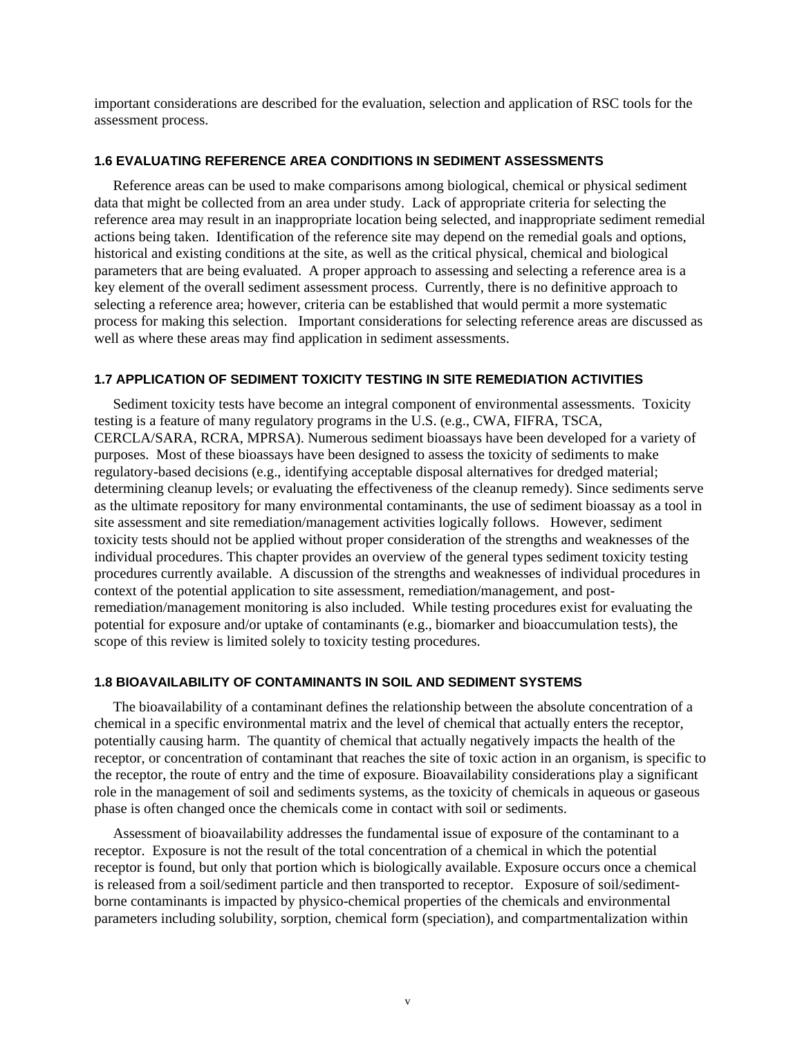important considerations are described for the evaluation, selection and application of RSC tools for the assessment process.

### 1.6 EVALUATING REFERENCE AREA CONDITIONS IN SEDIMENT ASSESSMENTS

Reference areas can be used to make comparisons among biological, chemical or physical sediment data that might be collected from an area under study. Lack of appropriate criteria for selecting the reference area may result in an inappropriate location being selected, and inappropriate sediment remedial actions being taken. Identification of the reference site may depend on the remedial goals and options, historical and existing conditions at the site, as well as the critical physical, chemical and biological parameters that are being evaluated. A proper approach to assessing and selecting a reference area is a key element of the overall sediment assessment process. Currently, there is no definitive approach to selecting a reference area; however, criteria can be established that would permit a more systematic process for making this selection. Important considerations for selecting reference areas are discussed as well as where these areas may find application in sediment assessments.

### 1.7 APPLICATION OF SEDIMENT TOXICITY TESTING IN SITE REMEDIATION ACTIVITIES

Sediment toxicity tests have become an integral component of environmental assessments. Toxicity testing is a feature of many regulatory programs in the U.S. (e.g., CWA, FIFRA, TSCA, CERCLA/SARA, RCRA, MPRSA). Numerous sediment bioassays have been developed for a variety of purposes. Most of these bioassays have been designed to assess the toxicity of sediments to make regulatory-based decisions (e.g., identifying acceptable disposal alternatives for dredged material; determining cleanup levels; or evaluating the effectiveness of the cleanup remedy). Since sediments serve as the ultimate repository for many environmental contaminants, the use of sediment bioassay as a tool in site assessment and site remediation/management activities logically follows. However, sediment toxicity tests should not be applied without proper consideration of the strengths and weaknesses of the individual procedures. This chapter provides an overview of the general types sediment toxicity testing procedures currently available. A discussion of the strengths and weaknesses of individual procedures in context of the potential application to site assessment, remediation/management, and post-remediation/management monitoring is also included. While testing procedures exist for evaluating the potential for exposure and/or uptake of contaminants (e.g., biomarker and bioaccumulation tests), the scope of this review is limited solely to toxicity testing procedures.

### 1.8 BIOAVAILABILITY OF CONTAMINANTS IN SOIL AND SEDIMENT SYSTEMS

The bioavailability of a contaminant defines the relationship between the absolute concentration of a chemical in a specific environmental matrix and the level of chemical that actually enters the receptor, potentially causing harm. The quantity of chemical that actually negatively impacts the health of the receptor, or concentration of contaminant that reaches the site of toxic action in an organism, is specific to the receptor, the route of entry and the time of exposure. Bioavailability considerations play a significant role in the management of soil and sediments systems, as the toxicity of chemicals in aqueous or gaseous phase is often changed once the chemicals come in contact with soil or sediments.

Assessment of bioavailability addresses the fundamental issue of exposure of the contaminant to a receptor. Exposure is not the result of the total concentration of a chemical in which the potential receptor is found, but only that portion which is biologically available. Exposure occurs once a chemical is released from a soil/sediment particle and then transported to receptor. Exposure of soil/sediment-borne contaminants is impacted by physico-chemical properties of the chemicals and environmental parameters including solubility, sorption, chemical form (speciation), and compartmentalization within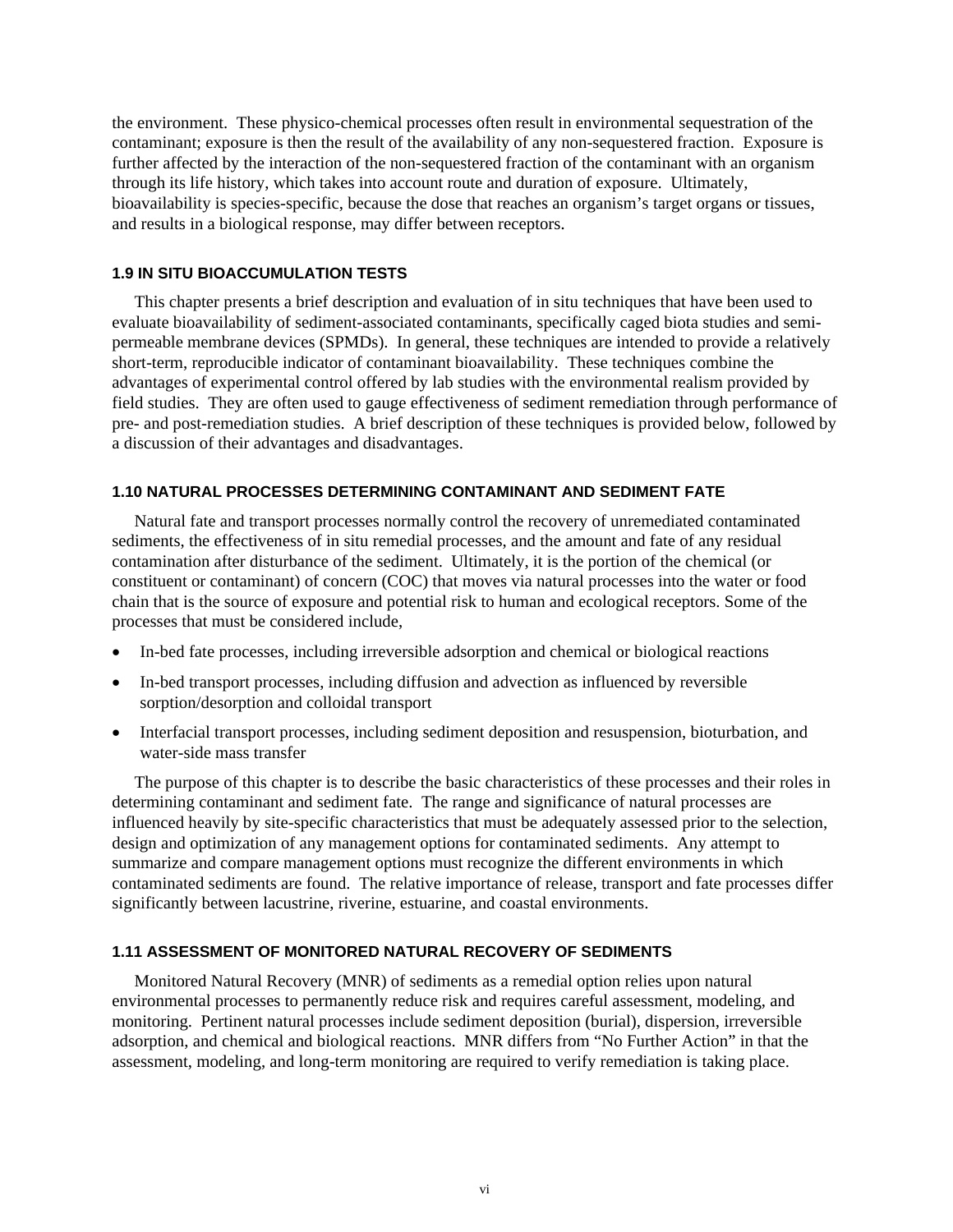the environment. These physico-chemical processes often result in environmental sequestration of the contaminant; exposure is then the result of the availability of any non-sequestered fraction. Exposure is further affected by the interaction of the non-sequestered fraction of the contaminant with an organism through its life history, which takes into account route and duration of exposure. Ultimately, bioavailability is species-specific, because the dose that reaches an organism's target organs or tissues, and results in a biological response, may differ between receptors.

### 1.9 IN SITU BIOACCUMULATION TESTS

This chapter presents a brief description and evaluation of in situ techniques that have been used to evaluate bioavailability of sediment-associated contaminants, specifically caged biota studies and semi-permeable membrane devices (SPMDs). In general, these techniques are intended to provide a relatively short-term, reproducible indicator of contaminant bioavailability. These techniques combine the advantages of experimental control offered by lab studies with the environmental realism provided by field studies. They are often used to gauge effectiveness of sediment remediation through performance of pre- and post-remediation studies. A brief description of these techniques is provided below, followed by a discussion of their advantages and disadvantages.

### 1.10 NATURAL PROCESSES DETERMINING CONTAMINANT AND SEDIMENT FATE

Natural fate and transport processes normally control the recovery of unremediated contaminated sediments, the effectiveness of in situ remedial processes, and the amount and fate of any residual contamination after disturbance of the sediment. Ultimately, it is the portion of the chemical (or constituent or contaminant) of concern (COC) that moves via natural processes into the water or food chain that is the source of exposure and potential risk to human and ecological receptors. Some of the processes that must be considered include,

- In-bed fate processes, including irreversible adsorption and chemical or biological reactions
- In-bed transport processes, including diffusion and advection as influenced by reversible sorption/desorption and colloidal transport
- Interfacial transport processes, including sediment deposition and resuspension, bioturbation, and water-side mass transfer

The purpose of this chapter is to describe the basic characteristics of these processes and their roles in determining contaminant and sediment fate. The range and significance of natural processes are influenced heavily by site-specific characteristics that must be adequately assessed prior to the selection, design and optimization of any management options for contaminated sediments. Any attempt to summarize and compare management options must recognize the different environments in which contaminated sediments are found. The relative importance of release, transport and fate processes differ significantly between lacustrine, riverine, estuarine, and coastal environments.

### 1.11 ASSESSMENT OF MONITORED NATURAL RECOVERY OF SEDIMENTS

Monitored Natural Recovery (MNR) of sediments as a remedial option relies upon natural environmental processes to permanently reduce risk and requires careful assessment, modeling, and monitoring. Pertinent natural processes include sediment deposition (burial), dispersion, irreversible adsorption, and chemical and biological reactions. MNR differs from "No Further Action" in that the assessment, modeling, and long-term monitoring are required to verify remediation is taking place.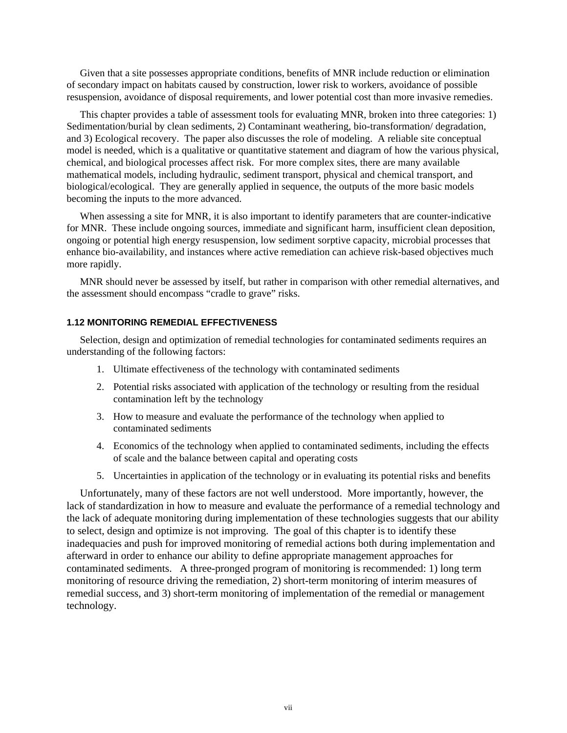Given that a site possesses appropriate conditions, benefits of MNR include reduction or elimination of secondary impact on habitats caused by construction, lower risk to workers, avoidance of possible resuspension, avoidance of disposal requirements, and lower potential cost than more invasive remedies.

This chapter provides a table of assessment tools for evaluating MNR, broken into three categories: 1) Sedimentation/burial by clean sediments, 2) Contaminant weathering, bio-transformation/ degradation, and 3) Ecological recovery. The paper also discusses the role of modeling. A reliable site conceptual model is needed, which is a qualitative or quantitative statement and diagram of how the various physical, chemical, and biological processes affect risk. For more complex sites, there are many available mathematical models, including hydraulic, sediment transport, physical and chemical transport, and biological/ecological. They are generally applied in sequence, the outputs of the more basic models becoming the inputs to the more advanced.

When assessing a site for MNR, it is also important to identify parameters that are counter-indicative for MNR. These include ongoing sources, immediate and significant harm, insufficient clean deposition, ongoing or potential high energy resuspension, low sediment sorptive capacity, microbial processes that enhance bio-availability, and instances where active remediation can achieve risk-based objectives much more rapidly.

MNR should never be assessed by itself, but rather in comparison with other remedial alternatives, and the assessment should encompass "cradle to grave" risks.

### 1.12 MONITORING REMEDIAL EFFECTIVENESS

Selection, design and optimization of remedial technologies for contaminated sediments requires an understanding of the following factors:

1. Ultimate effectiveness of the technology with contaminated sediments
2. Potential risks associated with application of the technology or resulting from the residual contamination left by the technology
3. How to measure and evaluate the performance of the technology when applied to contaminated sediments
4. Economics of the technology when applied to contaminated sediments, including the effects of scale and the balance between capital and operating costs
5. Uncertainties in application of the technology or in evaluating its potential risks and benefits

Unfortunately, many of these factors are not well understood. More importantly, however, the lack of standardization in how to measure and evaluate the performance of a remedial technology and the lack of adequate monitoring during implementation of these technologies suggests that our ability to select, design and optimize is not improving. The goal of this chapter is to identify these inadequacies and push for improved monitoring of remedial actions both during implementation and afterward in order to enhance our ability to define appropriate management approaches for contaminated sediments. A three-pronged program of monitoring is recommended: 1) long term monitoring of resource driving the remediation, 2) short-term monitoring of interim measures of remedial success, and 3) short-term monitoring of implementation of the remedial or management technology.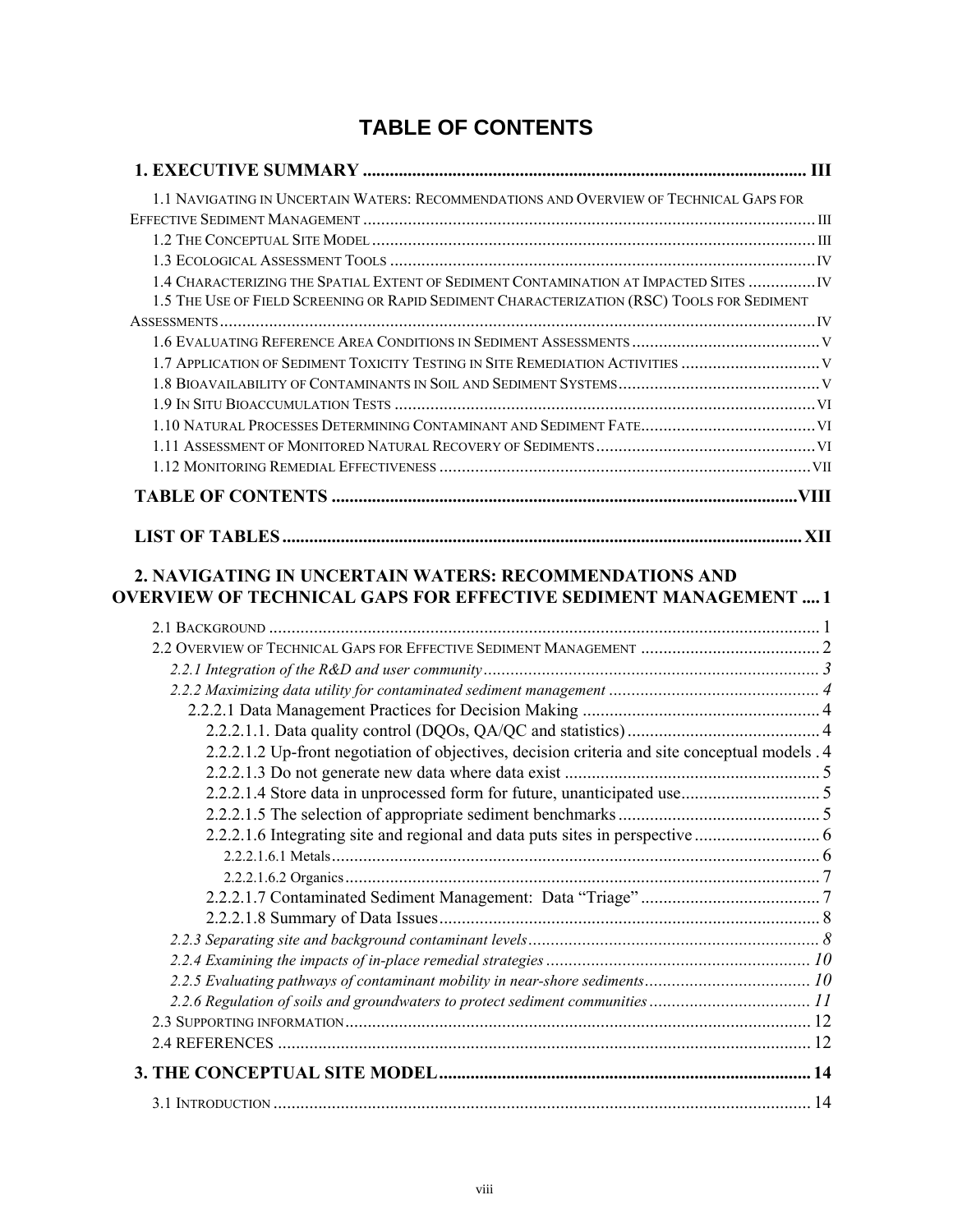# TABLE OF CONTENTS

**1. EXECUTIVE SUMMARY .......... III**

1.1 NAVIGATING IN UNCERTAIN WATERS: RECOMMENDATIONS AND OVERVIEW OF TECHNICAL GAPS FOR EFFECTIVE SEDIMENT MANAGEMENT .......... III
1.2 THE CONCEPTUAL SITE MODEL .......... III
1.3 ECOLOGICAL ASSESSMENT TOOLS .......... IV
1.4 CHARACTERIZING THE SPATIAL EXTENT OF SEDIMENT CONTAMINATION AT IMPACTED SITES .......... IV
1.5 THE USE OF FIELD SCREENING OR RAPID SEDIMENT CHARACTERIZATION (RSC) TOOLS FOR SEDIMENT ASSESSMENTS .......... IV
1.6 EVALUATING REFERENCE AREA CONDITIONS IN SEDIMENT ASSESSMENTS .......... V
1.7 APPLICATION OF SEDIMENT TOXICITY TESTING IN SITE REMEDIATION ACTIVITIES .......... V
1.8 BIOAVAILABILITY OF CONTAMINANTS IN SOIL AND SEDIMENT SYSTEMS .......... V
1.9 IN SITU BIOACCUMULATION TESTS .......... VI
1.10 NATURAL PROCESSES DETERMINING CONTAMINANT AND SEDIMENT FATE .......... VI
1.11 ASSESSMENT OF MONITORED NATURAL RECOVERY OF SEDIMENTS .......... VI
1.12 MONITORING REMEDIAL EFFECTIVENESS .......... VII

**TABLE OF CONTENTS .......... VIII**

**LIST OF TABLES .......... XII**

**2. NAVIGATING IN UNCERTAIN WATERS: RECOMMENDATIONS AND OVERVIEW OF TECHNICAL GAPS FOR EFFECTIVE SEDIMENT MANAGEMENT .... 1**

2.1 BACKGROUND .......... 1
2.2 OVERVIEW OF TECHNICAL GAPS FOR EFFECTIVE SEDIMENT MANAGEMENT .......... 2
*2.2.1 Integration of the R&D and user community .......... 3*
*2.2.2 Maximizing data utility for contaminated sediment management .......... 4*
2.2.2.1 Data Management Practices for Decision Making .......... 4
2.2.2.1.1. Data quality control (DQOs, QA/QC and statistics) .......... 4
2.2.2.1.2 Up-front negotiation of objectives, decision criteria and site conceptual models . 4
2.2.2.1.3 Do not generate new data where data exist .......... 5
2.2.2.1.4 Store data in unprocessed form for future, unanticipated use .......... 5
2.2.2.1.5 The selection of appropriate sediment benchmarks .......... 5
2.2.2.1.6 Integrating site and regional and data puts sites in perspective .......... 6
2.2.2.1.6.1 Metals .......... 6
2.2.2.1.6.2 Organics .......... 7
2.2.2.1.7 Contaminated Sediment Management: Data "Triage" .......... 7
2.2.2.1.8 Summary of Data Issues .......... 8
*2.2.3 Separating site and background contaminant levels .......... 8*
*2.2.4 Examining the impacts of in-place remedial strategies .......... 10*
*2.2.5 Evaluating pathways of contaminant mobility in near-shore sediments .......... 10*
*2.2.6 Regulation of soils and groundwaters to protect sediment communities .......... 11*
2.3 SUPPORTING INFORMATION .......... 12
2.4 REFERENCES .......... 12

**3. THE CONCEPTUAL SITE MODEL .......... 14**

3.1 INTRODUCTION .......... 14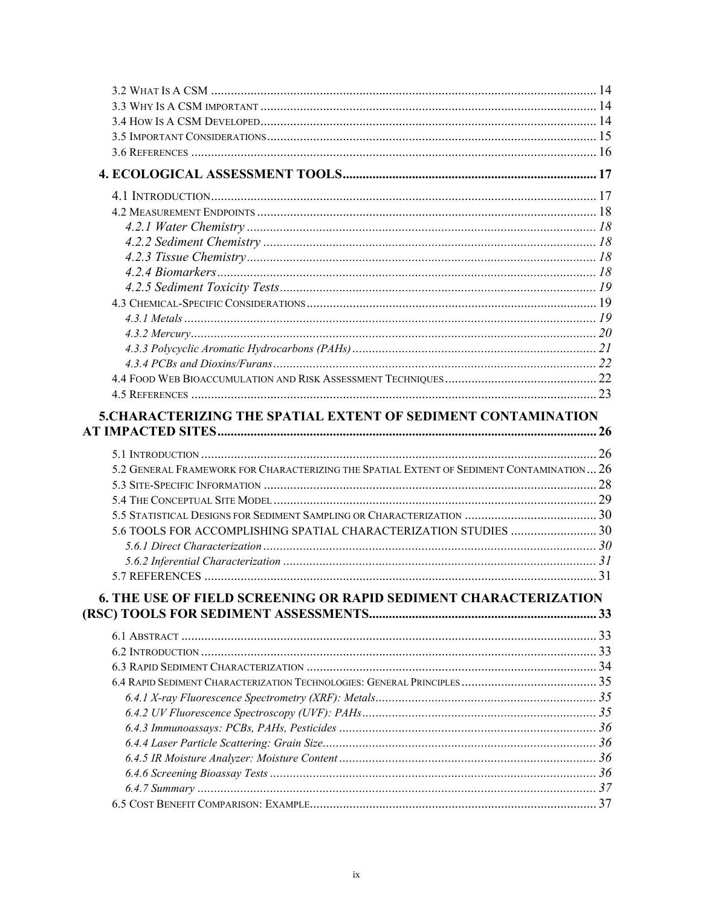3.2 What Is A CSM ..... 14
3.3 Why Is A CSM important ..... 14
3.4 How Is A CSM Developed ..... 14
3.5 Important Considerations ..... 15
3.6 References ..... 16

**4. ECOLOGICAL ASSESSMENT TOOLS ..... 17**

4.1 Introduction ..... 17
4.2 Measurement Endpoints ..... 18
*4.2.1 Water Chemistry ..... 18*
*4.2.2 Sediment Chemistry ..... 18*
*4.2.3 Tissue Chemistry ..... 18*
*4.2.4 Biomarkers ..... 18*
*4.2.5 Sediment Toxicity Tests ..... 19*
4.3 Chemical-Specific Considerations ..... 19
*4.3.1 Metals ..... 19*
*4.3.2 Mercury ..... 20*
*4.3.3 Polycyclic Aromatic Hydrocarbons (PAHs) ..... 21*
*4.3.4 PCBs and Dioxins/Furans ..... 22*
4.4 Food Web Bioaccumulation and Risk Assessment Techniques ..... 22
4.5 References ..... 23

**5.CHARACTERIZING THE SPATIAL EXTENT OF SEDIMENT CONTAMINATION AT IMPACTED SITES ..... 26**

5.1 Introduction ..... 26
5.2 General Framework for Characterizing the Spatial Extent of Sediment Contamination ..... 26
5.3 Site-Specific Information ..... 28
5.4 The Conceptual Site Model ..... 29
5.5 Statistical Designs for Sediment Sampling or Characterization ..... 30
5.6 TOOLS FOR ACCOMPLISHING SPATIAL CHARACTERIZATION STUDIES ..... 30
*5.6.1 Direct Characterization ..... 30*
*5.6.2 Inferential Characterization ..... 31*
5.7 REFERENCES ..... 31

**6. THE USE OF FIELD SCREENING OR RAPID SEDIMENT CHARACTERIZATION (RSC) TOOLS FOR SEDIMENT ASSESSMENTS ..... 33**

6.1 Abstract ..... 33
6.2 Introduction ..... 33
6.3 Rapid Sediment Characterization ..... 34
6.4 Rapid Sediment Characterization Technologies: General Principles ..... 35
*6.4.1 X-ray Fluorescence Spectrometry (XRF): Metals ..... 35*
*6.4.2 UV Fluorescence Spectroscopy (UVF): PAHs ..... 35*
*6.4.3 Immunoassays: PCBs, PAHs, Pesticides ..... 36*
*6.4.4 Laser Particle Scattering: Grain Size ..... 36*
*6.4.5 IR Moisture Analyzer: Moisture Content ..... 36*
*6.4.6 Screening Bioassay Tests ..... 36*
*6.4.7 Summary ..... 37*
6.5 Cost Benefit Comparison: Example ..... 37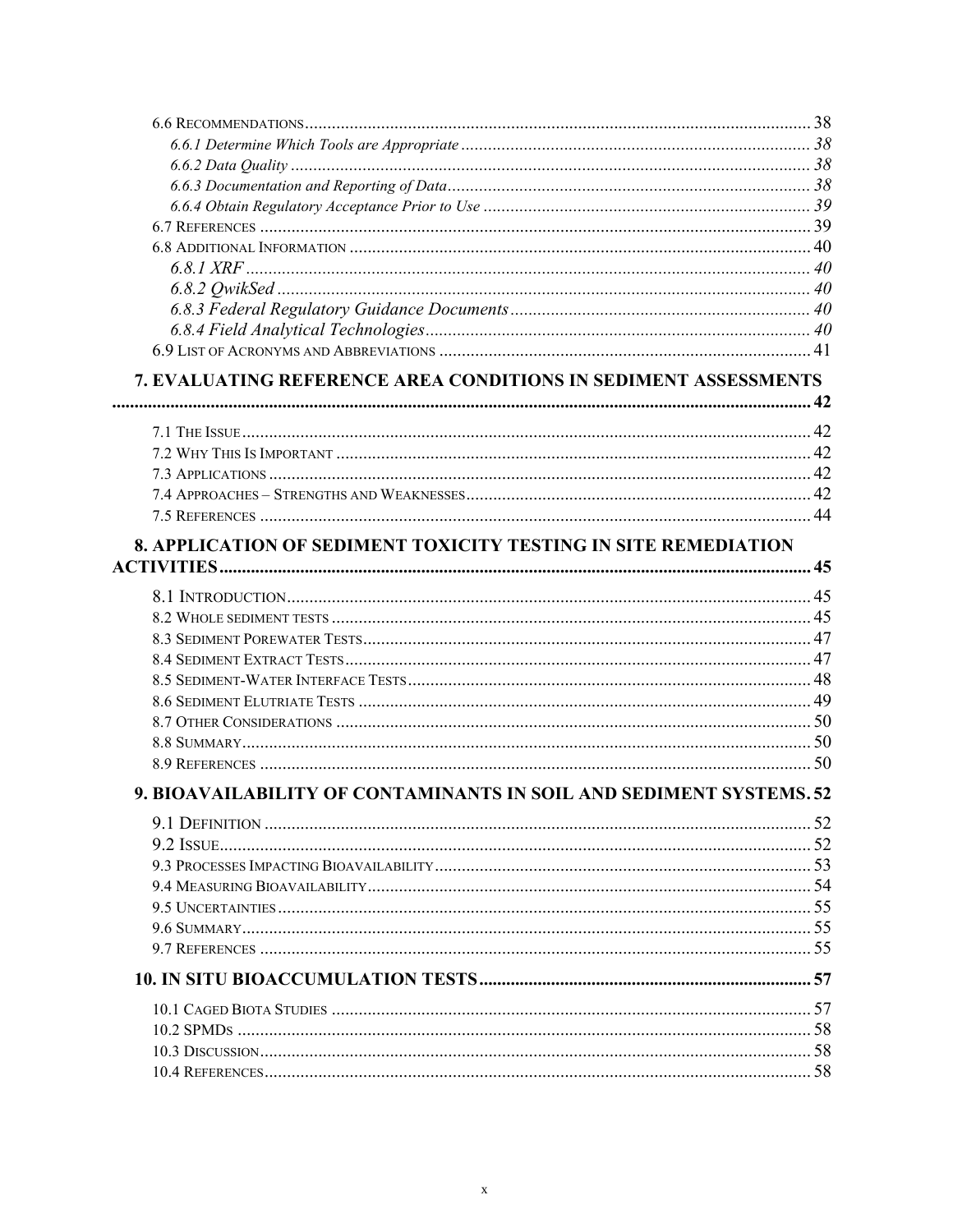6.6 Recommendations ..... 38

*6.6.1 Determine Which Tools are Appropriate* ..... 38

*6.6.2 Data Quality* ..... 38

*6.6.3 Documentation and Reporting of Data* ..... 38

*6.6.4 Obtain Regulatory Acceptance Prior to Use* ..... 39

6.7 References ..... 39

6.8 Additional Information ..... 40

*6.8.1 XRF* ..... 40

*6.8.2 QwikSed* ..... 40

*6.8.3 Federal Regulatory Guidance Documents* ..... 40

*6.8.4 Field Analytical Technologies* ..... 40

6.9 List of Acronyms and Abbreviations ..... 41

**7. EVALUATING REFERENCE AREA CONDITIONS IN SEDIMENT ASSESSMENTS ..... 42**

7.1 The Issue ..... 42

7.2 Why This Is Important ..... 42

7.3 Applications ..... 42

7.4 Approaches – Strengths and Weaknesses ..... 42

7.5 References ..... 44

**8. APPLICATION OF SEDIMENT TOXICITY TESTING IN SITE REMEDIATION ACTIVITIES ..... 45**

8.1 Introduction ..... 45

8.2 Whole sediment tests ..... 45

8.3 Sediment Porewater Tests ..... 47

8.4 Sediment Extract Tests ..... 47

8.5 Sediment-Water Interface Tests ..... 48

8.6 Sediment Elutriate Tests ..... 49

8.7 Other Considerations ..... 50

8.8 Summary ..... 50

8.9 References ..... 50

**9. BIOAVAILABILITY OF CONTAMINANTS IN SOIL AND SEDIMENT SYSTEMS. 52**

9.1 Definition ..... 52

9.2 Issue ..... 52

9.3 Processes Impacting Bioavailability ..... 53

9.4 Measuring Bioavailability ..... 54

9.5 Uncertainties ..... 55

9.6 Summary ..... 55

9.7 References ..... 55

**10. IN SITU BIOACCUMULATION TESTS ..... 57**

10.1 Caged Biota Studies ..... 57

10.2 SPMDs ..... 58

10.3 Discussion ..... 58

10.4 References ..... 58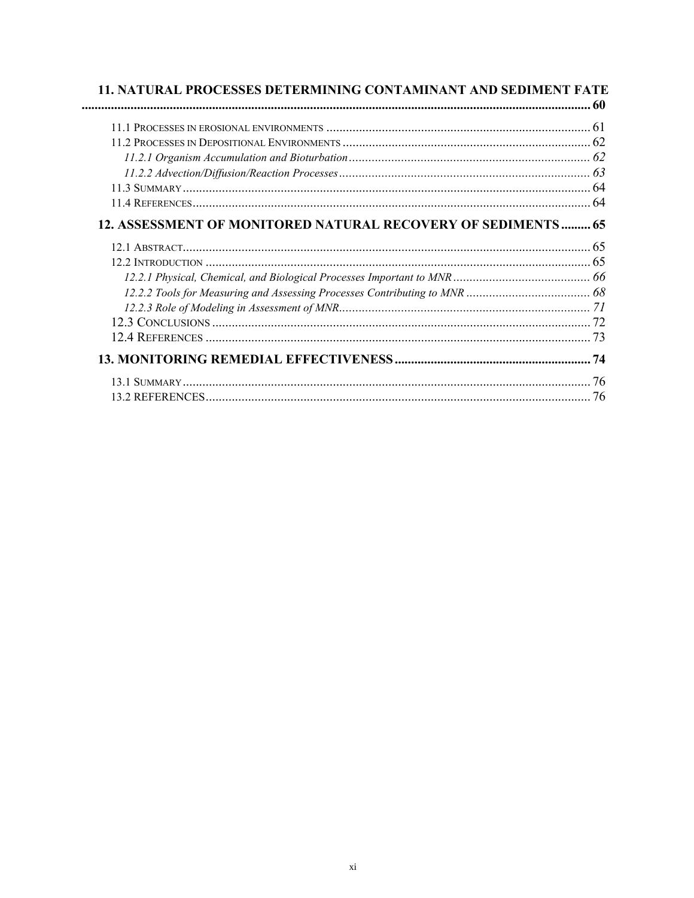**11. NATURAL PROCESSES DETERMINING CONTAMINANT AND SEDIMENT FATE ........................................................................................................................................................ 60**

11.1 Processes in erosional environments ............................................................................. 61
11.2 Processes in Depositional Environments ........................................................................ 62
*11.2.1 Organism Accumulation and Bioturbation ......................................................................... 62*
*11.2.2 Advection/Diffusion/Reaction Processes ........................................................................... 63*
11.3 Summary ............................................................................................................................ 64
11.4 References .......................................................................................................................... 64

**12. ASSESSMENT OF MONITORED NATURAL RECOVERY OF SEDIMENTS ......... 65**

12.1 Abstract ............................................................................................................................. 65
12.2 Introduction ....................................................................................................................... 65
*12.2.1 Physical, Chemical, and Biological Processes Important to MNR ........................................ 66*
*12.2.2 Tools for Measuring and Assessing Processes Contributing to MNR ..................................... 68*
*12.2.3 Role of Modeling in Assessment of MNR ........................................................................... 71*
12.3 Conclusions ....................................................................................................................... 72
12.4 References .......................................................................................................................... 73

**13. MONITORING REMEDIAL EFFECTIVENESS ........................................................... 74**

13.1 Summary ............................................................................................................................ 76
13.2 REFERENCES .................................................................................................................... 76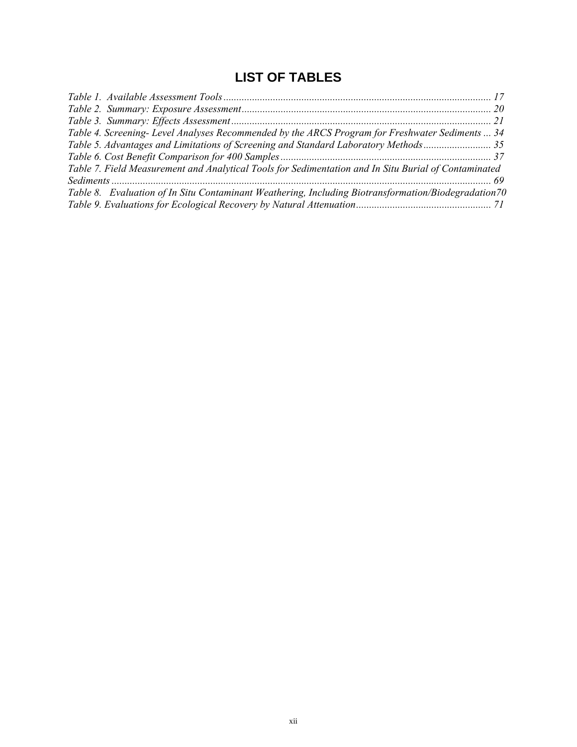# LIST OF TABLES

*Table 1. Available Assessment Tools* ....................................................................................................... 17

*Table 2. Summary: Exposure Assessment* ................................................................................................ 20

*Table 3. Summary: Effects Assessment* .................................................................................................... 21

*Table 4. Screening- Level Analyses Recommended by the ARCS Program for Freshwater Sediments* ... 34

*Table 5. Advantages and Limitations of Screening and Standard Laboratory Methods* .......................... 35

*Table 6. Cost Benefit Comparison for 400 Samples* ................................................................................. 37

*Table 7. Field Measurement and Analytical Tools for Sedimentation and In Situ Burial of Contaminated Sediments* ................................................................................................................................................. 69

*Table 8. Evaluation of In Situ Contaminant Weathering, Including Biotransformation/Biodegradation* 70

*Table 9. Evaluations for Ecological Recovery by Natural Attenuation* .................................................... 71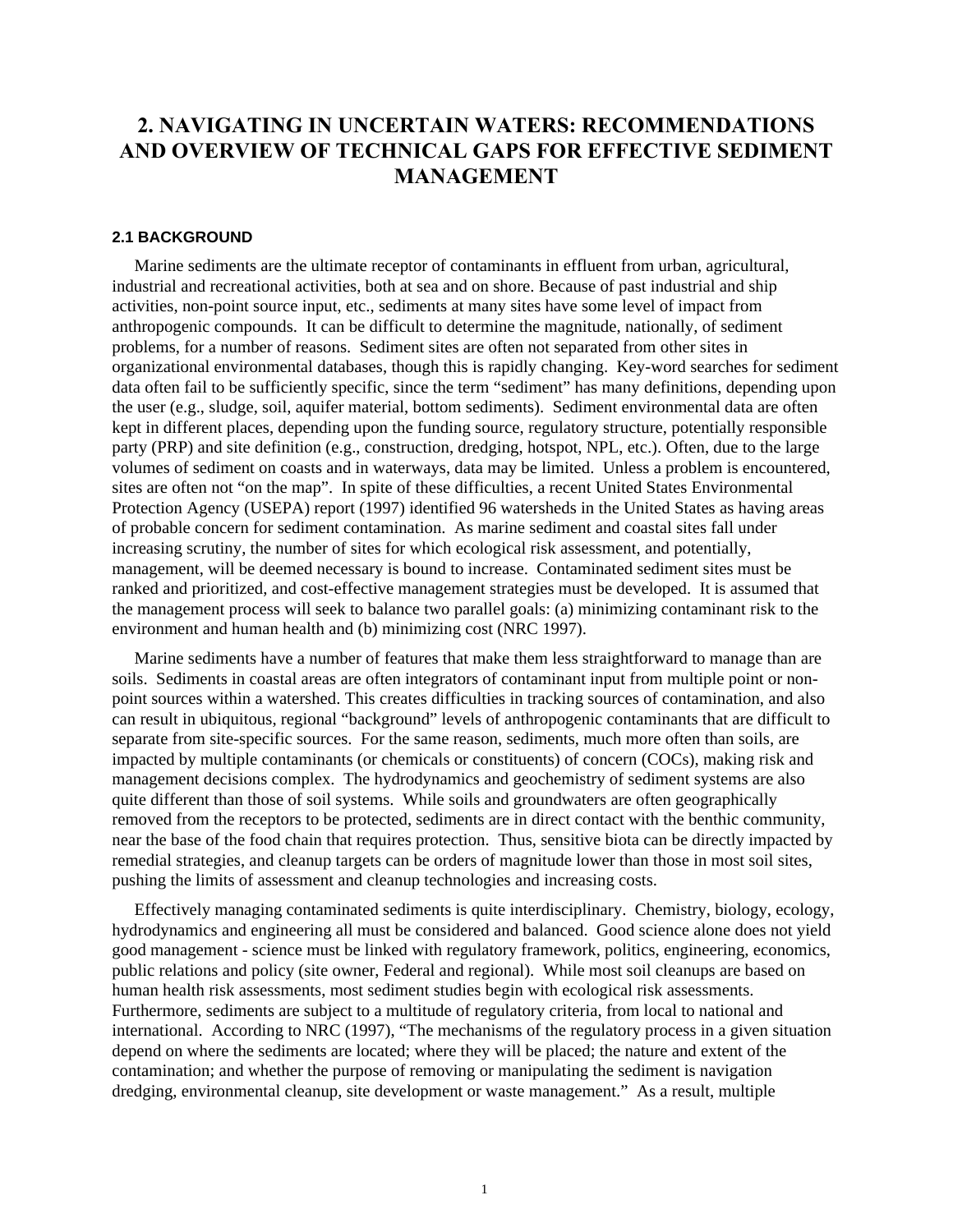# 2. NAVIGATING IN UNCERTAIN WATERS: RECOMMENDATIONS AND OVERVIEW OF TECHNICAL GAPS FOR EFFECTIVE SEDIMENT MANAGEMENT

## 2.1 BACKGROUND

Marine sediments are the ultimate receptor of contaminants in effluent from urban, agricultural, industrial and recreational activities, both at sea and on shore. Because of past industrial and ship activities, non-point source input, etc., sediments at many sites have some level of impact from anthropogenic compounds. It can be difficult to determine the magnitude, nationally, of sediment problems, for a number of reasons. Sediment sites are often not separated from other sites in organizational environmental databases, though this is rapidly changing. Key-word searches for sediment data often fail to be sufficiently specific, since the term "sediment" has many definitions, depending upon the user (e.g., sludge, soil, aquifer material, bottom sediments). Sediment environmental data are often kept in different places, depending upon the funding source, regulatory structure, potentially responsible party (PRP) and site definition (e.g., construction, dredging, hotspot, NPL, etc.). Often, due to the large volumes of sediment on coasts and in waterways, data may be limited. Unless a problem is encountered, sites are often not "on the map". In spite of these difficulties, a recent United States Environmental Protection Agency (USEPA) report (1997) identified 96 watersheds in the United States as having areas of probable concern for sediment contamination. As marine sediment and coastal sites fall under increasing scrutiny, the number of sites for which ecological risk assessment, and potentially, management, will be deemed necessary is bound to increase. Contaminated sediment sites must be ranked and prioritized, and cost-effective management strategies must be developed. It is assumed that the management process will seek to balance two parallel goals: (a) minimizing contaminant risk to the environment and human health and (b) minimizing cost (NRC 1997).

Marine sediments have a number of features that make them less straightforward to manage than are soils. Sediments in coastal areas are often integrators of contaminant input from multiple point or non-point sources within a watershed. This creates difficulties in tracking sources of contamination, and also can result in ubiquitous, regional "background" levels of anthropogenic contaminants that are difficult to separate from site-specific sources. For the same reason, sediments, much more often than soils, are impacted by multiple contaminants (or chemicals or constituents) of concern (COCs), making risk and management decisions complex. The hydrodynamics and geochemistry of sediment systems are also quite different than those of soil systems. While soils and groundwaters are often geographically removed from the receptors to be protected, sediments are in direct contact with the benthic community, near the base of the food chain that requires protection. Thus, sensitive biota can be directly impacted by remedial strategies, and cleanup targets can be orders of magnitude lower than those in most soil sites, pushing the limits of assessment and cleanup technologies and increasing costs.

Effectively managing contaminated sediments is quite interdisciplinary. Chemistry, biology, ecology, hydrodynamics and engineering all must be considered and balanced. Good science alone does not yield good management - science must be linked with regulatory framework, politics, engineering, economics, public relations and policy (site owner, Federal and regional). While most soil cleanups are based on human health risk assessments, most sediment studies begin with ecological risk assessments. Furthermore, sediments are subject to a multitude of regulatory criteria, from local to national and international. According to NRC (1997), "The mechanisms of the regulatory process in a given situation depend on where the sediments are located; where they will be placed; the nature and extent of the contamination; and whether the purpose of removing or manipulating the sediment is navigation dredging, environmental cleanup, site development or waste management." As a result, multiple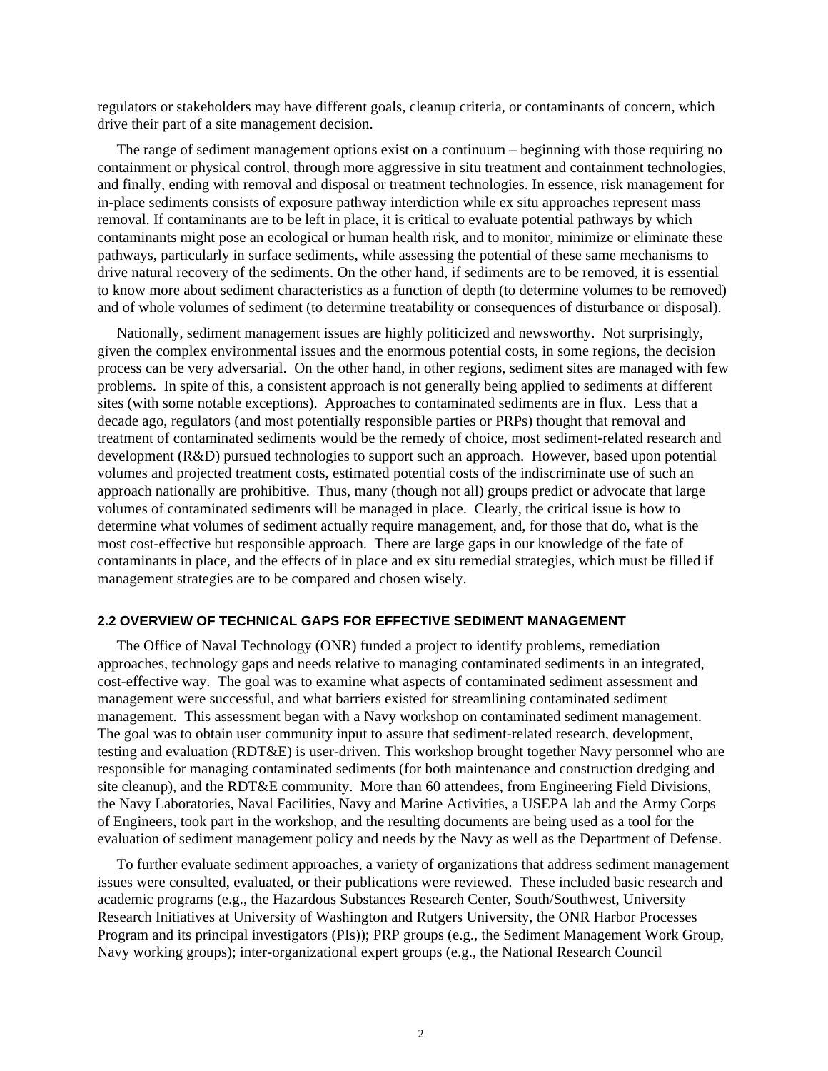regulators or stakeholders may have different goals, cleanup criteria, or contaminants of concern, which drive their part of a site management decision.

The range of sediment management options exist on a continuum – beginning with those requiring no containment or physical control, through more aggressive in situ treatment and containment technologies, and finally, ending with removal and disposal or treatment technologies. In essence, risk management for in-place sediments consists of exposure pathway interdiction while ex situ approaches represent mass removal. If contaminants are to be left in place, it is critical to evaluate potential pathways by which contaminants might pose an ecological or human health risk, and to monitor, minimize or eliminate these pathways, particularly in surface sediments, while assessing the potential of these same mechanisms to drive natural recovery of the sediments. On the other hand, if sediments are to be removed, it is essential to know more about sediment characteristics as a function of depth (to determine volumes to be removed) and of whole volumes of sediment (to determine treatability or consequences of disturbance or disposal).

Nationally, sediment management issues are highly politicized and newsworthy. Not surprisingly, given the complex environmental issues and the enormous potential costs, in some regions, the decision process can be very adversarial. On the other hand, in other regions, sediment sites are managed with few problems. In spite of this, a consistent approach is not generally being applied to sediments at different sites (with some notable exceptions). Approaches to contaminated sediments are in flux. Less that a decade ago, regulators (and most potentially responsible parties or PRPs) thought that removal and treatment of contaminated sediments would be the remedy of choice, most sediment-related research and development (R&D) pursued technologies to support such an approach. However, based upon potential volumes and projected treatment costs, estimated potential costs of the indiscriminate use of such an approach nationally are prohibitive. Thus, many (though not all) groups predict or advocate that large volumes of contaminated sediments will be managed in place. Clearly, the critical issue is how to determine what volumes of sediment actually require management, and, for those that do, what is the most cost-effective but responsible approach. There are large gaps in our knowledge of the fate of contaminants in place, and the effects of in place and ex situ remedial strategies, which must be filled if management strategies are to be compared and chosen wisely.

## 2.2 OVERVIEW OF TECHNICAL GAPS FOR EFFECTIVE SEDIMENT MANAGEMENT

The Office of Naval Technology (ONR) funded a project to identify problems, remediation approaches, technology gaps and needs relative to managing contaminated sediments in an integrated, cost-effective way. The goal was to examine what aspects of contaminated sediment assessment and management were successful, and what barriers existed for streamlining contaminated sediment management. This assessment began with a Navy workshop on contaminated sediment management. The goal was to obtain user community input to assure that sediment-related research, development, testing and evaluation (RDT&E) is user-driven. This workshop brought together Navy personnel who are responsible for managing contaminated sediments (for both maintenance and construction dredging and site cleanup), and the RDT&E community. More than 60 attendees, from Engineering Field Divisions, the Navy Laboratories, Naval Facilities, Navy and Marine Activities, a USEPA lab and the Army Corps of Engineers, took part in the workshop, and the resulting documents are being used as a tool for the evaluation of sediment management policy and needs by the Navy as well as the Department of Defense.

To further evaluate sediment approaches, a variety of organizations that address sediment management issues were consulted, evaluated, or their publications were reviewed. These included basic research and academic programs (e.g., the Hazardous Substances Research Center, South/Southwest, University Research Initiatives at University of Washington and Rutgers University, the ONR Harbor Processes Program and its principal investigators (PIs)); PRP groups (e.g., the Sediment Management Work Group, Navy working groups); inter-organizational expert groups (e.g., the National Research Council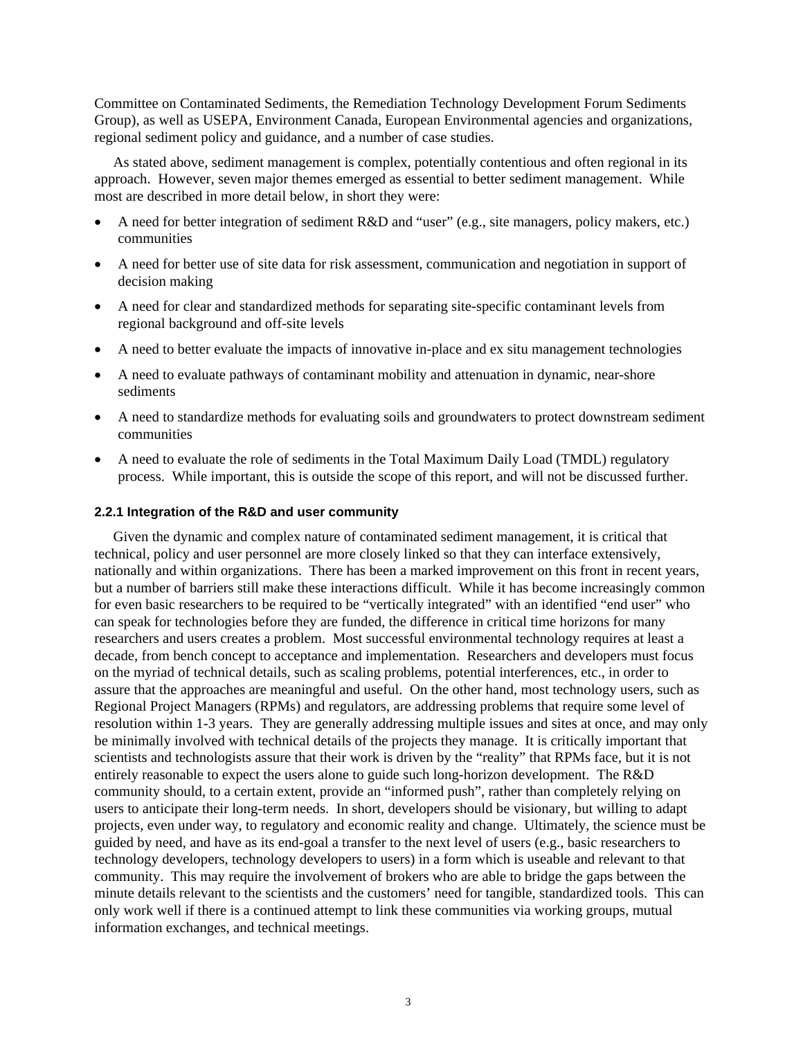Committee on Contaminated Sediments, the Remediation Technology Development Forum Sediments Group), as well as USEPA, Environment Canada, European Environmental agencies and organizations, regional sediment policy and guidance, and a number of case studies.

As stated above, sediment management is complex, potentially contentious and often regional in its approach. However, seven major themes emerged as essential to better sediment management. While most are described in more detail below, in short they were:

- A need for better integration of sediment R&D and "user" (e.g., site managers, policy makers, etc.) communities
- A need for better use of site data for risk assessment, communication and negotiation in support of decision making
- A need for clear and standardized methods for separating site-specific contaminant levels from regional background and off-site levels
- A need to better evaluate the impacts of innovative in-place and ex situ management technologies
- A need to evaluate pathways of contaminant mobility and attenuation in dynamic, near-shore sediments
- A need to standardize methods for evaluating soils and groundwaters to protect downstream sediment communities
- A need to evaluate the role of sediments in the Total Maximum Daily Load (TMDL) regulatory process. While important, this is outside the scope of this report, and will not be discussed further.

### 2.2.1 Integration of the R&D and user community

Given the dynamic and complex nature of contaminated sediment management, it is critical that technical, policy and user personnel are more closely linked so that they can interface extensively, nationally and within organizations. There has been a marked improvement on this front in recent years, but a number of barriers still make these interactions difficult. While it has become increasingly common for even basic researchers to be required to be "vertically integrated" with an identified "end user" who can speak for technologies before they are funded, the difference in critical time horizons for many researchers and users creates a problem. Most successful environmental technology requires at least a decade, from bench concept to acceptance and implementation. Researchers and developers must focus on the myriad of technical details, such as scaling problems, potential interferences, etc., in order to assure that the approaches are meaningful and useful. On the other hand, most technology users, such as Regional Project Managers (RPMs) and regulators, are addressing problems that require some level of resolution within 1-3 years. They are generally addressing multiple issues and sites at once, and may only be minimally involved with technical details of the projects they manage. It is critically important that scientists and technologists assure that their work is driven by the "reality" that RPMs face, but it is not entirely reasonable to expect the users alone to guide such long-horizon development. The R&D community should, to a certain extent, provide an "informed push", rather than completely relying on users to anticipate their long-term needs. In short, developers should be visionary, but willing to adapt projects, even under way, to regulatory and economic reality and change. Ultimately, the science must be guided by need, and have as its end-goal a transfer to the next level of users (e.g., basic researchers to technology developers, technology developers to users) in a form which is useable and relevant to that community. This may require the involvement of brokers who are able to bridge the gaps between the minute details relevant to the scientists and the customers' need for tangible, standardized tools. This can only work well if there is a continued attempt to link these communities via working groups, mutual information exchanges, and technical meetings.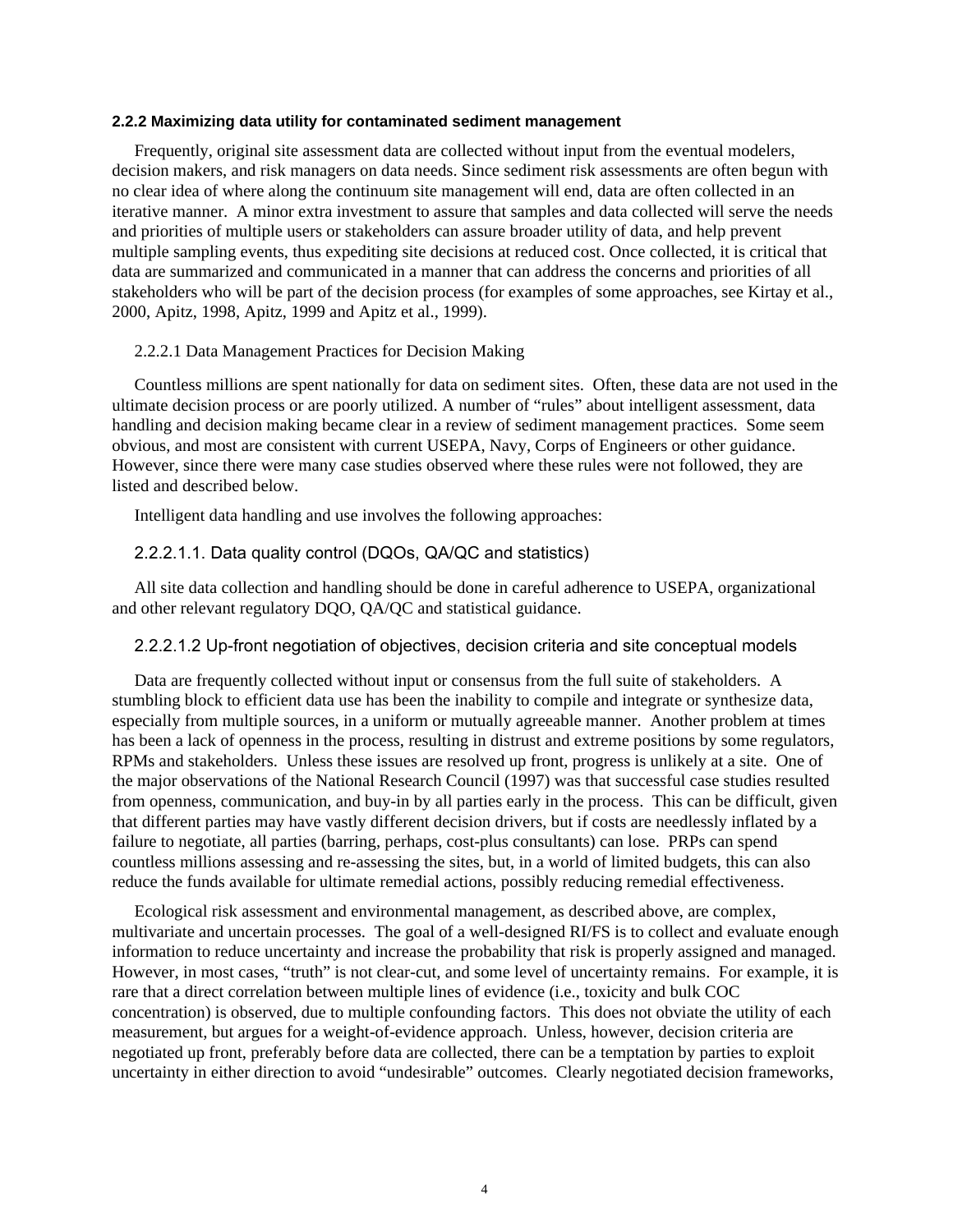### 2.2.2 Maximizing data utility for contaminated sediment management

Frequently, original site assessment data are collected without input from the eventual modelers, decision makers, and risk managers on data needs. Since sediment risk assessments are often begun with no clear idea of where along the continuum site management will end, data are often collected in an iterative manner. A minor extra investment to assure that samples and data collected will serve the needs and priorities of multiple users or stakeholders can assure broader utility of data, and help prevent multiple sampling events, thus expediting site decisions at reduced cost. Once collected, it is critical that data are summarized and communicated in a manner that can address the concerns and priorities of all stakeholders who will be part of the decision process (for examples of some approaches, see Kirtay et al., 2000, Apitz, 1998, Apitz, 1999 and Apitz et al., 1999).

#### 2.2.2.1 Data Management Practices for Decision Making

Countless millions are spent nationally for data on sediment sites. Often, these data are not used in the ultimate decision process or are poorly utilized. A number of "rules" about intelligent assessment, data handling and decision making became clear in a review of sediment management practices. Some seem obvious, and most are consistent with current USEPA, Navy, Corps of Engineers or other guidance. However, since there were many case studies observed where these rules were not followed, they are listed and described below.

Intelligent data handling and use involves the following approaches:

##### 2.2.2.1.1. Data quality control (DQOs, QA/QC and statistics)

All site data collection and handling should be done in careful adherence to USEPA, organizational and other relevant regulatory DQO, QA/QC and statistical guidance.

##### 2.2.2.1.2 Up-front negotiation of objectives, decision criteria and site conceptual models

Data are frequently collected without input or consensus from the full suite of stakeholders. A stumbling block to efficient data use has been the inability to compile and integrate or synthesize data, especially from multiple sources, in a uniform or mutually agreeable manner. Another problem at times has been a lack of openness in the process, resulting in distrust and extreme positions by some regulators, RPMs and stakeholders. Unless these issues are resolved up front, progress is unlikely at a site. One of the major observations of the National Research Council (1997) was that successful case studies resulted from openness, communication, and buy-in by all parties early in the process. This can be difficult, given that different parties may have vastly different decision drivers, but if costs are needlessly inflated by a failure to negotiate, all parties (barring, perhaps, cost-plus consultants) can lose. PRPs can spend countless millions assessing and re-assessing the sites, but, in a world of limited budgets, this can also reduce the funds available for ultimate remedial actions, possibly reducing remedial effectiveness.

Ecological risk assessment and environmental management, as described above, are complex, multivariate and uncertain processes. The goal of a well-designed RI/FS is to collect and evaluate enough information to reduce uncertainty and increase the probability that risk is properly assigned and managed. However, in most cases, "truth" is not clear-cut, and some level of uncertainty remains. For example, it is rare that a direct correlation between multiple lines of evidence (i.e., toxicity and bulk COC concentration) is observed, due to multiple confounding factors. This does not obviate the utility of each measurement, but argues for a weight-of-evidence approach. Unless, however, decision criteria are negotiated up front, preferably before data are collected, there can be a temptation by parties to exploit uncertainty in either direction to avoid "undesirable" outcomes. Clearly negotiated decision frameworks,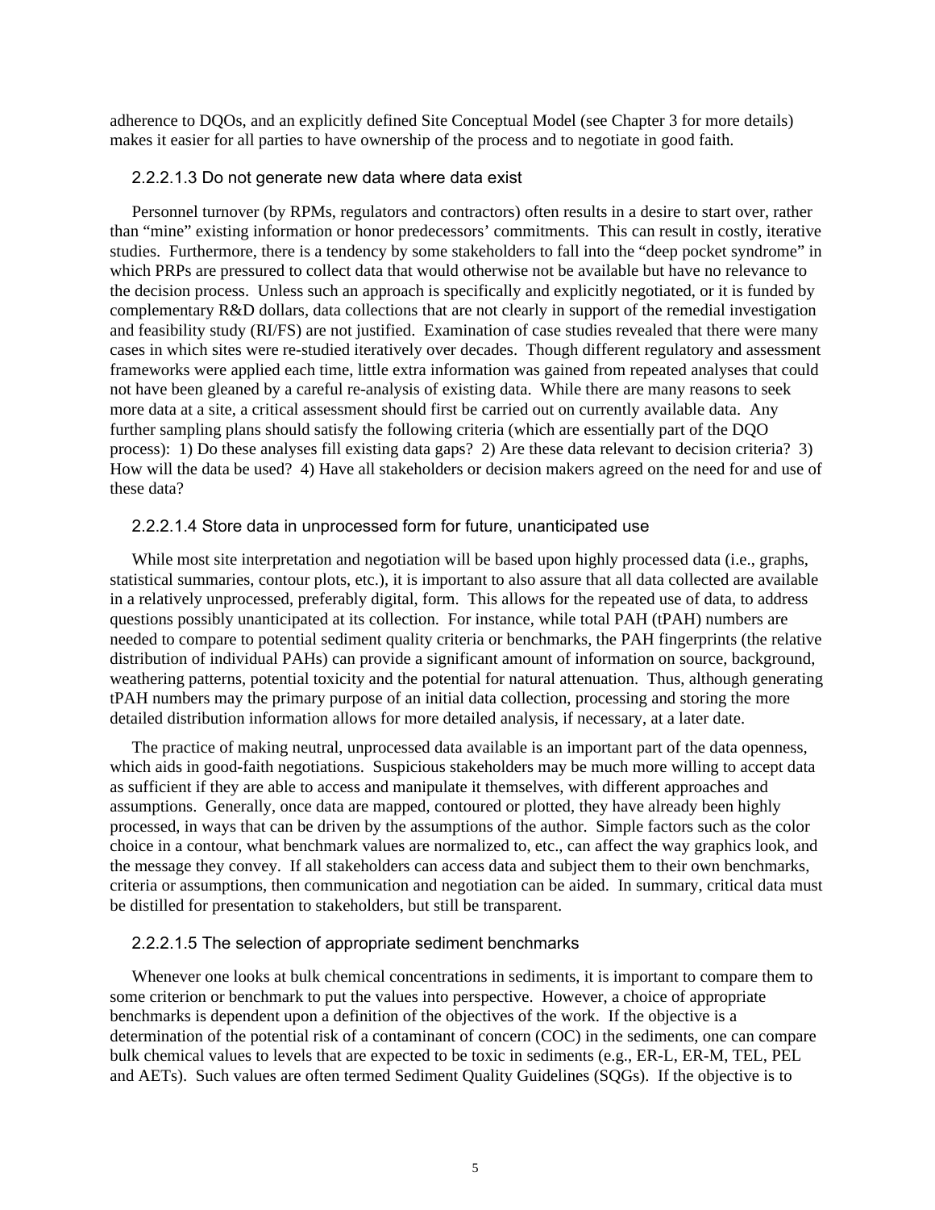adherence to DQOs, and an explicitly defined Site Conceptual Model (see Chapter 3 for more details) makes it easier for all parties to have ownership of the process and to negotiate in good faith.

#### 2.2.2.1.3 Do not generate new data where data exist

Personnel turnover (by RPMs, regulators and contractors) often results in a desire to start over, rather than "mine" existing information or honor predecessors' commitments. This can result in costly, iterative studies. Furthermore, there is a tendency by some stakeholders to fall into the "deep pocket syndrome" in which PRPs are pressured to collect data that would otherwise not be available but have no relevance to the decision process. Unless such an approach is specifically and explicitly negotiated, or it is funded by complementary R&D dollars, data collections that are not clearly in support of the remedial investigation and feasibility study (RI/FS) are not justified. Examination of case studies revealed that there were many cases in which sites were re-studied iteratively over decades. Though different regulatory and assessment frameworks were applied each time, little extra information was gained from repeated analyses that could not have been gleaned by a careful re-analysis of existing data. While there are many reasons to seek more data at a site, a critical assessment should first be carried out on currently available data. Any further sampling plans should satisfy the following criteria (which are essentially part of the DQO process): 1) Do these analyses fill existing data gaps? 2) Are these data relevant to decision criteria? 3) How will the data be used? 4) Have all stakeholders or decision makers agreed on the need for and use of these data?

#### 2.2.2.1.4 Store data in unprocessed form for future, unanticipated use

While most site interpretation and negotiation will be based upon highly processed data (i.e., graphs, statistical summaries, contour plots, etc.), it is important to also assure that all data collected are available in a relatively unprocessed, preferably digital, form. This allows for the repeated use of data, to address questions possibly unanticipated at its collection. For instance, while total PAH (tPAH) numbers are needed to compare to potential sediment quality criteria or benchmarks, the PAH fingerprints (the relative distribution of individual PAHs) can provide a significant amount of information on source, background, weathering patterns, potential toxicity and the potential for natural attenuation. Thus, although generating tPAH numbers may the primary purpose of an initial data collection, processing and storing the more detailed distribution information allows for more detailed analysis, if necessary, at a later date.

The practice of making neutral, unprocessed data available is an important part of the data openness, which aids in good-faith negotiations. Suspicious stakeholders may be much more willing to accept data as sufficient if they are able to access and manipulate it themselves, with different approaches and assumptions. Generally, once data are mapped, contoured or plotted, they have already been highly processed, in ways that can be driven by the assumptions of the author. Simple factors such as the color choice in a contour, what benchmark values are normalized to, etc., can affect the way graphics look, and the message they convey. If all stakeholders can access data and subject them to their own benchmarks, criteria or assumptions, then communication and negotiation can be aided. In summary, critical data must be distilled for presentation to stakeholders, but still be transparent.

#### 2.2.2.1.5 The selection of appropriate sediment benchmarks

Whenever one looks at bulk chemical concentrations in sediments, it is important to compare them to some criterion or benchmark to put the values into perspective. However, a choice of appropriate benchmarks is dependent upon a definition of the objectives of the work. If the objective is a determination of the potential risk of a contaminant of concern (COC) in the sediments, one can compare bulk chemical values to levels that are expected to be toxic in sediments (e.g., ER-L, ER-M, TEL, PEL and AETs). Such values are often termed Sediment Quality Guidelines (SQGs). If the objective is to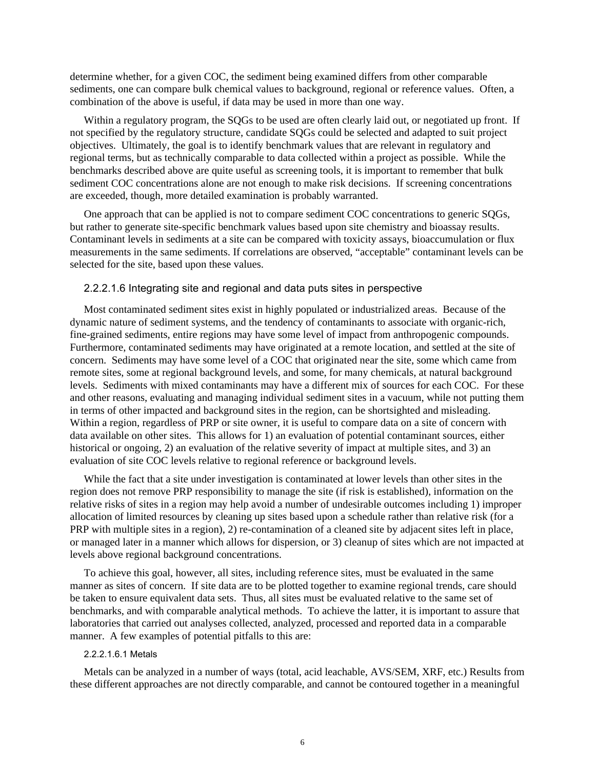determine whether, for a given COC, the sediment being examined differs from other comparable sediments, one can compare bulk chemical values to background, regional or reference values. Often, a combination of the above is useful, if data may be used in more than one way.

Within a regulatory program, the SQGs to be used are often clearly laid out, or negotiated up front. If not specified by the regulatory structure, candidate SQGs could be selected and adapted to suit project objectives. Ultimately, the goal is to identify benchmark values that are relevant in regulatory and regional terms, but as technically comparable to data collected within a project as possible. While the benchmarks described above are quite useful as screening tools, it is important to remember that bulk sediment COC concentrations alone are not enough to make risk decisions. If screening concentrations are exceeded, though, more detailed examination is probably warranted.

One approach that can be applied is not to compare sediment COC concentrations to generic SQGs, but rather to generate site-specific benchmark values based upon site chemistry and bioassay results. Contaminant levels in sediments at a site can be compared with toxicity assays, bioaccumulation or flux measurements in the same sediments. If correlations are observed, "acceptable" contaminant levels can be selected for the site, based upon these values.

#### 2.2.2.1.6 Integrating site and regional and data puts sites in perspective

Most contaminated sediment sites exist in highly populated or industrialized areas. Because of the dynamic nature of sediment systems, and the tendency of contaminants to associate with organic-rich, fine-grained sediments, entire regions may have some level of impact from anthropogenic compounds. Furthermore, contaminated sediments may have originated at a remote location, and settled at the site of concern. Sediments may have some level of a COC that originated near the site, some which came from remote sites, some at regional background levels, and some, for many chemicals, at natural background levels. Sediments with mixed contaminants may have a different mix of sources for each COC. For these and other reasons, evaluating and managing individual sediment sites in a vacuum, while not putting them in terms of other impacted and background sites in the region, can be shortsighted and misleading. Within a region, regardless of PRP or site owner, it is useful to compare data on a site of concern with data available on other sites. This allows for 1) an evaluation of potential contaminant sources, either historical or ongoing, 2) an evaluation of the relative severity of impact at multiple sites, and 3) an evaluation of site COC levels relative to regional reference or background levels.

While the fact that a site under investigation is contaminated at lower levels than other sites in the region does not remove PRP responsibility to manage the site (if risk is established), information on the relative risks of sites in a region may help avoid a number of undesirable outcomes including 1) improper allocation of limited resources by cleaning up sites based upon a schedule rather than relative risk (for a PRP with multiple sites in a region), 2) re-contamination of a cleaned site by adjacent sites left in place, or managed later in a manner which allows for dispersion, or 3) cleanup of sites which are not impacted at levels above regional background concentrations.

To achieve this goal, however, all sites, including reference sites, must be evaluated in the same manner as sites of concern. If site data are to be plotted together to examine regional trends, care should be taken to ensure equivalent data sets. Thus, all sites must be evaluated relative to the same set of benchmarks, and with comparable analytical methods. To achieve the latter, it is important to assure that laboratories that carried out analyses collected, analyzed, processed and reported data in a comparable manner. A few examples of potential pitfalls to this are:

##### 2.2.2.1.6.1 Metals

Metals can be analyzed in a number of ways (total, acid leachable, AVS/SEM, XRF, etc.) Results from these different approaches are not directly comparable, and cannot be contoured together in a meaningful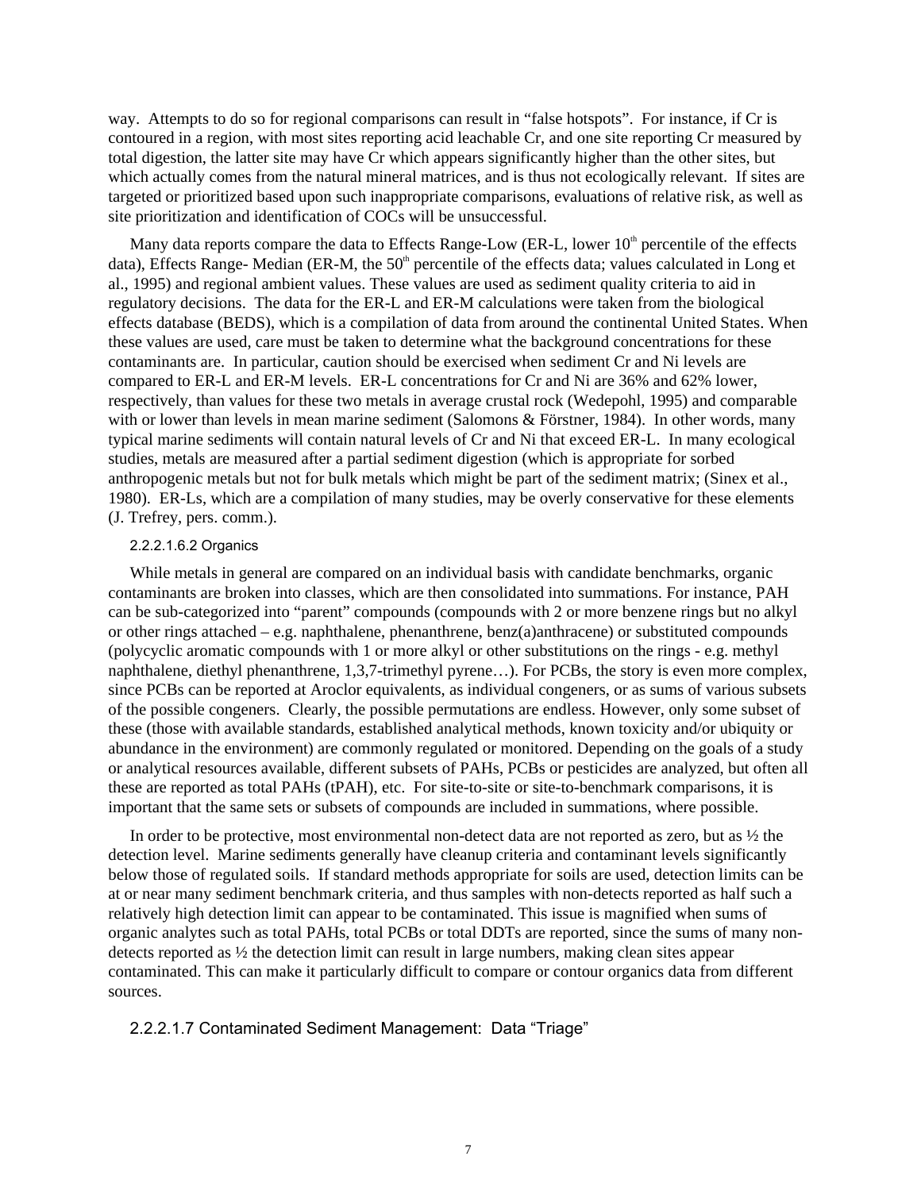way. Attempts to do so for regional comparisons can result in "false hotspots". For instance, if Cr is contoured in a region, with most sites reporting acid leachable Cr, and one site reporting Cr measured by total digestion, the latter site may have Cr which appears significantly higher than the other sites, but which actually comes from the natural mineral matrices, and is thus not ecologically relevant. If sites are targeted or prioritized based upon such inappropriate comparisons, evaluations of relative risk, as well as site prioritization and identification of COCs will be unsuccessful.

Many data reports compare the data to Effects Range-Low (ER-L, lower 10th percentile of the effects data), Effects Range- Median (ER-M, the 50th percentile of the effects data; values calculated in Long et al., 1995) and regional ambient values. These values are used as sediment quality criteria to aid in regulatory decisions. The data for the ER-L and ER-M calculations were taken from the biological effects database (BEDS), which is a compilation of data from around the continental United States. When these values are used, care must be taken to determine what the background concentrations for these contaminants are. In particular, caution should be exercised when sediment Cr and Ni levels are compared to ER-L and ER-M levels. ER-L concentrations for Cr and Ni are 36% and 62% lower, respectively, than values for these two metals in average crustal rock (Wedepohl, 1995) and comparable with or lower than levels in mean marine sediment (Salomons & Förstner, 1984). In other words, many typical marine sediments will contain natural levels of Cr and Ni that exceed ER-L. In many ecological studies, metals are measured after a partial sediment digestion (which is appropriate for sorbed anthropogenic metals but not for bulk metals which might be part of the sediment matrix; (Sinex et al., 1980). ER-Ls, which are a compilation of many studies, may be overly conservative for these elements (J. Trefrey, pers. comm.).

###### 2.2.2.1.6.2 Organics

While metals in general are compared on an individual basis with candidate benchmarks, organic contaminants are broken into classes, which are then consolidated into summations. For instance, PAH can be sub-categorized into "parent" compounds (compounds with 2 or more benzene rings but no alkyl or other rings attached – e.g. naphthalene, phenanthrene, benz(a)anthracene) or substituted compounds (polycyclic aromatic compounds with 1 or more alkyl or other substitutions on the rings - e.g. methyl naphthalene, diethyl phenanthrene, 1,3,7-trimethyl pyrene…). For PCBs, the story is even more complex, since PCBs can be reported at Aroclor equivalents, as individual congeners, or as sums of various subsets of the possible congeners. Clearly, the possible permutations are endless. However, only some subset of these (those with available standards, established analytical methods, known toxicity and/or ubiquity or abundance in the environment) are commonly regulated or monitored. Depending on the goals of a study or analytical resources available, different subsets of PAHs, PCBs or pesticides are analyzed, but often all these are reported as total PAHs (tPAH), etc. For site-to-site or site-to-benchmark comparisons, it is important that the same sets or subsets of compounds are included in summations, where possible.

In order to be protective, most environmental non-detect data are not reported as zero, but as ½ the detection level. Marine sediments generally have cleanup criteria and contaminant levels significantly below those of regulated soils. If standard methods appropriate for soils are used, detection limits can be at or near many sediment benchmark criteria, and thus samples with non-detects reported as half such a relatively high detection limit can appear to be contaminated. This issue is magnified when sums of organic analytes such as total PAHs, total PCBs or total DDTs are reported, since the sums of many non-detects reported as ½ the detection limit can result in large numbers, making clean sites appear contaminated. This can make it particularly difficult to compare or contour organics data from different sources.

##### 2.2.2.1.7 Contaminated Sediment Management: Data "Triage"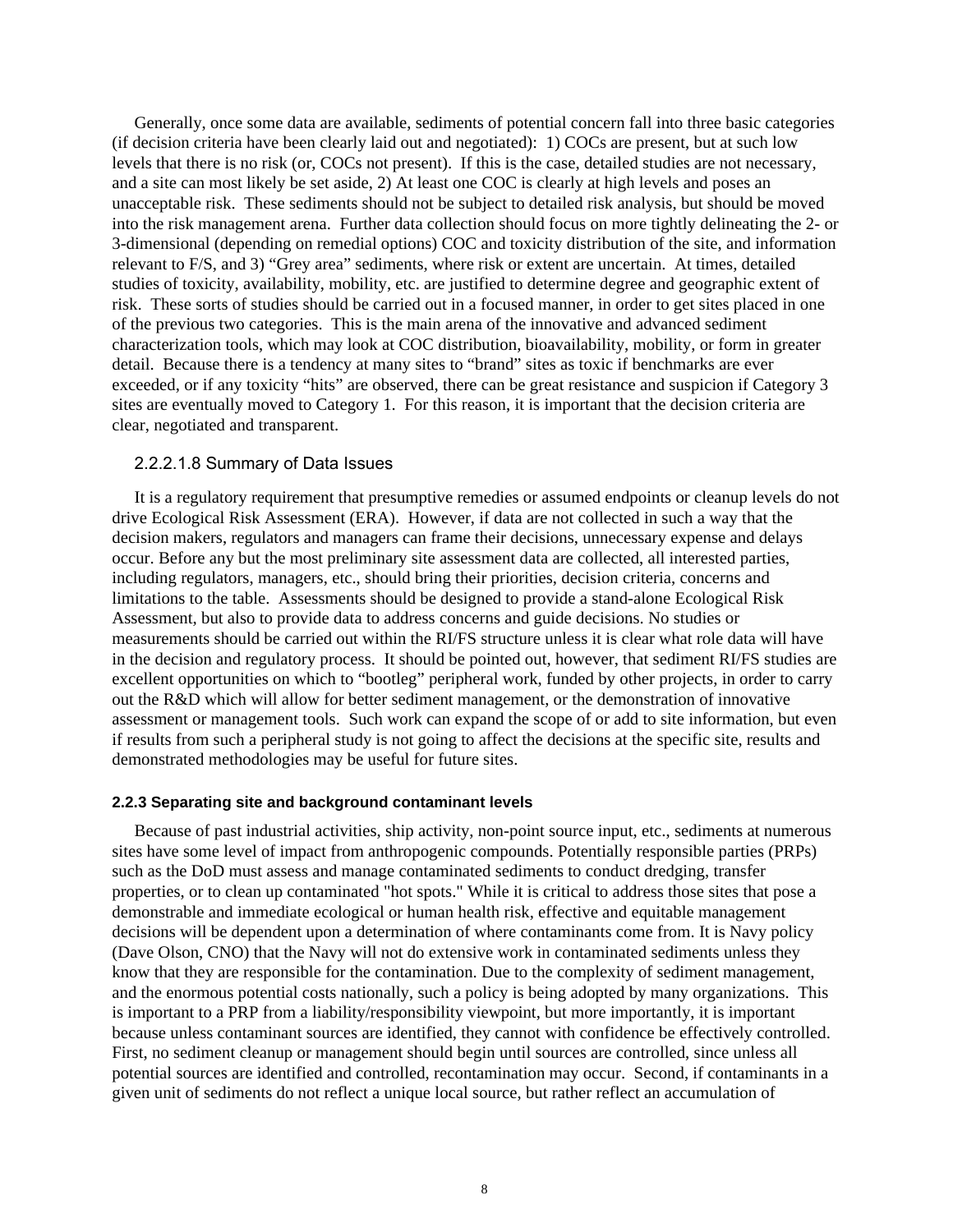Generally, once some data are available, sediments of potential concern fall into three basic categories (if decision criteria have been clearly laid out and negotiated): 1) COCs are present, but at such low levels that there is no risk (or, COCs not present). If this is the case, detailed studies are not necessary, and a site can most likely be set aside, 2) At least one COC is clearly at high levels and poses an unacceptable risk. These sediments should not be subject to detailed risk analysis, but should be moved into the risk management arena. Further data collection should focus on more tightly delineating the 2- or 3-dimensional (depending on remedial options) COC and toxicity distribution of the site, and information relevant to F/S, and 3) "Grey area" sediments, where risk or extent are uncertain. At times, detailed studies of toxicity, availability, mobility, etc. are justified to determine degree and geographic extent of risk. These sorts of studies should be carried out in a focused manner, in order to get sites placed in one of the previous two categories. This is the main arena of the innovative and advanced sediment characterization tools, which may look at COC distribution, bioavailability, mobility, or form in greater detail. Because there is a tendency at many sites to "brand" sites as toxic if benchmarks are ever exceeded, or if any toxicity "hits" are observed, there can be great resistance and suspicion if Category 3 sites are eventually moved to Category 1. For this reason, it is important that the decision criteria are clear, negotiated and transparent.

#### 2.2.2.1.8 Summary of Data Issues

It is a regulatory requirement that presumptive remedies or assumed endpoints or cleanup levels do not drive Ecological Risk Assessment (ERA). However, if data are not collected in such a way that the decision makers, regulators and managers can frame their decisions, unnecessary expense and delays occur. Before any but the most preliminary site assessment data are collected, all interested parties, including regulators, managers, etc., should bring their priorities, decision criteria, concerns and limitations to the table. Assessments should be designed to provide a stand-alone Ecological Risk Assessment, but also to provide data to address concerns and guide decisions. No studies or measurements should be carried out within the RI/FS structure unless it is clear what role data will have in the decision and regulatory process. It should be pointed out, however, that sediment RI/FS studies are excellent opportunities on which to "bootleg" peripheral work, funded by other projects, in order to carry out the R&D which will allow for better sediment management, or the demonstration of innovative assessment or management tools. Such work can expand the scope of or add to site information, but even if results from such a peripheral study is not going to affect the decisions at the specific site, results and demonstrated methodologies may be useful for future sites.

### 2.2.3 Separating site and background contaminant levels

Because of past industrial activities, ship activity, non-point source input, etc., sediments at numerous sites have some level of impact from anthropogenic compounds. Potentially responsible parties (PRPs) such as the DoD must assess and manage contaminated sediments to conduct dredging, transfer properties, or to clean up contaminated "hot spots." While it is critical to address those sites that pose a demonstrable and immediate ecological or human health risk, effective and equitable management decisions will be dependent upon a determination of where contaminants come from. It is Navy policy (Dave Olson, CNO) that the Navy will not do extensive work in contaminated sediments unless they know that they are responsible for the contamination. Due to the complexity of sediment management, and the enormous potential costs nationally, such a policy is being adopted by many organizations. This is important to a PRP from a liability/responsibility viewpoint, but more importantly, it is important because unless contaminant sources are identified, they cannot with confidence be effectively controlled. First, no sediment cleanup or management should begin until sources are controlled, since unless all potential sources are identified and controlled, recontamination may occur. Second, if contaminants in a given unit of sediments do not reflect a unique local source, but rather reflect an accumulation of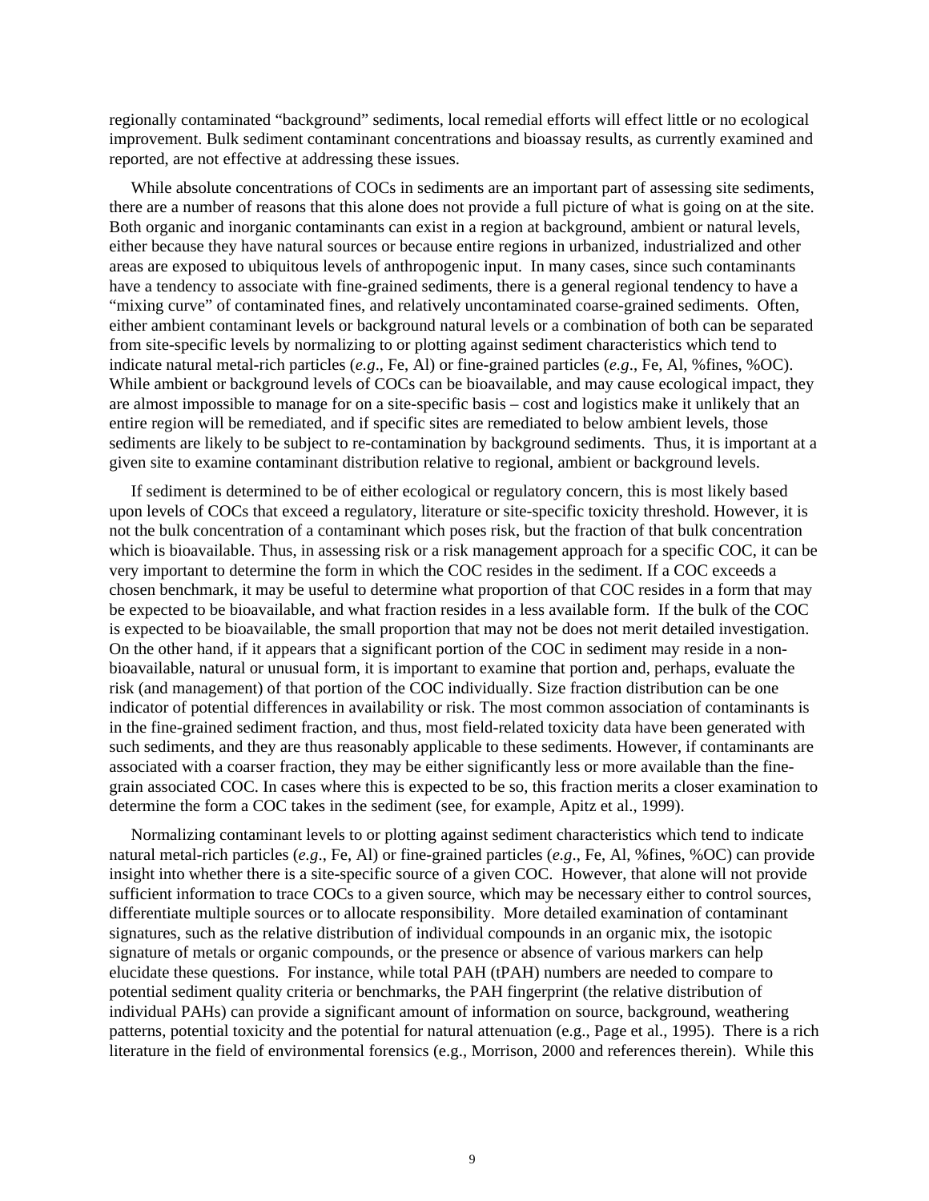regionally contaminated "background" sediments, local remedial efforts will effect little or no ecological improvement. Bulk sediment contaminant concentrations and bioassay results, as currently examined and reported, are not effective at addressing these issues.

While absolute concentrations of COCs in sediments are an important part of assessing site sediments, there are a number of reasons that this alone does not provide a full picture of what is going on at the site. Both organic and inorganic contaminants can exist in a region at background, ambient or natural levels, either because they have natural sources or because entire regions in urbanized, industrialized and other areas are exposed to ubiquitous levels of anthropogenic input. In many cases, since such contaminants have a tendency to associate with fine-grained sediments, there is a general regional tendency to have a "mixing curve" of contaminated fines, and relatively uncontaminated coarse-grained sediments. Often, either ambient contaminant levels or background natural levels or a combination of both can be separated from site-specific levels by normalizing to or plotting against sediment characteristics which tend to indicate natural metal-rich particles (*e.g*., Fe, Al) or fine-grained particles (*e.g*., Fe, Al, %fines, %OC). While ambient or background levels of COCs can be bioavailable, and may cause ecological impact, they are almost impossible to manage for on a site-specific basis – cost and logistics make it unlikely that an entire region will be remediated, and if specific sites are remediated to below ambient levels, those sediments are likely to be subject to re-contamination by background sediments. Thus, it is important at a given site to examine contaminant distribution relative to regional, ambient or background levels.

If sediment is determined to be of either ecological or regulatory concern, this is most likely based upon levels of COCs that exceed a regulatory, literature or site-specific toxicity threshold. However, it is not the bulk concentration of a contaminant which poses risk, but the fraction of that bulk concentration which is bioavailable. Thus, in assessing risk or a risk management approach for a specific COC, it can be very important to determine the form in which the COC resides in the sediment. If a COC exceeds a chosen benchmark, it may be useful to determine what proportion of that COC resides in a form that may be expected to be bioavailable, and what fraction resides in a less available form. If the bulk of the COC is expected to be bioavailable, the small proportion that may not be does not merit detailed investigation. On the other hand, if it appears that a significant portion of the COC in sediment may reside in a non-bioavailable, natural or unusual form, it is important to examine that portion and, perhaps, evaluate the risk (and management) of that portion of the COC individually. Size fraction distribution can be one indicator of potential differences in availability or risk. The most common association of contaminants is in the fine-grained sediment fraction, and thus, most field-related toxicity data have been generated with such sediments, and they are thus reasonably applicable to these sediments. However, if contaminants are associated with a coarser fraction, they may be either significantly less or more available than the fine-grain associated COC. In cases where this is expected to be so, this fraction merits a closer examination to determine the form a COC takes in the sediment (see, for example, Apitz et al., 1999).

Normalizing contaminant levels to or plotting against sediment characteristics which tend to indicate natural metal-rich particles (*e.g*., Fe, Al) or fine-grained particles (*e.g*., Fe, Al, %fines, %OC) can provide insight into whether there is a site-specific source of a given COC. However, that alone will not provide sufficient information to trace COCs to a given source, which may be necessary either to control sources, differentiate multiple sources or to allocate responsibility. More detailed examination of contaminant signatures, such as the relative distribution of individual compounds in an organic mix, the isotopic signature of metals or organic compounds, or the presence or absence of various markers can help elucidate these questions. For instance, while total PAH (tPAH) numbers are needed to compare to potential sediment quality criteria or benchmarks, the PAH fingerprint (the relative distribution of individual PAHs) can provide a significant amount of information on source, background, weathering patterns, potential toxicity and the potential for natural attenuation (e.g., Page et al., 1995). There is a rich literature in the field of environmental forensics (e.g., Morrison, 2000 and references therein). While this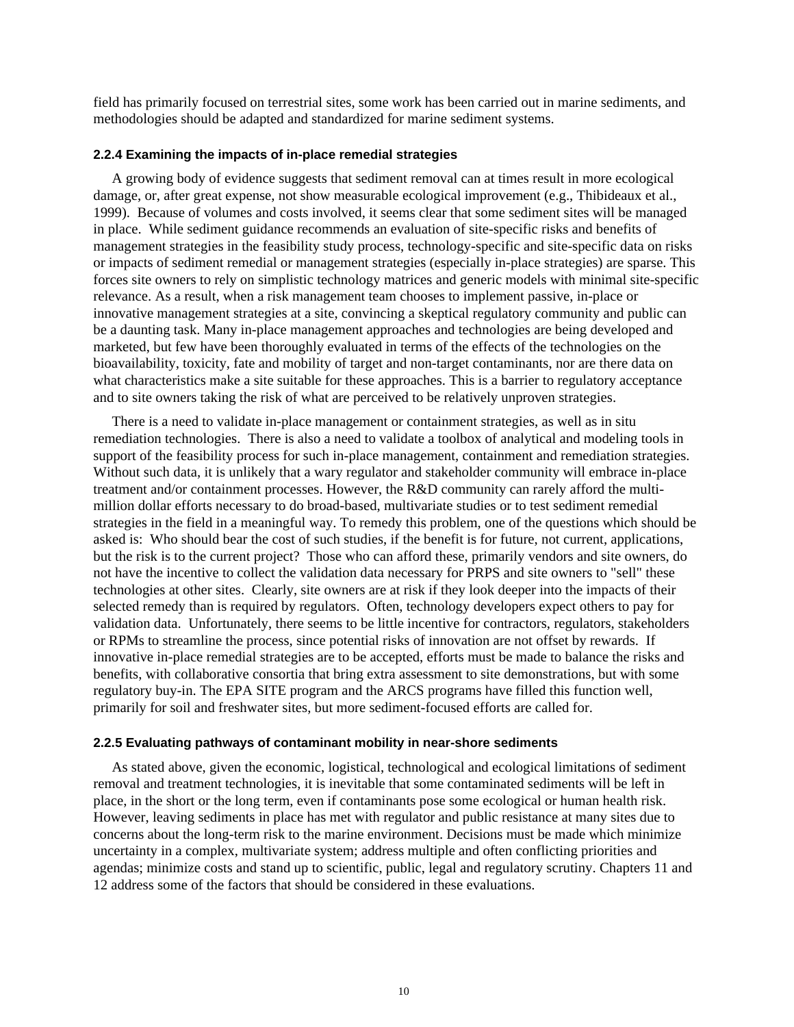field has primarily focused on terrestrial sites, some work has been carried out in marine sediments, and methodologies should be adapted and standardized for marine sediment systems.

### 2.2.4 Examining the impacts of in-place remedial strategies

A growing body of evidence suggests that sediment removal can at times result in more ecological damage, or, after great expense, not show measurable ecological improvement (e.g., Thibideaux et al., 1999). Because of volumes and costs involved, it seems clear that some sediment sites will be managed in place. While sediment guidance recommends an evaluation of site-specific risks and benefits of management strategies in the feasibility study process, technology-specific and site-specific data on risks or impacts of sediment remedial or management strategies (especially in-place strategies) are sparse. This forces site owners to rely on simplistic technology matrices and generic models with minimal site-specific relevance. As a result, when a risk management team chooses to implement passive, in-place or innovative management strategies at a site, convincing a skeptical regulatory community and public can be a daunting task. Many in-place management approaches and technologies are being developed and marketed, but few have been thoroughly evaluated in terms of the effects of the technologies on the bioavailability, toxicity, fate and mobility of target and non-target contaminants, nor are there data on what characteristics make a site suitable for these approaches. This is a barrier to regulatory acceptance and to site owners taking the risk of what are perceived to be relatively unproven strategies.

There is a need to validate in-place management or containment strategies, as well as in situ remediation technologies. There is also a need to validate a toolbox of analytical and modeling tools in support of the feasibility process for such in-place management, containment and remediation strategies. Without such data, it is unlikely that a wary regulator and stakeholder community will embrace in-place treatment and/or containment processes. However, the R&D community can rarely afford the multi-million dollar efforts necessary to do broad-based, multivariate studies or to test sediment remedial strategies in the field in a meaningful way. To remedy this problem, one of the questions which should be asked is: Who should bear the cost of such studies, if the benefit is for future, not current, applications, but the risk is to the current project? Those who can afford these, primarily vendors and site owners, do not have the incentive to collect the validation data necessary for PRPS and site owners to "sell" these technologies at other sites. Clearly, site owners are at risk if they look deeper into the impacts of their selected remedy than is required by regulators. Often, technology developers expect others to pay for validation data. Unfortunately, there seems to be little incentive for contractors, regulators, stakeholders or RPMs to streamline the process, since potential risks of innovation are not offset by rewards. If innovative in-place remedial strategies are to be accepted, efforts must be made to balance the risks and benefits, with collaborative consortia that bring extra assessment to site demonstrations, but with some regulatory buy-in. The EPA SITE program and the ARCS programs have filled this function well, primarily for soil and freshwater sites, but more sediment-focused efforts are called for.

### 2.2.5 Evaluating pathways of contaminant mobility in near-shore sediments

As stated above, given the economic, logistical, technological and ecological limitations of sediment removal and treatment technologies, it is inevitable that some contaminated sediments will be left in place, in the short or the long term, even if contaminants pose some ecological or human health risk. However, leaving sediments in place has met with regulator and public resistance at many sites due to concerns about the long-term risk to the marine environment. Decisions must be made which minimize uncertainty in a complex, multivariate system; address multiple and often conflicting priorities and agendas; minimize costs and stand up to scientific, public, legal and regulatory scrutiny. Chapters 11 and 12 address some of the factors that should be considered in these evaluations.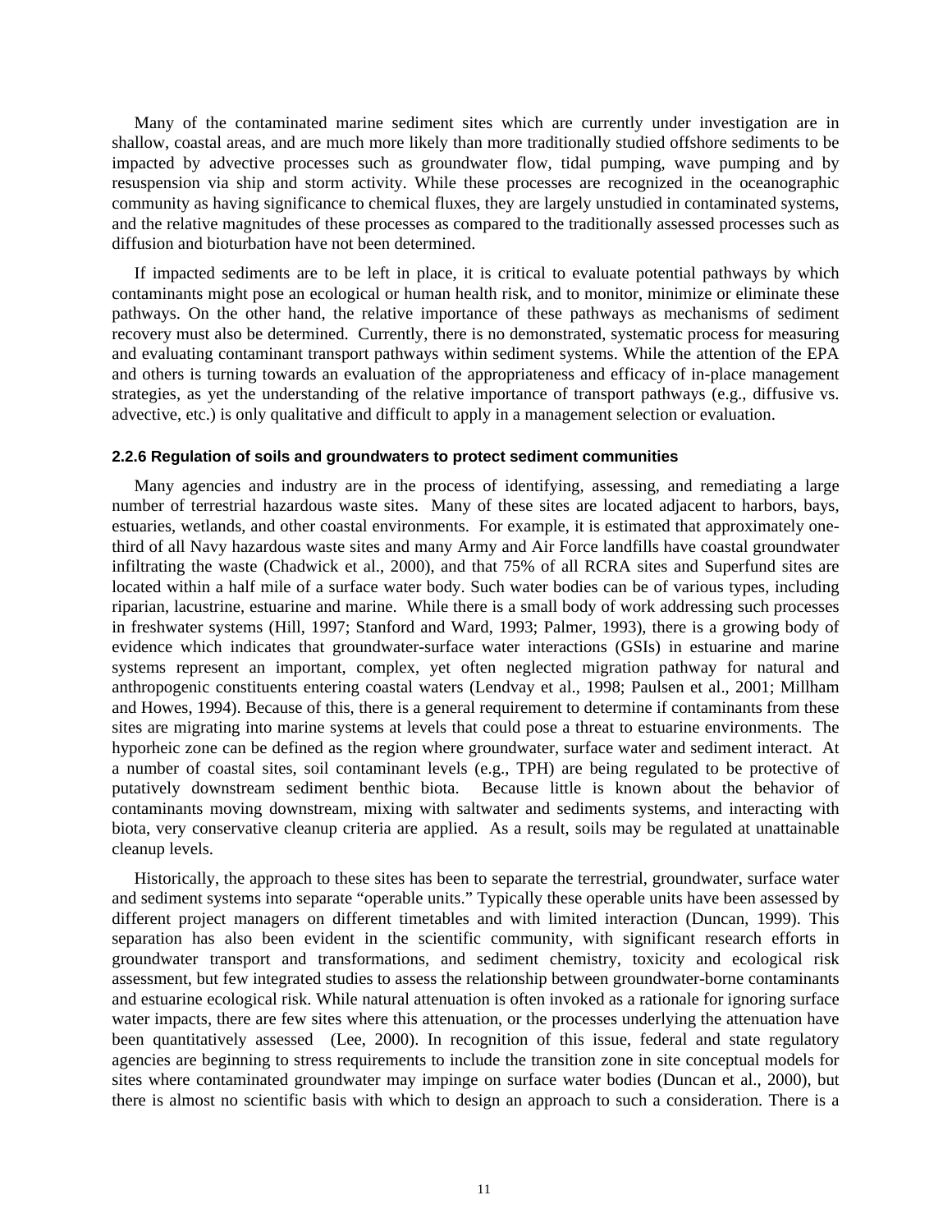Many of the contaminated marine sediment sites which are currently under investigation are in shallow, coastal areas, and are much more likely than more traditionally studied offshore sediments to be impacted by advective processes such as groundwater flow, tidal pumping, wave pumping and by resuspension via ship and storm activity. While these processes are recognized in the oceanographic community as having significance to chemical fluxes, they are largely unstudied in contaminated systems, and the relative magnitudes of these processes as compared to the traditionally assessed processes such as diffusion and bioturbation have not been determined.

If impacted sediments are to be left in place, it is critical to evaluate potential pathways by which contaminants might pose an ecological or human health risk, and to monitor, minimize or eliminate these pathways. On the other hand, the relative importance of these pathways as mechanisms of sediment recovery must also be determined. Currently, there is no demonstrated, systematic process for measuring and evaluating contaminant transport pathways within sediment systems. While the attention of the EPA and others is turning towards an evaluation of the appropriateness and efficacy of in-place management strategies, as yet the understanding of the relative importance of transport pathways (e.g., diffusive vs. advective, etc.) is only qualitative and difficult to apply in a management selection or evaluation.

#### 2.2.6 Regulation of soils and groundwaters to protect sediment communities

Many agencies and industry are in the process of identifying, assessing, and remediating a large number of terrestrial hazardous waste sites. Many of these sites are located adjacent to harbors, bays, estuaries, wetlands, and other coastal environments. For example, it is estimated that approximately one-third of all Navy hazardous waste sites and many Army and Air Force landfills have coastal groundwater infiltrating the waste (Chadwick et al., 2000), and that 75% of all RCRA sites and Superfund sites are located within a half mile of a surface water body. Such water bodies can be of various types, including riparian, lacustrine, estuarine and marine. While there is a small body of work addressing such processes in freshwater systems (Hill, 1997; Stanford and Ward, 1993; Palmer, 1993), there is a growing body of evidence which indicates that groundwater-surface water interactions (GSIs) in estuarine and marine systems represent an important, complex, yet often neglected migration pathway for natural and anthropogenic constituents entering coastal waters (Lendvay et al., 1998; Paulsen et al., 2001; Millham and Howes, 1994). Because of this, there is a general requirement to determine if contaminants from these sites are migrating into marine systems at levels that could pose a threat to estuarine environments. The hyporheic zone can be defined as the region where groundwater, surface water and sediment interact. At a number of coastal sites, soil contaminant levels (e.g., TPH) are being regulated to be protective of putatively downstream sediment benthic biota. Because little is known about the behavior of contaminants moving downstream, mixing with saltwater and sediments systems, and interacting with biota, very conservative cleanup criteria are applied. As a result, soils may be regulated at unattainable cleanup levels.

Historically, the approach to these sites has been to separate the terrestrial, groundwater, surface water and sediment systems into separate "operable units." Typically these operable units have been assessed by different project managers on different timetables and with limited interaction (Duncan, 1999). This separation has also been evident in the scientific community, with significant research efforts in groundwater transport and transformations, and sediment chemistry, toxicity and ecological risk assessment, but few integrated studies to assess the relationship between groundwater-borne contaminants and estuarine ecological risk. While natural attenuation is often invoked as a rationale for ignoring surface water impacts, there are few sites where this attenuation, or the processes underlying the attenuation have been quantitatively assessed (Lee, 2000). In recognition of this issue, federal and state regulatory agencies are beginning to stress requirements to include the transition zone in site conceptual models for sites where contaminated groundwater may impinge on surface water bodies (Duncan et al., 2000), but there is almost no scientific basis with which to design an approach to such a consideration. There is a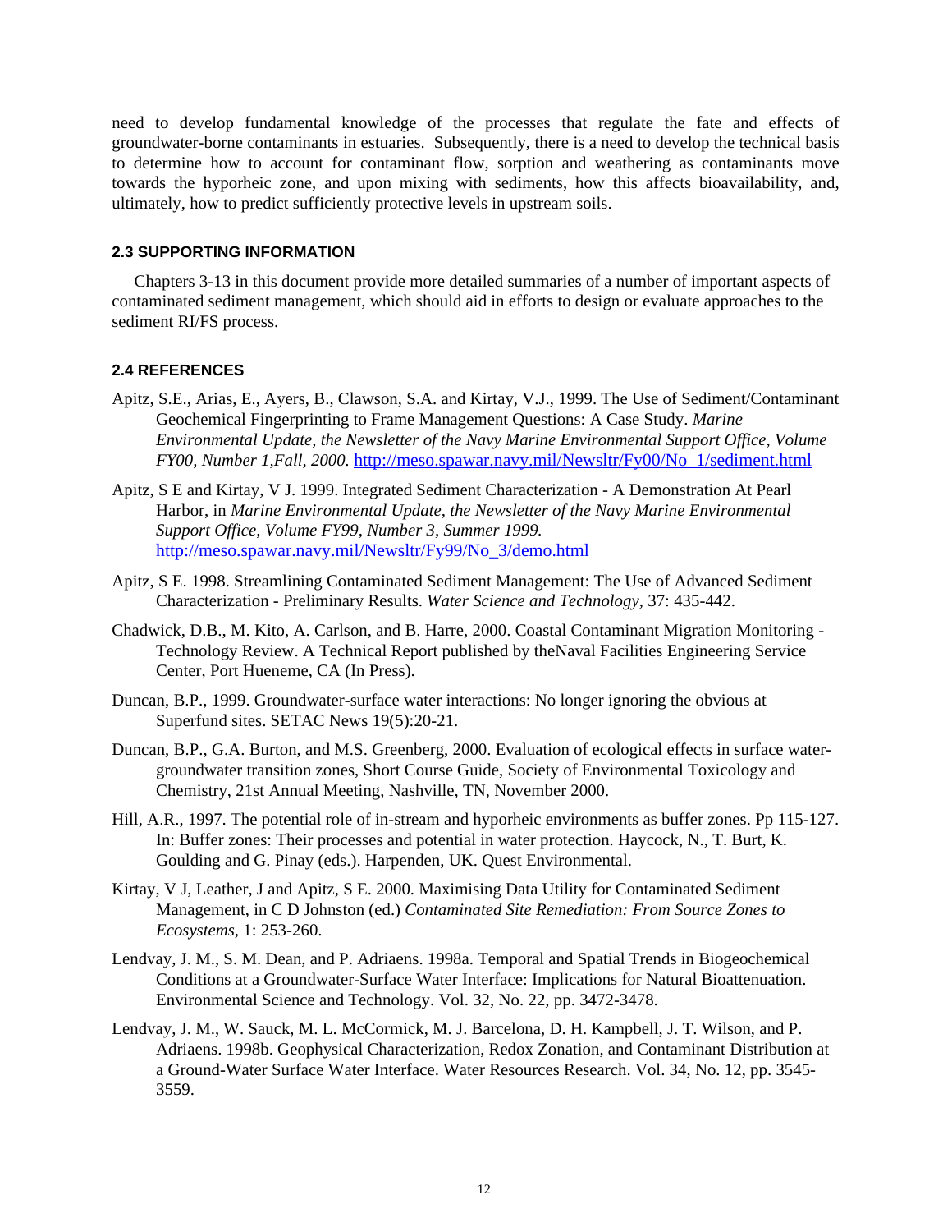need to develop fundamental knowledge of the processes that regulate the fate and effects of groundwater-borne contaminants in estuaries. Subsequently, there is a need to develop the technical basis to determine how to account for contaminant flow, sorption and weathering as contaminants move towards the hyporheic zone, and upon mixing with sediments, how this affects bioavailability, and, ultimately, how to predict sufficiently protective levels in upstream soils.

### 2.3 SUPPORTING INFORMATION

Chapters 3-13 in this document provide more detailed summaries of a number of important aspects of contaminated sediment management, which should aid in efforts to design or evaluate approaches to the sediment RI/FS process.

### 2.4 REFERENCES

Apitz, S.E., Arias, E., Ayers, B., Clawson, S.A. and Kirtay, V.J., 1999. The Use of Sediment/Contaminant Geochemical Fingerprinting to Frame Management Questions: A Case Study. *Marine Environmental Update, the Newsletter of the Navy Marine Environmental Support Office, Volume FY00, Number 1,Fall, 2000.* http://meso.spawar.navy.mil/Newsltr/Fy00/No_1/sediment.html

Apitz, S E and Kirtay, V J. 1999. Integrated Sediment Characterization - A Demonstration At Pearl Harbor, in *Marine Environmental Update, the Newsletter of the Navy Marine Environmental Support Office, Volume FY99, Number 3, Summer 1999.* http://meso.spawar.navy.mil/Newsltr/Fy99/No_3/demo.html

Apitz, S E. 1998. Streamlining Contaminated Sediment Management: The Use of Advanced Sediment Characterization - Preliminary Results. *Water Science and Technology*, 37: 435-442.

Chadwick, D.B., M. Kito, A. Carlson, and B. Harre, 2000. Coastal Contaminant Migration Monitoring - Technology Review. A Technical Report published by theNaval Facilities Engineering Service Center, Port Hueneme, CA (In Press).

Duncan, B.P., 1999. Groundwater-surface water interactions: No longer ignoring the obvious at Superfund sites. SETAC News 19(5):20-21.

Duncan, B.P., G.A. Burton, and M.S. Greenberg, 2000. Evaluation of ecological effects in surface water-groundwater transition zones, Short Course Guide, Society of Environmental Toxicology and Chemistry, 21st Annual Meeting, Nashville, TN, November 2000.

Hill, A.R., 1997. The potential role of in-stream and hyporheic environments as buffer zones. Pp 115-127. In: Buffer zones: Their processes and potential in water protection. Haycock, N., T. Burt, K. Goulding and G. Pinay (eds.). Harpenden, UK. Quest Environmental.

Kirtay, V J, Leather, J and Apitz, S E. 2000. Maximising Data Utility for Contaminated Sediment Management, in C D Johnston (ed.) *Contaminated Site Remediation: From Source Zones to Ecosystems*, 1: 253-260.

Lendvay, J. M., S. M. Dean, and P. Adriaens. 1998a. Temporal and Spatial Trends in Biogeochemical Conditions at a Groundwater-Surface Water Interface: Implications for Natural Bioattenuation. Environmental Science and Technology. Vol. 32, No. 22, pp. 3472-3478.

Lendvay, J. M., W. Sauck, M. L. McCormick, M. J. Barcelona, D. H. Kampbell, J. T. Wilson, and P. Adriaens. 1998b. Geophysical Characterization, Redox Zonation, and Contaminant Distribution at a Ground-Water Surface Water Interface. Water Resources Research. Vol. 34, No. 12, pp. 3545-3559.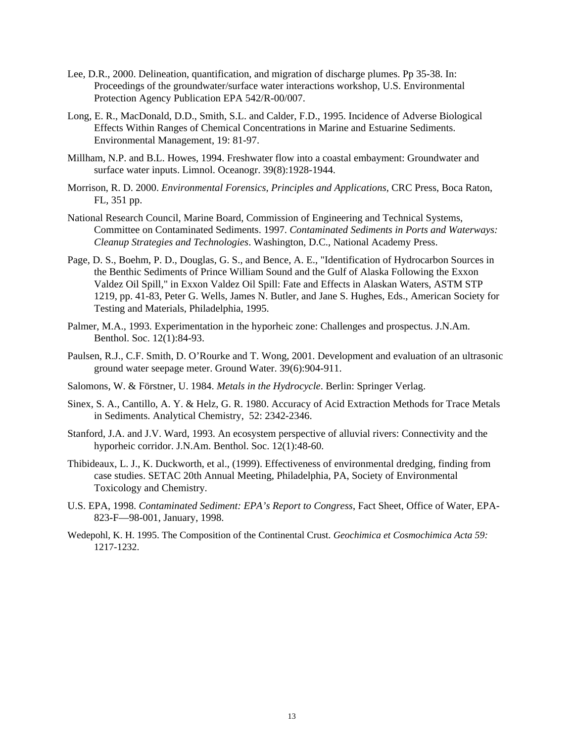Lee, D.R., 2000. Delineation, quantification, and migration of discharge plumes. Pp 35-38. In: Proceedings of the groundwater/surface water interactions workshop, U.S. Environmental Protection Agency Publication EPA 542/R-00/007.

Long, E. R., MacDonald, D.D., Smith, S.L. and Calder, F.D., 1995. Incidence of Adverse Biological Effects Within Ranges of Chemical Concentrations in Marine and Estuarine Sediments. Environmental Management, 19: 81-97.

Millham, N.P. and B.L. Howes, 1994. Freshwater flow into a coastal embayment: Groundwater and surface water inputs. Limnol. Oceanogr. 39(8):1928-1944.

Morrison, R. D. 2000. *Environmental Forensics, Principles and Applications*, CRC Press, Boca Raton, FL, 351 pp.

National Research Council, Marine Board, Commission of Engineering and Technical Systems, Committee on Contaminated Sediments. 1997. *Contaminated Sediments in Ports and Waterways: Cleanup Strategies and Technologies*. Washington, D.C., National Academy Press.

Page, D. S., Boehm, P. D., Douglas, G. S., and Bence, A. E., "Identification of Hydrocarbon Sources in the Benthic Sediments of Prince William Sound and the Gulf of Alaska Following the Exxon Valdez Oil Spill," in Exxon Valdez Oil Spill: Fate and Effects in Alaskan Waters, ASTM STP 1219, pp. 41-83, Peter G. Wells, James N. Butler, and Jane S. Hughes, Eds., American Society for Testing and Materials, Philadelphia, 1995.

Palmer, M.A., 1993. Experimentation in the hyporheic zone: Challenges and prospectus. J.N.Am. Benthol. Soc. 12(1):84-93.

Paulsen, R.J., C.F. Smith, D. O'Rourke and T. Wong, 2001. Development and evaluation of an ultrasonic ground water seepage meter. Ground Water. 39(6):904-911.

Salomons, W. & Förstner, U. 1984. *Metals in the Hydrocycle*. Berlin: Springer Verlag.

Sinex, S. A., Cantillo, A. Y. & Helz, G. R. 1980. Accuracy of Acid Extraction Methods for Trace Metals in Sediments. Analytical Chemistry, 52: 2342-2346.

Stanford, J.A. and J.V. Ward, 1993. An ecosystem perspective of alluvial rivers: Connectivity and the hyporheic corridor. J.N.Am. Benthol. Soc. 12(1):48-60.

Thibideaux, L. J., K. Duckworth, et al., (1999). Effectiveness of environmental dredging, finding from case studies. SETAC 20th Annual Meeting, Philadelphia, PA, Society of Environmental Toxicology and Chemistry.

U.S. EPA, 1998. *Contaminated Sediment: EPA's Report to Congress*, Fact Sheet, Office of Water, EPA-823-F—98-001, January, 1998.

Wedepohl, K. H. 1995. The Composition of the Continental Crust. *Geochimica et Cosmochimica Acta 59:* 1217-1232.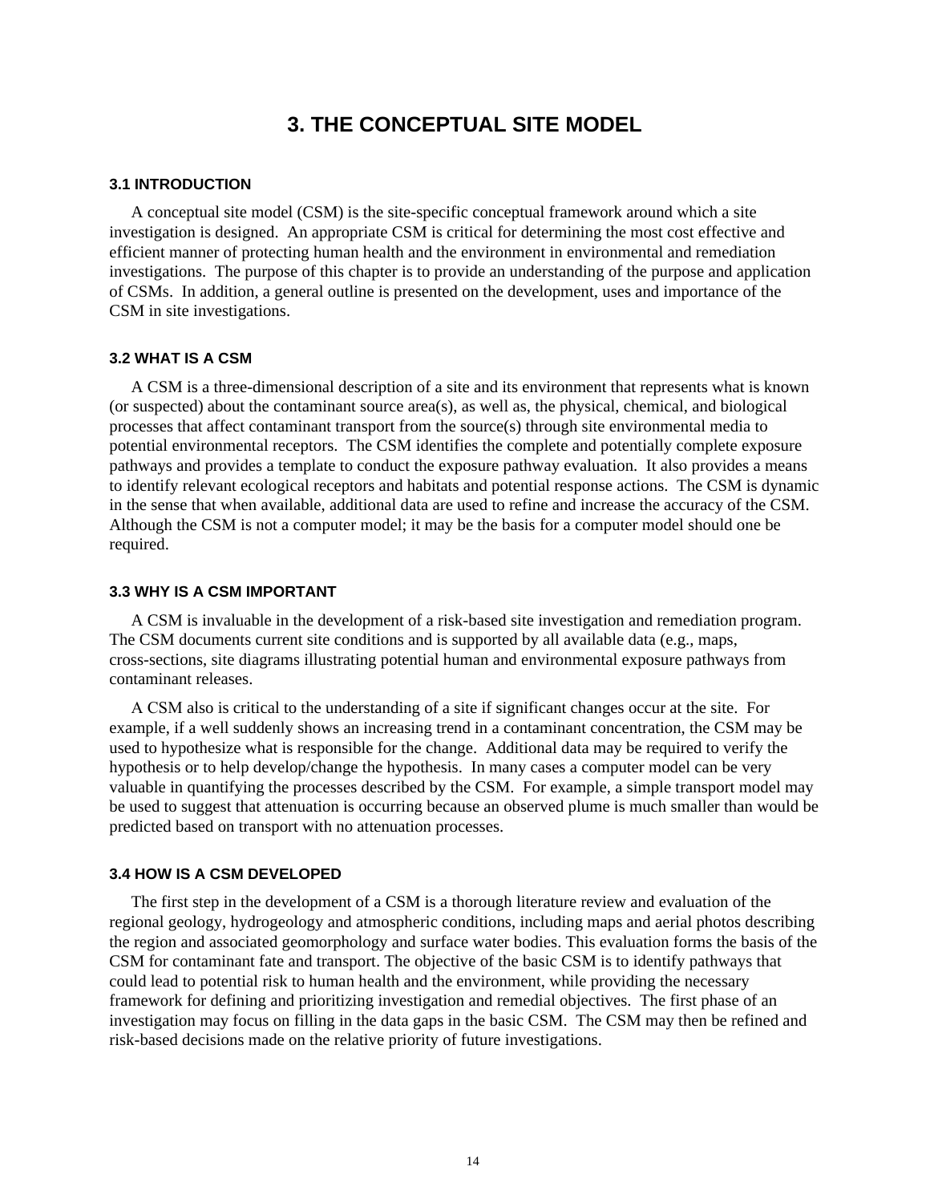# 3. THE CONCEPTUAL SITE MODEL

## 3.1 INTRODUCTION

A conceptual site model (CSM) is the site-specific conceptual framework around which a site investigation is designed. An appropriate CSM is critical for determining the most cost effective and efficient manner of protecting human health and the environment in environmental and remediation investigations. The purpose of this chapter is to provide an understanding of the purpose and application of CSMs. In addition, a general outline is presented on the development, uses and importance of the CSM in site investigations.

## 3.2 WHAT IS A CSM

A CSM is a three-dimensional description of a site and its environment that represents what is known (or suspected) about the contaminant source area(s), as well as, the physical, chemical, and biological processes that affect contaminant transport from the source(s) through site environmental media to potential environmental receptors. The CSM identifies the complete and potentially complete exposure pathways and provides a template to conduct the exposure pathway evaluation. It also provides a means to identify relevant ecological receptors and habitats and potential response actions. The CSM is dynamic in the sense that when available, additional data are used to refine and increase the accuracy of the CSM. Although the CSM is not a computer model; it may be the basis for a computer model should one be required.

## 3.3 WHY IS A CSM IMPORTANT

A CSM is invaluable in the development of a risk-based site investigation and remediation program. The CSM documents current site conditions and is supported by all available data (e.g., maps, cross-sections, site diagrams illustrating potential human and environmental exposure pathways from contaminant releases.

A CSM also is critical to the understanding of a site if significant changes occur at the site. For example, if a well suddenly shows an increasing trend in a contaminant concentration, the CSM may be used to hypothesize what is responsible for the change. Additional data may be required to verify the hypothesis or to help develop/change the hypothesis. In many cases a computer model can be very valuable in quantifying the processes described by the CSM. For example, a simple transport model may be used to suggest that attenuation is occurring because an observed plume is much smaller than would be predicted based on transport with no attenuation processes.

## 3.4 HOW IS A CSM DEVELOPED

The first step in the development of a CSM is a thorough literature review and evaluation of the regional geology, hydrogeology and atmospheric conditions, including maps and aerial photos describing the region and associated geomorphology and surface water bodies. This evaluation forms the basis of the CSM for contaminant fate and transport. The objective of the basic CSM is to identify pathways that could lead to potential risk to human health and the environment, while providing the necessary framework for defining and prioritizing investigation and remedial objectives. The first phase of an investigation may focus on filling in the data gaps in the basic CSM. The CSM may then be refined and risk-based decisions made on the relative priority of future investigations.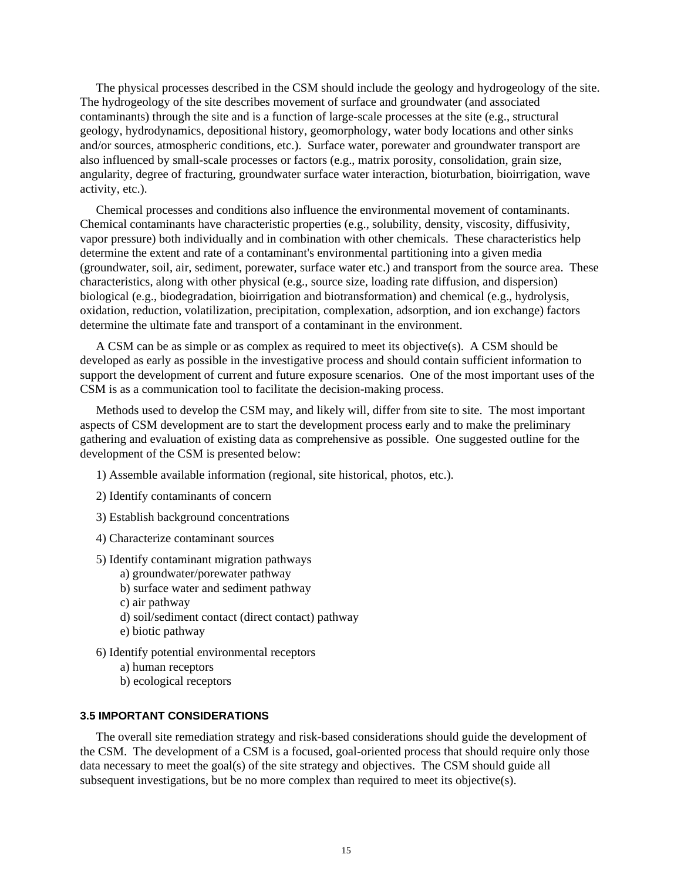The physical processes described in the CSM should include the geology and hydrogeology of the site. The hydrogeology of the site describes movement of surface and groundwater (and associated contaminants) through the site and is a function of large-scale processes at the site (e.g., structural geology, hydrodynamics, depositional history, geomorphology, water body locations and other sinks and/or sources, atmospheric conditions, etc.). Surface water, porewater and groundwater transport are also influenced by small-scale processes or factors (e.g., matrix porosity, consolidation, grain size, angularity, degree of fracturing, groundwater surface water interaction, bioturbation, bioirrigation, wave activity, etc.).

Chemical processes and conditions also influence the environmental movement of contaminants. Chemical contaminants have characteristic properties (e.g., solubility, density, viscosity, diffusivity, vapor pressure) both individually and in combination with other chemicals. These characteristics help determine the extent and rate of a contaminant's environmental partitioning into a given media (groundwater, soil, air, sediment, porewater, surface water etc.) and transport from the source area. These characteristics, along with other physical (e.g., source size, loading rate diffusion, and dispersion) biological (e.g., biodegradation, bioirrigation and biotransformation) and chemical (e.g., hydrolysis, oxidation, reduction, volatilization, precipitation, complexation, adsorption, and ion exchange) factors determine the ultimate fate and transport of a contaminant in the environment.

A CSM can be as simple or as complex as required to meet its objective(s). A CSM should be developed as early as possible in the investigative process and should contain sufficient information to support the development of current and future exposure scenarios. One of the most important uses of the CSM is as a communication tool to facilitate the decision-making process.

Methods used to develop the CSM may, and likely will, differ from site to site. The most important aspects of CSM development are to start the development process early and to make the preliminary gathering and evaluation of existing data as comprehensive as possible. One suggested outline for the development of the CSM is presented below:

1) Assemble available information (regional, site historical, photos, etc.).

2) Identify contaminants of concern

3) Establish background concentrations

4) Characterize contaminant sources

5) Identify contaminant migration pathways
   - a) groundwater/porewater pathway
   - b) surface water and sediment pathway
   - c) air pathway
   - d) soil/sediment contact (direct contact) pathway
   - e) biotic pathway

6) Identify potential environmental receptors
   - a) human receptors
   - b) ecological receptors

### 3.5 IMPORTANT CONSIDERATIONS

The overall site remediation strategy and risk-based considerations should guide the development of the CSM. The development of a CSM is a focused, goal-oriented process that should require only those data necessary to meet the goal(s) of the site strategy and objectives. The CSM should guide all subsequent investigations, but be no more complex than required to meet its objective(s).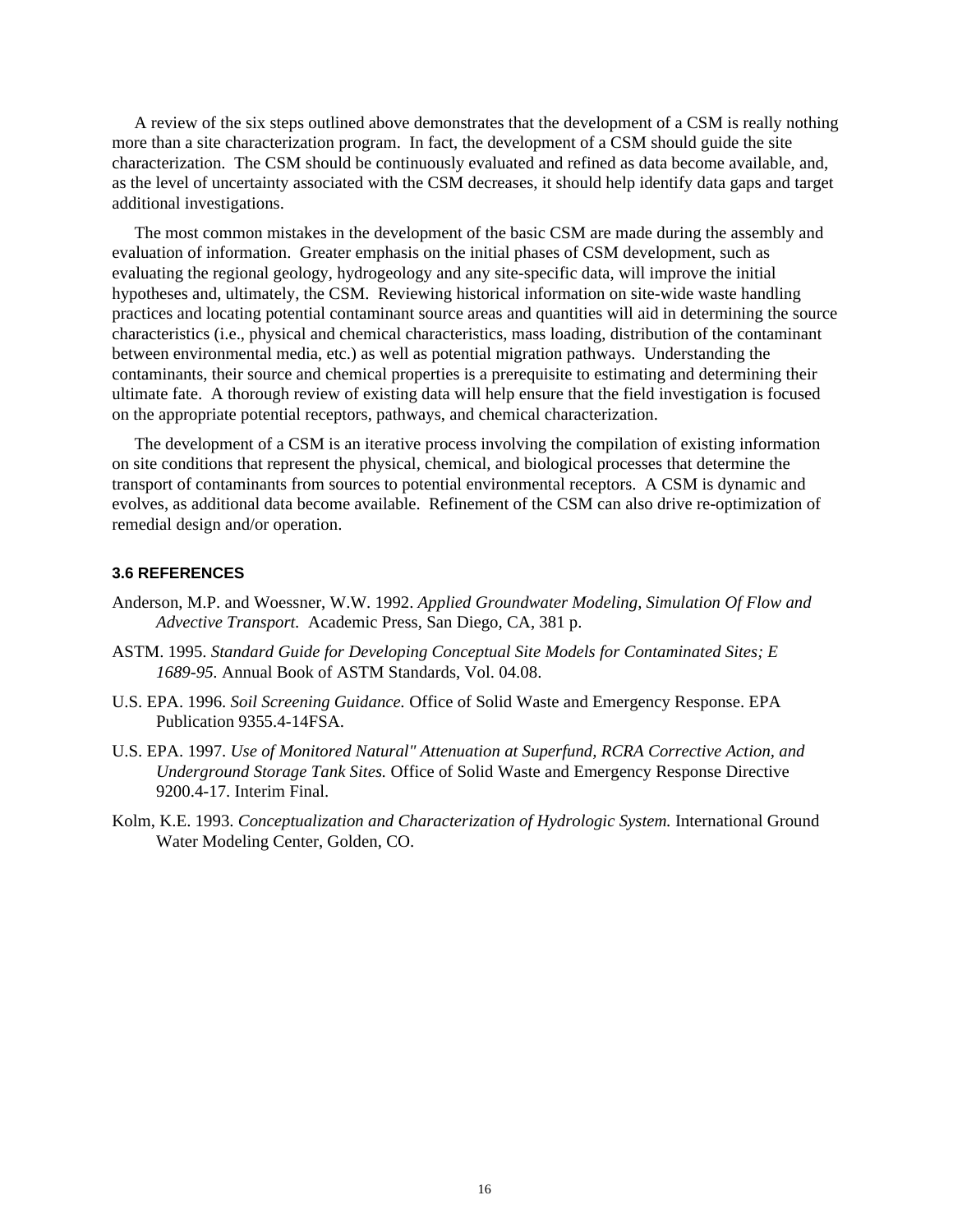A review of the six steps outlined above demonstrates that the development of a CSM is really nothing more than a site characterization program. In fact, the development of a CSM should guide the site characterization. The CSM should be continuously evaluated and refined as data become available, and, as the level of uncertainty associated with the CSM decreases, it should help identify data gaps and target additional investigations.

The most common mistakes in the development of the basic CSM are made during the assembly and evaluation of information. Greater emphasis on the initial phases of CSM development, such as evaluating the regional geology, hydrogeology and any site-specific data, will improve the initial hypotheses and, ultimately, the CSM. Reviewing historical information on site-wide waste handling practices and locating potential contaminant source areas and quantities will aid in determining the source characteristics (i.e., physical and chemical characteristics, mass loading, distribution of the contaminant between environmental media, etc.) as well as potential migration pathways. Understanding the contaminants, their source and chemical properties is a prerequisite to estimating and determining their ultimate fate. A thorough review of existing data will help ensure that the field investigation is focused on the appropriate potential receptors, pathways, and chemical characterization.

The development of a CSM is an iterative process involving the compilation of existing information on site conditions that represent the physical, chemical, and biological processes that determine the transport of contaminants from sources to potential environmental receptors. A CSM is dynamic and evolves, as additional data become available. Refinement of the CSM can also drive re-optimization of remedial design and/or operation.

### 3.6 REFERENCES

Anderson, M.P. and Woessner, W.W. 1992. *Applied Groundwater Modeling, Simulation Of Flow and Advective Transport.* Academic Press, San Diego, CA, 381 p.

ASTM. 1995. *Standard Guide for Developing Conceptual Site Models for Contaminated Sites; E 1689-95.* Annual Book of ASTM Standards, Vol. 04.08.

U.S. EPA. 1996. *Soil Screening Guidance.* Office of Solid Waste and Emergency Response. EPA Publication 9355.4-14FSA.

U.S. EPA. 1997. *Use of Monitored Natural" Attenuation at Superfund, RCRA Corrective Action, and Underground Storage Tank Sites.* Office of Solid Waste and Emergency Response Directive 9200.4-17. Interim Final.

Kolm, K.E. 1993. *Conceptualization and Characterization of Hydrologic System.* International Ground Water Modeling Center, Golden, CO.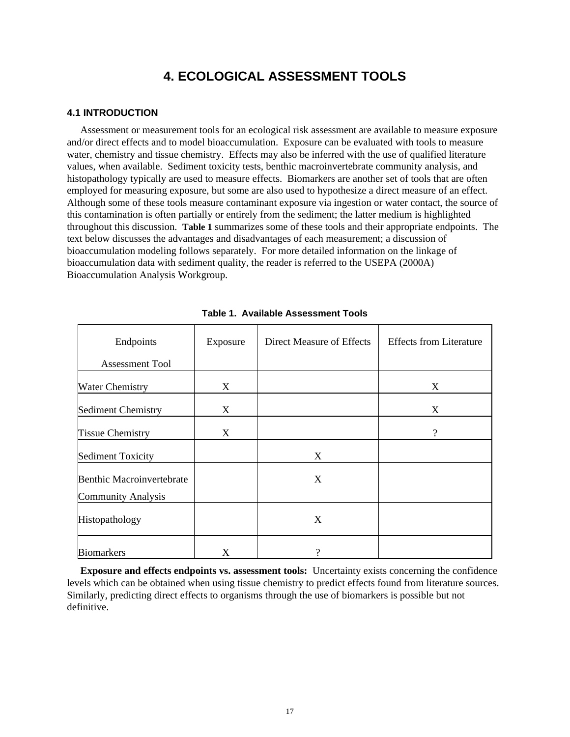# 4. ECOLOGICAL ASSESSMENT TOOLS

## 4.1 INTRODUCTION

Assessment or measurement tools for an ecological risk assessment are available to measure exposure and/or direct effects and to model bioaccumulation. Exposure can be evaluated with tools to measure water, chemistry and tissue chemistry. Effects may also be inferred with the use of qualified literature values, when available. Sediment toxicity tests, benthic macroinvertebrate community analysis, and histopathology typically are used to measure effects. Biomarkers are another set of tools that are often employed for measuring exposure, but some are also used to hypothesize a direct measure of an effect. Although some of these tools measure contaminant exposure via ingestion or water contact, the source of this contamination is often partially or entirely from the sediment; the latter medium is highlighted throughout this discussion. **Table 1** summarizes some of these tools and their appropriate endpoints. The text below discusses the advantages and disadvantages of each measurement; a discussion of bioaccumulation modeling follows separately. For more detailed information on the linkage of bioaccumulation data with sediment quality, the reader is referred to the USEPA (2000A) Bioaccumulation Analysis Workgroup.

**Table 1. Available Assessment Tools**

| Endpoints / Assessment Tool | Exposure | Direct Measure of Effects | Effects from Literature |
|---|---|---|---|
| Water Chemistry | X | | X |
| Sediment Chemistry | X | | X |
| Tissue Chemistry | X | | ? |
| Sediment Toxicity | | X | |
| Benthic Macroinvertebrate Community Analysis | | X | |
| Histopathology | | X | |
| Biomarkers | X | ? | |

**Exposure and effects endpoints vs. assessment tools:** Uncertainty exists concerning the confidence levels which can be obtained when using tissue chemistry to predict effects found from literature sources. Similarly, predicting direct effects to organisms through the use of biomarkers is possible but not definitive.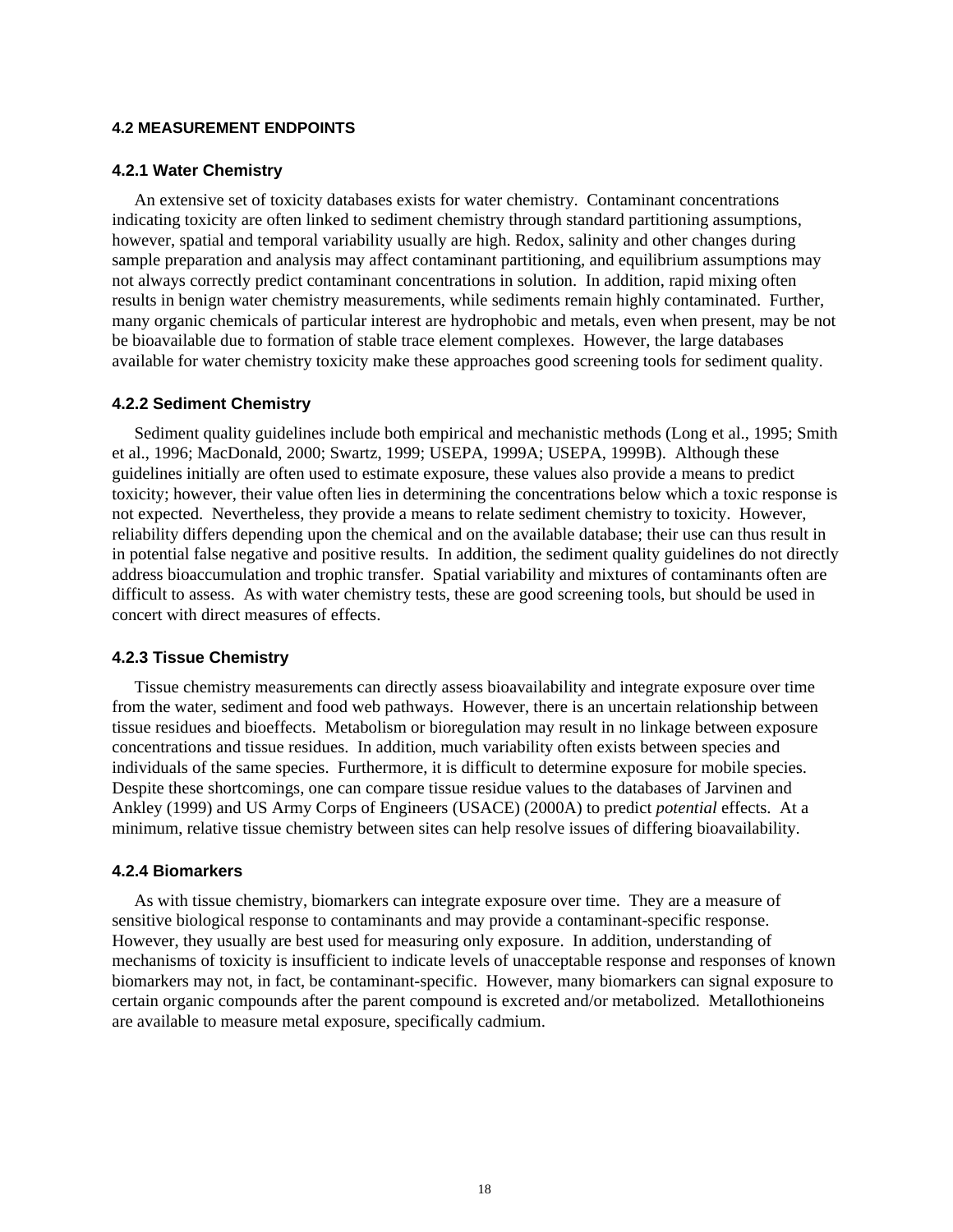## 4.2 MEASUREMENT ENDPOINTS

### 4.2.1 Water Chemistry

An extensive set of toxicity databases exists for water chemistry. Contaminant concentrations indicating toxicity are often linked to sediment chemistry through standard partitioning assumptions, however, spatial and temporal variability usually are high. Redox, salinity and other changes during sample preparation and analysis may affect contaminant partitioning, and equilibrium assumptions may not always correctly predict contaminant concentrations in solution. In addition, rapid mixing often results in benign water chemistry measurements, while sediments remain highly contaminated. Further, many organic chemicals of particular interest are hydrophobic and metals, even when present, may be not be bioavailable due to formation of stable trace element complexes. However, the large databases available for water chemistry toxicity make these approaches good screening tools for sediment quality.

### 4.2.2 Sediment Chemistry

Sediment quality guidelines include both empirical and mechanistic methods (Long et al., 1995; Smith et al., 1996; MacDonald, 2000; Swartz, 1999; USEPA, 1999A; USEPA, 1999B). Although these guidelines initially are often used to estimate exposure, these values also provide a means to predict toxicity; however, their value often lies in determining the concentrations below which a toxic response is not expected. Nevertheless, they provide a means to relate sediment chemistry to toxicity. However, reliability differs depending upon the chemical and on the available database; their use can thus result in in potential false negative and positive results. In addition, the sediment quality guidelines do not directly address bioaccumulation and trophic transfer. Spatial variability and mixtures of contaminants often are difficult to assess. As with water chemistry tests, these are good screening tools, but should be used in concert with direct measures of effects.

### 4.2.3 Tissue Chemistry

Tissue chemistry measurements can directly assess bioavailability and integrate exposure over time from the water, sediment and food web pathways. However, there is an uncertain relationship between tissue residues and bioeffects. Metabolism or bioregulation may result in no linkage between exposure concentrations and tissue residues. In addition, much variability often exists between species and individuals of the same species. Furthermore, it is difficult to determine exposure for mobile species. Despite these shortcomings, one can compare tissue residue values to the databases of Jarvinen and Ankley (1999) and US Army Corps of Engineers (USACE) (2000A) to predict *potential* effects. At a minimum, relative tissue chemistry between sites can help resolve issues of differing bioavailability.

### 4.2.4 Biomarkers

As with tissue chemistry, biomarkers can integrate exposure over time. They are a measure of sensitive biological response to contaminants and may provide a contaminant-specific response. However, they usually are best used for measuring only exposure. In addition, understanding of mechanisms of toxicity is insufficient to indicate levels of unacceptable response and responses of known biomarkers may not, in fact, be contaminant-specific. However, many biomarkers can signal exposure to certain organic compounds after the parent compound is excreted and/or metabolized. Metallothioneins are available to measure metal exposure, specifically cadmium.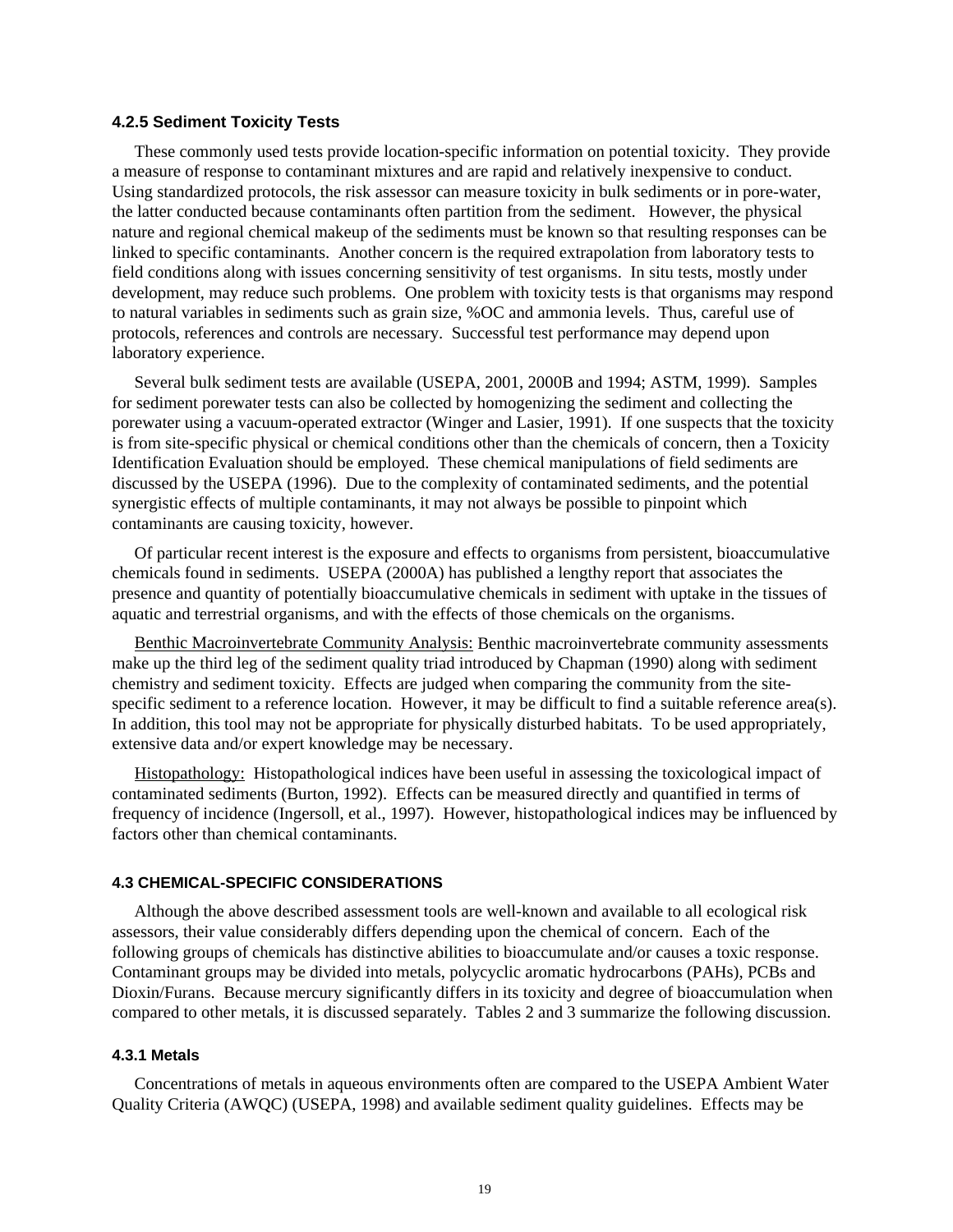### 4.2.5 Sediment Toxicity Tests

These commonly used tests provide location-specific information on potential toxicity. They provide a measure of response to contaminant mixtures and are rapid and relatively inexpensive to conduct. Using standardized protocols, the risk assessor can measure toxicity in bulk sediments or in pore-water, the latter conducted because contaminants often partition from the sediment. However, the physical nature and regional chemical makeup of the sediments must be known so that resulting responses can be linked to specific contaminants. Another concern is the required extrapolation from laboratory tests to field conditions along with issues concerning sensitivity of test organisms. In situ tests, mostly under development, may reduce such problems. One problem with toxicity tests is that organisms may respond to natural variables in sediments such as grain size, %OC and ammonia levels. Thus, careful use of protocols, references and controls are necessary. Successful test performance may depend upon laboratory experience.

Several bulk sediment tests are available (USEPA, 2001, 2000B and 1994; ASTM, 1999). Samples for sediment porewater tests can also be collected by homogenizing the sediment and collecting the porewater using a vacuum-operated extractor (Winger and Lasier, 1991). If one suspects that the toxicity is from site-specific physical or chemical conditions other than the chemicals of concern, then a Toxicity Identification Evaluation should be employed. These chemical manipulations of field sediments are discussed by the USEPA (1996). Due to the complexity of contaminated sediments, and the potential synergistic effects of multiple contaminants, it may not always be possible to pinpoint which contaminants are causing toxicity, however.

Of particular recent interest is the exposure and effects to organisms from persistent, bioaccumulative chemicals found in sediments. USEPA (2000A) has published a lengthy report that associates the presence and quantity of potentially bioaccumulative chemicals in sediment with uptake in the tissues of aquatic and terrestrial organisms, and with the effects of those chemicals on the organisms.

Benthic Macroinvertebrate Community Analysis: Benthic macroinvertebrate community assessments make up the third leg of the sediment quality triad introduced by Chapman (1990) along with sediment chemistry and sediment toxicity. Effects are judged when comparing the community from the site-specific sediment to a reference location. However, it may be difficult to find a suitable reference area(s). In addition, this tool may not be appropriate for physically disturbed habitats. To be used appropriately, extensive data and/or expert knowledge may be necessary.

Histopathology: Histopathological indices have been useful in assessing the toxicological impact of contaminated sediments (Burton, 1992). Effects can be measured directly and quantified in terms of frequency of incidence (Ingersoll, et al., 1997). However, histopathological indices may be influenced by factors other than chemical contaminants.

## 4.3 CHEMICAL-SPECIFIC CONSIDERATIONS

Although the above described assessment tools are well-known and available to all ecological risk assessors, their value considerably differs depending upon the chemical of concern. Each of the following groups of chemicals has distinctive abilities to bioaccumulate and/or causes a toxic response. Contaminant groups may be divided into metals, polycyclic aromatic hydrocarbons (PAHs), PCBs and Dioxin/Furans. Because mercury significantly differs in its toxicity and degree of bioaccumulation when compared to other metals, it is discussed separately. Tables 2 and 3 summarize the following discussion.

### 4.3.1 Metals

Concentrations of metals in aqueous environments often are compared to the USEPA Ambient Water Quality Criteria (AWQC) (USEPA, 1998) and available sediment quality guidelines. Effects may be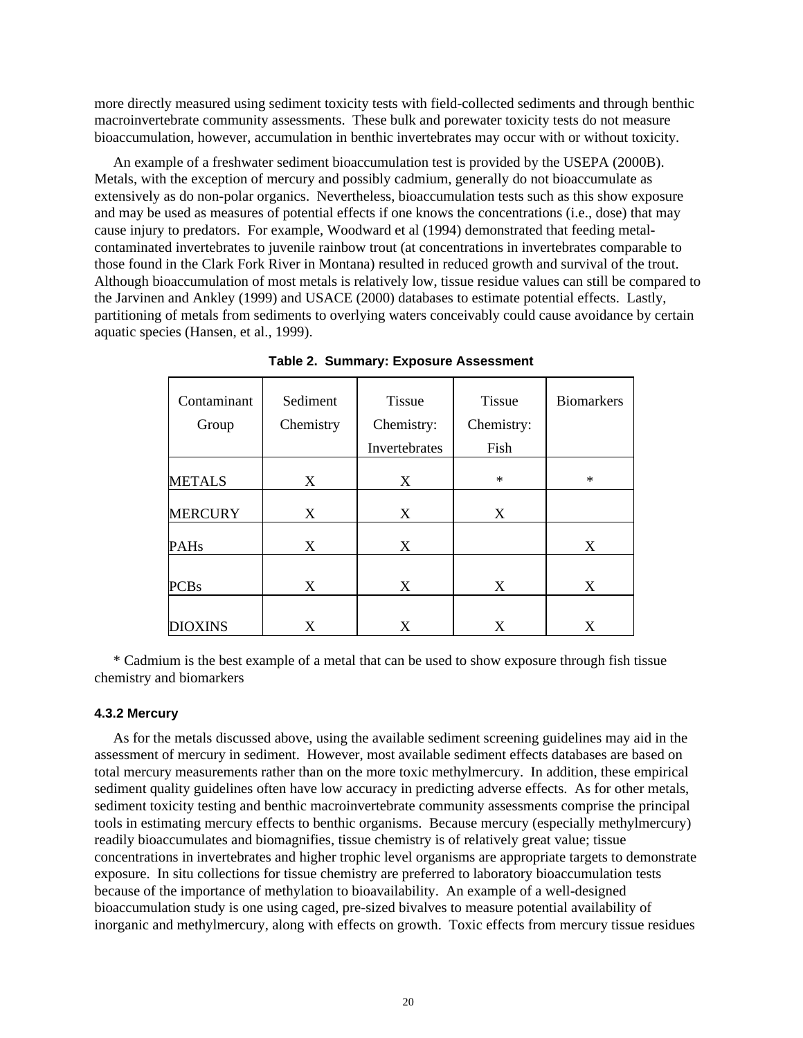more directly measured using sediment toxicity tests with field-collected sediments and through benthic macroinvertebrate community assessments. These bulk and porewater toxicity tests do not measure bioaccumulation, however, accumulation in benthic invertebrates may occur with or without toxicity.

An example of a freshwater sediment bioaccumulation test is provided by the USEPA (2000B). Metals, with the exception of mercury and possibly cadmium, generally do not bioaccumulate as extensively as do non-polar organics. Nevertheless, bioaccumulation tests such as this show exposure and may be used as measures of potential effects if one knows the concentrations (i.e., dose) that may cause injury to predators. For example, Woodward et al (1994) demonstrated that feeding metal-contaminated invertebrates to juvenile rainbow trout (at concentrations in invertebrates comparable to those found in the Clark Fork River in Montana) resulted in reduced growth and survival of the trout. Although bioaccumulation of most metals is relatively low, tissue residue values can still be compared to the Jarvinen and Ankley (1999) and USACE (2000) databases to estimate potential effects. Lastly, partitioning of metals from sediments to overlying waters conceivably could cause avoidance by certain aquatic species (Hansen, et al., 1999).

**Table 2. Summary: Exposure Assessment**

| Contaminant Group | Sediment Chemistry | Tissue Chemistry: Invertebrates | Tissue Chemistry: Fish | Biomarkers |
|---|---|---|---|---|
| METALS | X | X | * | * |
| MERCURY | X | X | X | |
| PAHs | X | X | | X |
| PCBs | X | X | X | X |
| DIOXINS | X | X | X | X |

* Cadmium is the best example of a metal that can be used to show exposure through fish tissue chemistry and biomarkers

#### 4.3.2 Mercury

As for the metals discussed above, using the available sediment screening guidelines may aid in the assessment of mercury in sediment. However, most available sediment effects databases are based on total mercury measurements rather than on the more toxic methylmercury. In addition, these empirical sediment quality guidelines often have low accuracy in predicting adverse effects. As for other metals, sediment toxicity testing and benthic macroinvertebrate community assessments comprise the principal tools in estimating mercury effects to benthic organisms. Because mercury (especially methylmercury) readily bioaccumulates and biomagnifies, tissue chemistry is of relatively great value; tissue concentrations in invertebrates and higher trophic level organisms are appropriate targets to demonstrate exposure. In situ collections for tissue chemistry are preferred to laboratory bioaccumulation tests because of the importance of methylation to bioavailability. An example of a well-designed bioaccumulation study is one using caged, pre-sized bivalves to measure potential availability of inorganic and methylmercury, along with effects on growth. Toxic effects from mercury tissue residues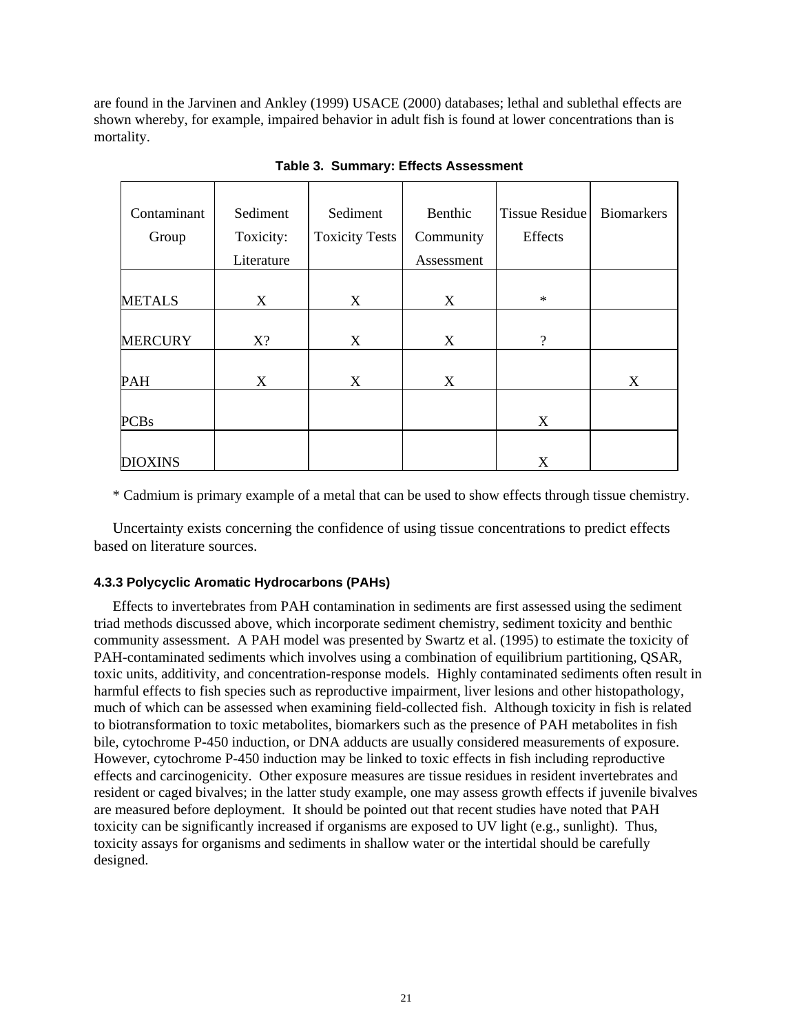are found in the Jarvinen and Ankley (1999) USACE (2000) databases; lethal and sublethal effects are shown whereby, for example, impaired behavior in adult fish is found at lower concentrations than is mortality.

**Table 3. Summary: Effects Assessment**

| Contaminant Group | Sediment Toxicity: Literature | Sediment Toxicity Tests | Benthic Community Assessment | Tissue Residue Effects | Biomarkers |
|---|---|---|---|---|---|
| METALS | X | X | X | * | |
| MERCURY | X? | X | X | ? | |
| PAH | X | X | X | | X |
| PCBs | | | | X | |
| DIOXINS | | | | X | |

* Cadmium is primary example of a metal that can be used to show effects through tissue chemistry.

Uncertainty exists concerning the confidence of using tissue concentrations to predict effects based on literature sources.

### 4.3.3 Polycyclic Aromatic Hydrocarbons (PAHs)

Effects to invertebrates from PAH contamination in sediments are first assessed using the sediment triad methods discussed above, which incorporate sediment chemistry, sediment toxicity and benthic community assessment. A PAH model was presented by Swartz et al. (1995) to estimate the toxicity of PAH-contaminated sediments which involves using a combination of equilibrium partitioning, QSAR, toxic units, additivity, and concentration-response models. Highly contaminated sediments often result in harmful effects to fish species such as reproductive impairment, liver lesions and other histopathology, much of which can be assessed when examining field-collected fish. Although toxicity in fish is related to biotransformation to toxic metabolites, biomarkers such as the presence of PAH metabolites in fish bile, cytochrome P-450 induction, or DNA adducts are usually considered measurements of exposure. However, cytochrome P-450 induction may be linked to toxic effects in fish including reproductive effects and carcinogenicity. Other exposure measures are tissue residues in resident invertebrates and resident or caged bivalves; in the latter study example, one may assess growth effects if juvenile bivalves are measured before deployment. It should be pointed out that recent studies have noted that PAH toxicity can be significantly increased if organisms are exposed to UV light (e.g., sunlight). Thus, toxicity assays for organisms and sediments in shallow water or the intertidal should be carefully designed.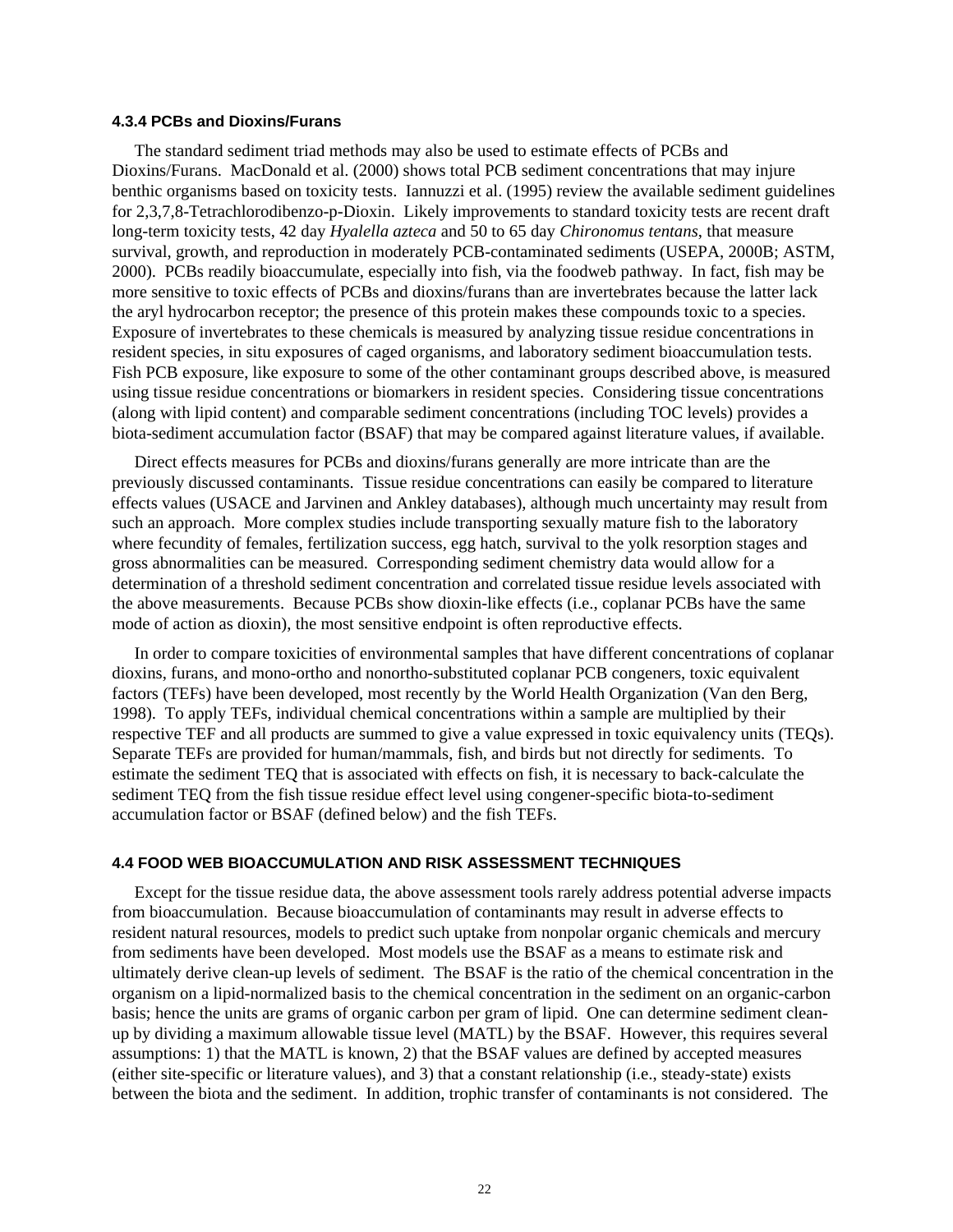#### 4.3.4 PCBs and Dioxins/Furans

The standard sediment triad methods may also be used to estimate effects of PCBs and Dioxins/Furans. MacDonald et al. (2000) shows total PCB sediment concentrations that may injure benthic organisms based on toxicity tests. Iannuzzi et al. (1995) review the available sediment guidelines for 2,3,7,8-Tetrachlorodibenzo-p-Dioxin. Likely improvements to standard toxicity tests are recent draft long-term toxicity tests, 42 day *Hyalella azteca* and 50 to 65 day *Chironomus tentans*, that measure survival, growth, and reproduction in moderately PCB-contaminated sediments (USEPA, 2000B; ASTM, 2000). PCBs readily bioaccumulate, especially into fish, via the foodweb pathway. In fact, fish may be more sensitive to toxic effects of PCBs and dioxins/furans than are invertebrates because the latter lack the aryl hydrocarbon receptor; the presence of this protein makes these compounds toxic to a species. Exposure of invertebrates to these chemicals is measured by analyzing tissue residue concentrations in resident species, in situ exposures of caged organisms, and laboratory sediment bioaccumulation tests. Fish PCB exposure, like exposure to some of the other contaminant groups described above, is measured using tissue residue concentrations or biomarkers in resident species. Considering tissue concentrations (along with lipid content) and comparable sediment concentrations (including TOC levels) provides a biota-sediment accumulation factor (BSAF) that may be compared against literature values, if available.

Direct effects measures for PCBs and dioxins/furans generally are more intricate than are the previously discussed contaminants. Tissue residue concentrations can easily be compared to literature effects values (USACE and Jarvinen and Ankley databases), although much uncertainty may result from such an approach. More complex studies include transporting sexually mature fish to the laboratory where fecundity of females, fertilization success, egg hatch, survival to the yolk resorption stages and gross abnormalities can be measured. Corresponding sediment chemistry data would allow for a determination of a threshold sediment concentration and correlated tissue residue levels associated with the above measurements. Because PCBs show dioxin-like effects (i.e., coplanar PCBs have the same mode of action as dioxin), the most sensitive endpoint is often reproductive effects.

In order to compare toxicities of environmental samples that have different concentrations of coplanar dioxins, furans, and mono-ortho and nonortho-substituted coplanar PCB congeners, toxic equivalent factors (TEFs) have been developed, most recently by the World Health Organization (Van den Berg, 1998). To apply TEFs, individual chemical concentrations within a sample are multiplied by their respective TEF and all products are summed to give a value expressed in toxic equivalency units (TEQs). Separate TEFs are provided for human/mammals, fish, and birds but not directly for sediments. To estimate the sediment TEQ that is associated with effects on fish, it is necessary to back-calculate the sediment TEQ from the fish tissue residue effect level using congener-specific biota-to-sediment accumulation factor or BSAF (defined below) and the fish TEFs.

### 4.4 FOOD WEB BIOACCUMULATION AND RISK ASSESSMENT TECHNIQUES

Except for the tissue residue data, the above assessment tools rarely address potential adverse impacts from bioaccumulation. Because bioaccumulation of contaminants may result in adverse effects to resident natural resources, models to predict such uptake from nonpolar organic chemicals and mercury from sediments have been developed. Most models use the BSAF as a means to estimate risk and ultimately derive clean-up levels of sediment. The BSAF is the ratio of the chemical concentration in the organism on a lipid-normalized basis to the chemical concentration in the sediment on an organic-carbon basis; hence the units are grams of organic carbon per gram of lipid. One can determine sediment clean-up by dividing a maximum allowable tissue level (MATL) by the BSAF. However, this requires several assumptions: 1) that the MATL is known, 2) that the BSAF values are defined by accepted measures (either site-specific or literature values), and 3) that a constant relationship (i.e., steady-state) exists between the biota and the sediment. In addition, trophic transfer of contaminants is not considered. The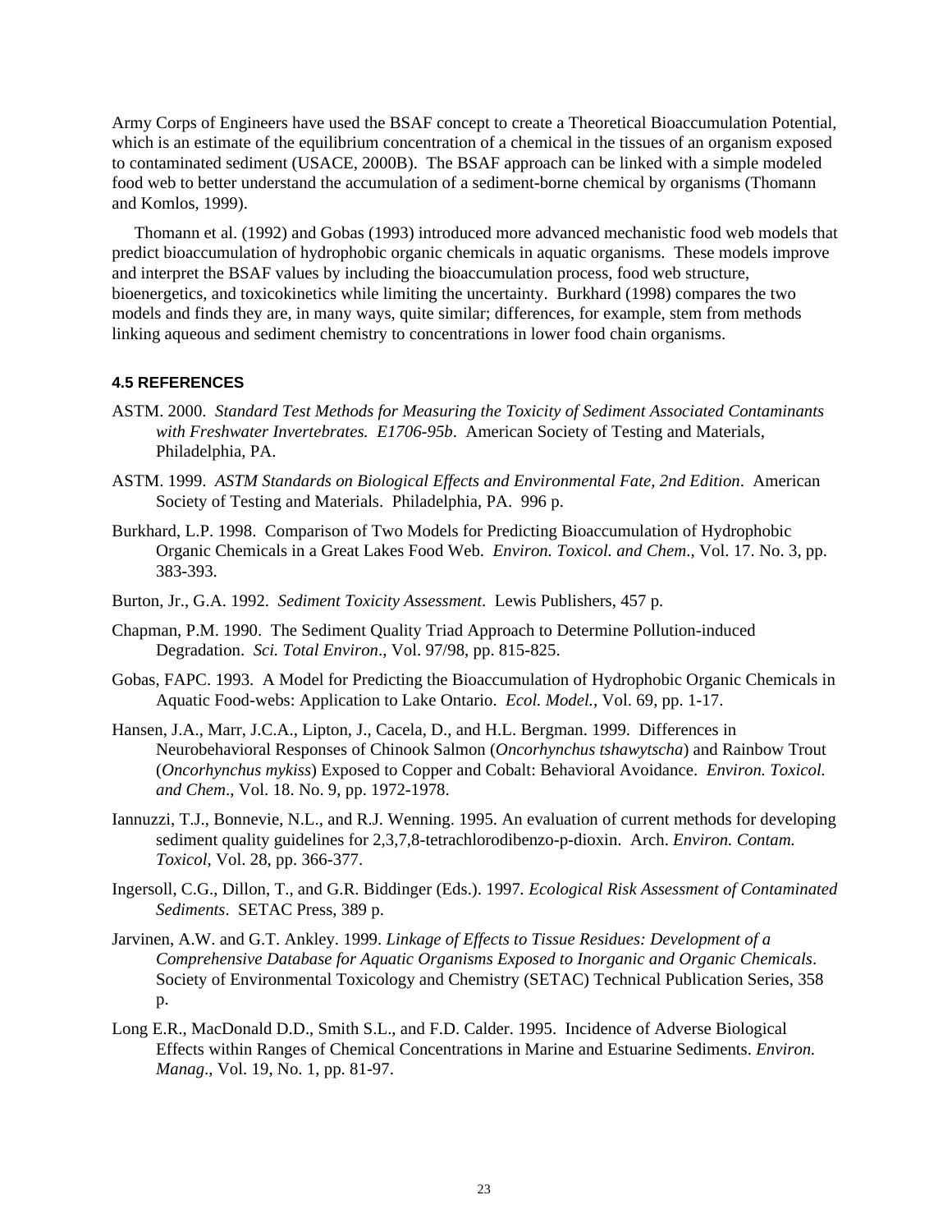Army Corps of Engineers have used the BSAF concept to create a Theoretical Bioaccumulation Potential, which is an estimate of the equilibrium concentration of a chemical in the tissues of an organism exposed to contaminated sediment (USACE, 2000B). The BSAF approach can be linked with a simple modeled food web to better understand the accumulation of a sediment-borne chemical by organisms (Thomann and Komlos, 1999).

Thomann et al. (1992) and Gobas (1993) introduced more advanced mechanistic food web models that predict bioaccumulation of hydrophobic organic chemicals in aquatic organisms. These models improve and interpret the BSAF values by including the bioaccumulation process, food web structure, bioenergetics, and toxicokinetics while limiting the uncertainty. Burkhard (1998) compares the two models and finds they are, in many ways, quite similar; differences, for example, stem from methods linking aqueous and sediment chemistry to concentrations in lower food chain organisms.

### 4.5 REFERENCES

ASTM. 2000. *Standard Test Methods for Measuring the Toxicity of Sediment Associated Contaminants with Freshwater Invertebrates. E1706-95b*. American Society of Testing and Materials, Philadelphia, PA.

ASTM. 1999. *ASTM Standards on Biological Effects and Environmental Fate, 2nd Edition*. American Society of Testing and Materials. Philadelphia, PA. 996 p.

Burkhard, L.P. 1998. Comparison of Two Models for Predicting Bioaccumulation of Hydrophobic Organic Chemicals in a Great Lakes Food Web. *Environ. Toxicol. and Chem*., Vol. 17. No. 3, pp. 383-393.

Burton, Jr., G.A. 1992. *Sediment Toxicity Assessment*. Lewis Publishers, 457 p.

Chapman, P.M. 1990. The Sediment Quality Triad Approach to Determine Pollution-induced Degradation. *Sci. Total Environ*., Vol. 97/98, pp. 815-825.

Gobas, FAPC. 1993. A Model for Predicting the Bioaccumulation of Hydrophobic Organic Chemicals in Aquatic Food-webs: Application to Lake Ontario. *Ecol. Model.*, Vol. 69, pp. 1-17.

Hansen, J.A., Marr, J.C.A., Lipton, J., Cacela, D., and H.L. Bergman. 1999. Differences in Neurobehavioral Responses of Chinook Salmon (*Oncorhynchus tshawytscha*) and Rainbow Trout (*Oncorhynchus mykiss*) Exposed to Copper and Cobalt: Behavioral Avoidance. *Environ. Toxicol. and Chem*., Vol. 18. No. 9, pp. 1972-1978.

Iannuzzi, T.J., Bonnevie, N.L., and R.J. Wenning. 1995. An evaluation of current methods for developing sediment quality guidelines for 2,3,7,8-tetrachlorodibenzo-p-dioxin. Arch. *Environ. Contam. Toxicol*, Vol. 28, pp. 366-377.

Ingersoll, C.G., Dillon, T., and G.R. Biddinger (Eds.). 1997. *Ecological Risk Assessment of Contaminated Sediments*. SETAC Press, 389 p.

Jarvinen, A.W. and G.T. Ankley. 1999. *Linkage of Effects to Tissue Residues: Development of a Comprehensive Database for Aquatic Organisms Exposed to Inorganic and Organic Chemicals*. Society of Environmental Toxicology and Chemistry (SETAC) Technical Publication Series, 358 p.

Long E.R., MacDonald D.D., Smith S.L., and F.D. Calder. 1995. Incidence of Adverse Biological Effects within Ranges of Chemical Concentrations in Marine and Estuarine Sediments. *Environ. Manag*., Vol. 19, No. 1, pp. 81-97.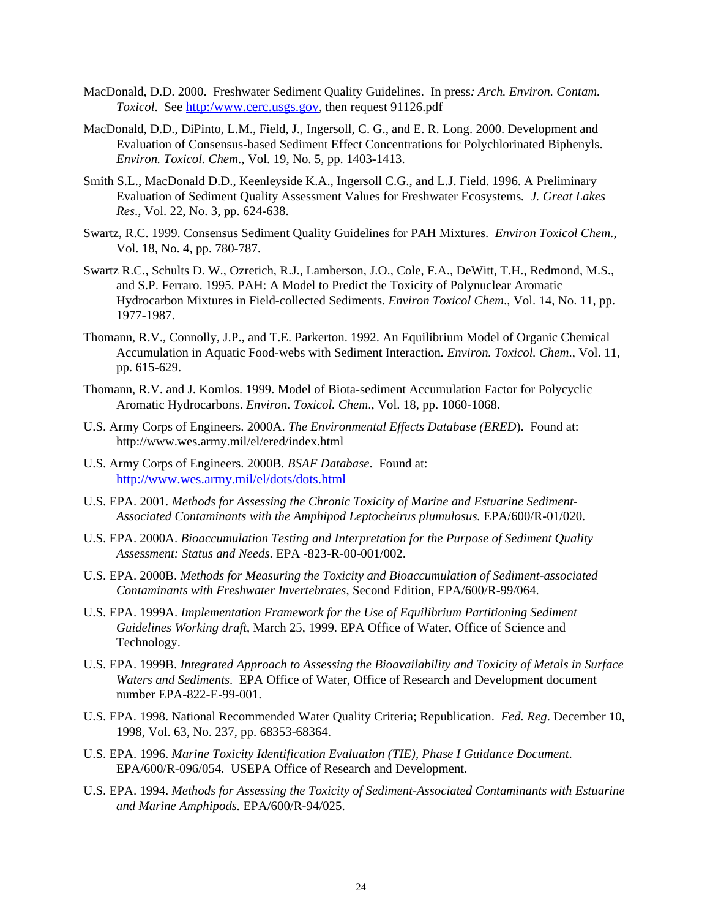MacDonald, D.D. 2000. Freshwater Sediment Quality Guidelines. In press: *Arch. Environ. Contam. Toxicol*. See http:/www.cerc.usgs.gov, then request 91126.pdf

MacDonald, D.D., DiPinto, L.M., Field, J., Ingersoll, C. G., and E. R. Long. 2000. Development and Evaluation of Consensus-based Sediment Effect Concentrations for Polychlorinated Biphenyls. *Environ. Toxicol. Chem*., Vol. 19, No. 5, pp. 1403-1413.

Smith S.L., MacDonald D.D., Keenleyside K.A., Ingersoll C.G., and L.J. Field. 1996. A Preliminary Evaluation of Sediment Quality Assessment Values for Freshwater Ecosystems. *J. Great Lakes Res*., Vol. 22, No. 3, pp. 624-638.

Swartz, R.C. 1999. Consensus Sediment Quality Guidelines for PAH Mixtures. *Environ Toxicol Chem*., Vol. 18, No. 4, pp. 780-787.

Swartz R.C., Schults D. W., Ozretich, R.J., Lamberson, J.O., Cole, F.A., DeWitt, T.H., Redmond, M.S., and S.P. Ferraro. 1995. PAH: A Model to Predict the Toxicity of Polynuclear Aromatic Hydrocarbon Mixtures in Field-collected Sediments. *Environ Toxicol Chem*., Vol. 14, No. 11, pp. 1977-1987.

Thomann, R.V., Connolly, J.P., and T.E. Parkerton. 1992. An Equilibrium Model of Organic Chemical Accumulation in Aquatic Food-webs with Sediment Interaction. *Environ. Toxicol. Chem*., Vol. 11, pp. 615-629.

Thomann, R.V. and J. Komlos. 1999. Model of Biota-sediment Accumulation Factor for Polycyclic Aromatic Hydrocarbons. *Environ. Toxicol. Chem*., Vol. 18, pp. 1060-1068.

U.S. Army Corps of Engineers. 2000A. *The Environmental Effects Database (ERED*). Found at: http://www.wes.army.mil/el/ered/index.html

U.S. Army Corps of Engineers. 2000B. *BSAF Database*. Found at: http://www.wes.army.mil/el/dots/dots.html

U.S. EPA. 2001. *Methods for Assessing the Chronic Toxicity of Marine and Estuarine Sediment-Associated Contaminants with the Amphipod Leptocheirus plumulosus.* EPA/600/R-01/020.

U.S. EPA. 2000A. *Bioaccumulation Testing and Interpretation for the Purpose of Sediment Quality Assessment: Status and Needs*. EPA -823-R-00-001/002.

U.S. EPA. 2000B. *Methods for Measuring the Toxicity and Bioaccumulation of Sediment-associated Contaminants with Freshwater Invertebrates*, Second Edition, EPA/600/R-99/064.

U.S. EPA. 1999A. *Implementation Framework for the Use of Equilibrium Partitioning Sediment Guidelines Working draft*, March 25, 1999. EPA Office of Water, Office of Science and Technology.

U.S. EPA. 1999B. *Integrated Approach to Assessing the Bioavailability and Toxicity of Metals in Surface Waters and Sediments*. EPA Office of Water, Office of Research and Development document number EPA-822-E-99-001.

U.S. EPA. 1998. National Recommended Water Quality Criteria; Republication. *Fed. Reg*. December 10, 1998, Vol. 63, No. 237, pp. 68353-68364.

U.S. EPA. 1996. *Marine Toxicity Identification Evaluation (TIE), Phase I Guidance Document*. EPA/600/R-096/054. USEPA Office of Research and Development.

U.S. EPA. 1994. *Methods for Assessing the Toxicity of Sediment-Associated Contaminants with Estuarine and Marine Amphipods.* EPA/600/R-94/025.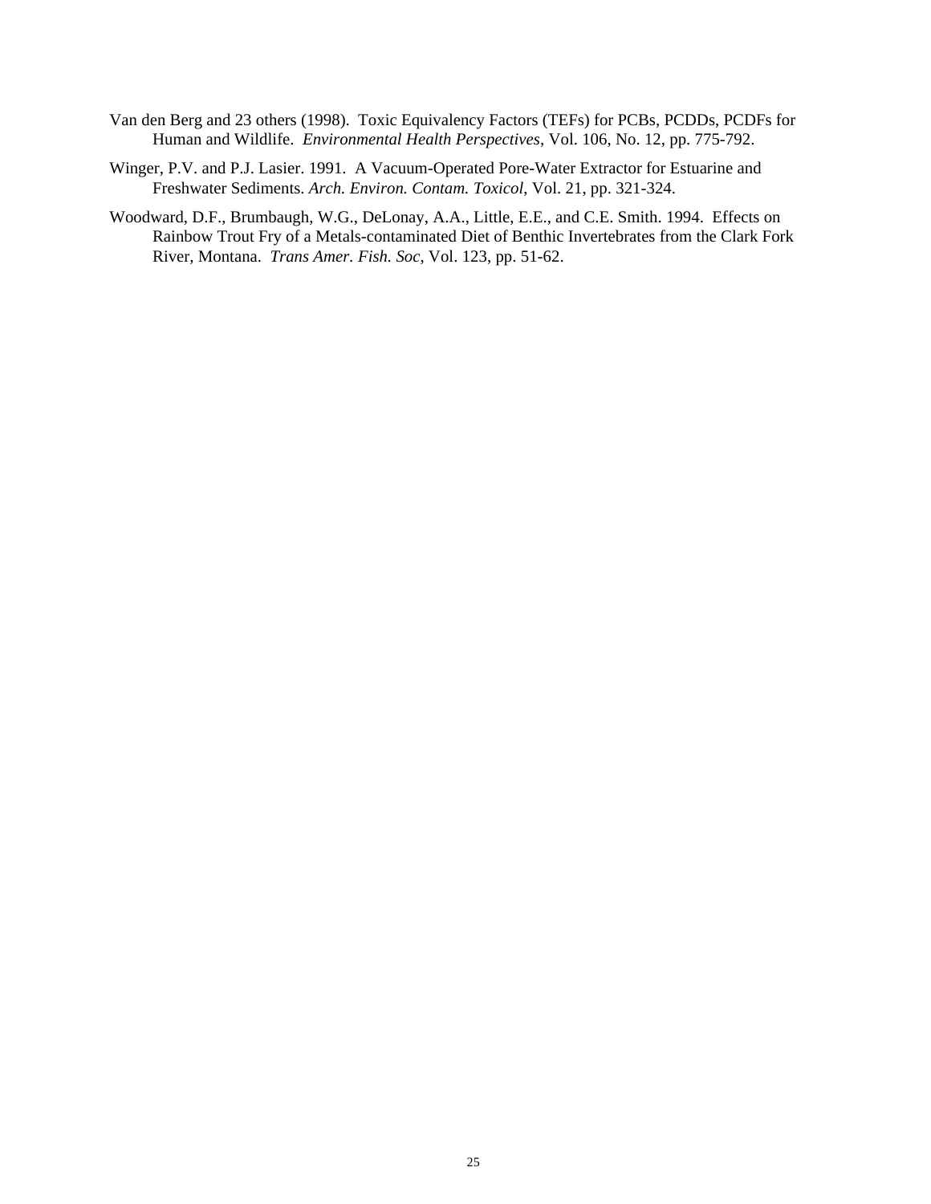Van den Berg and 23 others (1998). Toxic Equivalency Factors (TEFs) for PCBs, PCDDs, PCDFs for Human and Wildlife. *Environmental Health Perspectives*, Vol. 106, No. 12, pp. 775-792.

Winger, P.V. and P.J. Lasier. 1991. A Vacuum-Operated Pore-Water Extractor for Estuarine and Freshwater Sediments. *Arch. Environ. Contam. Toxicol*, Vol. 21, pp. 321-324.

Woodward, D.F., Brumbaugh, W.G., DeLonay, A.A., Little, E.E., and C.E. Smith. 1994. Effects on Rainbow Trout Fry of a Metals-contaminated Diet of Benthic Invertebrates from the Clark Fork River, Montana. *Trans Amer. Fish. Soc*, Vol. 123, pp. 51-62.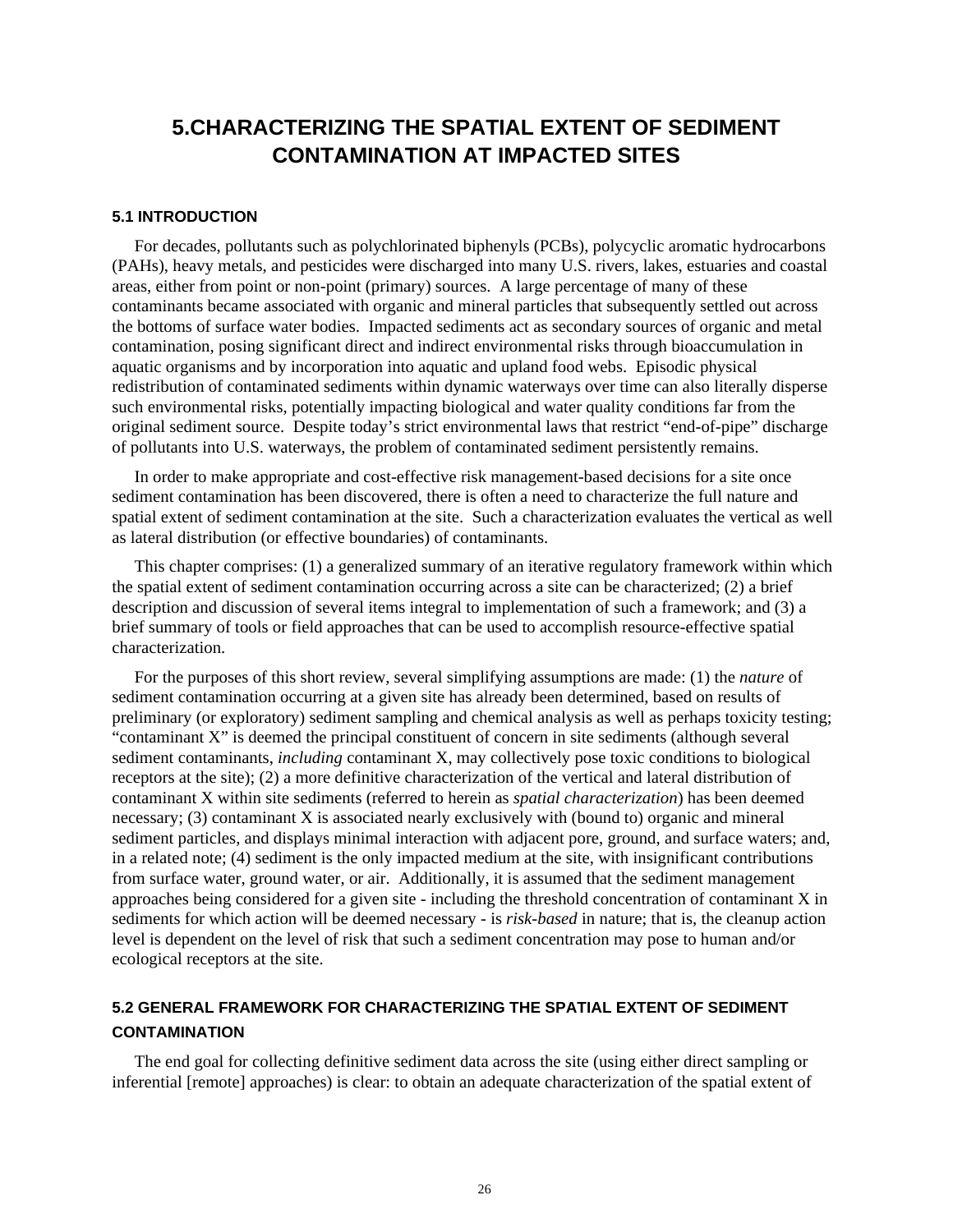# 5.CHARACTERIZING THE SPATIAL EXTENT OF SEDIMENT CONTAMINATION AT IMPACTED SITES

## 5.1 INTRODUCTION

For decades, pollutants such as polychlorinated biphenyls (PCBs), polycyclic aromatic hydrocarbons (PAHs), heavy metals, and pesticides were discharged into many U.S. rivers, lakes, estuaries and coastal areas, either from point or non-point (primary) sources. A large percentage of many of these contaminants became associated with organic and mineral particles that subsequently settled out across the bottoms of surface water bodies. Impacted sediments act as secondary sources of organic and metal contamination, posing significant direct and indirect environmental risks through bioaccumulation in aquatic organisms and by incorporation into aquatic and upland food webs. Episodic physical redistribution of contaminated sediments within dynamic waterways over time can also literally disperse such environmental risks, potentially impacting biological and water quality conditions far from the original sediment source. Despite today's strict environmental laws that restrict "end-of-pipe" discharge of pollutants into U.S. waterways, the problem of contaminated sediment persistently remains.

In order to make appropriate and cost-effective risk management-based decisions for a site once sediment contamination has been discovered, there is often a need to characterize the full nature and spatial extent of sediment contamination at the site. Such a characterization evaluates the vertical as well as lateral distribution (or effective boundaries) of contaminants.

This chapter comprises: (1) a generalized summary of an iterative regulatory framework within which the spatial extent of sediment contamination occurring across a site can be characterized; (2) a brief description and discussion of several items integral to implementation of such a framework; and (3) a brief summary of tools or field approaches that can be used to accomplish resource-effective spatial characterization.

For the purposes of this short review, several simplifying assumptions are made: (1) the *nature* of sediment contamination occurring at a given site has already been determined, based on results of preliminary (or exploratory) sediment sampling and chemical analysis as well as perhaps toxicity testing; "contaminant X" is deemed the principal constituent of concern in site sediments (although several sediment contaminants, *including* contaminant X, may collectively pose toxic conditions to biological receptors at the site); (2) a more definitive characterization of the vertical and lateral distribution of contaminant X within site sediments (referred to herein as *spatial characterization*) has been deemed necessary; (3) contaminant X is associated nearly exclusively with (bound to) organic and mineral sediment particles, and displays minimal interaction with adjacent pore, ground, and surface waters; and, in a related note; (4) sediment is the only impacted medium at the site, with insignificant contributions from surface water, ground water, or air. Additionally, it is assumed that the sediment management approaches being considered for a given site - including the threshold concentration of contaminant X in sediments for which action will be deemed necessary - is *risk-based* in nature; that is, the cleanup action level is dependent on the level of risk that such a sediment concentration may pose to human and/or ecological receptors at the site.

## 5.2 GENERAL FRAMEWORK FOR CHARACTERIZING THE SPATIAL EXTENT OF SEDIMENT CONTAMINATION

The end goal for collecting definitive sediment data across the site (using either direct sampling or inferential [remote] approaches) is clear: to obtain an adequate characterization of the spatial extent of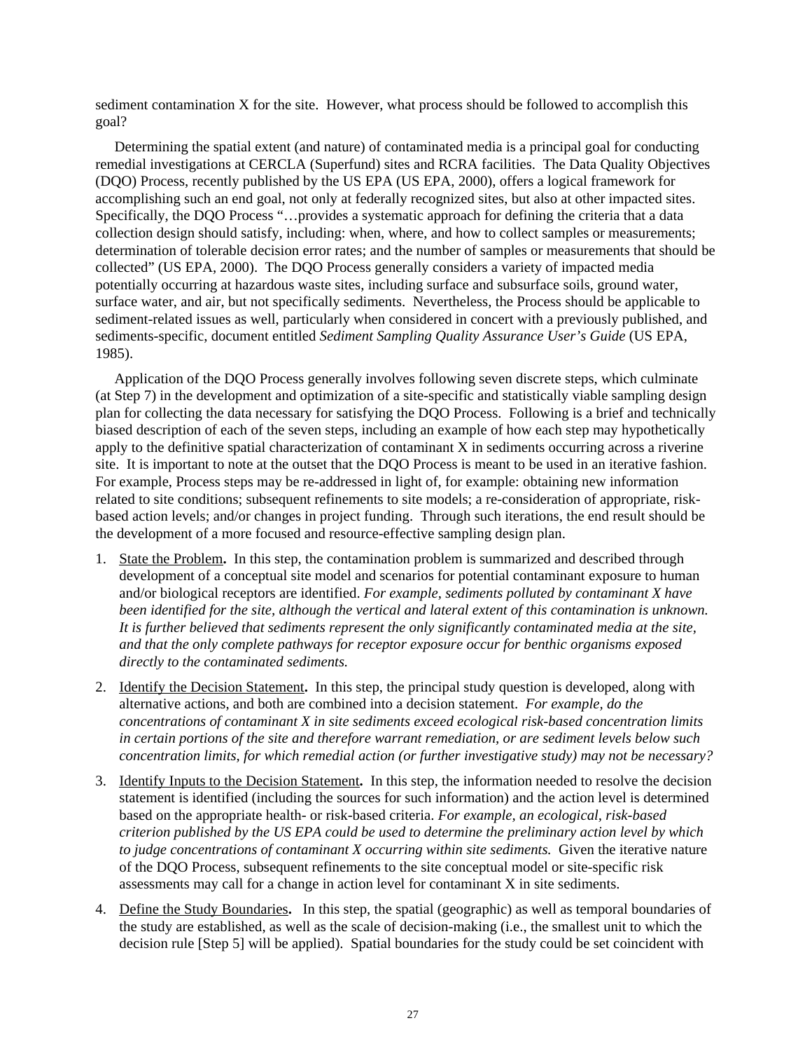sediment contamination X for the site. However, what process should be followed to accomplish this goal?

Determining the spatial extent (and nature) of contaminated media is a principal goal for conducting remedial investigations at CERCLA (Superfund) sites and RCRA facilities. The Data Quality Objectives (DQO) Process, recently published by the US EPA (US EPA, 2000), offers a logical framework for accomplishing such an end goal, not only at federally recognized sites, but also at other impacted sites. Specifically, the DQO Process "…provides a systematic approach for defining the criteria that a data collection design should satisfy, including: when, where, and how to collect samples or measurements; determination of tolerable decision error rates; and the number of samples or measurements that should be collected" (US EPA, 2000). The DQO Process generally considers a variety of impacted media potentially occurring at hazardous waste sites, including surface and subsurface soils, ground water, surface water, and air, but not specifically sediments. Nevertheless, the Process should be applicable to sediment-related issues as well, particularly when considered in concert with a previously published, and sediments-specific, document entitled *Sediment Sampling Quality Assurance User's Guide* (US EPA, 1985).

Application of the DQO Process generally involves following seven discrete steps, which culminate (at Step 7) in the development and optimization of a site-specific and statistically viable sampling design plan for collecting the data necessary for satisfying the DQO Process. Following is a brief and technically biased description of each of the seven steps, including an example of how each step may hypothetically apply to the definitive spatial characterization of contaminant X in sediments occurring across a riverine site. It is important to note at the outset that the DQO Process is meant to be used in an iterative fashion. For example, Process steps may be re-addressed in light of, for example: obtaining new information related to site conditions; subsequent refinements to site models; a re-consideration of appropriate, risk-based action levels; and/or changes in project funding. Through such iterations, the end result should be the development of a more focused and resource-effective sampling design plan.

1. <u>State the Problem</u>**.** In this step, the contamination problem is summarized and described through development of a conceptual site model and scenarios for potential contaminant exposure to human and/or biological receptors are identified. *For example, sediments polluted by contaminant X have been identified for the site, although the vertical and lateral extent of this contamination is unknown. It is further believed that sediments represent the only significantly contaminated media at the site, and that the only complete pathways for receptor exposure occur for benthic organisms exposed directly to the contaminated sediments.*

2. <u>Identify the Decision Statement</u>**.** In this step, the principal study question is developed, along with alternative actions, and both are combined into a decision statement. *For example, do the concentrations of contaminant X in site sediments exceed ecological risk-based concentration limits in certain portions of the site and therefore warrant remediation, or are sediment levels below such concentration limits, for which remedial action (or further investigative study) may not be necessary?*

3. <u>Identify Inputs to the Decision Statement</u>**.** In this step, the information needed to resolve the decision statement is identified (including the sources for such information) and the action level is determined based on the appropriate health- or risk-based criteria. *For example, an ecological, risk-based criterion published by the US EPA could be used to determine the preliminary action level by which to judge concentrations of contaminant X occurring within site sediments.* Given the iterative nature of the DQO Process, subsequent refinements to the site conceptual model or site-specific risk assessments may call for a change in action level for contaminant X in site sediments.

4. <u>Define the Study Boundaries</u>**.** In this step, the spatial (geographic) as well as temporal boundaries of the study are established, as well as the scale of decision-making (i.e., the smallest unit to which the decision rule [Step 5] will be applied). Spatial boundaries for the study could be set coincident with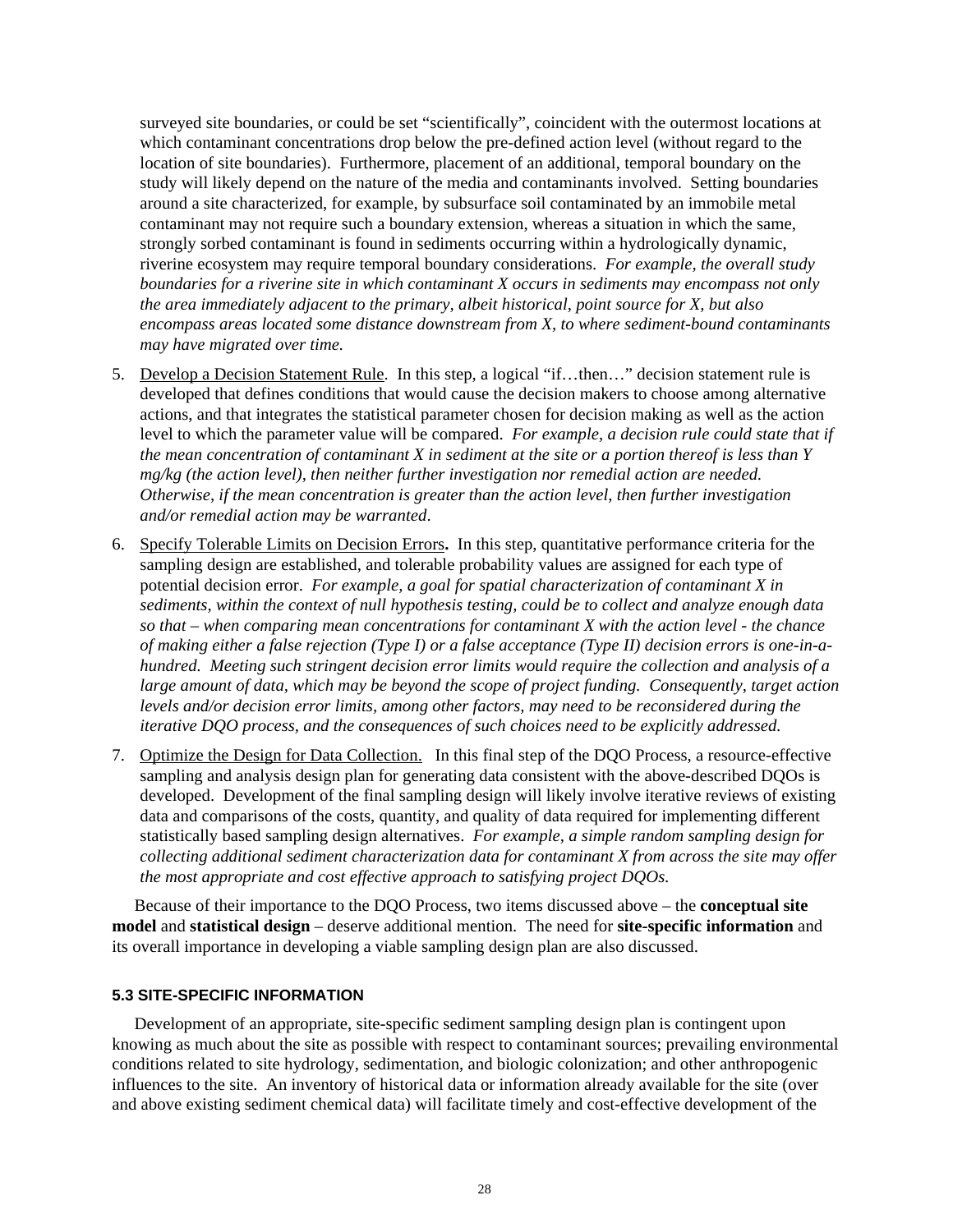surveyed site boundaries, or could be set "scientifically", coincident with the outermost locations at which contaminant concentrations drop below the pre-defined action level (without regard to the location of site boundaries). Furthermore, placement of an additional, temporal boundary on the study will likely depend on the nature of the media and contaminants involved. Setting boundaries around a site characterized, for example, by subsurface soil contaminated by an immobile metal contaminant may not require such a boundary extension, whereas a situation in which the same, strongly sorbed contaminant is found in sediments occurring within a hydrologically dynamic, riverine ecosystem may require temporal boundary considerations. *For example, the overall study boundaries for a riverine site in which contaminant X occurs in sediments may encompass not only the area immediately adjacent to the primary, albeit historical, point source for X, but also encompass areas located some distance downstream from X, to where sediment-bound contaminants may have migrated over time.*

5. Develop a Decision Statement Rule. In this step, a logical "if…then…" decision statement rule is developed that defines conditions that would cause the decision makers to choose among alternative actions, and that integrates the statistical parameter chosen for decision making as well as the action level to which the parameter value will be compared. *For example, a decision rule could state that if the mean concentration of contaminant X in sediment at the site or a portion thereof is less than Y mg/kg (the action level), then neither further investigation nor remedial action are needed. Otherwise, if the mean concentration is greater than the action level, then further investigation and/or remedial action may be warranted*.

6. Specify Tolerable Limits on Decision Errors**.** In this step, quantitative performance criteria for the sampling design are established, and tolerable probability values are assigned for each type of potential decision error. *For example, a goal for spatial characterization of contaminant X in sediments, within the context of null hypothesis testing, could be to collect and analyze enough data so that – when comparing mean concentrations for contaminant X with the action level - the chance of making either a false rejection (Type I) or a false acceptance (Type II) decision errors is one-in-a-hundred. Meeting such stringent decision error limits would require the collection and analysis of a large amount of data, which may be beyond the scope of project funding. Consequently, target action levels and/or decision error limits, among other factors, may need to be reconsidered during the iterative DQO process, and the consequences of such choices need to be explicitly addressed.*

7. Optimize the Design for Data Collection. In this final step of the DQO Process, a resource-effective sampling and analysis design plan for generating data consistent with the above-described DQOs is developed. Development of the final sampling design will likely involve iterative reviews of existing data and comparisons of the costs, quantity, and quality of data required for implementing different statistically based sampling design alternatives. *For example, a simple random sampling design for collecting additional sediment characterization data for contaminant X from across the site may offer the most appropriate and cost effective approach to satisfying project DQOs.*

Because of their importance to the DQO Process, two items discussed above – the **conceptual site model** and **statistical design** – deserve additional mention. The need for **site-specific information** and its overall importance in developing a viable sampling design plan are also discussed.

### 5.3 SITE-SPECIFIC INFORMATION

Development of an appropriate, site-specific sediment sampling design plan is contingent upon knowing as much about the site as possible with respect to contaminant sources; prevailing environmental conditions related to site hydrology, sedimentation, and biologic colonization; and other anthropogenic influences to the site. An inventory of historical data or information already available for the site (over and above existing sediment chemical data) will facilitate timely and cost-effective development of the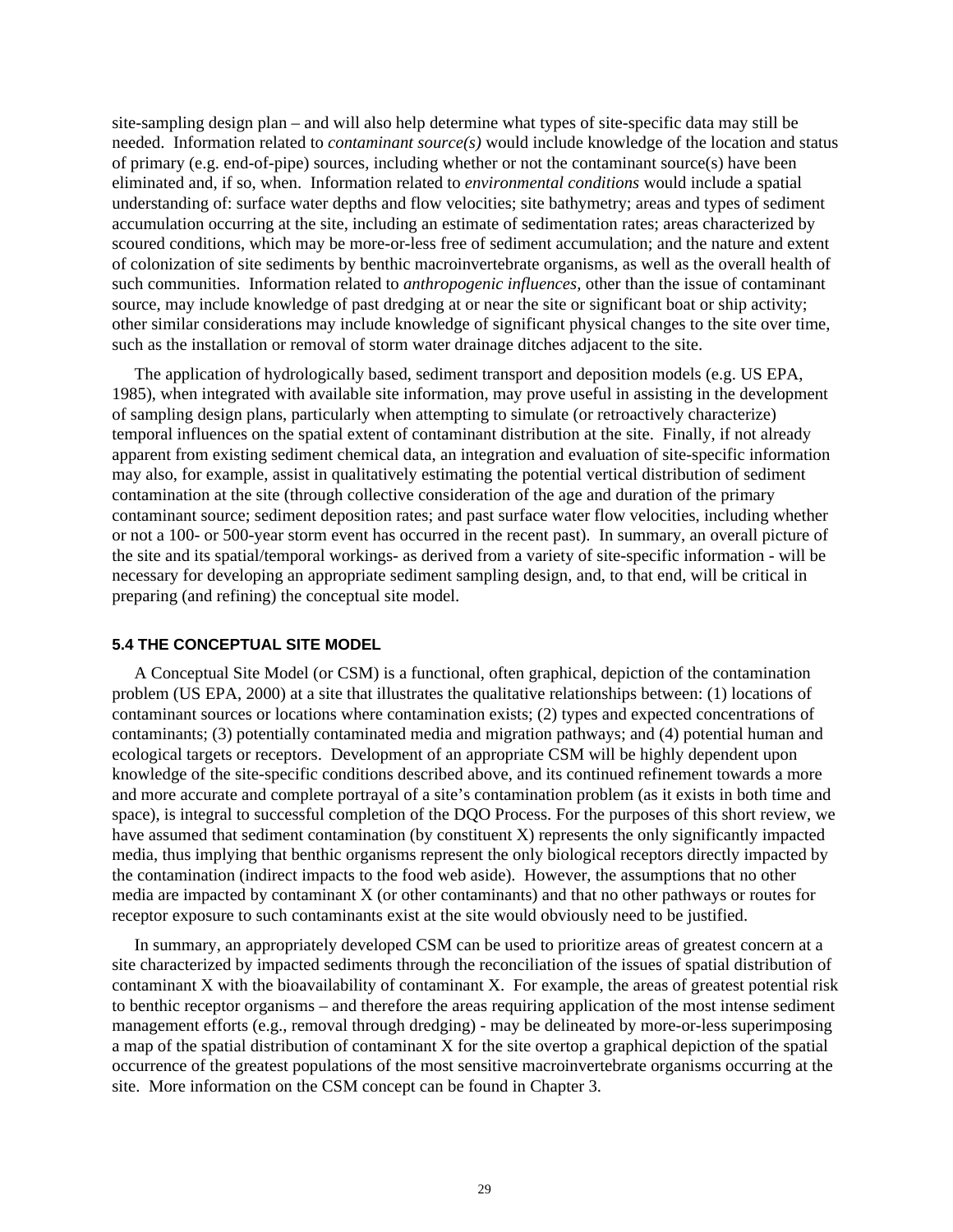site-sampling design plan – and will also help determine what types of site-specific data may still be needed. Information related to *contaminant source(s)* would include knowledge of the location and status of primary (e.g. end-of-pipe) sources, including whether or not the contaminant source(s) have been eliminated and, if so, when. Information related to *environmental conditions* would include a spatial understanding of: surface water depths and flow velocities; site bathymetry; areas and types of sediment accumulation occurring at the site, including an estimate of sedimentation rates; areas characterized by scoured conditions, which may be more-or-less free of sediment accumulation; and the nature and extent of colonization of site sediments by benthic macroinvertebrate organisms, as well as the overall health of such communities. Information related to *anthropogenic influences,* other than the issue of contaminant source, may include knowledge of past dredging at or near the site or significant boat or ship activity; other similar considerations may include knowledge of significant physical changes to the site over time, such as the installation or removal of storm water drainage ditches adjacent to the site.

The application of hydrologically based, sediment transport and deposition models (e.g. US EPA, 1985), when integrated with available site information, may prove useful in assisting in the development of sampling design plans, particularly when attempting to simulate (or retroactively characterize) temporal influences on the spatial extent of contaminant distribution at the site. Finally, if not already apparent from existing sediment chemical data, an integration and evaluation of site-specific information may also, for example, assist in qualitatively estimating the potential vertical distribution of sediment contamination at the site (through collective consideration of the age and duration of the primary contaminant source; sediment deposition rates; and past surface water flow velocities, including whether or not a 100- or 500-year storm event has occurred in the recent past). In summary, an overall picture of the site and its spatial/temporal workings- as derived from a variety of site-specific information - will be necessary for developing an appropriate sediment sampling design, and, to that end, will be critical in preparing (and refining) the conceptual site model.

## 5.4 THE CONCEPTUAL SITE MODEL

A Conceptual Site Model (or CSM) is a functional, often graphical, depiction of the contamination problem (US EPA, 2000) at a site that illustrates the qualitative relationships between: (1) locations of contaminant sources or locations where contamination exists; (2) types and expected concentrations of contaminants; (3) potentially contaminated media and migration pathways; and (4) potential human and ecological targets or receptors. Development of an appropriate CSM will be highly dependent upon knowledge of the site-specific conditions described above, and its continued refinement towards a more and more accurate and complete portrayal of a site's contamination problem (as it exists in both time and space), is integral to successful completion of the DQO Process. For the purposes of this short review, we have assumed that sediment contamination (by constituent X) represents the only significantly impacted media, thus implying that benthic organisms represent the only biological receptors directly impacted by the contamination (indirect impacts to the food web aside). However, the assumptions that no other media are impacted by contaminant X (or other contaminants) and that no other pathways or routes for receptor exposure to such contaminants exist at the site would obviously need to be justified.

In summary, an appropriately developed CSM can be used to prioritize areas of greatest concern at a site characterized by impacted sediments through the reconciliation of the issues of spatial distribution of contaminant X with the bioavailability of contaminant X. For example, the areas of greatest potential risk to benthic receptor organisms – and therefore the areas requiring application of the most intense sediment management efforts (e.g., removal through dredging) - may be delineated by more-or-less superimposing a map of the spatial distribution of contaminant X for the site overtop a graphical depiction of the spatial occurrence of the greatest populations of the most sensitive macroinvertebrate organisms occurring at the site. More information on the CSM concept can be found in Chapter 3.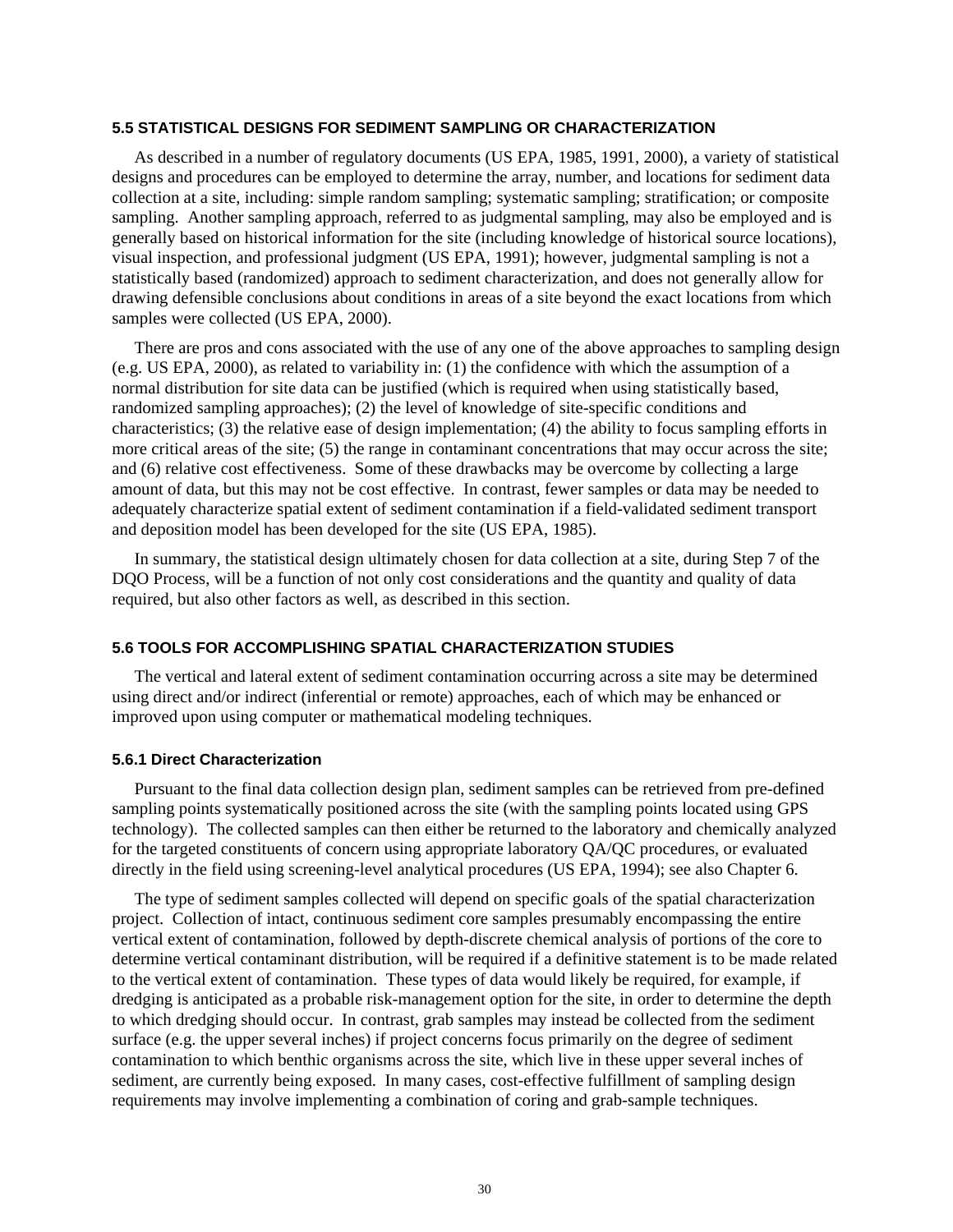### 5.5 STATISTICAL DESIGNS FOR SEDIMENT SAMPLING OR CHARACTERIZATION

As described in a number of regulatory documents (US EPA, 1985, 1991, 2000), a variety of statistical designs and procedures can be employed to determine the array, number, and locations for sediment data collection at a site, including: simple random sampling; systematic sampling; stratification; or composite sampling. Another sampling approach, referred to as judgmental sampling, may also be employed and is generally based on historical information for the site (including knowledge of historical source locations), visual inspection, and professional judgment (US EPA, 1991); however, judgmental sampling is not a statistically based (randomized) approach to sediment characterization, and does not generally allow for drawing defensible conclusions about conditions in areas of a site beyond the exact locations from which samples were collected (US EPA, 2000).

There are pros and cons associated with the use of any one of the above approaches to sampling design (e.g. US EPA, 2000), as related to variability in: (1) the confidence with which the assumption of a normal distribution for site data can be justified (which is required when using statistically based, randomized sampling approaches); (2) the level of knowledge of site-specific conditions and characteristics; (3) the relative ease of design implementation; (4) the ability to focus sampling efforts in more critical areas of the site; (5) the range in contaminant concentrations that may occur across the site; and (6) relative cost effectiveness. Some of these drawbacks may be overcome by collecting a large amount of data, but this may not be cost effective. In contrast, fewer samples or data may be needed to adequately characterize spatial extent of sediment contamination if a field-validated sediment transport and deposition model has been developed for the site (US EPA, 1985).

In summary, the statistical design ultimately chosen for data collection at a site, during Step 7 of the DQO Process, will be a function of not only cost considerations and the quantity and quality of data required, but also other factors as well, as described in this section.

### 5.6 TOOLS FOR ACCOMPLISHING SPATIAL CHARACTERIZATION STUDIES

The vertical and lateral extent of sediment contamination occurring across a site may be determined using direct and/or indirect (inferential or remote) approaches, each of which may be enhanced or improved upon using computer or mathematical modeling techniques.

#### 5.6.1 Direct Characterization

Pursuant to the final data collection design plan, sediment samples can be retrieved from pre-defined sampling points systematically positioned across the site (with the sampling points located using GPS technology). The collected samples can then either be returned to the laboratory and chemically analyzed for the targeted constituents of concern using appropriate laboratory QA/QC procedures, or evaluated directly in the field using screening-level analytical procedures (US EPA, 1994); see also Chapter 6.

The type of sediment samples collected will depend on specific goals of the spatial characterization project. Collection of intact, continuous sediment core samples presumably encompassing the entire vertical extent of contamination, followed by depth-discrete chemical analysis of portions of the core to determine vertical contaminant distribution, will be required if a definitive statement is to be made related to the vertical extent of contamination. These types of data would likely be required, for example, if dredging is anticipated as a probable risk-management option for the site, in order to determine the depth to which dredging should occur. In contrast, grab samples may instead be collected from the sediment surface (e.g. the upper several inches) if project concerns focus primarily on the degree of sediment contamination to which benthic organisms across the site, which live in these upper several inches of sediment, are currently being exposed. In many cases, cost-effective fulfillment of sampling design requirements may involve implementing a combination of coring and grab-sample techniques.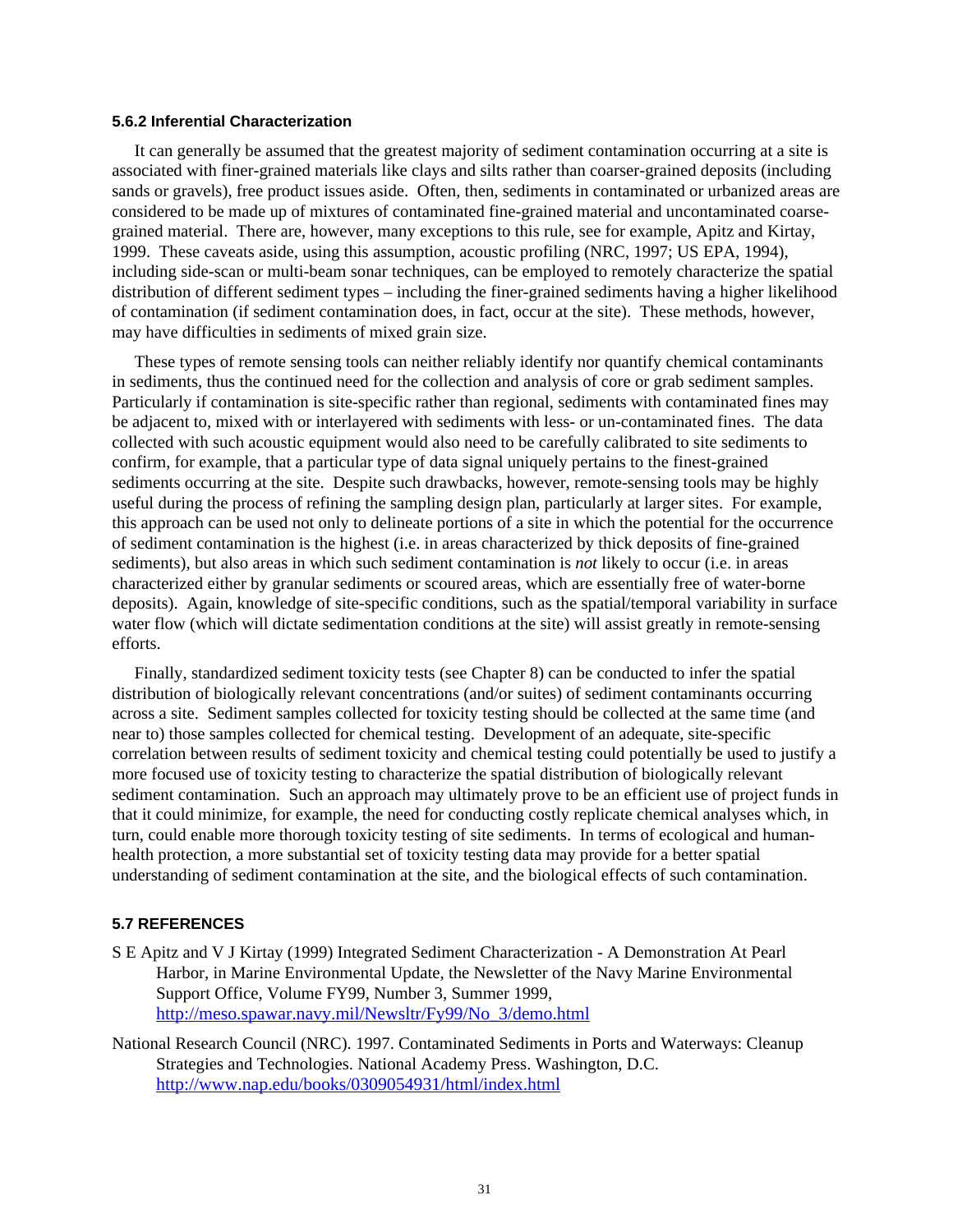### 5.6.2 Inferential Characterization

It can generally be assumed that the greatest majority of sediment contamination occurring at a site is associated with finer-grained materials like clays and silts rather than coarser-grained deposits (including sands or gravels), free product issues aside. Often, then, sediments in contaminated or urbanized areas are considered to be made up of mixtures of contaminated fine-grained material and uncontaminated coarse-grained material. There are, however, many exceptions to this rule, see for example, Apitz and Kirtay, 1999. These caveats aside, using this assumption, acoustic profiling (NRC, 1997; US EPA, 1994), including side-scan or multi-beam sonar techniques, can be employed to remotely characterize the spatial distribution of different sediment types – including the finer-grained sediments having a higher likelihood of contamination (if sediment contamination does, in fact, occur at the site). These methods, however, may have difficulties in sediments of mixed grain size.

These types of remote sensing tools can neither reliably identify nor quantify chemical contaminants in sediments, thus the continued need for the collection and analysis of core or grab sediment samples. Particularly if contamination is site-specific rather than regional, sediments with contaminated fines may be adjacent to, mixed with or interlayered with sediments with less- or un-contaminated fines. The data collected with such acoustic equipment would also need to be carefully calibrated to site sediments to confirm, for example, that a particular type of data signal uniquely pertains to the finest-grained sediments occurring at the site. Despite such drawbacks, however, remote-sensing tools may be highly useful during the process of refining the sampling design plan, particularly at larger sites. For example, this approach can be used not only to delineate portions of a site in which the potential for the occurrence of sediment contamination is the highest (i.e. in areas characterized by thick deposits of fine-grained sediments), but also areas in which such sediment contamination is *not* likely to occur (i.e. in areas characterized either by granular sediments or scoured areas, which are essentially free of water-borne deposits). Again, knowledge of site-specific conditions, such as the spatial/temporal variability in surface water flow (which will dictate sedimentation conditions at the site) will assist greatly in remote-sensing efforts.

Finally, standardized sediment toxicity tests (see Chapter 8) can be conducted to infer the spatial distribution of biologically relevant concentrations (and/or suites) of sediment contaminants occurring across a site. Sediment samples collected for toxicity testing should be collected at the same time (and near to) those samples collected for chemical testing. Development of an adequate, site-specific correlation between results of sediment toxicity and chemical testing could potentially be used to justify a more focused use of toxicity testing to characterize the spatial distribution of biologically relevant sediment contamination. Such an approach may ultimately prove to be an efficient use of project funds in that it could minimize, for example, the need for conducting costly replicate chemical analyses which, in turn, could enable more thorough toxicity testing of site sediments. In terms of ecological and human-health protection, a more substantial set of toxicity testing data may provide for a better spatial understanding of sediment contamination at the site, and the biological effects of such contamination.

## 5.7 REFERENCES

S E Apitz and V J Kirtay (1999) Integrated Sediment Characterization - A Demonstration At Pearl Harbor, in Marine Environmental Update, the Newsletter of the Navy Marine Environmental Support Office, Volume FY99, Number 3, Summer 1999, http://meso.spawar.navy.mil/Newsltr/Fy99/No_3/demo.html

National Research Council (NRC). 1997. Contaminated Sediments in Ports and Waterways: Cleanup Strategies and Technologies. National Academy Press. Washington, D.C. http://www.nap.edu/books/0309054931/html/index.html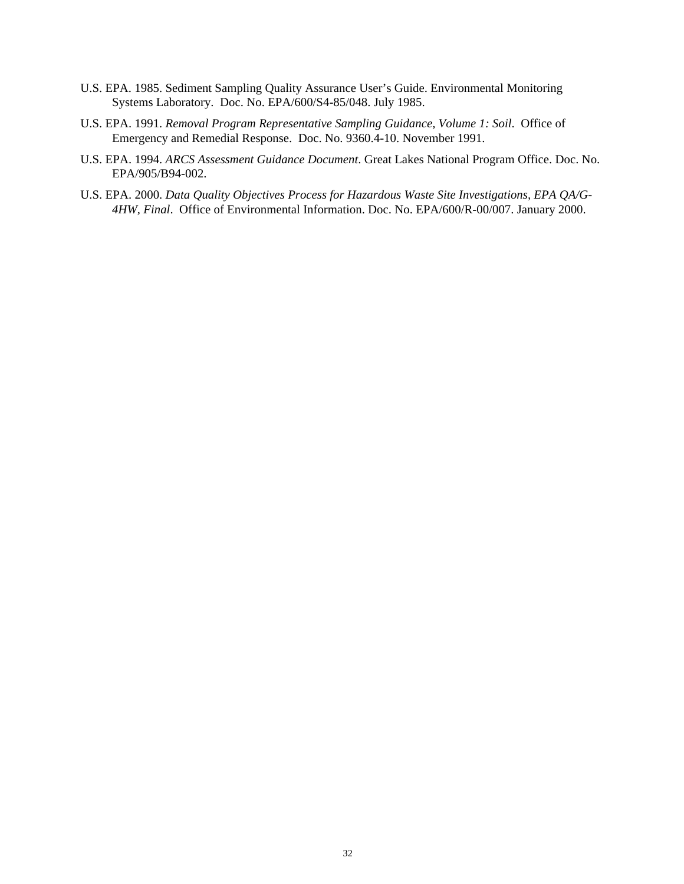U.S. EPA. 1985. Sediment Sampling Quality Assurance User's Guide. Environmental Monitoring Systems Laboratory. Doc. No. EPA/600/S4-85/048. July 1985.

U.S. EPA. 1991. *Removal Program Representative Sampling Guidance, Volume 1: Soil*. Office of Emergency and Remedial Response. Doc. No. 9360.4-10. November 1991.

U.S. EPA. 1994. *ARCS Assessment Guidance Document*. Great Lakes National Program Office. Doc. No. EPA/905/B94-002.

U.S. EPA. 2000. *Data Quality Objectives Process for Hazardous Waste Site Investigations, EPA QA/G-4HW, Final*. Office of Environmental Information. Doc. No. EPA/600/R-00/007. January 2000.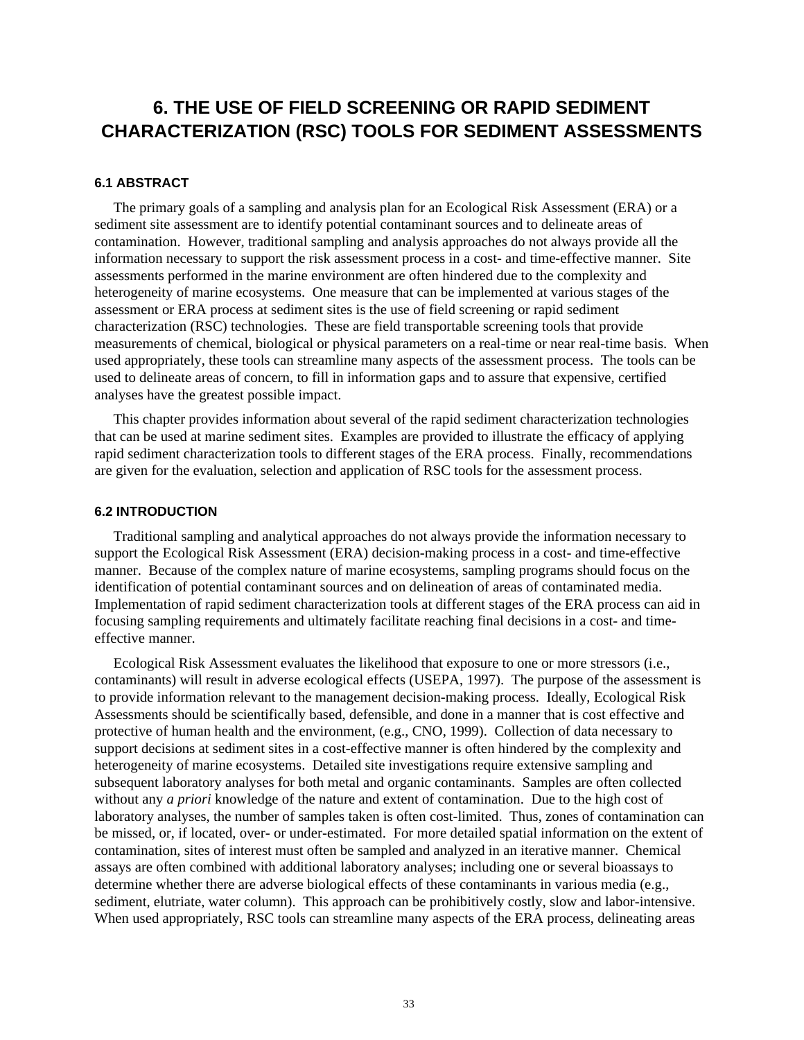# 6. THE USE OF FIELD SCREENING OR RAPID SEDIMENT CHARACTERIZATION (RSC) TOOLS FOR SEDIMENT ASSESSMENTS

## 6.1 ABSTRACT

The primary goals of a sampling and analysis plan for an Ecological Risk Assessment (ERA) or a sediment site assessment are to identify potential contaminant sources and to delineate areas of contamination. However, traditional sampling and analysis approaches do not always provide all the information necessary to support the risk assessment process in a cost- and time-effective manner. Site assessments performed in the marine environment are often hindered due to the complexity and heterogeneity of marine ecosystems. One measure that can be implemented at various stages of the assessment or ERA process at sediment sites is the use of field screening or rapid sediment characterization (RSC) technologies. These are field transportable screening tools that provide measurements of chemical, biological or physical parameters on a real-time or near real-time basis. When used appropriately, these tools can streamline many aspects of the assessment process. The tools can be used to delineate areas of concern, to fill in information gaps and to assure that expensive, certified analyses have the greatest possible impact.

This chapter provides information about several of the rapid sediment characterization technologies that can be used at marine sediment sites. Examples are provided to illustrate the efficacy of applying rapid sediment characterization tools to different stages of the ERA process. Finally, recommendations are given for the evaluation, selection and application of RSC tools for the assessment process.

## 6.2 INTRODUCTION

Traditional sampling and analytical approaches do not always provide the information necessary to support the Ecological Risk Assessment (ERA) decision-making process in a cost- and time-effective manner. Because of the complex nature of marine ecosystems, sampling programs should focus on the identification of potential contaminant sources and on delineation of areas of contaminated media. Implementation of rapid sediment characterization tools at different stages of the ERA process can aid in focusing sampling requirements and ultimately facilitate reaching final decisions in a cost- and time-effective manner.

Ecological Risk Assessment evaluates the likelihood that exposure to one or more stressors (i.e., contaminants) will result in adverse ecological effects (USEPA, 1997). The purpose of the assessment is to provide information relevant to the management decision-making process. Ideally, Ecological Risk Assessments should be scientifically based, defensible, and done in a manner that is cost effective and protective of human health and the environment, (e.g., CNO, 1999). Collection of data necessary to support decisions at sediment sites in a cost-effective manner is often hindered by the complexity and heterogeneity of marine ecosystems. Detailed site investigations require extensive sampling and subsequent laboratory analyses for both metal and organic contaminants. Samples are often collected without any *a priori* knowledge of the nature and extent of contamination. Due to the high cost of laboratory analyses, the number of samples taken is often cost-limited. Thus, zones of contamination can be missed, or, if located, over- or under-estimated. For more detailed spatial information on the extent of contamination, sites of interest must often be sampled and analyzed in an iterative manner. Chemical assays are often combined with additional laboratory analyses; including one or several bioassays to determine whether there are adverse biological effects of these contaminants in various media (e.g., sediment, elutriate, water column). This approach can be prohibitively costly, slow and labor-intensive. When used appropriately, RSC tools can streamline many aspects of the ERA process, delineating areas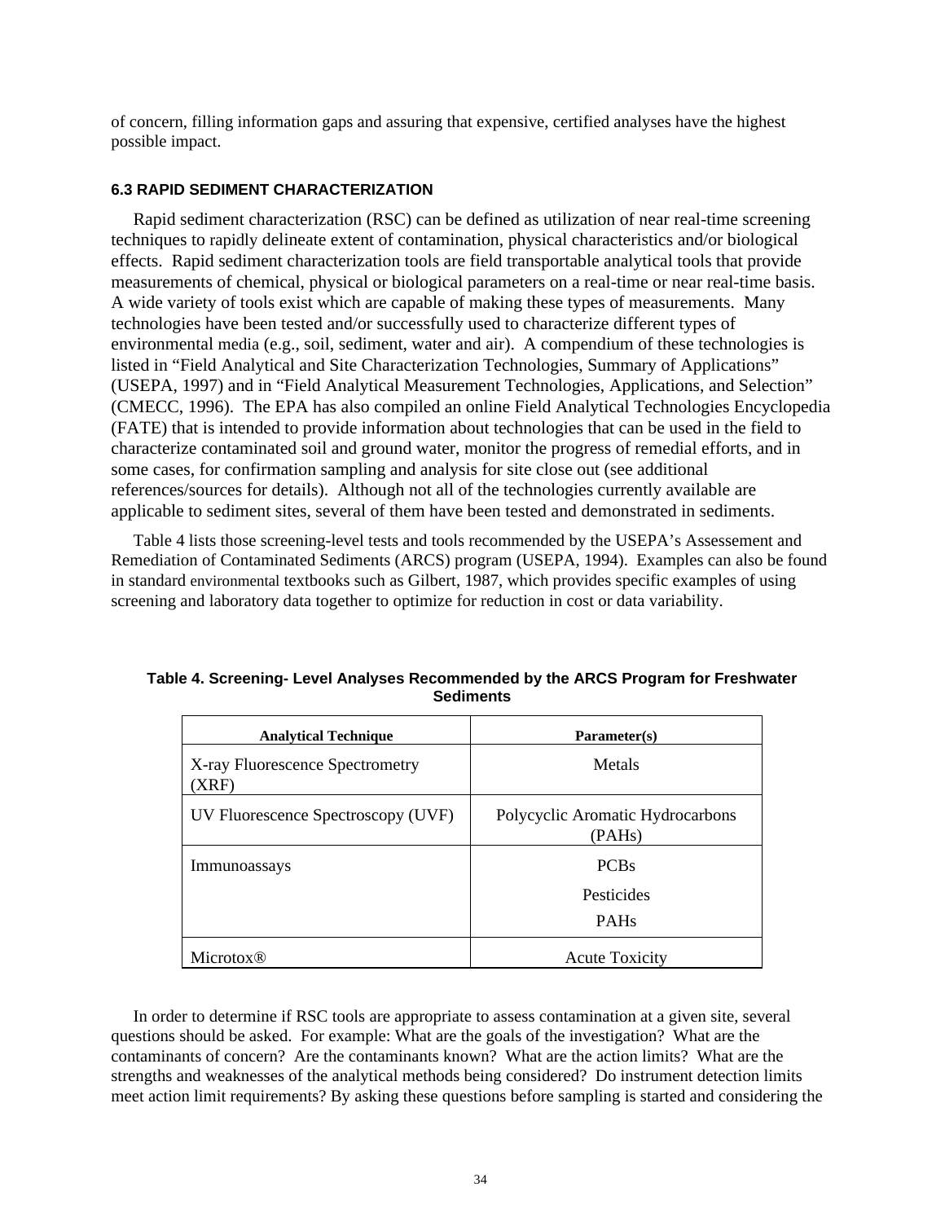of concern, filling information gaps and assuring that expensive, certified analyses have the highest possible impact.

### 6.3 RAPID SEDIMENT CHARACTERIZATION

Rapid sediment characterization (RSC) can be defined as utilization of near real-time screening techniques to rapidly delineate extent of contamination, physical characteristics and/or biological effects. Rapid sediment characterization tools are field transportable analytical tools that provide measurements of chemical, physical or biological parameters on a real-time or near real-time basis. A wide variety of tools exist which are capable of making these types of measurements. Many technologies have been tested and/or successfully used to characterize different types of environmental media (e.g., soil, sediment, water and air). A compendium of these technologies is listed in "Field Analytical and Site Characterization Technologies, Summary of Applications" (USEPA, 1997) and in "Field Analytical Measurement Technologies, Applications, and Selection" (CMECC, 1996). The EPA has also compiled an online Field Analytical Technologies Encyclopedia (FATE) that is intended to provide information about technologies that can be used in the field to characterize contaminated soil and ground water, monitor the progress of remedial efforts, and in some cases, for confirmation sampling and analysis for site close out (see additional references/sources for details). Although not all of the technologies currently available are applicable to sediment sites, several of them have been tested and demonstrated in sediments.

Table 4 lists those screening-level tests and tools recommended by the USEPA's Assessement and Remediation of Contaminated Sediments (ARCS) program (USEPA, 1994). Examples can also be found in standard environmental textbooks such as Gilbert, 1987, which provides specific examples of using screening and laboratory data together to optimize for reduction in cost or data variability.

**Table 4. Screening- Level Analyses Recommended by the ARCS Program for Freshwater Sediments**

| Analytical Technique | Parameter(s) |
|---|---|
| X-ray Fluorescence Spectrometry (XRF) | Metals |
| UV Fluorescence Spectroscopy (UVF) | Polycyclic Aromatic Hydrocarbons (PAHs) |
| Immunoassays | PCBs<br>Pesticides<br>PAHs |
| Microtox® | Acute Toxicity |

In order to determine if RSC tools are appropriate to assess contamination at a given site, several questions should be asked. For example: What are the goals of the investigation? What are the contaminants of concern? Are the contaminants known? What are the action limits? What are the strengths and weaknesses of the analytical methods being considered? Do instrument detection limits meet action limit requirements? By asking these questions before sampling is started and considering the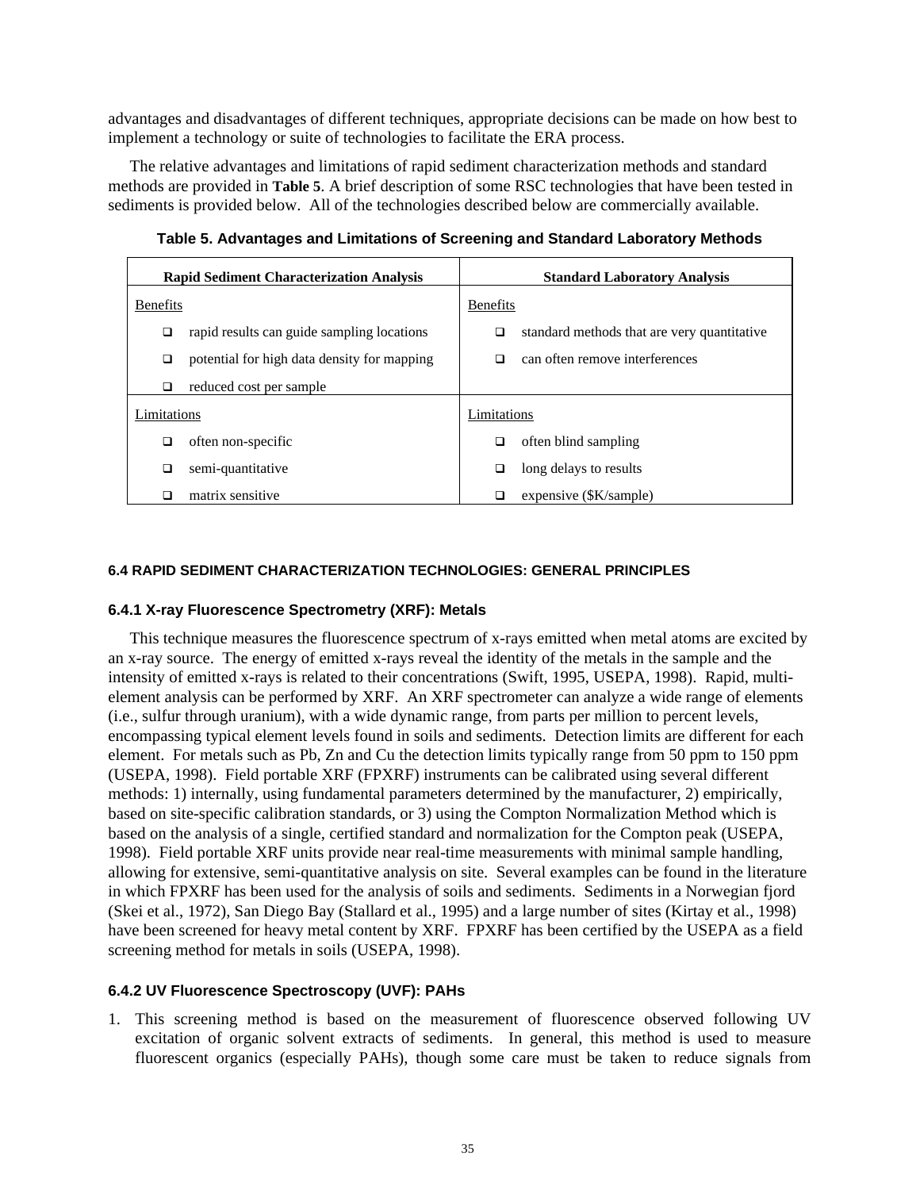advantages and disadvantages of different techniques, appropriate decisions can be made on how best to implement a technology or suite of technologies to facilitate the ERA process.

The relative advantages and limitations of rapid sediment characterization methods and standard methods are provided in **Table 5**. A brief description of some RSC technologies that have been tested in sediments is provided below. All of the technologies described below are commercially available.

**Table 5. Advantages and Limitations of Screening and Standard Laboratory Methods**

| Rapid Sediment Characterization Analysis | Standard Laboratory Analysis |
|---|---|
| Benefits | Benefits |
| ❑ rapid results can guide sampling locations | ❑ standard methods that are very quantitative |
| ❑ potential for high data density for mapping | ❑ can often remove interferences |
| ❑ reduced cost per sample | |
| Limitations | Limitations |
| ❑ often non-specific | ❑ often blind sampling |
| ❑ semi-quantitative | ❑ long delays to results |
| ❑ matrix sensitive | ❑ expensive ($K/sample) |

## 6.4 RAPID SEDIMENT CHARACTERIZATION TECHNOLOGIES: GENERAL PRINCIPLES

### 6.4.1 X-ray Fluorescence Spectrometry (XRF): Metals

This technique measures the fluorescence spectrum of x-rays emitted when metal atoms are excited by an x-ray source. The energy of emitted x-rays reveal the identity of the metals in the sample and the intensity of emitted x-rays is related to their concentrations (Swift, 1995, USEPA, 1998). Rapid, multi-element analysis can be performed by XRF. An XRF spectrometer can analyze a wide range of elements (i.e., sulfur through uranium), with a wide dynamic range, from parts per million to percent levels, encompassing typical element levels found in soils and sediments. Detection limits are different for each element. For metals such as Pb, Zn and Cu the detection limits typically range from 50 ppm to 150 ppm (USEPA, 1998). Field portable XRF (FPXRF) instruments can be calibrated using several different methods: 1) internally, using fundamental parameters determined by the manufacturer, 2) empirically, based on site-specific calibration standards, or 3) using the Compton Normalization Method which is based on the analysis of a single, certified standard and normalization for the Compton peak (USEPA, 1998). Field portable XRF units provide near real-time measurements with minimal sample handling, allowing for extensive, semi-quantitative analysis on site. Several examples can be found in the literature in which FPXRF has been used for the analysis of soils and sediments. Sediments in a Norwegian fjord (Skei et al., 1972), San Diego Bay (Stallard et al., 1995) and a large number of sites (Kirtay et al., 1998) have been screened for heavy metal content by XRF. FPXRF has been certified by the USEPA as a field screening method for metals in soils (USEPA, 1998).

### 6.4.2 UV Fluorescence Spectroscopy (UVF): PAHs

1. This screening method is based on the measurement of fluorescence observed following UV excitation of organic solvent extracts of sediments. In general, this method is used to measure fluorescent organics (especially PAHs), though some care must be taken to reduce signals from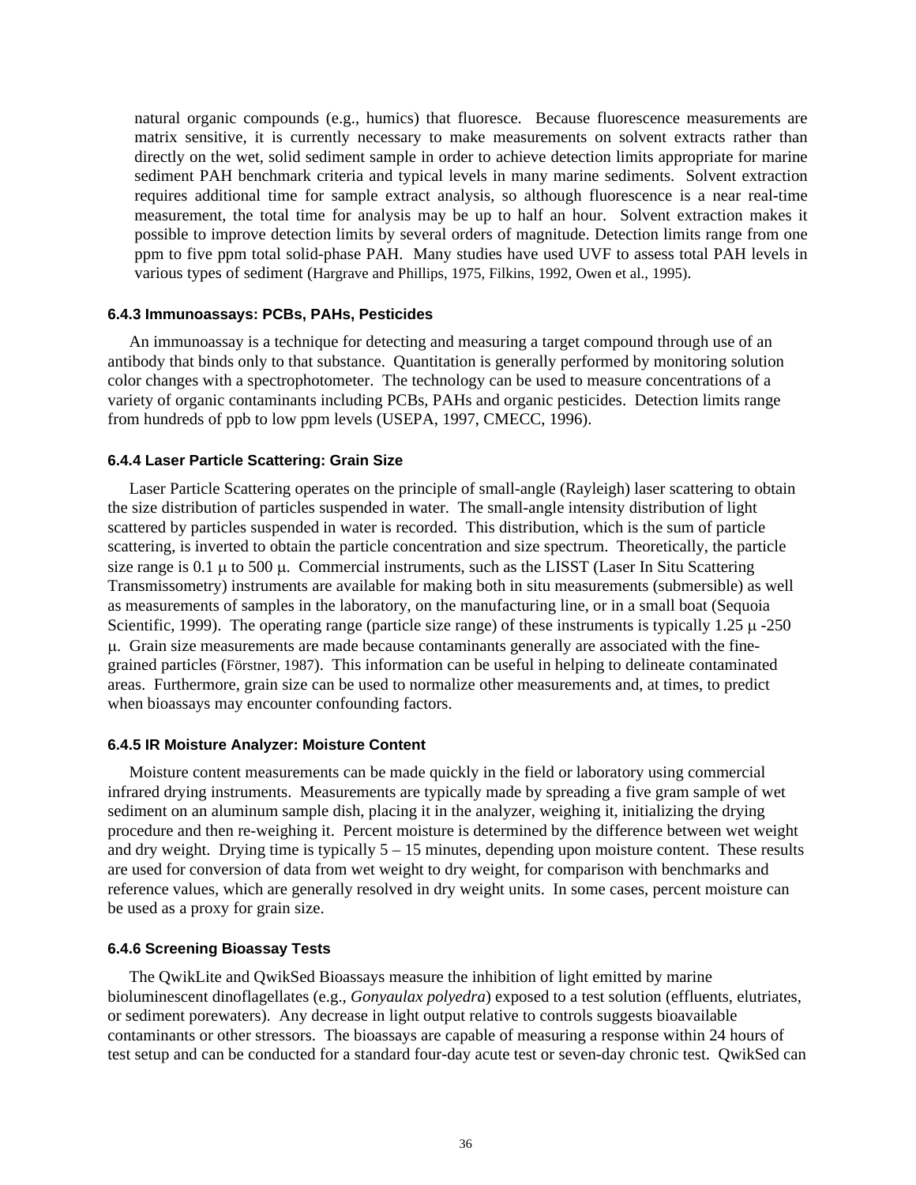natural organic compounds (e.g., humics) that fluoresce. Because fluorescence measurements are matrix sensitive, it is currently necessary to make measurements on solvent extracts rather than directly on the wet, solid sediment sample in order to achieve detection limits appropriate for marine sediment PAH benchmark criteria and typical levels in many marine sediments. Solvent extraction requires additional time for sample extract analysis, so although fluorescence is a near real-time measurement, the total time for analysis may be up to half an hour. Solvent extraction makes it possible to improve detection limits by several orders of magnitude. Detection limits range from one ppm to five ppm total solid-phase PAH. Many studies have used UVF to assess total PAH levels in various types of sediment (Hargrave and Phillips, 1975, Filkins, 1992, Owen et al., 1995).

### 6.4.3 Immunoassays: PCBs, PAHs, Pesticides

An immunoassay is a technique for detecting and measuring a target compound through use of an antibody that binds only to that substance. Quantitation is generally performed by monitoring solution color changes with a spectrophotometer. The technology can be used to measure concentrations of a variety of organic contaminants including PCBs, PAHs and organic pesticides. Detection limits range from hundreds of ppb to low ppm levels (USEPA, 1997, CMECC, 1996).

### 6.4.4 Laser Particle Scattering: Grain Size

Laser Particle Scattering operates on the principle of small-angle (Rayleigh) laser scattering to obtain the size distribution of particles suspended in water. The small-angle intensity distribution of light scattered by particles suspended in water is recorded. This distribution, which is the sum of particle scattering, is inverted to obtain the particle concentration and size spectrum. Theoretically, the particle size range is 0.1 μ to 500 μ. Commercial instruments, such as the LISST (Laser In Situ Scattering Transmissometry) instruments are available for making both in situ measurements (submersible) as well as measurements of samples in the laboratory, on the manufacturing line, or in a small boat (Sequoia Scientific, 1999). The operating range (particle size range) of these instruments is typically 1.25 μ -250 μ. Grain size measurements are made because contaminants generally are associated with the fine-grained particles (Förstner, 1987). This information can be useful in helping to delineate contaminated areas. Furthermore, grain size can be used to normalize other measurements and, at times, to predict when bioassays may encounter confounding factors.

### 6.4.5 IR Moisture Analyzer: Moisture Content

Moisture content measurements can be made quickly in the field or laboratory using commercial infrared drying instruments. Measurements are typically made by spreading a five gram sample of wet sediment on an aluminum sample dish, placing it in the analyzer, weighing it, initializing the drying procedure and then re-weighing it. Percent moisture is determined by the difference between wet weight and dry weight. Drying time is typically 5 – 15 minutes, depending upon moisture content. These results are used for conversion of data from wet weight to dry weight, for comparison with benchmarks and reference values, which are generally resolved in dry weight units. In some cases, percent moisture can be used as a proxy for grain size.

### 6.4.6 Screening Bioassay Tests

The QwikLite and QwikSed Bioassays measure the inhibition of light emitted by marine bioluminescent dinoflagellates (e.g., *Gonyaulax polyedra*) exposed to a test solution (effluents, elutriates, or sediment porewaters). Any decrease in light output relative to controls suggests bioavailable contaminants or other stressors. The bioassays are capable of measuring a response within 24 hours of test setup and can be conducted for a standard four-day acute test or seven-day chronic test. QwikSed can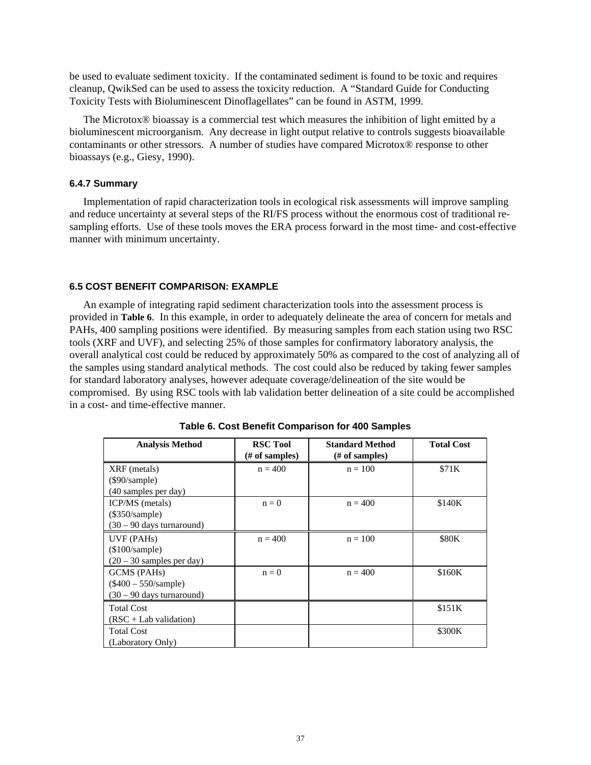be used to evaluate sediment toxicity. If the contaminated sediment is found to be toxic and requires cleanup, QwikSed can be used to assess the toxicity reduction. A "Standard Guide for Conducting Toxicity Tests with Bioluminescent Dinoflagellates" can be found in ASTM, 1999.

The Microtox® bioassay is a commercial test which measures the inhibition of light emitted by a bioluminescent microorganism. Any decrease in light output relative to controls suggests bioavailable contaminants or other stressors. A number of studies have compared Microtox® response to other bioassays (e.g., Giesy, 1990).

### 6.4.7 Summary

Implementation of rapid characterization tools in ecological risk assessments will improve sampling and reduce uncertainty at several steps of the RI/FS process without the enormous cost of traditional re-sampling efforts. Use of these tools moves the ERA process forward in the most time- and cost-effective manner with minimum uncertainty.

## 6.5 COST BENEFIT COMPARISON: EXAMPLE

An example of integrating rapid sediment characterization tools into the assessment process is provided in **Table 6**. In this example, in order to adequately delineate the area of concern for metals and PAHs, 400 sampling positions were identified. By measuring samples from each station using two RSC tools (XRF and UVF), and selecting 25% of those samples for confirmatory laboratory analysis, the overall analytical cost could be reduced by approximately 50% as compared to the cost of analyzing all of the samples using standard analytical methods. The cost could also be reduced by taking fewer samples for standard laboratory analyses, however adequate coverage/delineation of the site would be compromised. By using RSC tools with lab validation better delineation of a site could be accomplished in a cost- and time-effective manner.

**Table 6. Cost Benefit Comparison for 400 Samples**

| Analysis Method | RSC Tool (# of samples) | Standard Method (# of samples) | Total Cost |
|---|---|---|---|
| XRF (metals) ($90/sample) (40 samples per day) | n = 400 | n = 100 | $71K |
| ICP/MS (metals) ($350/sample) (30 – 90 days turnaround) | n = 0 | n = 400 | $140K |
| UVF (PAHs) ($100/sample) (20 – 30 samples per day) | n = 400 | n = 100 | $80K |
| GCMS (PAHs) ($400 – 550/sample) (30 – 90 days turnaround) | n = 0 | n = 400 | $160K |
| Total Cost (RSC + Lab validation) | | | $151K |
| Total Cost (Laboratory Only) | | | $300K |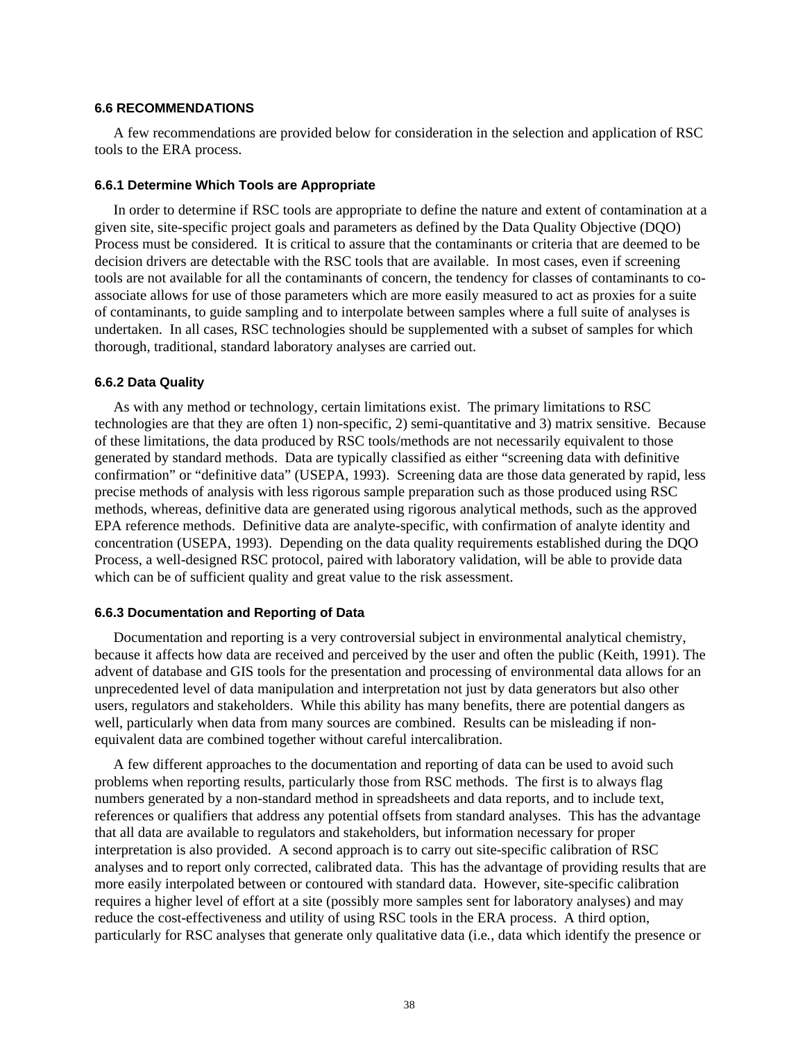## 6.6 RECOMMENDATIONS

A few recommendations are provided below for consideration in the selection and application of RSC tools to the ERA process.

### 6.6.1 Determine Which Tools are Appropriate

In order to determine if RSC tools are appropriate to define the nature and extent of contamination at a given site, site-specific project goals and parameters as defined by the Data Quality Objective (DQO) Process must be considered. It is critical to assure that the contaminants or criteria that are deemed to be decision drivers are detectable with the RSC tools that are available. In most cases, even if screening tools are not available for all the contaminants of concern, the tendency for classes of contaminants to co-associate allows for use of those parameters which are more easily measured to act as proxies for a suite of contaminants, to guide sampling and to interpolate between samples where a full suite of analyses is undertaken. In all cases, RSC technologies should be supplemented with a subset of samples for which thorough, traditional, standard laboratory analyses are carried out.

### 6.6.2 Data Quality

As with any method or technology, certain limitations exist. The primary limitations to RSC technologies are that they are often 1) non-specific, 2) semi-quantitative and 3) matrix sensitive. Because of these limitations, the data produced by RSC tools/methods are not necessarily equivalent to those generated by standard methods. Data are typically classified as either "screening data with definitive confirmation" or "definitive data" (USEPA, 1993). Screening data are those data generated by rapid, less precise methods of analysis with less rigorous sample preparation such as those produced using RSC methods, whereas, definitive data are generated using rigorous analytical methods, such as the approved EPA reference methods. Definitive data are analyte-specific, with confirmation of analyte identity and concentration (USEPA, 1993). Depending on the data quality requirements established during the DQO Process, a well-designed RSC protocol, paired with laboratory validation, will be able to provide data which can be of sufficient quality and great value to the risk assessment.

### 6.6.3 Documentation and Reporting of Data

Documentation and reporting is a very controversial subject in environmental analytical chemistry, because it affects how data are received and perceived by the user and often the public (Keith, 1991). The advent of database and GIS tools for the presentation and processing of environmental data allows for an unprecedented level of data manipulation and interpretation not just by data generators but also other users, regulators and stakeholders. While this ability has many benefits, there are potential dangers as well, particularly when data from many sources are combined. Results can be misleading if non-equivalent data are combined together without careful intercalibration.

A few different approaches to the documentation and reporting of data can be used to avoid such problems when reporting results, particularly those from RSC methods. The first is to always flag numbers generated by a non-standard method in spreadsheets and data reports, and to include text, references or qualifiers that address any potential offsets from standard analyses. This has the advantage that all data are available to regulators and stakeholders, but information necessary for proper interpretation is also provided. A second approach is to carry out site-specific calibration of RSC analyses and to report only corrected, calibrated data. This has the advantage of providing results that are more easily interpolated between or contoured with standard data. However, site-specific calibration requires a higher level of effort at a site (possibly more samples sent for laboratory analyses) and may reduce the cost-effectiveness and utility of using RSC tools in the ERA process. A third option, particularly for RSC analyses that generate only qualitative data (i.e., data which identify the presence or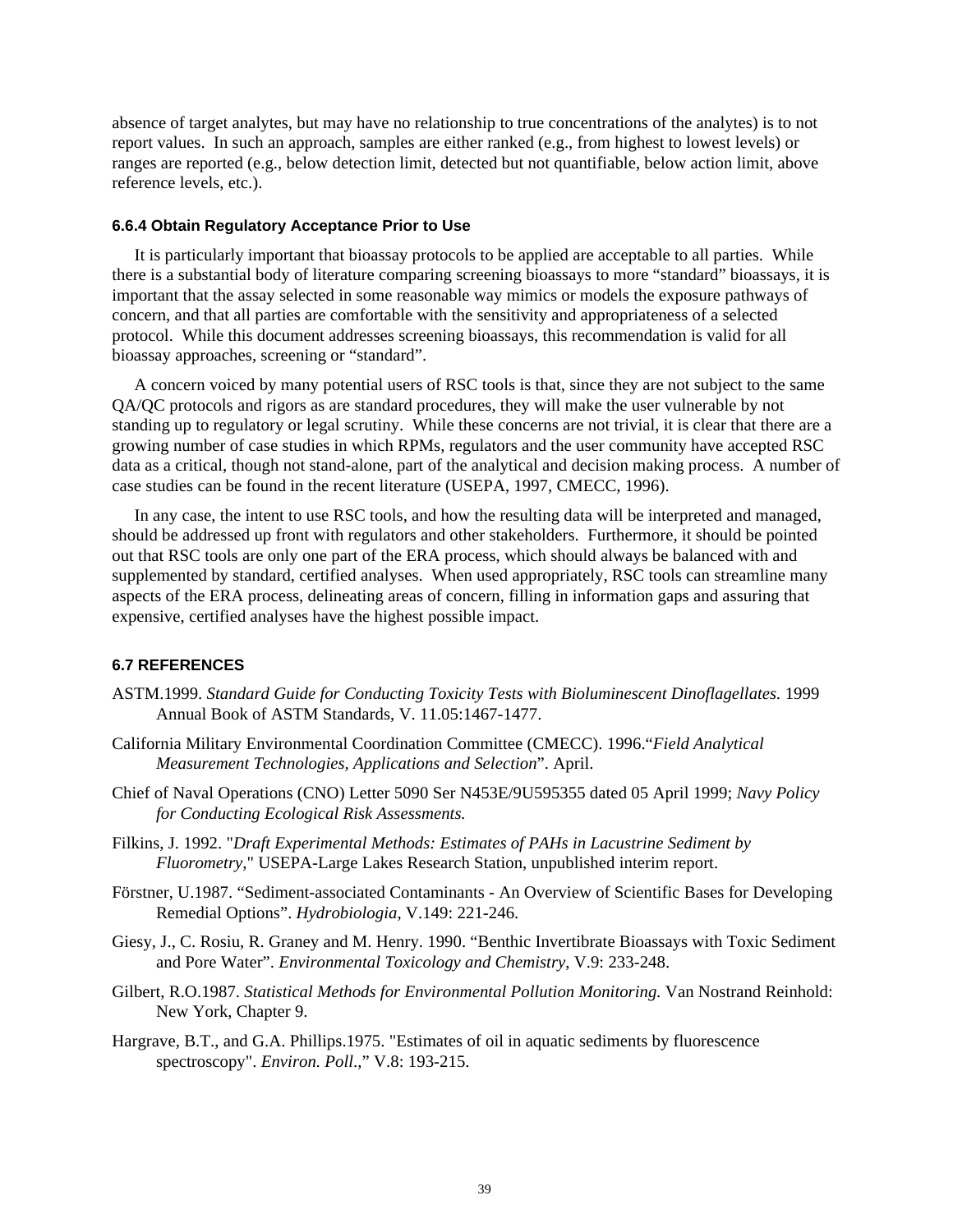absence of target analytes, but may have no relationship to true concentrations of the analytes) is to not report values. In such an approach, samples are either ranked (e.g., from highest to lowest levels) or ranges are reported (e.g., below detection limit, detected but not quantifiable, below action limit, above reference levels, etc.).

### 6.6.4 Obtain Regulatory Acceptance Prior to Use

It is particularly important that bioassay protocols to be applied are acceptable to all parties. While there is a substantial body of literature comparing screening bioassays to more "standard" bioassays, it is important that the assay selected in some reasonable way mimics or models the exposure pathways of concern, and that all parties are comfortable with the sensitivity and appropriateness of a selected protocol. While this document addresses screening bioassays, this recommendation is valid for all bioassay approaches, screening or "standard".

A concern voiced by many potential users of RSC tools is that, since they are not subject to the same QA/QC protocols and rigors as are standard procedures, they will make the user vulnerable by not standing up to regulatory or legal scrutiny. While these concerns are not trivial, it is clear that there are a growing number of case studies in which RPMs, regulators and the user community have accepted RSC data as a critical, though not stand-alone, part of the analytical and decision making process. A number of case studies can be found in the recent literature (USEPA, 1997, CMECC, 1996).

In any case, the intent to use RSC tools, and how the resulting data will be interpreted and managed, should be addressed up front with regulators and other stakeholders. Furthermore, it should be pointed out that RSC tools are only one part of the ERA process, which should always be balanced with and supplemented by standard, certified analyses. When used appropriately, RSC tools can streamline many aspects of the ERA process, delineating areas of concern, filling in information gaps and assuring that expensive, certified analyses have the highest possible impact.

## 6.7 REFERENCES

ASTM.1999. *Standard Guide for Conducting Toxicity Tests with Bioluminescent Dinoflagellates.* 1999 Annual Book of ASTM Standards, V. 11.05:1467-1477.

California Military Environmental Coordination Committee (CMECC). 1996."*Field Analytical Measurement Technologies, Applications and Selection*". April.

Chief of Naval Operations (CNO) Letter 5090 Ser N453E/9U595355 dated 05 April 1999; *Navy Policy for Conducting Ecological Risk Assessments.*

Filkins, J. 1992. "*Draft Experimental Methods: Estimates of PAHs in Lacustrine Sediment by Fluorometry*," USEPA-Large Lakes Research Station, unpublished interim report.

Förstner, U.1987. "Sediment-associated Contaminants - An Overview of Scientific Bases for Developing Remedial Options". *Hydrobiologia*, V.149: 221-246.

Giesy, J., C. Rosiu, R. Graney and M. Henry. 1990. "Benthic Invertibrate Bioassays with Toxic Sediment and Pore Water". *Environmental Toxicology and Chemistry*, V.9: 233-248.

Gilbert, R.O.1987. *Statistical Methods for Environmental Pollution Monitoring.* Van Nostrand Reinhold: New York, Chapter 9.

Hargrave, B.T., and G.A. Phillips.1975. "Estimates of oil in aquatic sediments by fluorescence spectroscopy". *Environ. Poll*.," V.8: 193-215.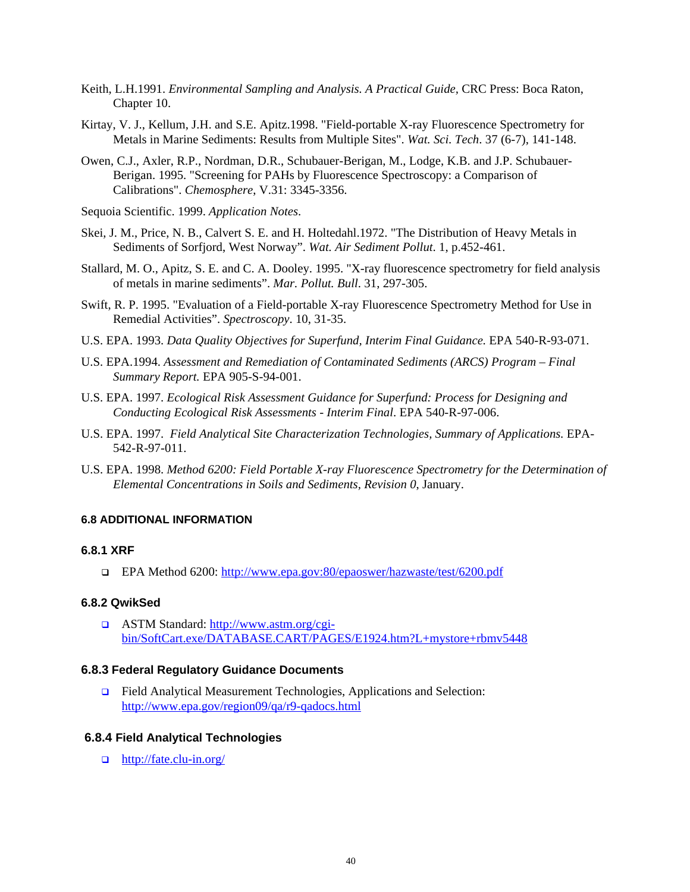Keith, L.H.1991. *Environmental Sampling and Analysis. A Practical Guide*, CRC Press: Boca Raton, Chapter 10.

Kirtay, V. J., Kellum, J.H. and S.E. Apitz.1998. "Field-portable X-ray Fluorescence Spectrometry for Metals in Marine Sediments: Results from Multiple Sites". *Wat. Sci. Tech*. 37 (6-7), 141-148.

Owen, C.J., Axler, R.P., Nordman, D.R., Schubauer-Berigan, M., Lodge, K.B. and J.P. Schubauer-Berigan. 1995. "Screening for PAHs by Fluorescence Spectroscopy: a Comparison of Calibrations". *Chemosphere*, V.31: 3345-3356.

Sequoia Scientific. 1999. *Application Notes*.

Skei, J. M., Price, N. B., Calvert S. E. and H. Holtedahl.1972. "The Distribution of Heavy Metals in Sediments of Sorfjord, West Norway". *Wat. Air Sediment Pollut*. 1, p.452-461.

Stallard, M. O., Apitz, S. E. and C. A. Dooley. 1995. "X-ray fluorescence spectrometry for field analysis of metals in marine sediments". *Mar. Pollut. Bull*. 31, 297-305.

Swift, R. P. 1995. "Evaluation of a Field-portable X-ray Fluorescence Spectrometry Method for Use in Remedial Activities". *Spectroscopy*. 10, 31-35.

U.S. EPA. 1993. *Data Quality Objectives for Superfund, Interim Final Guidance.* EPA 540-R-93-071.

U.S. EPA.1994. *Assessment and Remediation of Contaminated Sediments (ARCS) Program – Final Summary Report.* EPA 905-S-94-001.

U.S. EPA. 1997. *Ecological Risk Assessment Guidance for Superfund: Process for Designing and Conducting Ecological Risk Assessments - Interim Final*. EPA 540-R-97-006.

U.S. EPA. 1997. *Field Analytical Site Characterization Technologies, Summary of Applications.* EPA-542-R-97-011.

U.S. EPA. 1998. *Method 6200: Field Portable X-ray Fluorescence Spectrometry for the Determination of Elemental Concentrations in Soils and Sediments, Revision 0*, January.

### 6.8 ADDITIONAL INFORMATION

#### 6.8.1 XRF

- EPA Method 6200: http://www.epa.gov:80/epaoswer/hazwaste/test/6200.pdf

#### 6.8.2 QwikSed

- ASTM Standard: http://www.astm.org/cgi-bin/SoftCart.exe/DATABASE.CART/PAGES/E1924.htm?L+mystore+rbmv5448

#### 6.8.3 Federal Regulatory Guidance Documents

- Field Analytical Measurement Technologies, Applications and Selection: http://www.epa.gov/region09/qa/r9-qadocs.html

#### 6.8.4 Field Analytical Technologies

- http://fate.clu-in.org/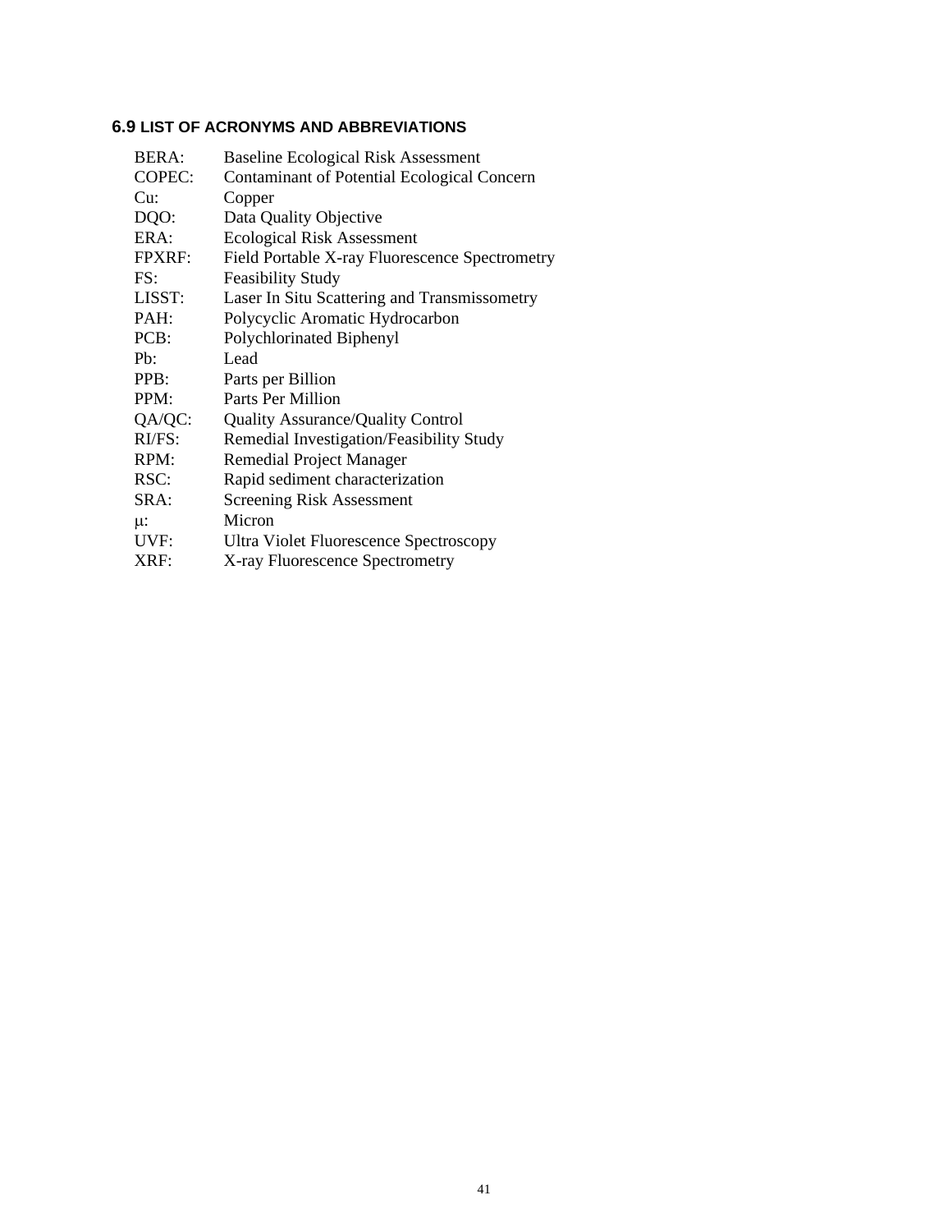### 6.9 LIST OF ACRONYMS AND ABBREVIATIONS

| | |
|---|---|
| BERA: | Baseline Ecological Risk Assessment |
| COPEC: | Contaminant of Potential Ecological Concern |
| Cu: | Copper |
| DQO: | Data Quality Objective |
| ERA: | Ecological Risk Assessment |
| FPXRF: | Field Portable X-ray Fluorescence Spectrometry |
| FS: | Feasibility Study |
| LISST: | Laser In Situ Scattering and Transmissometry |
| PAH: | Polycyclic Aromatic Hydrocarbon |
| PCB: | Polychlorinated Biphenyl |
| Pb: | Lead |
| PPB: | Parts per Billion |
| PPM: | Parts Per Million |
| QA/QC: | Quality Assurance/Quality Control |
| RI/FS: | Remedial Investigation/Feasibility Study |
| RPM: | Remedial Project Manager |
| RSC: | Rapid sediment characterization |
| SRA: | Screening Risk Assessment |
| $\mu$: | Micron |
| UVF: | Ultra Violet Fluorescence Spectroscopy |
| XRF: | X-ray Fluorescence Spectrometry |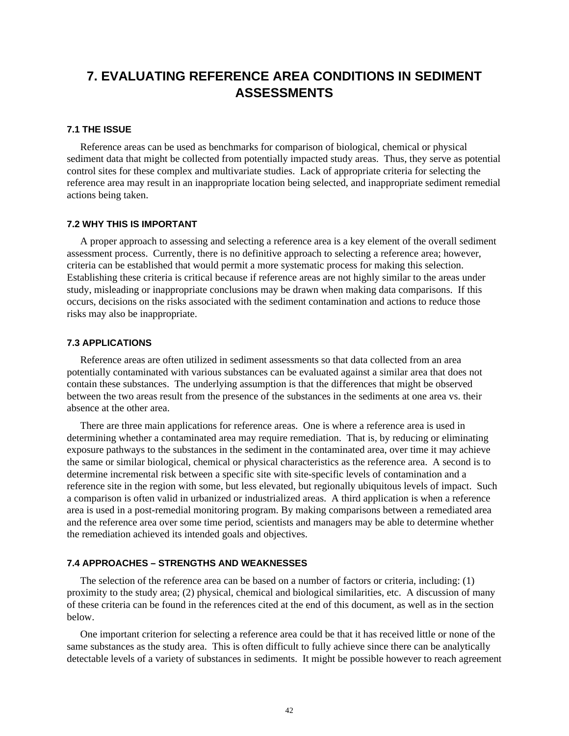# 7. EVALUATING REFERENCE AREA CONDITIONS IN SEDIMENT ASSESSMENTS

## 7.1 THE ISSUE

Reference areas can be used as benchmarks for comparison of biological, chemical or physical sediment data that might be collected from potentially impacted study areas. Thus, they serve as potential control sites for these complex and multivariate studies. Lack of appropriate criteria for selecting the reference area may result in an inappropriate location being selected, and inappropriate sediment remedial actions being taken.

## 7.2 WHY THIS IS IMPORTANT

A proper approach to assessing and selecting a reference area is a key element of the overall sediment assessment process. Currently, there is no definitive approach to selecting a reference area; however, criteria can be established that would permit a more systematic process for making this selection. Establishing these criteria is critical because if reference areas are not highly similar to the areas under study, misleading or inappropriate conclusions may be drawn when making data comparisons. If this occurs, decisions on the risks associated with the sediment contamination and actions to reduce those risks may also be inappropriate.

## 7.3 APPLICATIONS

Reference areas are often utilized in sediment assessments so that data collected from an area potentially contaminated with various substances can be evaluated against a similar area that does not contain these substances. The underlying assumption is that the differences that might be observed between the two areas result from the presence of the substances in the sediments at one area vs. their absence at the other area.

There are three main applications for reference areas. One is where a reference area is used in determining whether a contaminated area may require remediation. That is, by reducing or eliminating exposure pathways to the substances in the sediment in the contaminated area, over time it may achieve the same or similar biological, chemical or physical characteristics as the reference area. A second is to determine incremental risk between a specific site with site-specific levels of contamination and a reference site in the region with some, but less elevated, but regionally ubiquitous levels of impact. Such a comparison is often valid in urbanized or industrialized areas. A third application is when a reference area is used in a post-remedial monitoring program. By making comparisons between a remediated area and the reference area over some time period, scientists and managers may be able to determine whether the remediation achieved its intended goals and objectives.

## 7.4 APPROACHES – STRENGTHS AND WEAKNESSES

The selection of the reference area can be based on a number of factors or criteria, including: (1) proximity to the study area; (2) physical, chemical and biological similarities, etc. A discussion of many of these criteria can be found in the references cited at the end of this document, as well as in the section below.

One important criterion for selecting a reference area could be that it has received little or none of the same substances as the study area. This is often difficult to fully achieve since there can be analytically detectable levels of a variety of substances in sediments. It might be possible however to reach agreement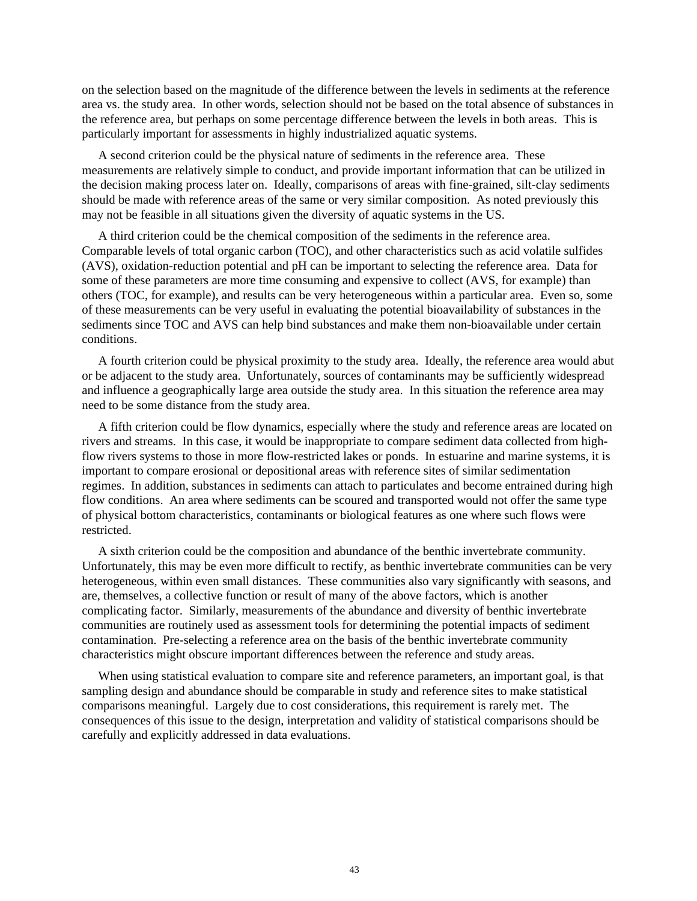on the selection based on the magnitude of the difference between the levels in sediments at the reference area vs. the study area. In other words, selection should not be based on the total absence of substances in the reference area, but perhaps on some percentage difference between the levels in both areas. This is particularly important for assessments in highly industrialized aquatic systems.

A second criterion could be the physical nature of sediments in the reference area. These measurements are relatively simple to conduct, and provide important information that can be utilized in the decision making process later on. Ideally, comparisons of areas with fine-grained, silt-clay sediments should be made with reference areas of the same or very similar composition. As noted previously this may not be feasible in all situations given the diversity of aquatic systems in the US.

A third criterion could be the chemical composition of the sediments in the reference area. Comparable levels of total organic carbon (TOC), and other characteristics such as acid volatile sulfides (AVS), oxidation-reduction potential and pH can be important to selecting the reference area. Data for some of these parameters are more time consuming and expensive to collect (AVS, for example) than others (TOC, for example), and results can be very heterogeneous within a particular area. Even so, some of these measurements can be very useful in evaluating the potential bioavailability of substances in the sediments since TOC and AVS can help bind substances and make them non-bioavailable under certain conditions.

A fourth criterion could be physical proximity to the study area. Ideally, the reference area would abut or be adjacent to the study area. Unfortunately, sources of contaminants may be sufficiently widespread and influence a geographically large area outside the study area. In this situation the reference area may need to be some distance from the study area.

A fifth criterion could be flow dynamics, especially where the study and reference areas are located on rivers and streams. In this case, it would be inappropriate to compare sediment data collected from high-flow rivers systems to those in more flow-restricted lakes or ponds. In estuarine and marine systems, it is important to compare erosional or depositional areas with reference sites of similar sedimentation regimes. In addition, substances in sediments can attach to particulates and become entrained during high flow conditions. An area where sediments can be scoured and transported would not offer the same type of physical bottom characteristics, contaminants or biological features as one where such flows were restricted.

A sixth criterion could be the composition and abundance of the benthic invertebrate community. Unfortunately, this may be even more difficult to rectify, as benthic invertebrate communities can be very heterogeneous, within even small distances. These communities also vary significantly with seasons, and are, themselves, a collective function or result of many of the above factors, which is another complicating factor. Similarly, measurements of the abundance and diversity of benthic invertebrate communities are routinely used as assessment tools for determining the potential impacts of sediment contamination. Pre-selecting a reference area on the basis of the benthic invertebrate community characteristics might obscure important differences between the reference and study areas.

When using statistical evaluation to compare site and reference parameters, an important goal, is that sampling design and abundance should be comparable in study and reference sites to make statistical comparisons meaningful. Largely due to cost considerations, this requirement is rarely met. The consequences of this issue to the design, interpretation and validity of statistical comparisons should be carefully and explicitly addressed in data evaluations.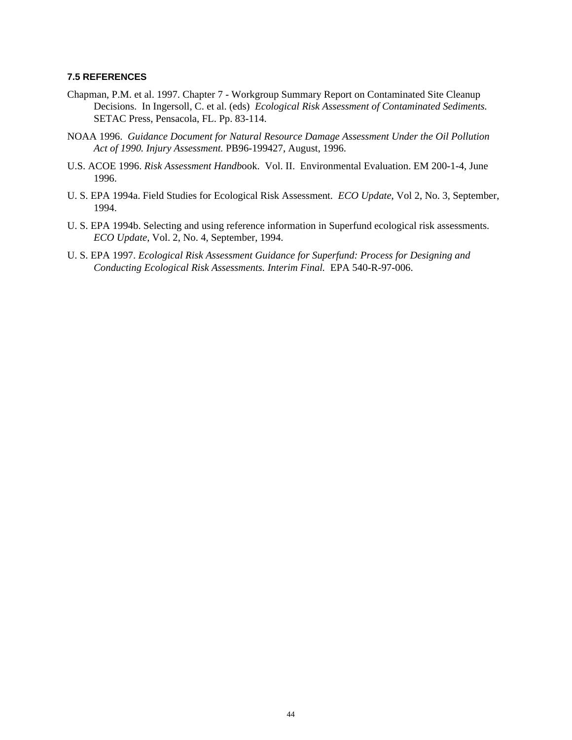### 7.5 REFERENCES

Chapman, P.M. et al. 1997. Chapter 7 - Workgroup Summary Report on Contaminated Site Cleanup Decisions. In Ingersoll, C. et al. (eds) *Ecological Risk Assessment of Contaminated Sediments.* SETAC Press, Pensacola, FL. Pp. 83-114.

NOAA 1996. *Guidance Document for Natural Resource Damage Assessment Under the Oil Pollution Act of 1990. Injury Assessment.* PB96-199427, August, 1996.

U.S. ACOE 1996. *Risk Assessment Handb*ook. Vol. II. Environmental Evaluation. EM 200-1-4, June 1996.

U. S. EPA 1994a. Field Studies for Ecological Risk Assessment. *ECO Update*, Vol 2, No. 3, September, 1994.

U. S. EPA 1994b. Selecting and using reference information in Superfund ecological risk assessments. *ECO Update*, Vol. 2, No. 4, September, 1994.

U. S. EPA 1997. *Ecological Risk Assessment Guidance for Superfund: Process for Designing and Conducting Ecological Risk Assessments. Interim Final.* EPA 540-R-97-006.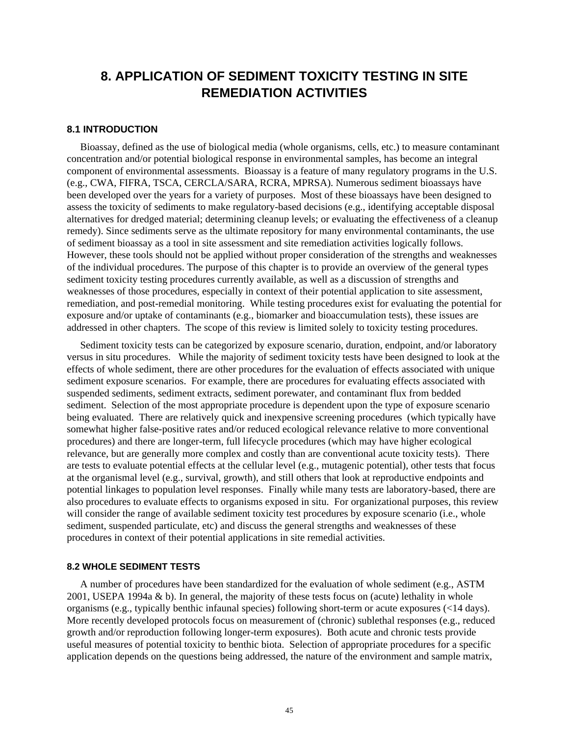# 8. APPLICATION OF SEDIMENT TOXICITY TESTING IN SITE REMEDIATION ACTIVITIES

## 8.1 INTRODUCTION

Bioassay, defined as the use of biological media (whole organisms, cells, etc.) to measure contaminant concentration and/or potential biological response in environmental samples, has become an integral component of environmental assessments. Bioassay is a feature of many regulatory programs in the U.S. (e.g., CWA, FIFRA, TSCA, CERCLA/SARA, RCRA, MPRSA). Numerous sediment bioassays have been developed over the years for a variety of purposes. Most of these bioassays have been designed to assess the toxicity of sediments to make regulatory-based decisions (e.g., identifying acceptable disposal alternatives for dredged material; determining cleanup levels; or evaluating the effectiveness of a cleanup remedy). Since sediments serve as the ultimate repository for many environmental contaminants, the use of sediment bioassay as a tool in site assessment and site remediation activities logically follows. However, these tools should not be applied without proper consideration of the strengths and weaknesses of the individual procedures. The purpose of this chapter is to provide an overview of the general types sediment toxicity testing procedures currently available, as well as a discussion of strengths and weaknesses of those procedures, especially in context of their potential application to site assessment, remediation, and post-remedial monitoring. While testing procedures exist for evaluating the potential for exposure and/or uptake of contaminants (e.g., biomarker and bioaccumulation tests), these issues are addressed in other chapters. The scope of this review is limited solely to toxicity testing procedures.

Sediment toxicity tests can be categorized by exposure scenario, duration, endpoint, and/or laboratory versus in situ procedures. While the majority of sediment toxicity tests have been designed to look at the effects of whole sediment, there are other procedures for the evaluation of effects associated with unique sediment exposure scenarios. For example, there are procedures for evaluating effects associated with suspended sediments, sediment extracts, sediment porewater, and contaminant flux from bedded sediment. Selection of the most appropriate procedure is dependent upon the type of exposure scenario being evaluated. There are relatively quick and inexpensive screening procedures (which typically have somewhat higher false-positive rates and/or reduced ecological relevance relative to more conventional procedures) and there are longer-term, full lifecycle procedures (which may have higher ecological relevance, but are generally more complex and costly than are conventional acute toxicity tests). There are tests to evaluate potential effects at the cellular level (e.g., mutagenic potential), other tests that focus at the organismal level (e.g., survival, growth), and still others that look at reproductive endpoints and potential linkages to population level responses. Finally while many tests are laboratory-based, there are also procedures to evaluate effects to organisms exposed in situ. For organizational purposes, this review will consider the range of available sediment toxicity test procedures by exposure scenario (i.e., whole sediment, suspended particulate, etc) and discuss the general strengths and weaknesses of these procedures in context of their potential applications in site remedial activities.

## 8.2 WHOLE SEDIMENT TESTS

A number of procedures have been standardized for the evaluation of whole sediment (e.g., ASTM 2001, USEPA 1994a & b). In general, the majority of these tests focus on (acute) lethality in whole organisms (e.g., typically benthic infaunal species) following short-term or acute exposures (<14 days). More recently developed protocols focus on measurement of (chronic) sublethal responses (e.g., reduced growth and/or reproduction following longer-term exposures). Both acute and chronic tests provide useful measures of potential toxicity to benthic biota. Selection of appropriate procedures for a specific application depends on the questions being addressed, the nature of the environment and sample matrix,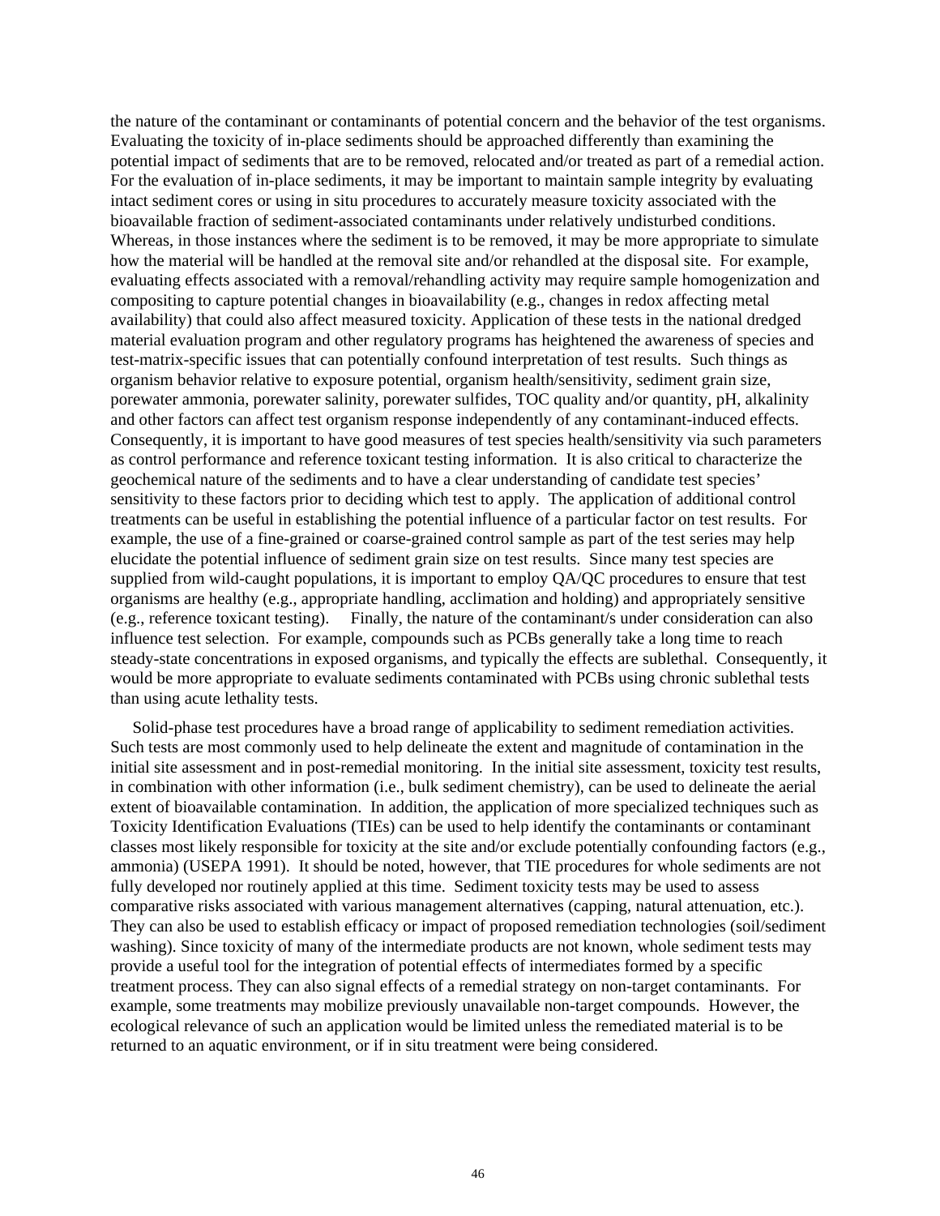the nature of the contaminant or contaminants of potential concern and the behavior of the test organisms. Evaluating the toxicity of in-place sediments should be approached differently than examining the potential impact of sediments that are to be removed, relocated and/or treated as part of a remedial action. For the evaluation of in-place sediments, it may be important to maintain sample integrity by evaluating intact sediment cores or using in situ procedures to accurately measure toxicity associated with the bioavailable fraction of sediment-associated contaminants under relatively undisturbed conditions. Whereas, in those instances where the sediment is to be removed, it may be more appropriate to simulate how the material will be handled at the removal site and/or rehandled at the disposal site. For example, evaluating effects associated with a removal/rehandling activity may require sample homogenization and compositing to capture potential changes in bioavailability (e.g., changes in redox affecting metal availability) that could also affect measured toxicity. Application of these tests in the national dredged material evaluation program and other regulatory programs has heightened the awareness of species and test-matrix-specific issues that can potentially confound interpretation of test results. Such things as organism behavior relative to exposure potential, organism health/sensitivity, sediment grain size, porewater ammonia, porewater salinity, porewater sulfides, TOC quality and/or quantity, pH, alkalinity and other factors can affect test organism response independently of any contaminant-induced effects. Consequently, it is important to have good measures of test species health/sensitivity via such parameters as control performance and reference toxicant testing information. It is also critical to characterize the geochemical nature of the sediments and to have a clear understanding of candidate test species' sensitivity to these factors prior to deciding which test to apply. The application of additional control treatments can be useful in establishing the potential influence of a particular factor on test results. For example, the use of a fine-grained or coarse-grained control sample as part of the test series may help elucidate the potential influence of sediment grain size on test results. Since many test species are supplied from wild-caught populations, it is important to employ QA/QC procedures to ensure that test organisms are healthy (e.g., appropriate handling, acclimation and holding) and appropriately sensitive (e.g., reference toxicant testing). Finally, the nature of the contaminant/s under consideration can also influence test selection. For example, compounds such as PCBs generally take a long time to reach steady-state concentrations in exposed organisms, and typically the effects are sublethal. Consequently, it would be more appropriate to evaluate sediments contaminated with PCBs using chronic sublethal tests than using acute lethality tests.

Solid-phase test procedures have a broad range of applicability to sediment remediation activities. Such tests are most commonly used to help delineate the extent and magnitude of contamination in the initial site assessment and in post-remedial monitoring. In the initial site assessment, toxicity test results, in combination with other information (i.e., bulk sediment chemistry), can be used to delineate the aerial extent of bioavailable contamination. In addition, the application of more specialized techniques such as Toxicity Identification Evaluations (TIEs) can be used to help identify the contaminants or contaminant classes most likely responsible for toxicity at the site and/or exclude potentially confounding factors (e.g., ammonia) (USEPA 1991). It should be noted, however, that TIE procedures for whole sediments are not fully developed nor routinely applied at this time. Sediment toxicity tests may be used to assess comparative risks associated with various management alternatives (capping, natural attenuation, etc.). They can also be used to establish efficacy or impact of proposed remediation technologies (soil/sediment washing). Since toxicity of many of the intermediate products are not known, whole sediment tests may provide a useful tool for the integration of potential effects of intermediates formed by a specific treatment process. They can also signal effects of a remedial strategy on non-target contaminants. For example, some treatments may mobilize previously unavailable non-target compounds. However, the ecological relevance of such an application would be limited unless the remediated material is to be returned to an aquatic environment, or if in situ treatment were being considered.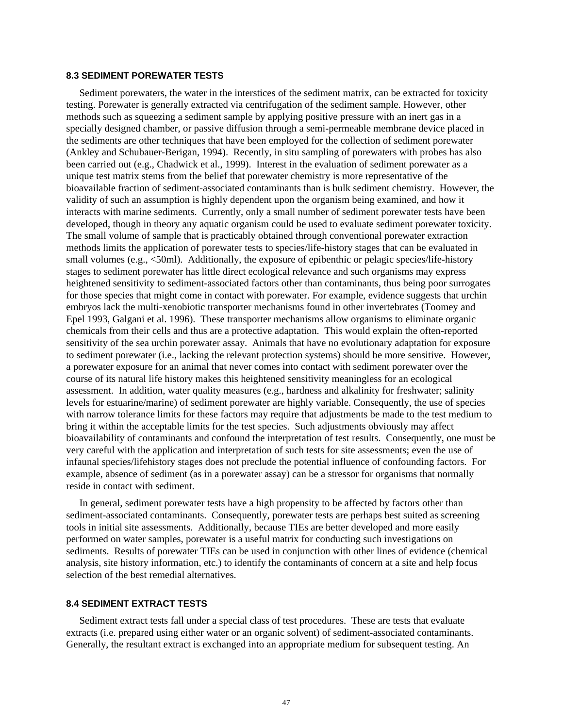## 8.3 SEDIMENT POREWATER TESTS

Sediment porewaters, the water in the interstices of the sediment matrix, can be extracted for toxicity testing. Porewater is generally extracted via centrifugation of the sediment sample. However, other methods such as squeezing a sediment sample by applying positive pressure with an inert gas in a specially designed chamber, or passive diffusion through a semi-permeable membrane device placed in the sediments are other techniques that have been employed for the collection of sediment porewater (Ankley and Schubauer-Berigan, 1994). Recently, in situ sampling of porewaters with probes has also been carried out (e.g., Chadwick et al., 1999). Interest in the evaluation of sediment porewater as a unique test matrix stems from the belief that porewater chemistry is more representative of the bioavailable fraction of sediment-associated contaminants than is bulk sediment chemistry. However, the validity of such an assumption is highly dependent upon the organism being examined, and how it interacts with marine sediments. Currently, only a small number of sediment porewater tests have been developed, though in theory any aquatic organism could be used to evaluate sediment porewater toxicity. The small volume of sample that is practicably obtained through conventional porewater extraction methods limits the application of porewater tests to species/life-history stages that can be evaluated in small volumes (e.g., <50ml). Additionally, the exposure of epibenthic or pelagic species/life-history stages to sediment porewater has little direct ecological relevance and such organisms may express heightened sensitivity to sediment-associated factors other than contaminants, thus being poor surrogates for those species that might come in contact with porewater. For example, evidence suggests that urchin embryos lack the multi-xenobiotic transporter mechanisms found in other invertebrates (Toomey and Epel 1993, Galgani et al. 1996). These transporter mechanisms allow organisms to eliminate organic chemicals from their cells and thus are a protective adaptation. This would explain the often-reported sensitivity of the sea urchin porewater assay. Animals that have no evolutionary adaptation for exposure to sediment porewater (i.e., lacking the relevant protection systems) should be more sensitive. However, a porewater exposure for an animal that never comes into contact with sediment porewater over the course of its natural life history makes this heightened sensitivity meaningless for an ecological assessment. In addition, water quality measures (e.g., hardness and alkalinity for freshwater; salinity levels for estuarine/marine) of sediment porewater are highly variable. Consequently, the use of species with narrow tolerance limits for these factors may require that adjustments be made to the test medium to bring it within the acceptable limits for the test species. Such adjustments obviously may affect bioavailability of contaminants and confound the interpretation of test results. Consequently, one must be very careful with the application and interpretation of such tests for site assessments; even the use of infaunal species/lifehistory stages does not preclude the potential influence of confounding factors. For example, absence of sediment (as in a porewater assay) can be a stressor for organisms that normally reside in contact with sediment.

In general, sediment porewater tests have a high propensity to be affected by factors other than sediment-associated contaminants. Consequently, porewater tests are perhaps best suited as screening tools in initial site assessments. Additionally, because TIEs are better developed and more easily performed on water samples, porewater is a useful matrix for conducting such investigations on sediments. Results of porewater TIEs can be used in conjunction with other lines of evidence (chemical analysis, site history information, etc.) to identify the contaminants of concern at a site and help focus selection of the best remedial alternatives.

## 8.4 SEDIMENT EXTRACT TESTS

Sediment extract tests fall under a special class of test procedures. These are tests that evaluate extracts (i.e. prepared using either water or an organic solvent) of sediment-associated contaminants. Generally, the resultant extract is exchanged into an appropriate medium for subsequent testing. An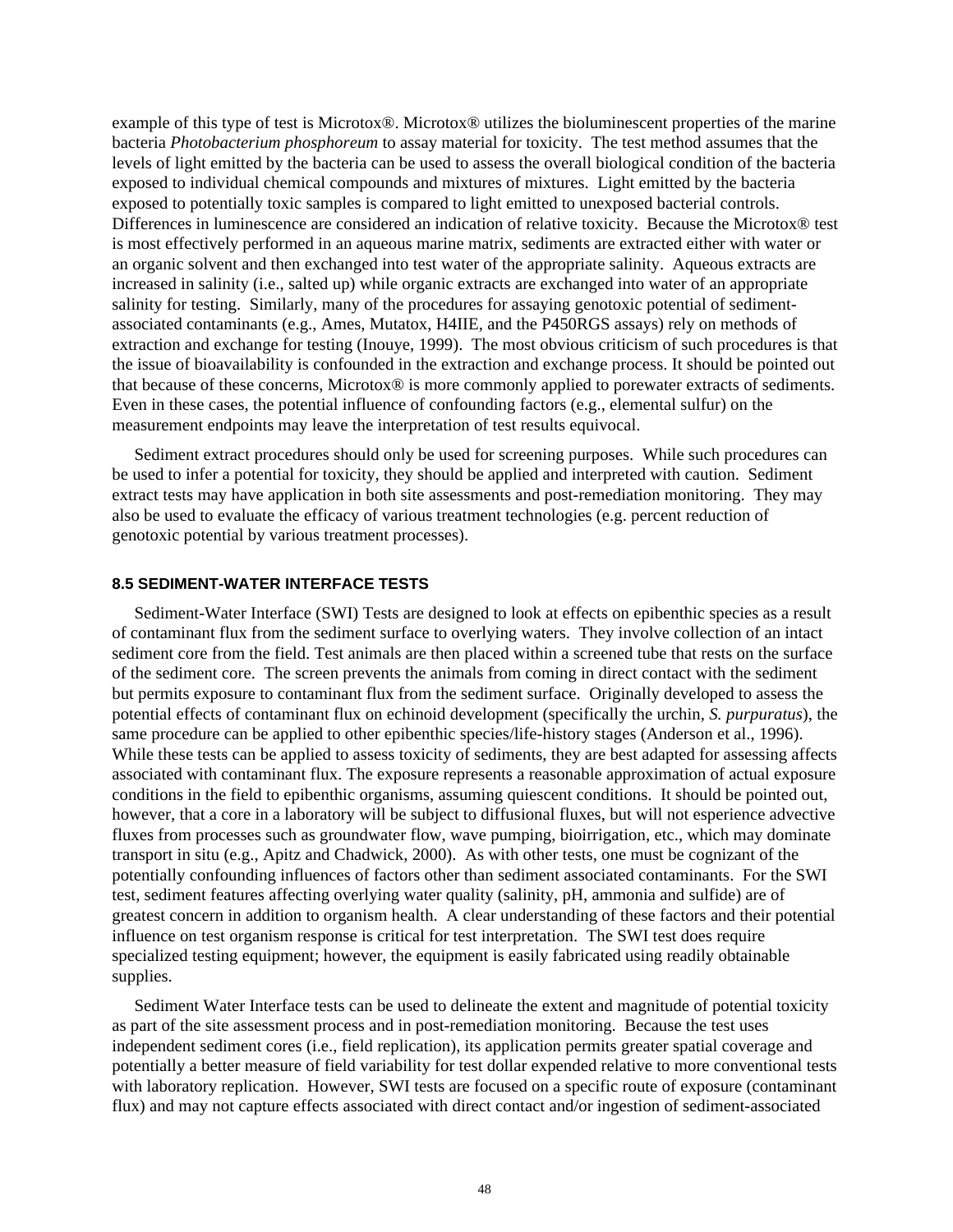example of this type of test is Microtox®. Microtox® utilizes the bioluminescent properties of the marine bacteria *Photobacterium phosphoreum* to assay material for toxicity. The test method assumes that the levels of light emitted by the bacteria can be used to assess the overall biological condition of the bacteria exposed to individual chemical compounds and mixtures of mixtures. Light emitted by the bacteria exposed to potentially toxic samples is compared to light emitted to unexposed bacterial controls. Differences in luminescence are considered an indication of relative toxicity. Because the Microtox® test is most effectively performed in an aqueous marine matrix, sediments are extracted either with water or an organic solvent and then exchanged into test water of the appropriate salinity. Aqueous extracts are increased in salinity (i.e., salted up) while organic extracts are exchanged into water of an appropriate salinity for testing. Similarly, many of the procedures for assaying genotoxic potential of sediment-associated contaminants (e.g., Ames, Mutatox, H4IIE, and the P450RGS assays) rely on methods of extraction and exchange for testing (Inouye, 1999). The most obvious criticism of such procedures is that the issue of bioavailability is confounded in the extraction and exchange process. It should be pointed out that because of these concerns, Microtox® is more commonly applied to porewater extracts of sediments. Even in these cases, the potential influence of confounding factors (e.g., elemental sulfur) on the measurement endpoints may leave the interpretation of test results equivocal.

Sediment extract procedures should only be used for screening purposes. While such procedures can be used to infer a potential for toxicity, they should be applied and interpreted with caution. Sediment extract tests may have application in both site assessments and post-remediation monitoring. They may also be used to evaluate the efficacy of various treatment technologies (e.g. percent reduction of genotoxic potential by various treatment processes).

### 8.5 SEDIMENT-WATER INTERFACE TESTS

Sediment-Water Interface (SWI) Tests are designed to look at effects on epibenthic species as a result of contaminant flux from the sediment surface to overlying waters. They involve collection of an intact sediment core from the field. Test animals are then placed within a screened tube that rests on the surface of the sediment core. The screen prevents the animals from coming in direct contact with the sediment but permits exposure to contaminant flux from the sediment surface. Originally developed to assess the potential effects of contaminant flux on echinoid development (specifically the urchin, *S. purpuratus*), the same procedure can be applied to other epibenthic species/life-history stages (Anderson et al., 1996). While these tests can be applied to assess toxicity of sediments, they are best adapted for assessing affects associated with contaminant flux. The exposure represents a reasonable approximation of actual exposure conditions in the field to epibenthic organisms, assuming quiescent conditions. It should be pointed out, however, that a core in a laboratory will be subject to diffusional fluxes, but will not esperience advective fluxes from processes such as groundwater flow, wave pumping, bioirrigation, etc., which may dominate transport in situ (e.g., Apitz and Chadwick, 2000). As with other tests, one must be cognizant of the potentially confounding influences of factors other than sediment associated contaminants. For the SWI test, sediment features affecting overlying water quality (salinity, pH, ammonia and sulfide) are of greatest concern in addition to organism health. A clear understanding of these factors and their potential influence on test organism response is critical for test interpretation. The SWI test does require specialized testing equipment; however, the equipment is easily fabricated using readily obtainable supplies.

Sediment Water Interface tests can be used to delineate the extent and magnitude of potential toxicity as part of the site assessment process and in post-remediation monitoring. Because the test uses independent sediment cores (i.e., field replication), its application permits greater spatial coverage and potentially a better measure of field variability for test dollar expended relative to more conventional tests with laboratory replication. However, SWI tests are focused on a specific route of exposure (contaminant flux) and may not capture effects associated with direct contact and/or ingestion of sediment-associated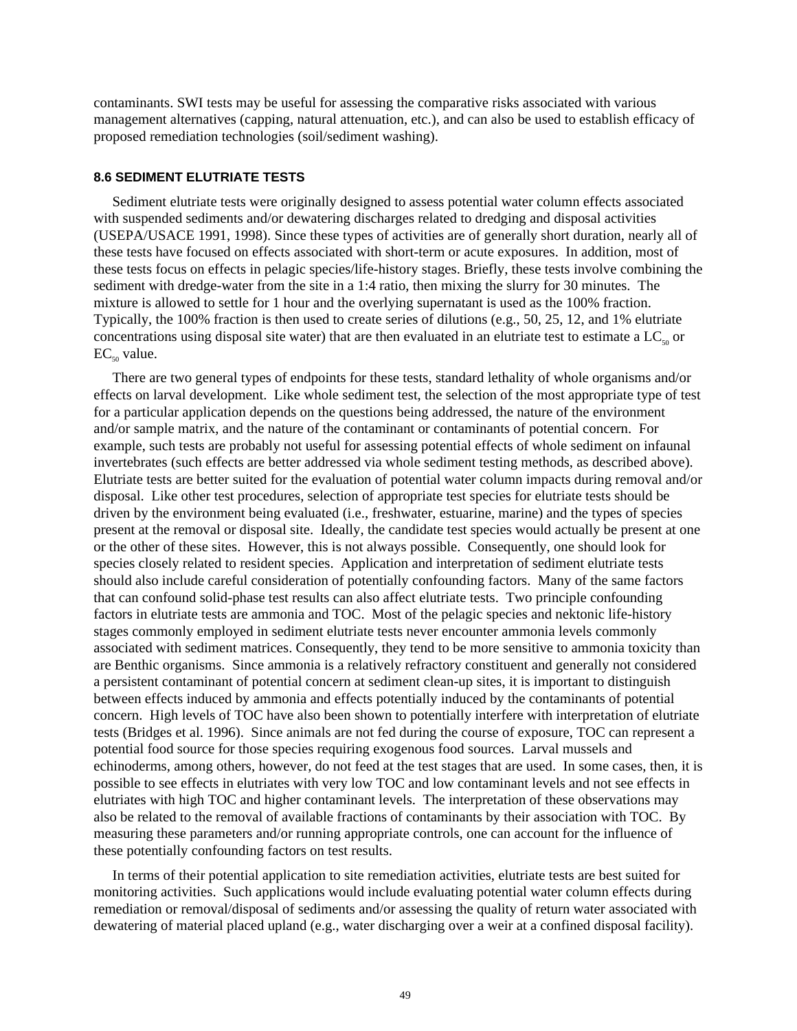contaminants. SWI tests may be useful for assessing the comparative risks associated with various management alternatives (capping, natural attenuation, etc.), and can also be used to establish efficacy of proposed remediation technologies (soil/sediment washing).

### 8.6 SEDIMENT ELUTRIATE TESTS

Sediment elutriate tests were originally designed to assess potential water column effects associated with suspended sediments and/or dewatering discharges related to dredging and disposal activities (USEPA/USACE 1991, 1998). Since these types of activities are of generally short duration, nearly all of these tests have focused on effects associated with short-term or acute exposures. In addition, most of these tests focus on effects in pelagic species/life-history stages. Briefly, these tests involve combining the sediment with dredge-water from the site in a 1:4 ratio, then mixing the slurry for 30 minutes. The mixture is allowed to settle for 1 hour and the overlying supernatant is used as the 100% fraction. Typically, the 100% fraction is then used to create series of dilutions (e.g., 50, 25, 12, and 1% elutriate concentrations using disposal site water) that are then evaluated in an elutriate test to estimate a $LC_{50}$ or $EC_{50}$ value.

There are two general types of endpoints for these tests, standard lethality of whole organisms and/or effects on larval development. Like whole sediment test, the selection of the most appropriate type of test for a particular application depends on the questions being addressed, the nature of the environment and/or sample matrix, and the nature of the contaminant or contaminants of potential concern. For example, such tests are probably not useful for assessing potential effects of whole sediment on infaunal invertebrates (such effects are better addressed via whole sediment testing methods, as described above). Elutriate tests are better suited for the evaluation of potential water column impacts during removal and/or disposal. Like other test procedures, selection of appropriate test species for elutriate tests should be driven by the environment being evaluated (i.e., freshwater, estuarine, marine) and the types of species present at the removal or disposal site. Ideally, the candidate test species would actually be present at one or the other of these sites. However, this is not always possible. Consequently, one should look for species closely related to resident species. Application and interpretation of sediment elutriate tests should also include careful consideration of potentially confounding factors. Many of the same factors that can confound solid-phase test results can also affect elutriate tests. Two principle confounding factors in elutriate tests are ammonia and TOC. Most of the pelagic species and nektonic life-history stages commonly employed in sediment elutriate tests never encounter ammonia levels commonly associated with sediment matrices. Consequently, they tend to be more sensitive to ammonia toxicity than are Benthic organisms. Since ammonia is a relatively refractory constituent and generally not considered a persistent contaminant of potential concern at sediment clean-up sites, it is important to distinguish between effects induced by ammonia and effects potentially induced by the contaminants of potential concern. High levels of TOC have also been shown to potentially interfere with interpretation of elutriate tests (Bridges et al. 1996). Since animals are not fed during the course of exposure, TOC can represent a potential food source for those species requiring exogenous food sources. Larval mussels and echinoderms, among others, however, do not feed at the test stages that are used. In some cases, then, it is possible to see effects in elutriates with very low TOC and low contaminant levels and not see effects in elutriates with high TOC and higher contaminant levels. The interpretation of these observations may also be related to the removal of available fractions of contaminants by their association with TOC. By measuring these parameters and/or running appropriate controls, one can account for the influence of these potentially confounding factors on test results.

In terms of their potential application to site remediation activities, elutriate tests are best suited for monitoring activities. Such applications would include evaluating potential water column effects during remediation or removal/disposal of sediments and/or assessing the quality of return water associated with dewatering of material placed upland (e.g., water discharging over a weir at a confined disposal facility).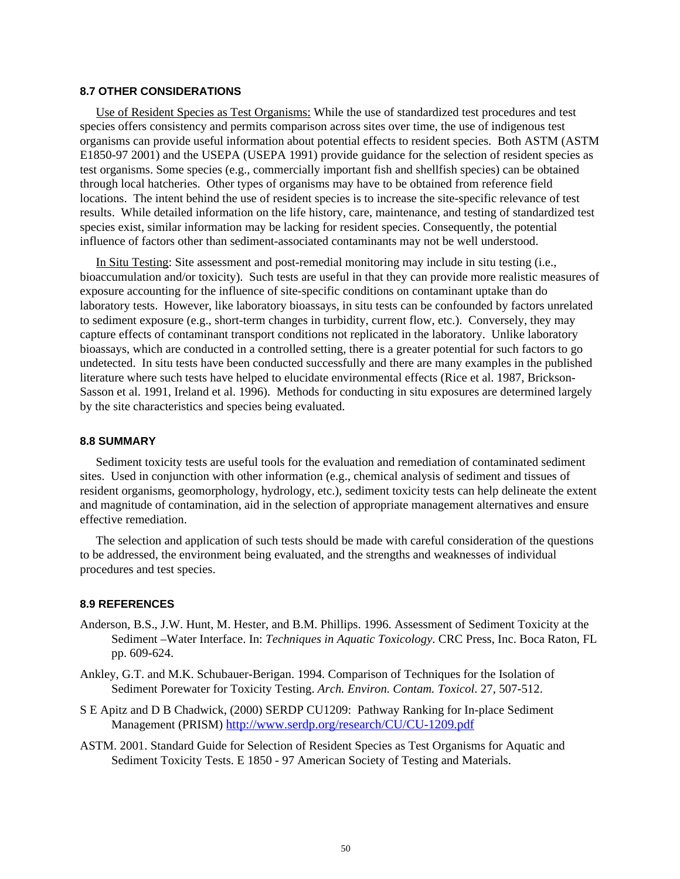### 8.7 OTHER CONSIDERATIONS

Use of Resident Species as Test Organisms: While the use of standardized test procedures and test species offers consistency and permits comparison across sites over time, the use of indigenous test organisms can provide useful information about potential effects to resident species. Both ASTM (ASTM E1850-97 2001) and the USEPA (USEPA 1991) provide guidance for the selection of resident species as test organisms. Some species (e.g., commercially important fish and shellfish species) can be obtained through local hatcheries. Other types of organisms may have to be obtained from reference field locations. The intent behind the use of resident species is to increase the site-specific relevance of test results. While detailed information on the life history, care, maintenance, and testing of standardized test species exist, similar information may be lacking for resident species. Consequently, the potential influence of factors other than sediment-associated contaminants may not be well understood.

In Situ Testing: Site assessment and post-remedial monitoring may include in situ testing (i.e., bioaccumulation and/or toxicity). Such tests are useful in that they can provide more realistic measures of exposure accounting for the influence of site-specific conditions on contaminant uptake than do laboratory tests. However, like laboratory bioassays, in situ tests can be confounded by factors unrelated to sediment exposure (e.g., short-term changes in turbidity, current flow, etc.). Conversely, they may capture effects of contaminant transport conditions not replicated in the laboratory. Unlike laboratory bioassays, which are conducted in a controlled setting, there is a greater potential for such factors to go undetected. In situ tests have been conducted successfully and there are many examples in the published literature where such tests have helped to elucidate environmental effects (Rice et al. 1987, Brickson-Sasson et al. 1991, Ireland et al. 1996). Methods for conducting in situ exposures are determined largely by the site characteristics and species being evaluated.

### 8.8 SUMMARY

Sediment toxicity tests are useful tools for the evaluation and remediation of contaminated sediment sites. Used in conjunction with other information (e.g., chemical analysis of sediment and tissues of resident organisms, geomorphology, hydrology, etc.), sediment toxicity tests can help delineate the extent and magnitude of contamination, aid in the selection of appropriate management alternatives and ensure effective remediation.

The selection and application of such tests should be made with careful consideration of the questions to be addressed, the environment being evaluated, and the strengths and weaknesses of individual procedures and test species.

### 8.9 REFERENCES

Anderson, B.S., J.W. Hunt, M. Hester, and B.M. Phillips. 1996. Assessment of Sediment Toxicity at the Sediment –Water Interface. In: *Techniques in Aquatic Toxicology*. CRC Press, Inc. Boca Raton, FL pp. 609-624.

Ankley, G.T. and M.K. Schubauer-Berigan. 1994. Comparison of Techniques for the Isolation of Sediment Porewater for Toxicity Testing. *Arch. Environ. Contam. Toxicol*. 27, 507-512.

S E Apitz and D B Chadwick, (2000) SERDP CU1209: Pathway Ranking for In-place Sediment Management (PRISM) http://www.serdp.org/research/CU/CU-1209.pdf

ASTM. 2001. Standard Guide for Selection of Resident Species as Test Organisms for Aquatic and Sediment Toxicity Tests. E 1850 - 97 American Society of Testing and Materials.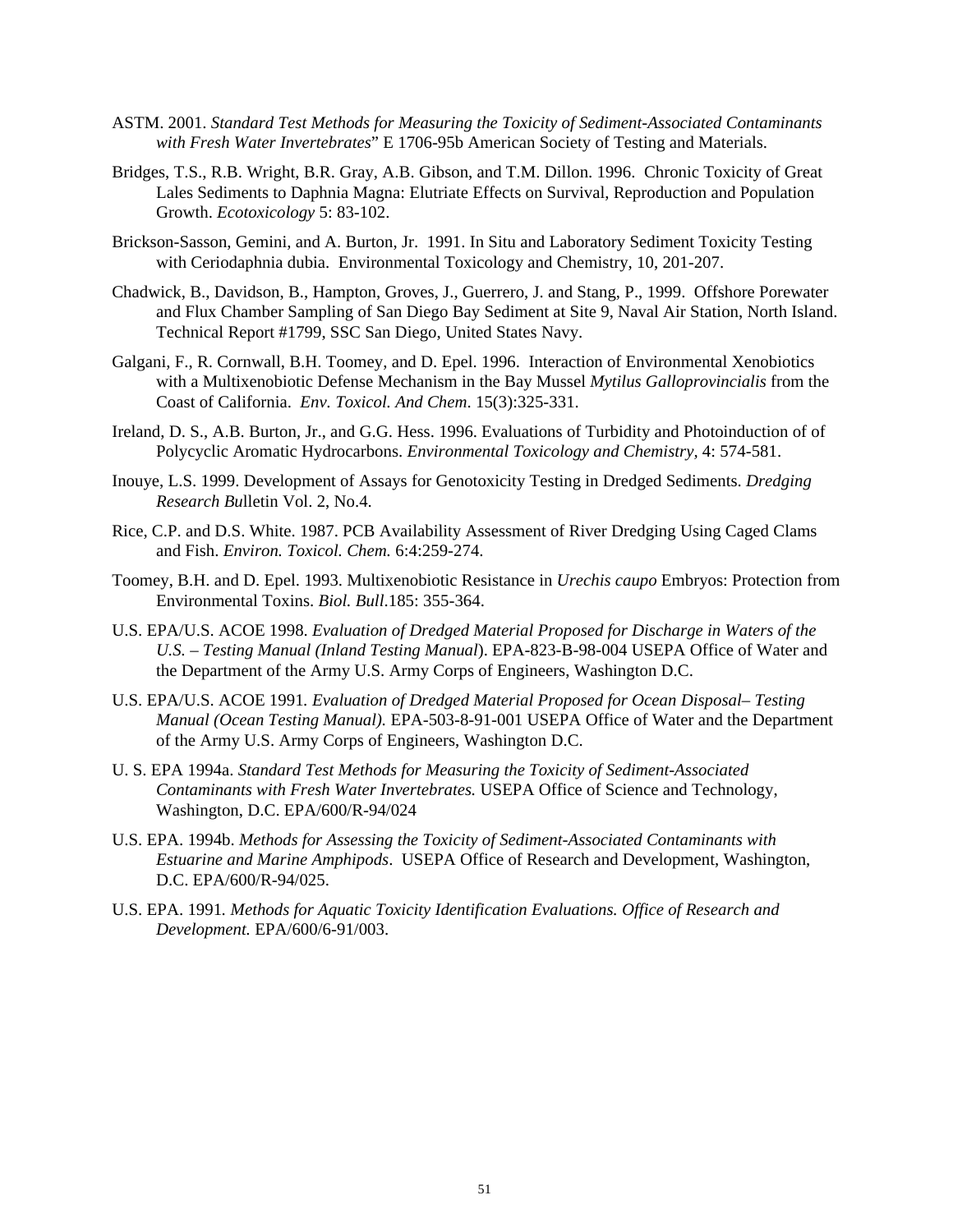ASTM. 2001. *Standard Test Methods for Measuring the Toxicity of Sediment-Associated Contaminants with Fresh Water Invertebrates*" E 1706-95b American Society of Testing and Materials.

Bridges, T.S., R.B. Wright, B.R. Gray, A.B. Gibson, and T.M. Dillon. 1996. Chronic Toxicity of Great Lales Sediments to Daphnia Magna: Elutriate Effects on Survival, Reproduction and Population Growth. *Ecotoxicology* 5: 83-102.

Brickson-Sasson, Gemini, and A. Burton, Jr. 1991. In Situ and Laboratory Sediment Toxicity Testing with Ceriodaphnia dubia. Environmental Toxicology and Chemistry, 10, 201-207.

Chadwick, B., Davidson, B., Hampton, Groves, J., Guerrero, J. and Stang, P., 1999. Offshore Porewater and Flux Chamber Sampling of San Diego Bay Sediment at Site 9, Naval Air Station, North Island. Technical Report #1799, SSC San Diego, United States Navy.

Galgani, F., R. Cornwall, B.H. Toomey, and D. Epel. 1996. Interaction of Environmental Xenobiotics with a Multixenobiotic Defense Mechanism in the Bay Mussel *Mytilus Galloprovincialis* from the Coast of California. *Env. Toxicol. And Chem*. 15(3):325-331.

Ireland, D. S., A.B. Burton, Jr., and G.G. Hess. 1996. Evaluations of Turbidity and Photoinduction of of Polycyclic Aromatic Hydrocarbons. *Environmental Toxicology and Chemistry,* 4: 574-581.

Inouye, L.S. 1999. Development of Assays for Genotoxicity Testing in Dredged Sediments. *Dredging Research Bu*lletin Vol. 2, No.4.

Rice, C.P. and D.S. White. 1987. PCB Availability Assessment of River Dredging Using Caged Clams and Fish. *Environ. Toxicol. Chem.* 6:4:259-274.

Toomey, B.H. and D. Epel. 1993. Multixenobiotic Resistance in *Urechis caupo* Embryos: Protection from Environmental Toxins. *Biol. Bull*.185: 355-364.

U.S. EPA/U.S. ACOE 1998. *Evaluation of Dredged Material Proposed for Discharge in Waters of the U.S. – Testing Manual (Inland Testing Manual*). EPA-823-B-98-004 USEPA Office of Water and the Department of the Army U.S. Army Corps of Engineers, Washington D.C.

U.S. EPA/U.S. ACOE 1991. *Evaluation of Dredged Material Proposed for Ocean Disposal– Testing Manual (Ocean Testing Manual).* EPA-503-8-91-001 USEPA Office of Water and the Department of the Army U.S. Army Corps of Engineers, Washington D.C.

U. S. EPA 1994a. *Standard Test Methods for Measuring the Toxicity of Sediment-Associated Contaminants with Fresh Water Invertebrates.* USEPA Office of Science and Technology, Washington, D.C. EPA/600/R-94/024

U.S. EPA. 1994b. *Methods for Assessing the Toxicity of Sediment-Associated Contaminants with Estuarine and Marine Amphipods*. USEPA Office of Research and Development, Washington, D.C. EPA/600/R-94/025.

U.S. EPA. 1991. *Methods for Aquatic Toxicity Identification Evaluations. Office of Research and Development.* EPA/600/6-91/003.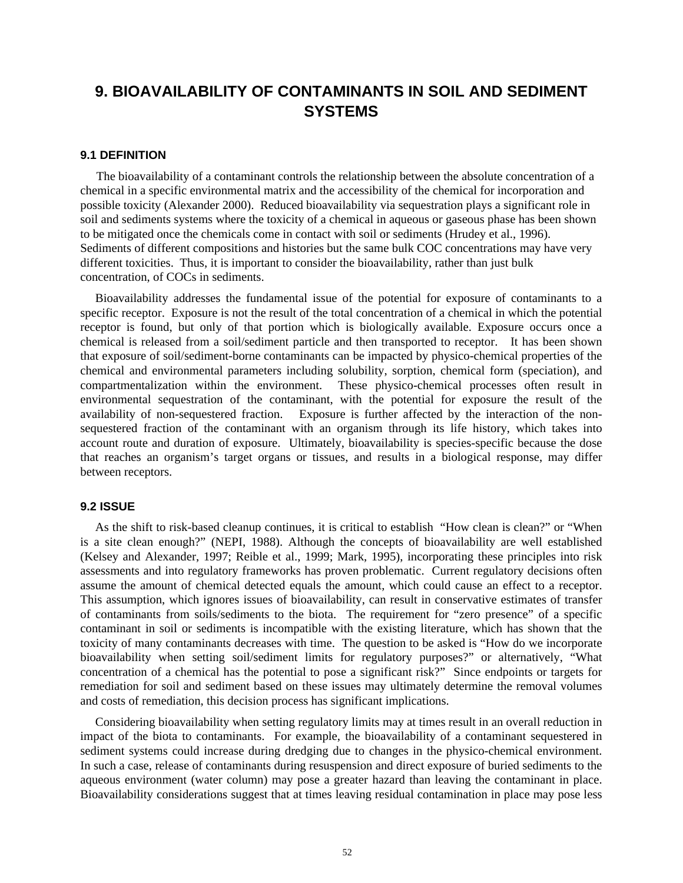# 9. BIOAVAILABILITY OF CONTAMINANTS IN SOIL AND SEDIMENT SYSTEMS

## 9.1 DEFINITION

The bioavailability of a contaminant controls the relationship between the absolute concentration of a chemical in a specific environmental matrix and the accessibility of the chemical for incorporation and possible toxicity (Alexander 2000). Reduced bioavailability via sequestration plays a significant role in soil and sediments systems where the toxicity of a chemical in aqueous or gaseous phase has been shown to be mitigated once the chemicals come in contact with soil or sediments (Hrudey et al., 1996). Sediments of different compositions and histories but the same bulk COC concentrations may have very different toxicities. Thus, it is important to consider the bioavailability, rather than just bulk concentration, of COCs in sediments.

Bioavailability addresses the fundamental issue of the potential for exposure of contaminants to a specific receptor. Exposure is not the result of the total concentration of a chemical in which the potential receptor is found, but only of that portion which is biologically available. Exposure occurs once a chemical is released from a soil/sediment particle and then transported to receptor. It has been shown that exposure of soil/sediment-borne contaminants can be impacted by physico-chemical properties of the chemical and environmental parameters including solubility, sorption, chemical form (speciation), and compartmentalization within the environment. These physico-chemical processes often result in environmental sequestration of the contaminant, with the potential for exposure the result of the availability of non-sequestered fraction. Exposure is further affected by the interaction of the non-sequestered fraction of the contaminant with an organism through its life history, which takes into account route and duration of exposure. Ultimately, bioavailability is species-specific because the dose that reaches an organism's target organs or tissues, and results in a biological response, may differ between receptors.

## 9.2 ISSUE

As the shift to risk-based cleanup continues, it is critical to establish "How clean is clean?" or "When is a site clean enough?" (NEPI, 1988). Although the concepts of bioavailability are well established (Kelsey and Alexander, 1997; Reible et al., 1999; Mark, 1995), incorporating these principles into risk assessments and into regulatory frameworks has proven problematic. Current regulatory decisions often assume the amount of chemical detected equals the amount, which could cause an effect to a receptor. This assumption, which ignores issues of bioavailability, can result in conservative estimates of transfer of contaminants from soils/sediments to the biota. The requirement for "zero presence" of a specific contaminant in soil or sediments is incompatible with the existing literature, which has shown that the toxicity of many contaminants decreases with time. The question to be asked is "How do we incorporate bioavailability when setting soil/sediment limits for regulatory purposes?" or alternatively, "What concentration of a chemical has the potential to pose a significant risk?" Since endpoints or targets for remediation for soil and sediment based on these issues may ultimately determine the removal volumes and costs of remediation, this decision process has significant implications.

Considering bioavailability when setting regulatory limits may at times result in an overall reduction in impact of the biota to contaminants. For example, the bioavailability of a contaminant sequestered in sediment systems could increase during dredging due to changes in the physico-chemical environment. In such a case, release of contaminants during resuspension and direct exposure of buried sediments to the aqueous environment (water column) may pose a greater hazard than leaving the contaminant in place. Bioavailability considerations suggest that at times leaving residual contamination in place may pose less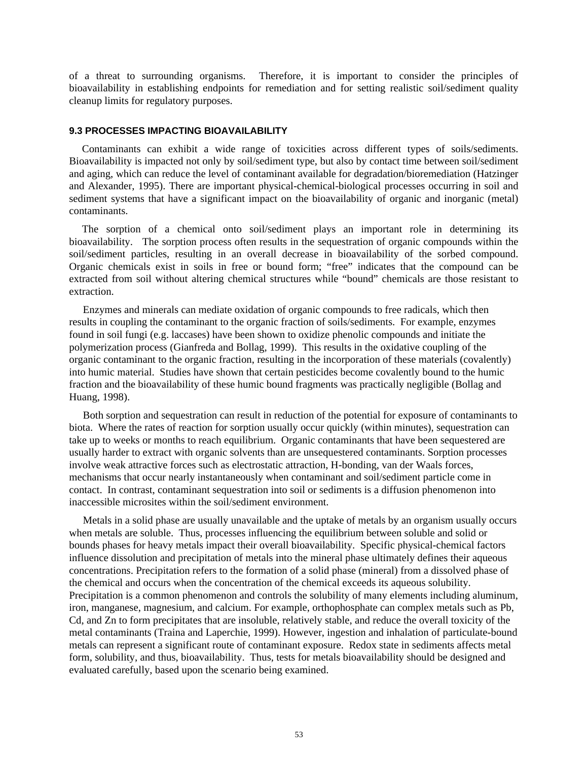of a threat to surrounding organisms. Therefore, it is important to consider the principles of bioavailability in establishing endpoints for remediation and for setting realistic soil/sediment quality cleanup limits for regulatory purposes.

#### 9.3 PROCESSES IMPACTING BIOAVAILABILITY

Contaminants can exhibit a wide range of toxicities across different types of soils/sediments. Bioavailability is impacted not only by soil/sediment type, but also by contact time between soil/sediment and aging, which can reduce the level of contaminant available for degradation/bioremediation (Hatzinger and Alexander, 1995). There are important physical-chemical-biological processes occurring in soil and sediment systems that have a significant impact on the bioavailability of organic and inorganic (metal) contaminants.

The sorption of a chemical onto soil/sediment plays an important role in determining its bioavailability. The sorption process often results in the sequestration of organic compounds within the soil/sediment particles, resulting in an overall decrease in bioavailability of the sorbed compound. Organic chemicals exist in soils in free or bound form; "free" indicates that the compound can be extracted from soil without altering chemical structures while "bound" chemicals are those resistant to extraction.

Enzymes and minerals can mediate oxidation of organic compounds to free radicals, which then results in coupling the contaminant to the organic fraction of soils/sediments. For example, enzymes found in soil fungi (e.g. laccases) have been shown to oxidize phenolic compounds and initiate the polymerization process (Gianfreda and Bollag, 1999). This results in the oxidative coupling of the organic contaminant to the organic fraction, resulting in the incorporation of these materials (covalently) into humic material. Studies have shown that certain pesticides become covalently bound to the humic fraction and the bioavailability of these humic bound fragments was practically negligible (Bollag and Huang, 1998).

Both sorption and sequestration can result in reduction of the potential for exposure of contaminants to biota. Where the rates of reaction for sorption usually occur quickly (within minutes), sequestration can take up to weeks or months to reach equilibrium. Organic contaminants that have been sequestered are usually harder to extract with organic solvents than are unsequestered contaminants. Sorption processes involve weak attractive forces such as electrostatic attraction, H-bonding, van der Waals forces, mechanisms that occur nearly instantaneously when contaminant and soil/sediment particle come in contact. In contrast, contaminant sequestration into soil or sediments is a diffusion phenomenon into inaccessible microsites within the soil/sediment environment.

Metals in a solid phase are usually unavailable and the uptake of metals by an organism usually occurs when metals are soluble. Thus, processes influencing the equilibrium between soluble and solid or bounds phases for heavy metals impact their overall bioavailability. Specific physical-chemical factors influence dissolution and precipitation of metals into the mineral phase ultimately defines their aqueous concentrations. Precipitation refers to the formation of a solid phase (mineral) from a dissolved phase of the chemical and occurs when the concentration of the chemical exceeds its aqueous solubility. Precipitation is a common phenomenon and controls the solubility of many elements including aluminum, iron, manganese, magnesium, and calcium. For example, orthophosphate can complex metals such as Pb, Cd, and Zn to form precipitates that are insoluble, relatively stable, and reduce the overall toxicity of the metal contaminants (Traina and Laperchie, 1999). However, ingestion and inhalation of particulate-bound metals can represent a significant route of contaminant exposure. Redox state in sediments affects metal form, solubility, and thus, bioavailability. Thus, tests for metals bioavailability should be designed and evaluated carefully, based upon the scenario being examined.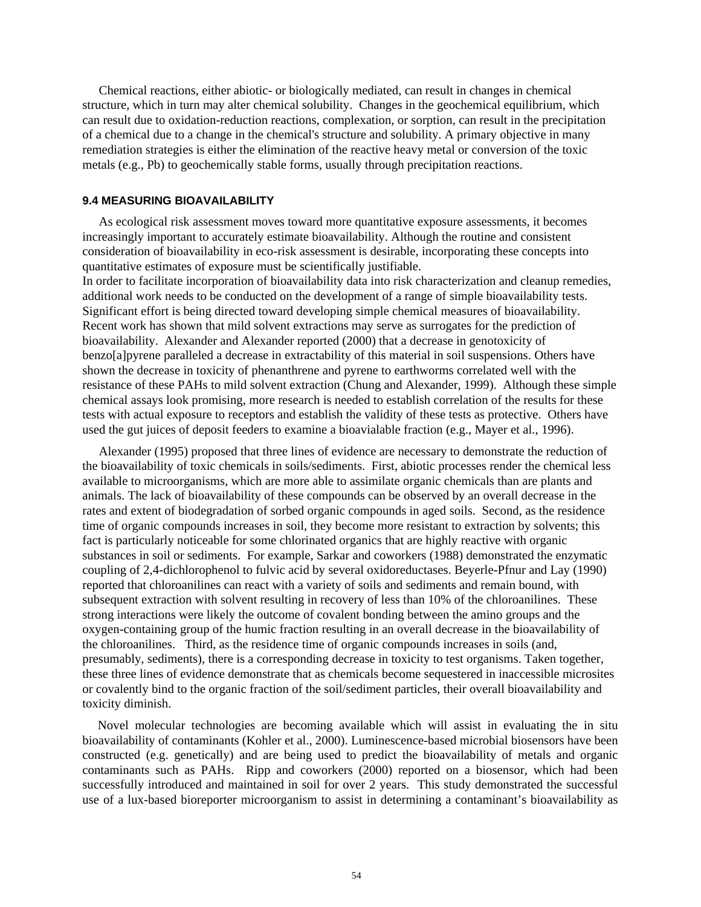Chemical reactions, either abiotic- or biologically mediated, can result in changes in chemical structure, which in turn may alter chemical solubility. Changes in the geochemical equilibrium, which can result due to oxidation-reduction reactions, complexation, or sorption, can result in the precipitation of a chemical due to a change in the chemical's structure and solubility. A primary objective in many remediation strategies is either the elimination of the reactive heavy metal or conversion of the toxic metals (e.g., Pb) to geochemically stable forms, usually through precipitation reactions.

### 9.4 MEASURING BIOAVAILABILITY

As ecological risk assessment moves toward more quantitative exposure assessments, it becomes increasingly important to accurately estimate bioavailability. Although the routine and consistent consideration of bioavailability in eco-risk assessment is desirable, incorporating these concepts into quantitative estimates of exposure must be scientifically justifiable.
In order to facilitate incorporation of bioavailability data into risk characterization and cleanup remedies, additional work needs to be conducted on the development of a range of simple bioavailability tests. Significant effort is being directed toward developing simple chemical measures of bioavailability. Recent work has shown that mild solvent extractions may serve as surrogates for the prediction of bioavailability. Alexander and Alexander reported (2000) that a decrease in genotoxicity of benzo[a]pyrene paralleled a decrease in extractability of this material in soil suspensions. Others have shown the decrease in toxicity of phenanthrene and pyrene to earthworms correlated well with the resistance of these PAHs to mild solvent extraction (Chung and Alexander, 1999). Although these simple chemical assays look promising, more research is needed to establish correlation of the results for these tests with actual exposure to receptors and establish the validity of these tests as protective. Others have used the gut juices of deposit feeders to examine a bioavialable fraction (e.g., Mayer et al., 1996).

Alexander (1995) proposed that three lines of evidence are necessary to demonstrate the reduction of the bioavailability of toxic chemicals in soils/sediments. First, abiotic processes render the chemical less available to microorganisms, which are more able to assimilate organic chemicals than are plants and animals. The lack of bioavailability of these compounds can be observed by an overall decrease in the rates and extent of biodegradation of sorbed organic compounds in aged soils. Second, as the residence time of organic compounds increases in soil, they become more resistant to extraction by solvents; this fact is particularly noticeable for some chlorinated organics that are highly reactive with organic substances in soil or sediments. For example, Sarkar and coworkers (1988) demonstrated the enzymatic coupling of 2,4-dichlorophenol to fulvic acid by several oxidoreductases. Beyerle-Pfnur and Lay (1990) reported that chloroanilines can react with a variety of soils and sediments and remain bound, with subsequent extraction with solvent resulting in recovery of less than 10% of the chloroanilines. These strong interactions were likely the outcome of covalent bonding between the amino groups and the oxygen-containing group of the humic fraction resulting in an overall decrease in the bioavailability of the chloroanilines. Third, as the residence time of organic compounds increases in soils (and, presumably, sediments), there is a corresponding decrease in toxicity to test organisms. Taken together, these three lines of evidence demonstrate that as chemicals become sequestered in inaccessible microsites or covalently bind to the organic fraction of the soil/sediment particles, their overall bioavailability and toxicity diminish.

Novel molecular technologies are becoming available which will assist in evaluating the in situ bioavailability of contaminants (Kohler et al., 2000). Luminescence-based microbial biosensors have been constructed (e.g. genetically) and are being used to predict the bioavailability of metals and organic contaminants such as PAHs. Ripp and coworkers (2000) reported on a biosensor, which had been successfully introduced and maintained in soil for over 2 years. This study demonstrated the successful use of a lux-based bioreporter microorganism to assist in determining a contaminant's bioavailability as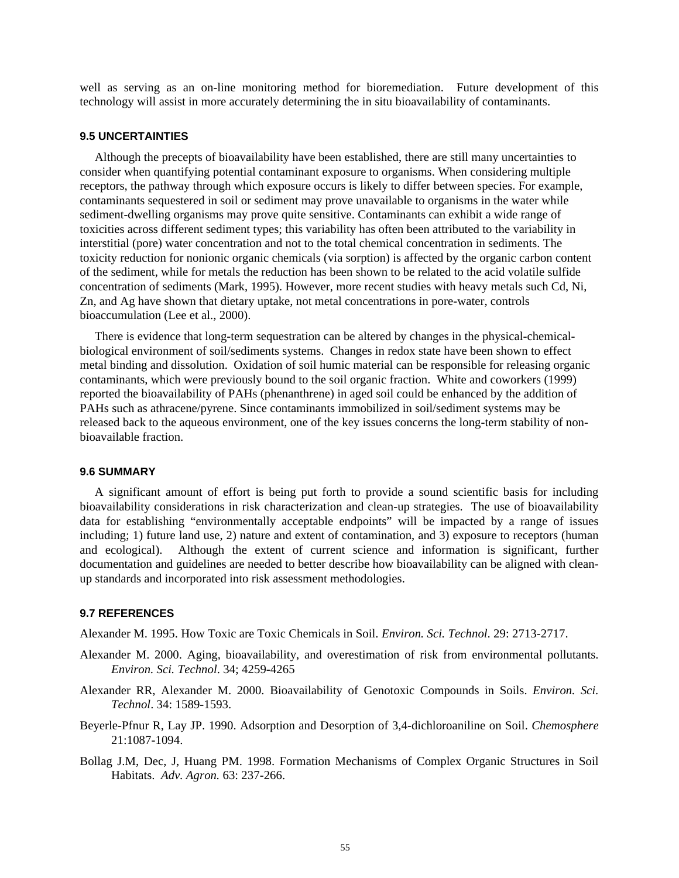well as serving as an on-line monitoring method for bioremediation. Future development of this technology will assist in more accurately determining the in situ bioavailability of contaminants.

### 9.5 UNCERTAINTIES

Although the precepts of bioavailability have been established, there are still many uncertainties to consider when quantifying potential contaminant exposure to organisms. When considering multiple receptors, the pathway through which exposure occurs is likely to differ between species. For example, contaminants sequestered in soil or sediment may prove unavailable to organisms in the water while sediment-dwelling organisms may prove quite sensitive. Contaminants can exhibit a wide range of toxicities across different sediment types; this variability has often been attributed to the variability in interstitial (pore) water concentration and not to the total chemical concentration in sediments. The toxicity reduction for nonionic organic chemicals (via sorption) is affected by the organic carbon content of the sediment, while for metals the reduction has been shown to be related to the acid volatile sulfide concentration of sediments (Mark, 1995). However, more recent studies with heavy metals such Cd, Ni, Zn, and Ag have shown that dietary uptake, not metal concentrations in pore-water, controls bioaccumulation (Lee et al., 2000).

There is evidence that long-term sequestration can be altered by changes in the physical-chemical-biological environment of soil/sediments systems. Changes in redox state have been shown to effect metal binding and dissolution. Oxidation of soil humic material can be responsible for releasing organic contaminants, which were previously bound to the soil organic fraction. White and coworkers (1999) reported the bioavailability of PAHs (phenanthrene) in aged soil could be enhanced by the addition of PAHs such as athracene/pyrene. Since contaminants immobilized in soil/sediment systems may be released back to the aqueous environment, one of the key issues concerns the long-term stability of non-bioavailable fraction.

### 9.6 SUMMARY

A significant amount of effort is being put forth to provide a sound scientific basis for including bioavailability considerations in risk characterization and clean-up strategies. The use of bioavailability data for establishing "environmentally acceptable endpoints" will be impacted by a range of issues including; 1) future land use, 2) nature and extent of contamination, and 3) exposure to receptors (human and ecological). Although the extent of current science and information is significant, further documentation and guidelines are needed to better describe how bioavailability can be aligned with clean-up standards and incorporated into risk assessment methodologies.

### 9.7 REFERENCES

Alexander M. 1995. How Toxic are Toxic Chemicals in Soil. *Environ. Sci. Technol*. 29: 2713-2717.

Alexander M. 2000. Aging, bioavailability, and overestimation of risk from environmental pollutants. *Environ. Sci. Technol*. 34; 4259-4265

Alexander RR, Alexander M. 2000. Bioavailability of Genotoxic Compounds in Soils. *Environ. Sci. Technol*. 34: 1589-1593.

Beyerle-Pfnur R, Lay JP. 1990. Adsorption and Desorption of 3,4-dichloroaniline on Soil. *Chemosphere* 21:1087-1094.

Bollag J.M, Dec, J, Huang PM. 1998. Formation Mechanisms of Complex Organic Structures in Soil Habitats. *Adv. Agron.* 63: 237-266.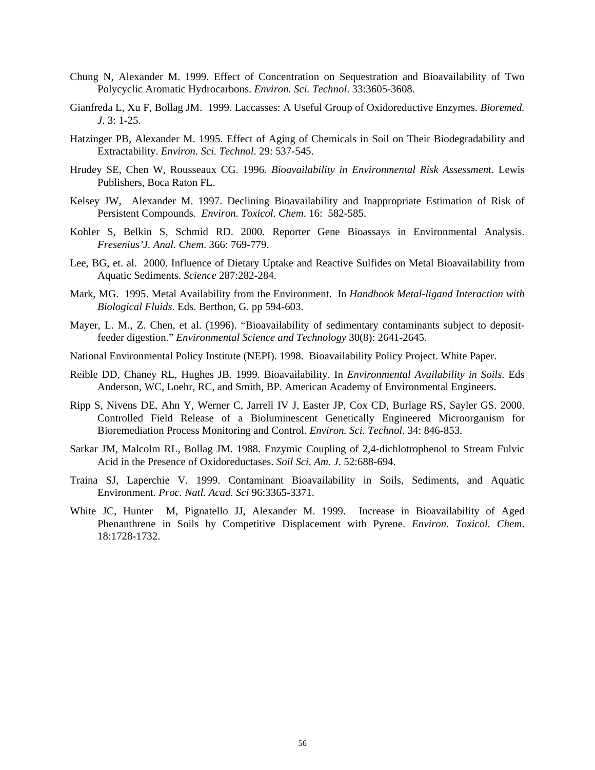Chung N, Alexander M. 1999. Effect of Concentration on Sequestration and Bioavailability of Two Polycyclic Aromatic Hydrocarbons. *Environ. Sci. Technol*. 33:3605-3608.

Gianfreda L, Xu F, Bollag JM. 1999. Laccasses: A Useful Group of Oxidoreductive Enzymes. *Bioremed. J*. 3: 1-25.

Hatzinger PB, Alexander M. 1995. Effect of Aging of Chemicals in Soil on Their Biodegradability and Extractability. *Environ. Sci. Technol*. 29: 537-545.

Hrudey SE, Chen W, Rousseaux CG. 1996*. Bioavailability in Environmental Risk Assessmen*t. Lewis Publishers, Boca Raton FL.

Kelsey JW, Alexander M. 1997. Declining Bioavailability and Inappropriate Estimation of Risk of Persistent Compounds. *Environ. Toxicol. Chem*. 16: 582-585.

Kohler S, Belkin S, Schmid RD. 2000. Reporter Gene Bioassays in Environmental Analysis. *Fresenius'J. Anal. Chem*. 366: 769-779.

Lee, BG, et. al. 2000. Influence of Dietary Uptake and Reactive Sulfides on Metal Bioavailability from Aquatic Sediments. *Science* 287:282-284.

Mark, MG. 1995. Metal Availability from the Environment. In *Handbook Metal-ligand Interaction with Biological Fluids*. Eds. Berthon, G. pp 594-603.

Mayer, L. M., Z. Chen, et al. (1996). "Bioavailability of sedimentary contaminants subject to deposit-feeder digestion." *Environmental Science and Technology* 30(8): 2641-2645.

National Environmental Policy Institute (NEPI). 1998. Bioavailability Policy Project. White Paper.

Reible DD, Chaney RL, Hughes JB. 1999. Bioavailability. In *Environmental Availability in Soils*. Eds Anderson, WC, Loehr, RC, and Smith, BP. American Academy of Environmental Engineers.

Ripp S, Nivens DE, Ahn Y, Werner C, Jarrell IV J, Easter JP, Cox CD, Burlage RS, Sayler GS. 2000. Controlled Field Release of a Bioluminescent Genetically Engineered Microorganism for Bioremediation Process Monitoring and Control. *Environ. Sci. Technol*. 34: 846-853.

Sarkar JM, Malcolm RL, Bollag JM. 1988. Enzymic Coupling of 2,4-dichlotrophenol to Stream Fulvic Acid in the Presence of Oxidoreductases. *Soil Sci. Am. J*. 52:688-694.

Traina SJ, Laperchie V. 1999. Contaminant Bioavailability in Soils, Sediments, and Aquatic Environment. *Proc. Natl. Acad. Sci* 96:3365-3371.

White JC, Hunter M, Pignatello JJ, Alexander M. 1999. Increase in Bioavailability of Aged Phenanthrene in Soils by Competitive Displacement with Pyrene. *Environ. Toxicol. Chem*. 18:1728-1732.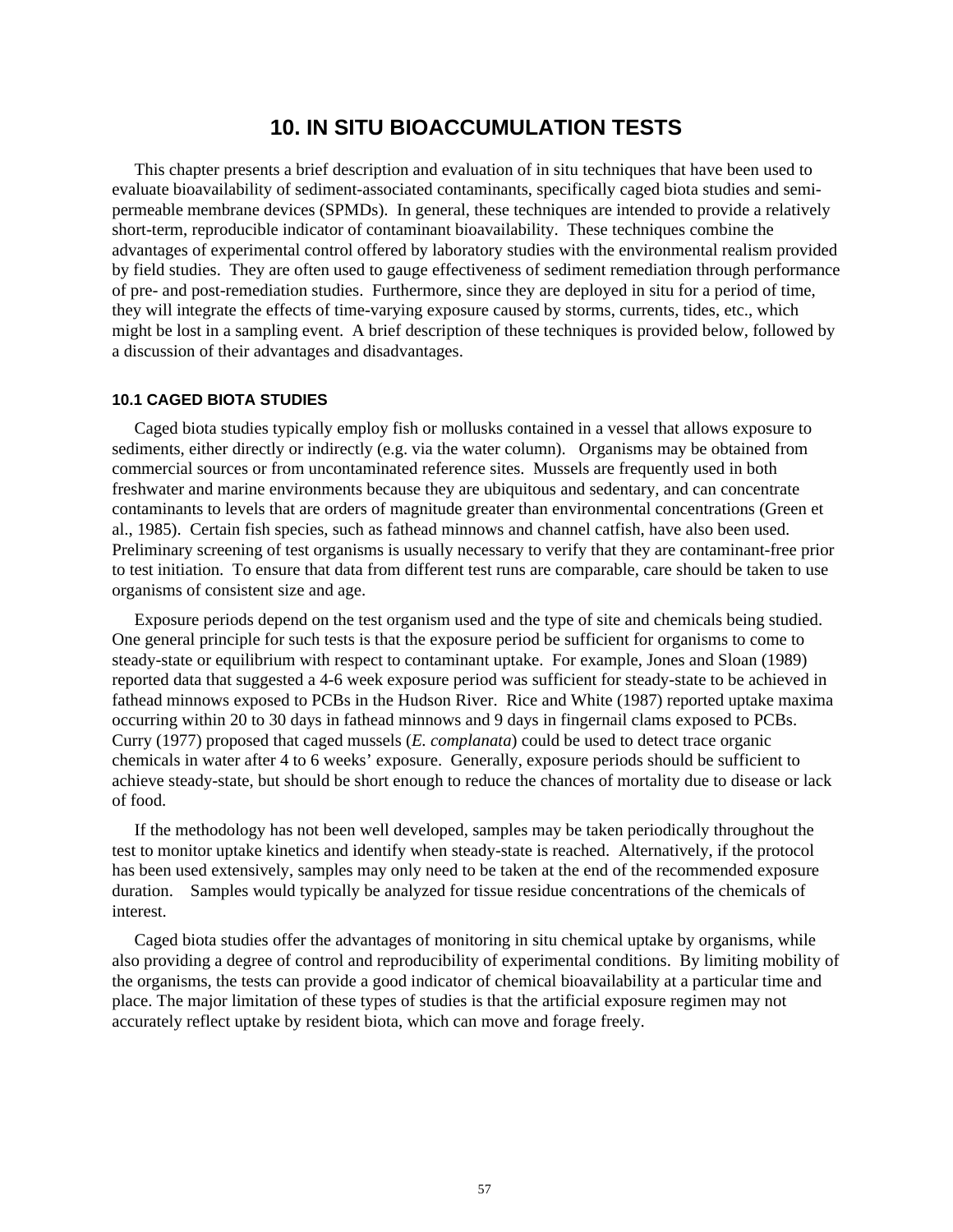# 10. IN SITU BIOACCUMULATION TESTS

This chapter presents a brief description and evaluation of in situ techniques that have been used to evaluate bioavailability of sediment-associated contaminants, specifically caged biota studies and semi-permeable membrane devices (SPMDs). In general, these techniques are intended to provide a relatively short-term, reproducible indicator of contaminant bioavailability. These techniques combine the advantages of experimental control offered by laboratory studies with the environmental realism provided by field studies. They are often used to gauge effectiveness of sediment remediation through performance of pre- and post-remediation studies. Furthermore, since they are deployed in situ for a period of time, they will integrate the effects of time-varying exposure caused by storms, currents, tides, etc., which might be lost in a sampling event. A brief description of these techniques is provided below, followed by a discussion of their advantages and disadvantages.

## 10.1 CAGED BIOTA STUDIES

Caged biota studies typically employ fish or mollusks contained in a vessel that allows exposure to sediments, either directly or indirectly (e.g. via the water column). Organisms may be obtained from commercial sources or from uncontaminated reference sites. Mussels are frequently used in both freshwater and marine environments because they are ubiquitous and sedentary, and can concentrate contaminants to levels that are orders of magnitude greater than environmental concentrations (Green et al., 1985). Certain fish species, such as fathead minnows and channel catfish, have also been used. Preliminary screening of test organisms is usually necessary to verify that they are contaminant-free prior to test initiation. To ensure that data from different test runs are comparable, care should be taken to use organisms of consistent size and age.

Exposure periods depend on the test organism used and the type of site and chemicals being studied. One general principle for such tests is that the exposure period be sufficient for organisms to come to steady-state or equilibrium with respect to contaminant uptake. For example, Jones and Sloan (1989) reported data that suggested a 4-6 week exposure period was sufficient for steady-state to be achieved in fathead minnows exposed to PCBs in the Hudson River. Rice and White (1987) reported uptake maxima occurring within 20 to 30 days in fathead minnows and 9 days in fingernail clams exposed to PCBs. Curry (1977) proposed that caged mussels (*E. complanata*) could be used to detect trace organic chemicals in water after 4 to 6 weeks' exposure. Generally, exposure periods should be sufficient to achieve steady-state, but should be short enough to reduce the chances of mortality due to disease or lack of food.

If the methodology has not been well developed, samples may be taken periodically throughout the test to monitor uptake kinetics and identify when steady-state is reached. Alternatively, if the protocol has been used extensively, samples may only need to be taken at the end of the recommended exposure duration. Samples would typically be analyzed for tissue residue concentrations of the chemicals of interest.

Caged biota studies offer the advantages of monitoring in situ chemical uptake by organisms, while also providing a degree of control and reproducibility of experimental conditions. By limiting mobility of the organisms, the tests can provide a good indicator of chemical bioavailability at a particular time and place. The major limitation of these types of studies is that the artificial exposure regimen may not accurately reflect uptake by resident biota, which can move and forage freely.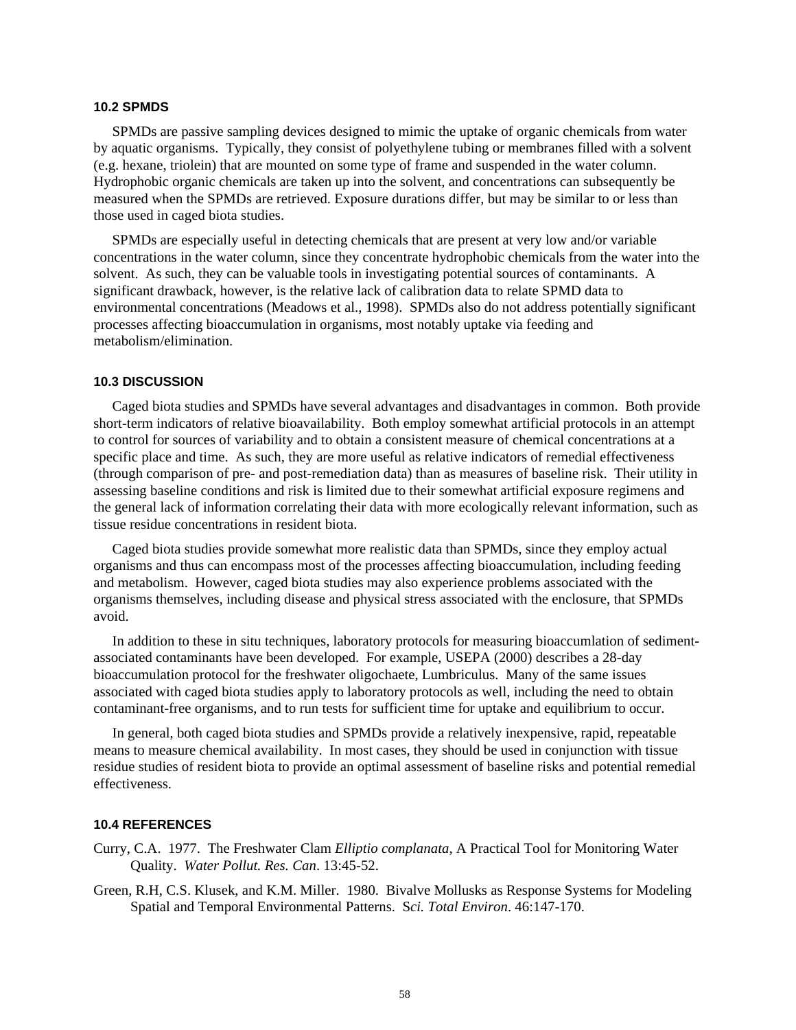### 10.2 SPMDS

SPMDs are passive sampling devices designed to mimic the uptake of organic chemicals from water by aquatic organisms. Typically, they consist of polyethylene tubing or membranes filled with a solvent (e.g. hexane, triolein) that are mounted on some type of frame and suspended in the water column. Hydrophobic organic chemicals are taken up into the solvent, and concentrations can subsequently be measured when the SPMDs are retrieved. Exposure durations differ, but may be similar to or less than those used in caged biota studies.

SPMDs are especially useful in detecting chemicals that are present at very low and/or variable concentrations in the water column, since they concentrate hydrophobic chemicals from the water into the solvent. As such, they can be valuable tools in investigating potential sources of contaminants. A significant drawback, however, is the relative lack of calibration data to relate SPMD data to environmental concentrations (Meadows et al., 1998). SPMDs also do not address potentially significant processes affecting bioaccumulation in organisms, most notably uptake via feeding and metabolism/elimination.

### 10.3 DISCUSSION

Caged biota studies and SPMDs have several advantages and disadvantages in common. Both provide short-term indicators of relative bioavailability. Both employ somewhat artificial protocols in an attempt to control for sources of variability and to obtain a consistent measure of chemical concentrations at a specific place and time. As such, they are more useful as relative indicators of remedial effectiveness (through comparison of pre- and post-remediation data) than as measures of baseline risk. Their utility in assessing baseline conditions and risk is limited due to their somewhat artificial exposure regimens and the general lack of information correlating their data with more ecologically relevant information, such as tissue residue concentrations in resident biota.

Caged biota studies provide somewhat more realistic data than SPMDs, since they employ actual organisms and thus can encompass most of the processes affecting bioaccumulation, including feeding and metabolism. However, caged biota studies may also experience problems associated with the organisms themselves, including disease and physical stress associated with the enclosure, that SPMDs avoid.

In addition to these in situ techniques, laboratory protocols for measuring bioaccumlation of sediment-associated contaminants have been developed. For example, USEPA (2000) describes a 28-day bioaccumulation protocol for the freshwater oligochaete, Lumbriculus. Many of the same issues associated with caged biota studies apply to laboratory protocols as well, including the need to obtain contaminant-free organisms, and to run tests for sufficient time for uptake and equilibrium to occur.

In general, both caged biota studies and SPMDs provide a relatively inexpensive, rapid, repeatable means to measure chemical availability. In most cases, they should be used in conjunction with tissue residue studies of resident biota to provide an optimal assessment of baseline risks and potential remedial effectiveness.

### 10.4 REFERENCES

Curry, C.A. 1977. The Freshwater Clam *Elliptio complanata*, A Practical Tool for Monitoring Water Quality. *Water Pollut. Res. Can*. 13:45-52.

Green, R.H, C.S. Klusek, and K.M. Miller. 1980. Bivalve Mollusks as Response Systems for Modeling Spatial and Temporal Environmental Patterns. S*ci. Total Environ*. 46:147-170.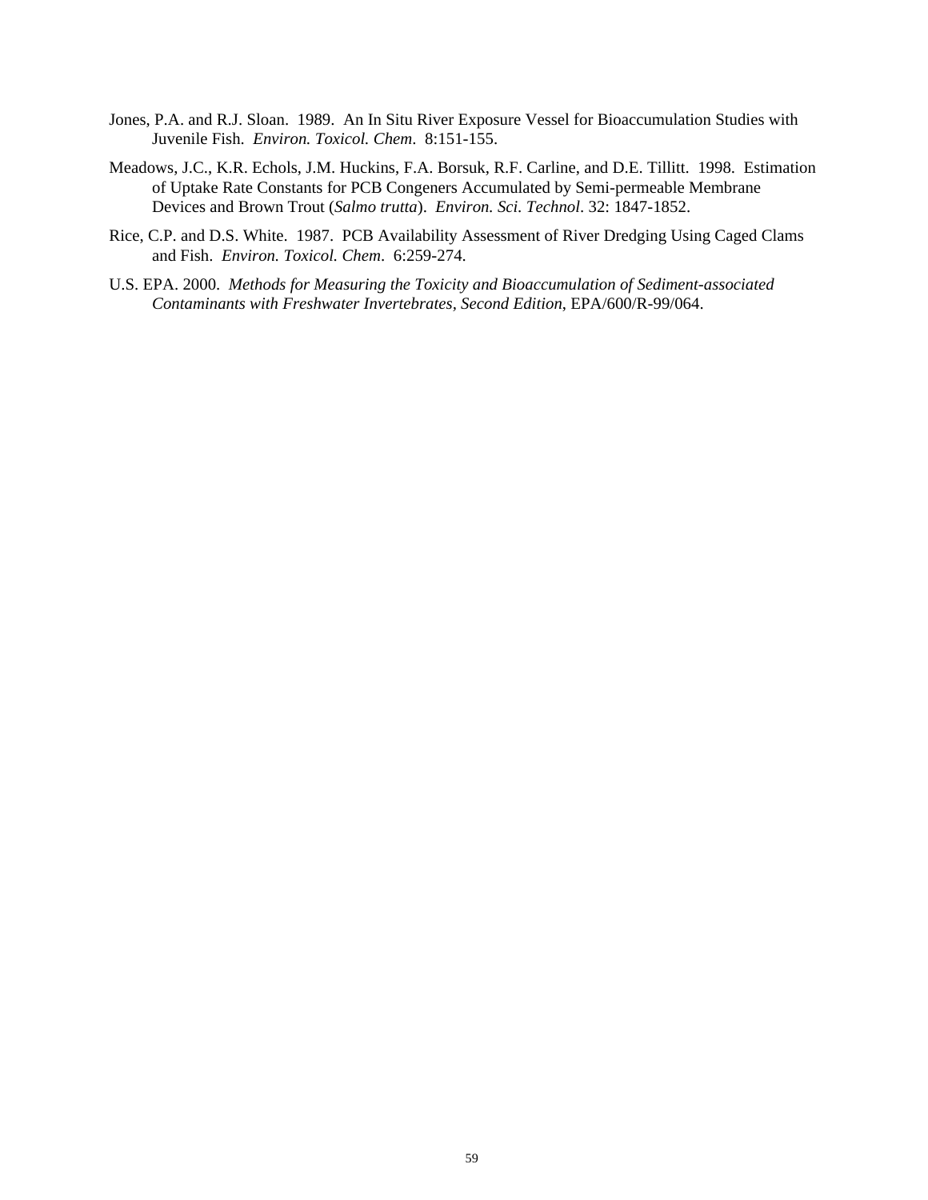Jones, P.A. and R.J. Sloan. 1989. An In Situ River Exposure Vessel for Bioaccumulation Studies with Juvenile Fish. *Environ. Toxicol. Chem*. 8:151-155.

Meadows, J.C., K.R. Echols, J.M. Huckins, F.A. Borsuk, R.F. Carline, and D.E. Tillitt. 1998. Estimation of Uptake Rate Constants for PCB Congeners Accumulated by Semi-permeable Membrane Devices and Brown Trout (*Salmo trutta*). *Environ. Sci. Technol*. 32: 1847-1852.

Rice, C.P. and D.S. White. 1987. PCB Availability Assessment of River Dredging Using Caged Clams and Fish. *Environ. Toxicol. Chem*. 6:259-274.

U.S. EPA. 2000. *Methods for Measuring the Toxicity and Bioaccumulation of Sediment-associated Contaminants with Freshwater Invertebrates, Second Edition*, EPA/600/R-99/064.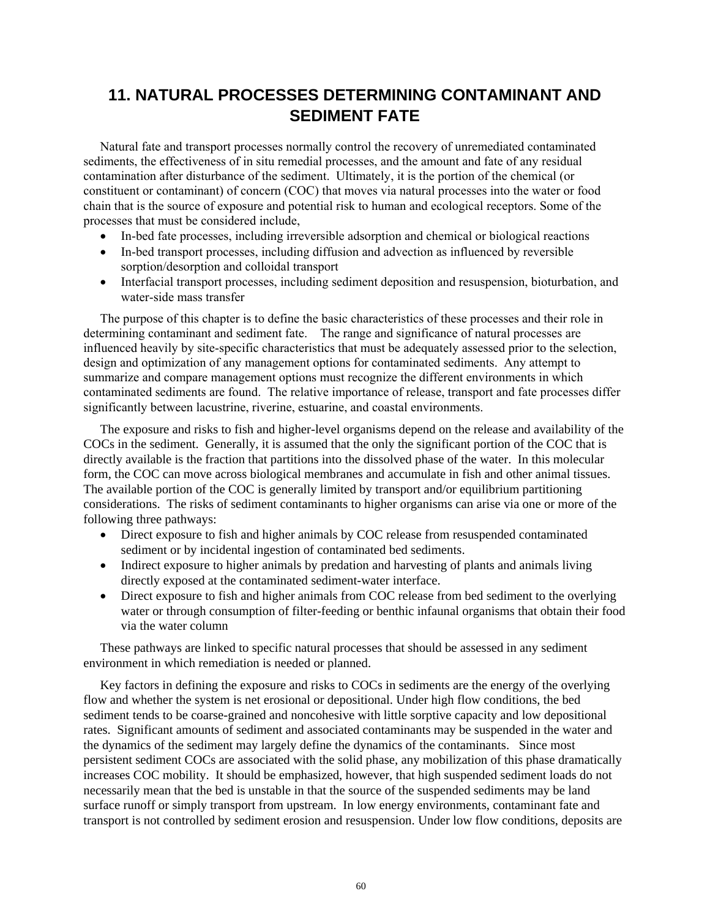# 11. NATURAL PROCESSES DETERMINING CONTAMINANT AND SEDIMENT FATE

Natural fate and transport processes normally control the recovery of unremediated contaminated sediments, the effectiveness of in situ remedial processes, and the amount and fate of any residual contamination after disturbance of the sediment. Ultimately, it is the portion of the chemical (or constituent or contaminant) of concern (COC) that moves via natural processes into the water or food chain that is the source of exposure and potential risk to human and ecological receptors. Some of the processes that must be considered include,

- In-bed fate processes, including irreversible adsorption and chemical or biological reactions
- In-bed transport processes, including diffusion and advection as influenced by reversible sorption/desorption and colloidal transport
- Interfacial transport processes, including sediment deposition and resuspension, bioturbation, and water-side mass transfer

The purpose of this chapter is to define the basic characteristics of these processes and their role in determining contaminant and sediment fate. The range and significance of natural processes are influenced heavily by site-specific characteristics that must be adequately assessed prior to the selection, design and optimization of any management options for contaminated sediments. Any attempt to summarize and compare management options must recognize the different environments in which contaminated sediments are found. The relative importance of release, transport and fate processes differ significantly between lacustrine, riverine, estuarine, and coastal environments.

The exposure and risks to fish and higher-level organisms depend on the release and availability of the COCs in the sediment. Generally, it is assumed that the only the significant portion of the COC that is directly available is the fraction that partitions into the dissolved phase of the water. In this molecular form, the COC can move across biological membranes and accumulate in fish and other animal tissues. The available portion of the COC is generally limited by transport and/or equilibrium partitioning considerations. The risks of sediment contaminants to higher organisms can arise via one or more of the following three pathways:

- Direct exposure to fish and higher animals by COC release from resuspended contaminated sediment or by incidental ingestion of contaminated bed sediments.
- Indirect exposure to higher animals by predation and harvesting of plants and animals living directly exposed at the contaminated sediment-water interface.
- Direct exposure to fish and higher animals from COC release from bed sediment to the overlying water or through consumption of filter-feeding or benthic infaunal organisms that obtain their food via the water column

These pathways are linked to specific natural processes that should be assessed in any sediment environment in which remediation is needed or planned.

Key factors in defining the exposure and risks to COCs in sediments are the energy of the overlying flow and whether the system is net erosional or depositional. Under high flow conditions, the bed sediment tends to be coarse-grained and noncohesive with little sorptive capacity and low depositional rates. Significant amounts of sediment and associated contaminants may be suspended in the water and the dynamics of the sediment may largely define the dynamics of the contaminants. Since most persistent sediment COCs are associated with the solid phase, any mobilization of this phase dramatically increases COC mobility. It should be emphasized, however, that high suspended sediment loads do not necessarily mean that the bed is unstable in that the source of the suspended sediments may be land surface runoff or simply transport from upstream. In low energy environments, contaminant fate and transport is not controlled by sediment erosion and resuspension. Under low flow conditions, deposits are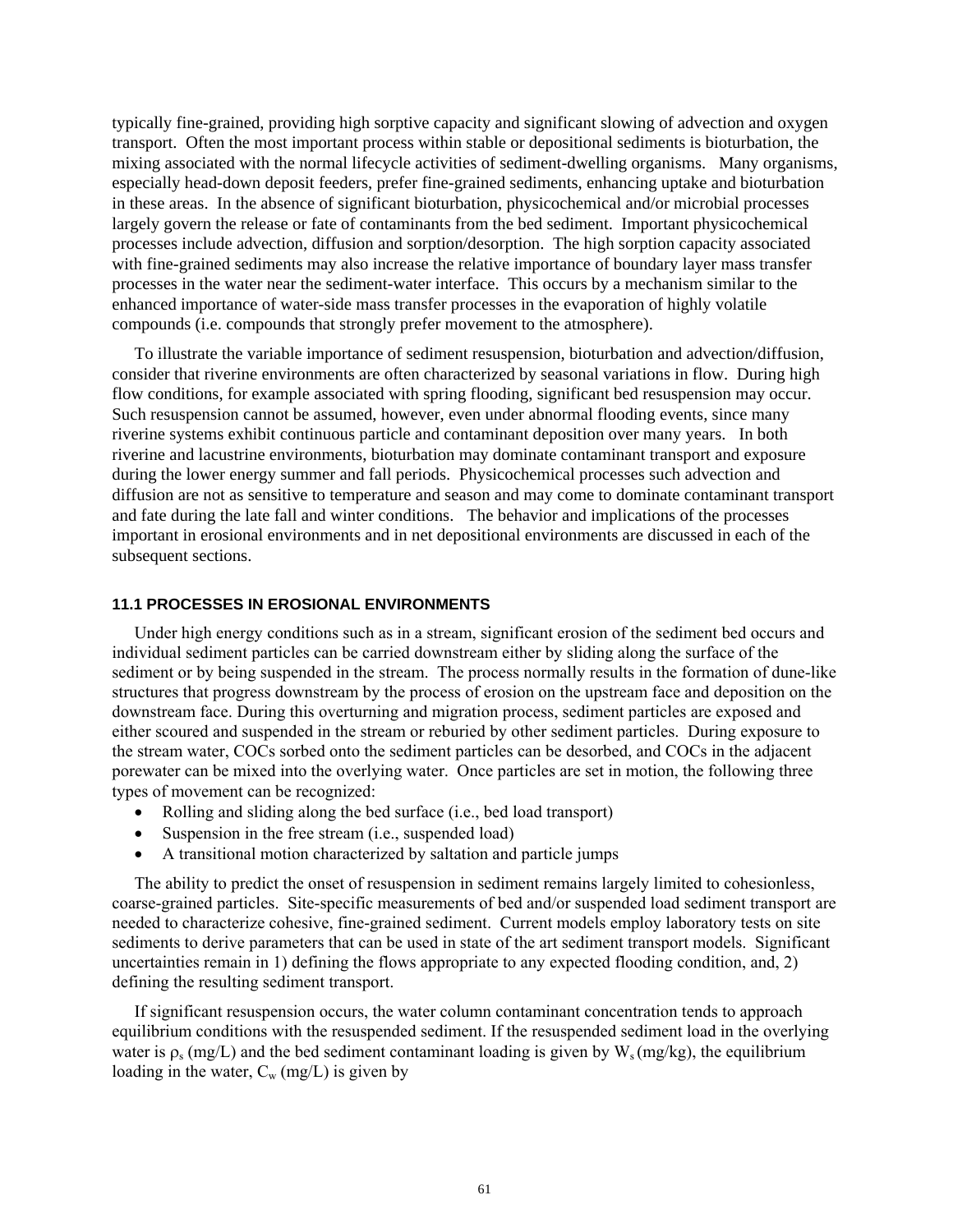typically fine-grained, providing high sorptive capacity and significant slowing of advection and oxygen transport. Often the most important process within stable or depositional sediments is bioturbation, the mixing associated with the normal lifecycle activities of sediment-dwelling organisms. Many organisms, especially head-down deposit feeders, prefer fine-grained sediments, enhancing uptake and bioturbation in these areas. In the absence of significant bioturbation, physicochemical and/or microbial processes largely govern the release or fate of contaminants from the bed sediment. Important physicochemical processes include advection, diffusion and sorption/desorption. The high sorption capacity associated with fine-grained sediments may also increase the relative importance of boundary layer mass transfer processes in the water near the sediment-water interface. This occurs by a mechanism similar to the enhanced importance of water-side mass transfer processes in the evaporation of highly volatile compounds (i.e. compounds that strongly prefer movement to the atmosphere).

To illustrate the variable importance of sediment resuspension, bioturbation and advection/diffusion, consider that riverine environments are often characterized by seasonal variations in flow. During high flow conditions, for example associated with spring flooding, significant bed resuspension may occur. Such resuspension cannot be assumed, however, even under abnormal flooding events, since many riverine systems exhibit continuous particle and contaminant deposition over many years. In both riverine and lacustrine environments, bioturbation may dominate contaminant transport and exposure during the lower energy summer and fall periods. Physicochemical processes such advection and diffusion are not as sensitive to temperature and season and may come to dominate contaminant transport and fate during the late fall and winter conditions. The behavior and implications of the processes important in erosional environments and in net depositional environments are discussed in each of the subsequent sections.

### 11.1 PROCESSES IN EROSIONAL ENVIRONMENTS

Under high energy conditions such as in a stream, significant erosion of the sediment bed occurs and individual sediment particles can be carried downstream either by sliding along the surface of the sediment or by being suspended in the stream. The process normally results in the formation of dune-like structures that progress downstream by the process of erosion on the upstream face and deposition on the downstream face. During this overturning and migration process, sediment particles are exposed and either scoured and suspended in the stream or reburied by other sediment particles. During exposure to the stream water, COCs sorbed onto the sediment particles can be desorbed, and COCs in the adjacent porewater can be mixed into the overlying water. Once particles are set in motion, the following three types of movement can be recognized:

- Rolling and sliding along the bed surface (i.e., bed load transport)
- Suspension in the free stream (i.e., suspended load)
- A transitional motion characterized by saltation and particle jumps

The ability to predict the onset of resuspension in sediment remains largely limited to cohesionless, coarse-grained particles. Site-specific measurements of bed and/or suspended load sediment transport are needed to characterize cohesive, fine-grained sediment. Current models employ laboratory tests on site sediments to derive parameters that can be used in state of the art sediment transport models. Significant uncertainties remain in 1) defining the flows appropriate to any expected flooding condition, and, 2) defining the resulting sediment transport.

If significant resuspension occurs, the water column contaminant concentration tends to approach equilibrium conditions with the resuspended sediment. If the resuspended sediment load in the overlying water is $\rho_s$ (mg/L) and the bed sediment contaminant loading is given by $W_s$ (mg/kg), the equilibrium loading in the water, $C_w$ (mg/L) is given by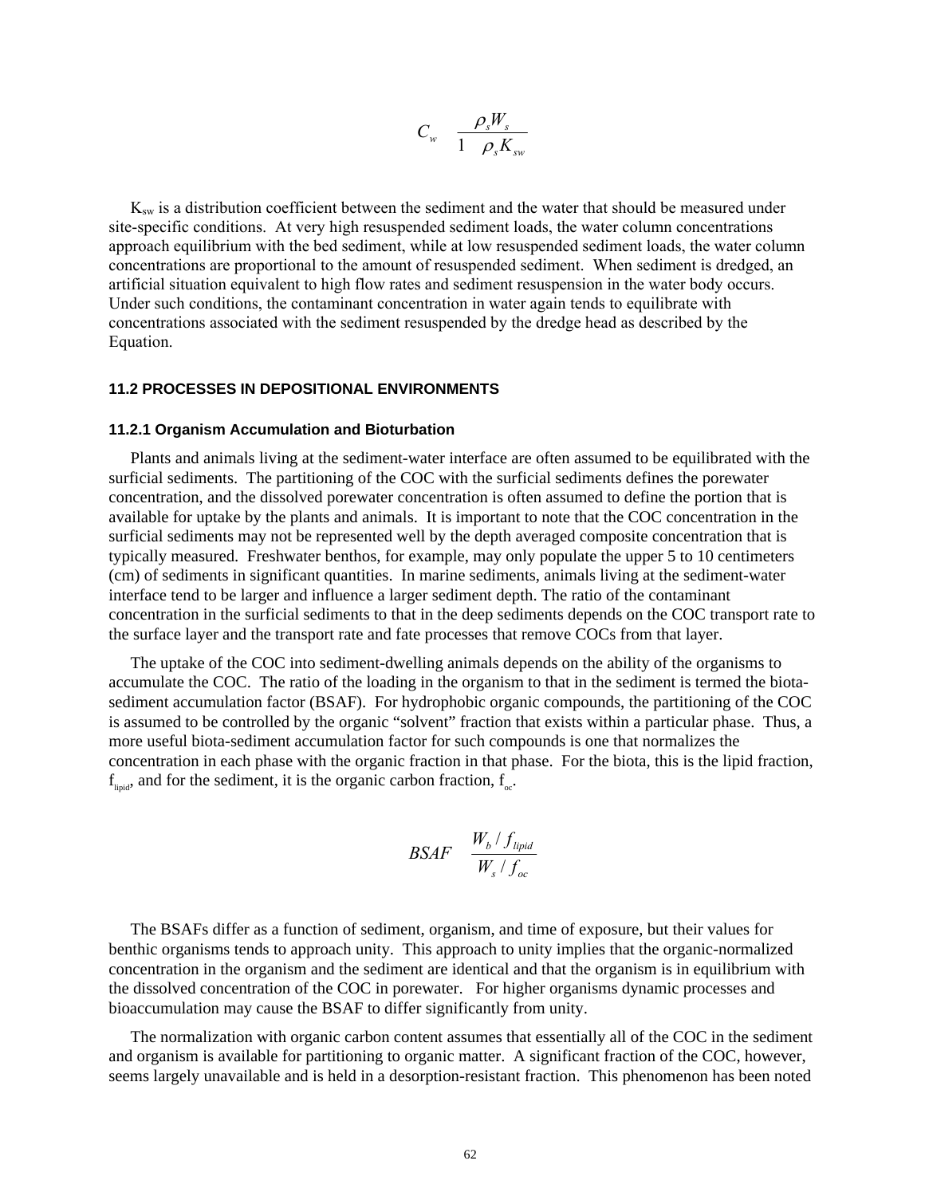$$C_w \quad \frac{\rho_s W_s}{1 \quad \rho_s K_{sw}}$$

$K_{sw}$ is a distribution coefficient between the sediment and the water that should be measured under site-specific conditions. At very high resuspended sediment loads, the water column concentrations approach equilibrium with the bed sediment, while at low resuspended sediment loads, the water column concentrations are proportional to the amount of resuspended sediment. When sediment is dredged, an artificial situation equivalent to high flow rates and sediment resuspension in the water body occurs. Under such conditions, the contaminant concentration in water again tends to equilibrate with concentrations associated with the sediment resuspended by the dredge head as described by the Equation.

## 11.2 PROCESSES IN DEPOSITIONAL ENVIRONMENTS

### 11.2.1 Organism Accumulation and Bioturbation

Plants and animals living at the sediment-water interface are often assumed to be equilibrated with the surficial sediments. The partitioning of the COC with the surficial sediments defines the porewater concentration, and the dissolved porewater concentration is often assumed to define the portion that is available for uptake by the plants and animals. It is important to note that the COC concentration in the surficial sediments may not be represented well by the depth averaged composite concentration that is typically measured. Freshwater benthos, for example, may only populate the upper 5 to 10 centimeters (cm) of sediments in significant quantities. In marine sediments, animals living at the sediment-water interface tend to be larger and influence a larger sediment depth. The ratio of the contaminant concentration in the surficial sediments to that in the deep sediments depends on the COC transport rate to the surface layer and the transport rate and fate processes that remove COCs from that layer.

The uptake of the COC into sediment-dwelling animals depends on the ability of the organisms to accumulate the COC. The ratio of the loading in the organism to that in the sediment is termed the biota-sediment accumulation factor (BSAF). For hydrophobic organic compounds, the partitioning of the COC is assumed to be controlled by the organic "solvent" fraction that exists within a particular phase. Thus, a more useful biota-sediment accumulation factor for such compounds is one that normalizes the concentration in each phase with the organic fraction in that phase. For the biota, this is the lipid fraction, $f_{lipid}$, and for the sediment, it is the organic carbon fraction, $f_{oc}$.

$$BSAF \quad \frac{W_b / f_{lipid}}{W_s / f_{oc}}$$

The BSAFs differ as a function of sediment, organism, and time of exposure, but their values for benthic organisms tends to approach unity. This approach to unity implies that the organic-normalized concentration in the organism and the sediment are identical and that the organism is in equilibrium with the dissolved concentration of the COC in porewater. For higher organisms dynamic processes and bioaccumulation may cause the BSAF to differ significantly from unity.

The normalization with organic carbon content assumes that essentially all of the COC in the sediment and organism is available for partitioning to organic matter. A significant fraction of the COC, however, seems largely unavailable and is held in a desorption-resistant fraction. This phenomenon has been noted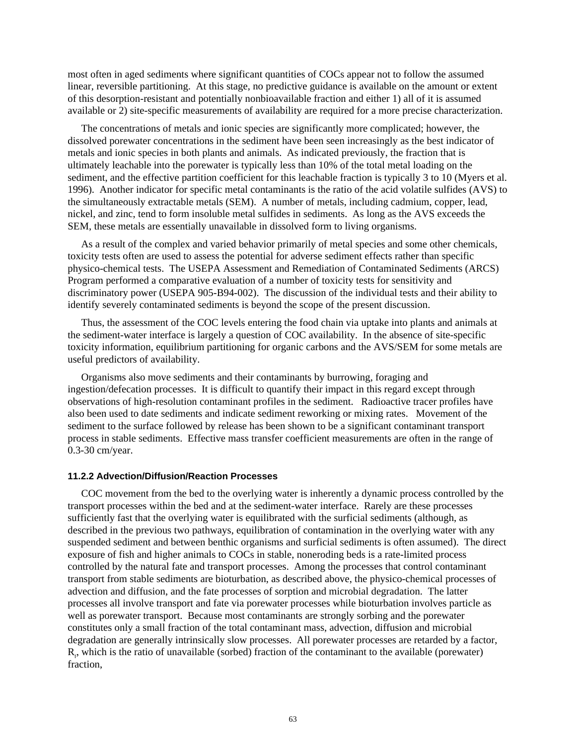most often in aged sediments where significant quantities of COCs appear not to follow the assumed linear, reversible partitioning. At this stage, no predictive guidance is available on the amount or extent of this desorption-resistant and potentially nonbioavailable fraction and either 1) all of it is assumed available or 2) site-specific measurements of availability are required for a more precise characterization.

The concentrations of metals and ionic species are significantly more complicated; however, the dissolved porewater concentrations in the sediment have been seen increasingly as the best indicator of metals and ionic species in both plants and animals. As indicated previously, the fraction that is ultimately leachable into the porewater is typically less than 10% of the total metal loading on the sediment, and the effective partition coefficient for this leachable fraction is typically 3 to 10 (Myers et al. 1996). Another indicator for specific metal contaminants is the ratio of the acid volatile sulfides (AVS) to the simultaneously extractable metals (SEM). A number of metals, including cadmium, copper, lead, nickel, and zinc, tend to form insoluble metal sulfides in sediments. As long as the AVS exceeds the SEM, these metals are essentially unavailable in dissolved form to living organisms.

As a result of the complex and varied behavior primarily of metal species and some other chemicals, toxicity tests often are used to assess the potential for adverse sediment effects rather than specific physico-chemical tests. The USEPA Assessment and Remediation of Contaminated Sediments (ARCS) Program performed a comparative evaluation of a number of toxicity tests for sensitivity and discriminatory power (USEPA 905-B94-002). The discussion of the individual tests and their ability to identify severely contaminated sediments is beyond the scope of the present discussion.

Thus, the assessment of the COC levels entering the food chain via uptake into plants and animals at the sediment-water interface is largely a question of COC availability. In the absence of site-specific toxicity information, equilibrium partitioning for organic carbons and the AVS/SEM for some metals are useful predictors of availability.

Organisms also move sediments and their contaminants by burrowing, foraging and ingestion/defecation processes. It is difficult to quantify their impact in this regard except through observations of high-resolution contaminant profiles in the sediment. Radioactive tracer profiles have also been used to date sediments and indicate sediment reworking or mixing rates. Movement of the sediment to the surface followed by release has been shown to be a significant contaminant transport process in stable sediments. Effective mass transfer coefficient measurements are often in the range of 0.3-30 cm/year.

### 11.2.2 Advection/Diffusion/Reaction Processes

COC movement from the bed to the overlying water is inherently a dynamic process controlled by the transport processes within the bed and at the sediment-water interface. Rarely are these processes sufficiently fast that the overlying water is equilibrated with the surficial sediments (although, as described in the previous two pathways, equilibration of contamination in the overlying water with any suspended sediment and between benthic organisms and surficial sediments is often assumed). The direct exposure of fish and higher animals to COCs in stable, noneroding beds is a rate-limited process controlled by the natural fate and transport processes. Among the processes that control contaminant transport from stable sediments are bioturbation, as described above, the physico-chemical processes of advection and diffusion, and the fate processes of sorption and microbial degradation. The latter processes all involve transport and fate via porewater processes while bioturbation involves particle as well as porewater transport. Because most contaminants are strongly sorbing and the porewater constitutes only a small fraction of the total contaminant mass, advection, diffusion and microbial degradation are generally intrinsically slow processes. All porewater processes are retarded by a factor, $R_f$, which is the ratio of unavailable (sorbed) fraction of the contaminant to the available (porewater) fraction,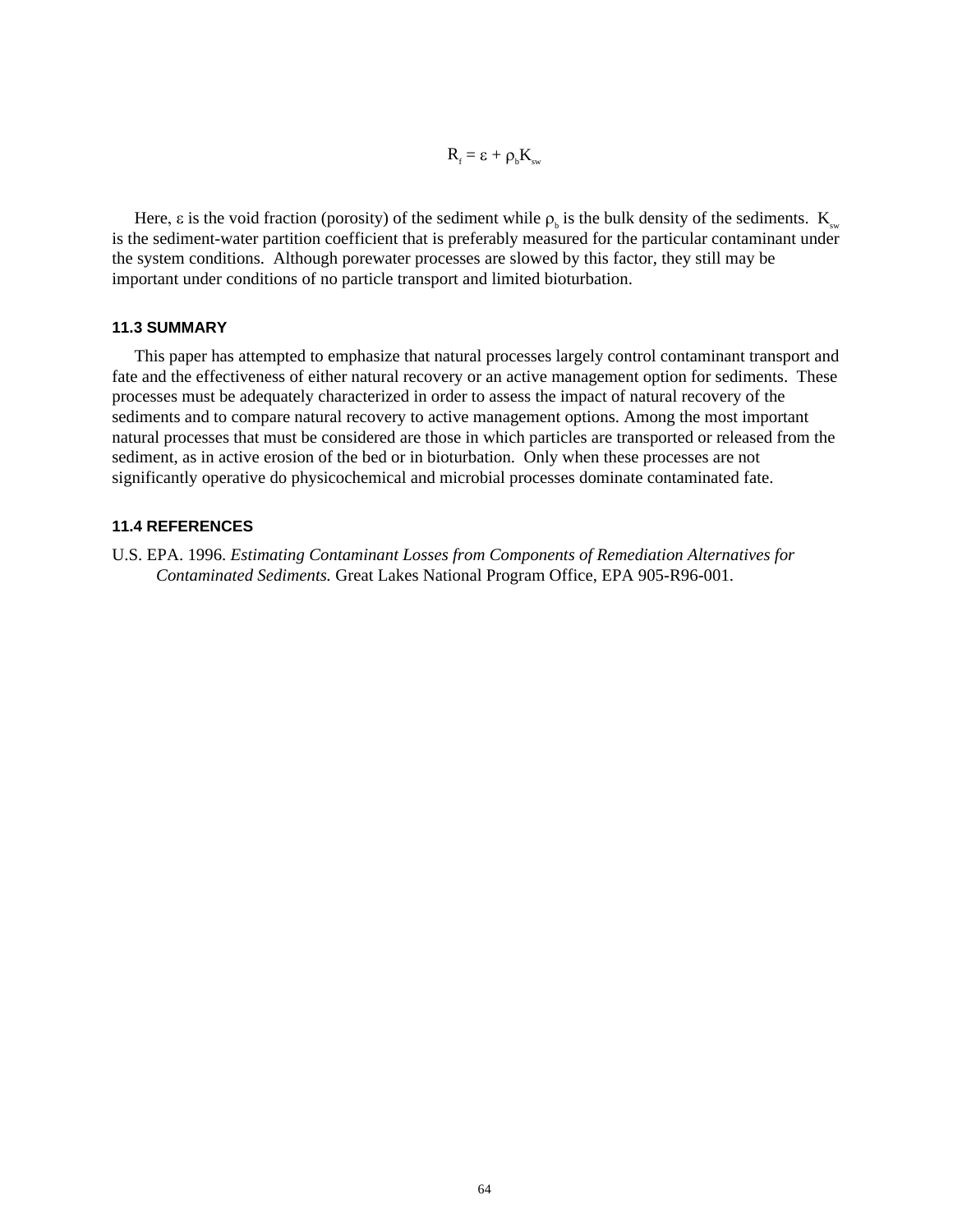$$R_f = \varepsilon + \rho_b K_{sw}$$

Here, $\varepsilon$ is the void fraction (porosity) of the sediment while $\rho_b$ is the bulk density of the sediments. $K_{sw}$ is the sediment-water partition coefficient that is preferably measured for the particular contaminant under the system conditions. Although porewater processes are slowed by this factor, they still may be important under conditions of no particle transport and limited bioturbation.

### 11.3 SUMMARY

This paper has attempted to emphasize that natural processes largely control contaminant transport and fate and the effectiveness of either natural recovery or an active management option for sediments. These processes must be adequately characterized in order to assess the impact of natural recovery of the sediments and to compare natural recovery to active management options. Among the most important natural processes that must be considered are those in which particles are transported or released from the sediment, as in active erosion of the bed or in bioturbation. Only when these processes are not significantly operative do physicochemical and microbial processes dominate contaminated fate.

### 11.4 REFERENCES

U.S. EPA. 1996. *Estimating Contaminant Losses from Components of Remediation Alternatives for Contaminated Sediments.* Great Lakes National Program Office, EPA 905-R96-001.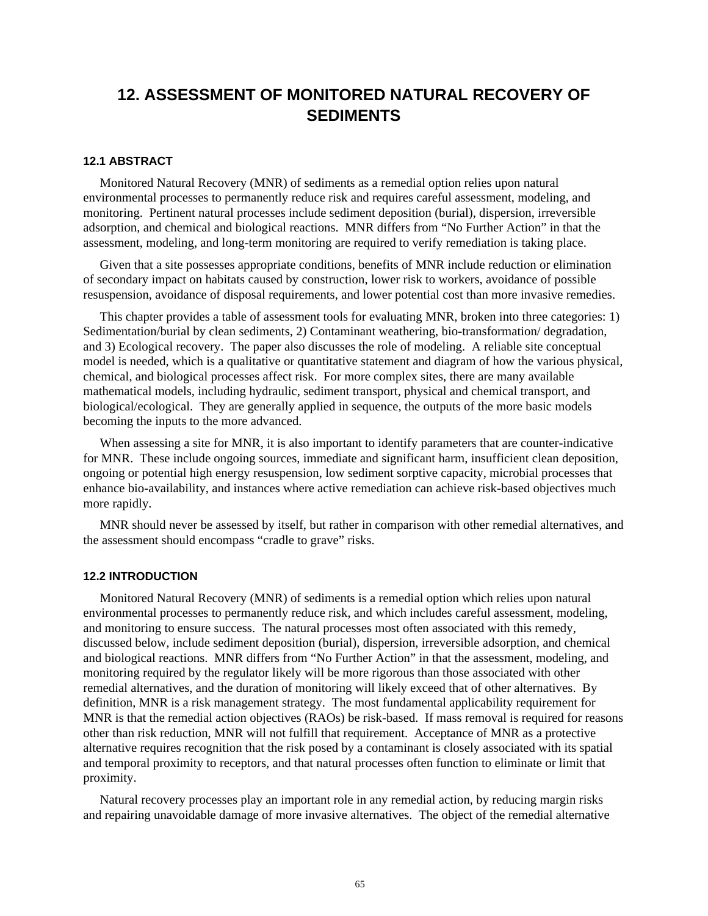# 12. ASSESSMENT OF MONITORED NATURAL RECOVERY OF SEDIMENTS

## 12.1 ABSTRACT

Monitored Natural Recovery (MNR) of sediments as a remedial option relies upon natural environmental processes to permanently reduce risk and requires careful assessment, modeling, and monitoring. Pertinent natural processes include sediment deposition (burial), dispersion, irreversible adsorption, and chemical and biological reactions. MNR differs from "No Further Action" in that the assessment, modeling, and long-term monitoring are required to verify remediation is taking place.

Given that a site possesses appropriate conditions, benefits of MNR include reduction or elimination of secondary impact on habitats caused by construction, lower risk to workers, avoidance of possible resuspension, avoidance of disposal requirements, and lower potential cost than more invasive remedies.

This chapter provides a table of assessment tools for evaluating MNR, broken into three categories: 1) Sedimentation/burial by clean sediments, 2) Contaminant weathering, bio-transformation/ degradation, and 3) Ecological recovery. The paper also discusses the role of modeling. A reliable site conceptual model is needed, which is a qualitative or quantitative statement and diagram of how the various physical, chemical, and biological processes affect risk. For more complex sites, there are many available mathematical models, including hydraulic, sediment transport, physical and chemical transport, and biological/ecological. They are generally applied in sequence, the outputs of the more basic models becoming the inputs to the more advanced.

When assessing a site for MNR, it is also important to identify parameters that are counter-indicative for MNR. These include ongoing sources, immediate and significant harm, insufficient clean deposition, ongoing or potential high energy resuspension, low sediment sorptive capacity, microbial processes that enhance bio-availability, and instances where active remediation can achieve risk-based objectives much more rapidly.

MNR should never be assessed by itself, but rather in comparison with other remedial alternatives, and the assessment should encompass "cradle to grave" risks.

## 12.2 INTRODUCTION

Monitored Natural Recovery (MNR) of sediments is a remedial option which relies upon natural environmental processes to permanently reduce risk, and which includes careful assessment, modeling, and monitoring to ensure success. The natural processes most often associated with this remedy, discussed below, include sediment deposition (burial), dispersion, irreversible adsorption, and chemical and biological reactions. MNR differs from "No Further Action" in that the assessment, modeling, and monitoring required by the regulator likely will be more rigorous than those associated with other remedial alternatives, and the duration of monitoring will likely exceed that of other alternatives. By definition, MNR is a risk management strategy. The most fundamental applicability requirement for MNR is that the remedial action objectives (RAOs) be risk-based. If mass removal is required for reasons other than risk reduction, MNR will not fulfill that requirement. Acceptance of MNR as a protective alternative requires recognition that the risk posed by a contaminant is closely associated with its spatial and temporal proximity to receptors, and that natural processes often function to eliminate or limit that proximity.

Natural recovery processes play an important role in any remedial action, by reducing margin risks and repairing unavoidable damage of more invasive alternatives. The object of the remedial alternative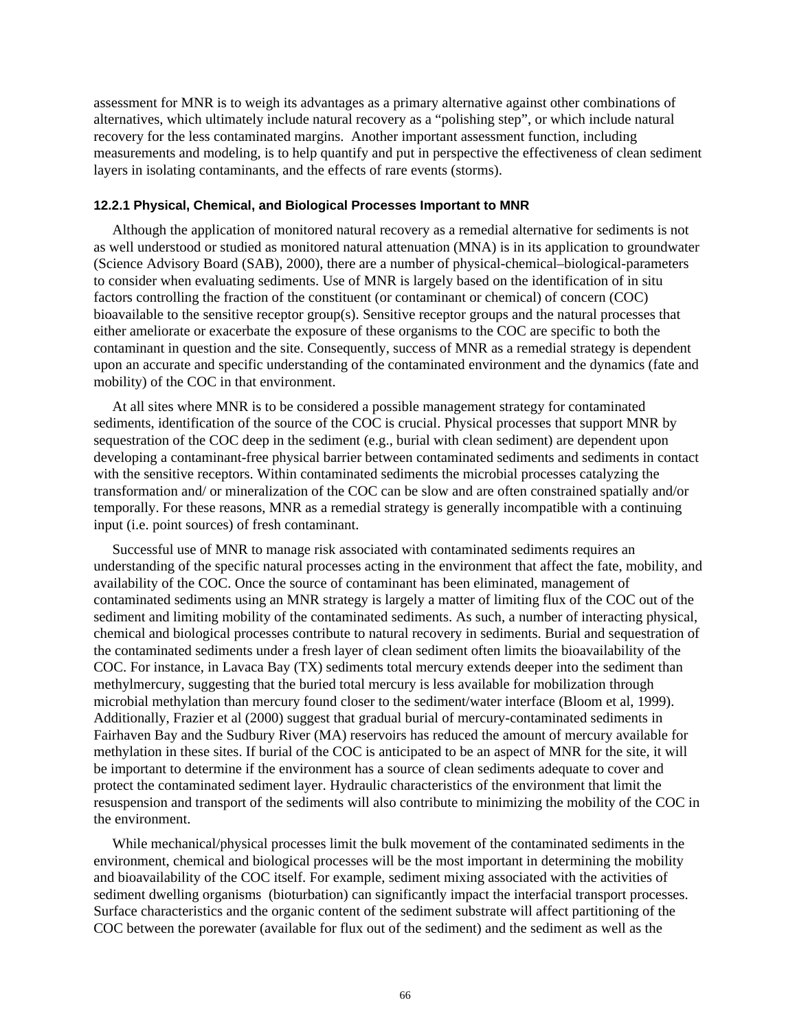assessment for MNR is to weigh its advantages as a primary alternative against other combinations of alternatives, which ultimately include natural recovery as a "polishing step", or which include natural recovery for the less contaminated margins. Another important assessment function, including measurements and modeling, is to help quantify and put in perspective the effectiveness of clean sediment layers in isolating contaminants, and the effects of rare events (storms).

### 12.2.1 Physical, Chemical, and Biological Processes Important to MNR

Although the application of monitored natural recovery as a remedial alternative for sediments is not as well understood or studied as monitored natural attenuation (MNA) is in its application to groundwater (Science Advisory Board (SAB), 2000), there are a number of physical-chemical–biological-parameters to consider when evaluating sediments. Use of MNR is largely based on the identification of in situ factors controlling the fraction of the constituent (or contaminant or chemical) of concern (COC) bioavailable to the sensitive receptor group(s). Sensitive receptor groups and the natural processes that either ameliorate or exacerbate the exposure of these organisms to the COC are specific to both the contaminant in question and the site. Consequently, success of MNR as a remedial strategy is dependent upon an accurate and specific understanding of the contaminated environment and the dynamics (fate and mobility) of the COC in that environment.

At all sites where MNR is to be considered a possible management strategy for contaminated sediments, identification of the source of the COC is crucial. Physical processes that support MNR by sequestration of the COC deep in the sediment (e.g., burial with clean sediment) are dependent upon developing a contaminant-free physical barrier between contaminated sediments and sediments in contact with the sensitive receptors. Within contaminated sediments the microbial processes catalyzing the transformation and/ or mineralization of the COC can be slow and are often constrained spatially and/or temporally. For these reasons, MNR as a remedial strategy is generally incompatible with a continuing input (i.e. point sources) of fresh contaminant.

Successful use of MNR to manage risk associated with contaminated sediments requires an understanding of the specific natural processes acting in the environment that affect the fate, mobility, and availability of the COC. Once the source of contaminant has been eliminated, management of contaminated sediments using an MNR strategy is largely a matter of limiting flux of the COC out of the sediment and limiting mobility of the contaminated sediments. As such, a number of interacting physical, chemical and biological processes contribute to natural recovery in sediments. Burial and sequestration of the contaminated sediments under a fresh layer of clean sediment often limits the bioavailability of the COC. For instance, in Lavaca Bay (TX) sediments total mercury extends deeper into the sediment than methylmercury, suggesting that the buried total mercury is less available for mobilization through microbial methylation than mercury found closer to the sediment/water interface (Bloom et al, 1999). Additionally, Frazier et al (2000) suggest that gradual burial of mercury-contaminated sediments in Fairhaven Bay and the Sudbury River (MA) reservoirs has reduced the amount of mercury available for methylation in these sites. If burial of the COC is anticipated to be an aspect of MNR for the site, it will be important to determine if the environment has a source of clean sediments adequate to cover and protect the contaminated sediment layer. Hydraulic characteristics of the environment that limit the resuspension and transport of the sediments will also contribute to minimizing the mobility of the COC in the environment.

While mechanical/physical processes limit the bulk movement of the contaminated sediments in the environment, chemical and biological processes will be the most important in determining the mobility and bioavailability of the COC itself. For example, sediment mixing associated with the activities of sediment dwelling organisms (bioturbation) can significantly impact the interfacial transport processes. Surface characteristics and the organic content of the sediment substrate will affect partitioning of the COC between the porewater (available for flux out of the sediment) and the sediment as well as the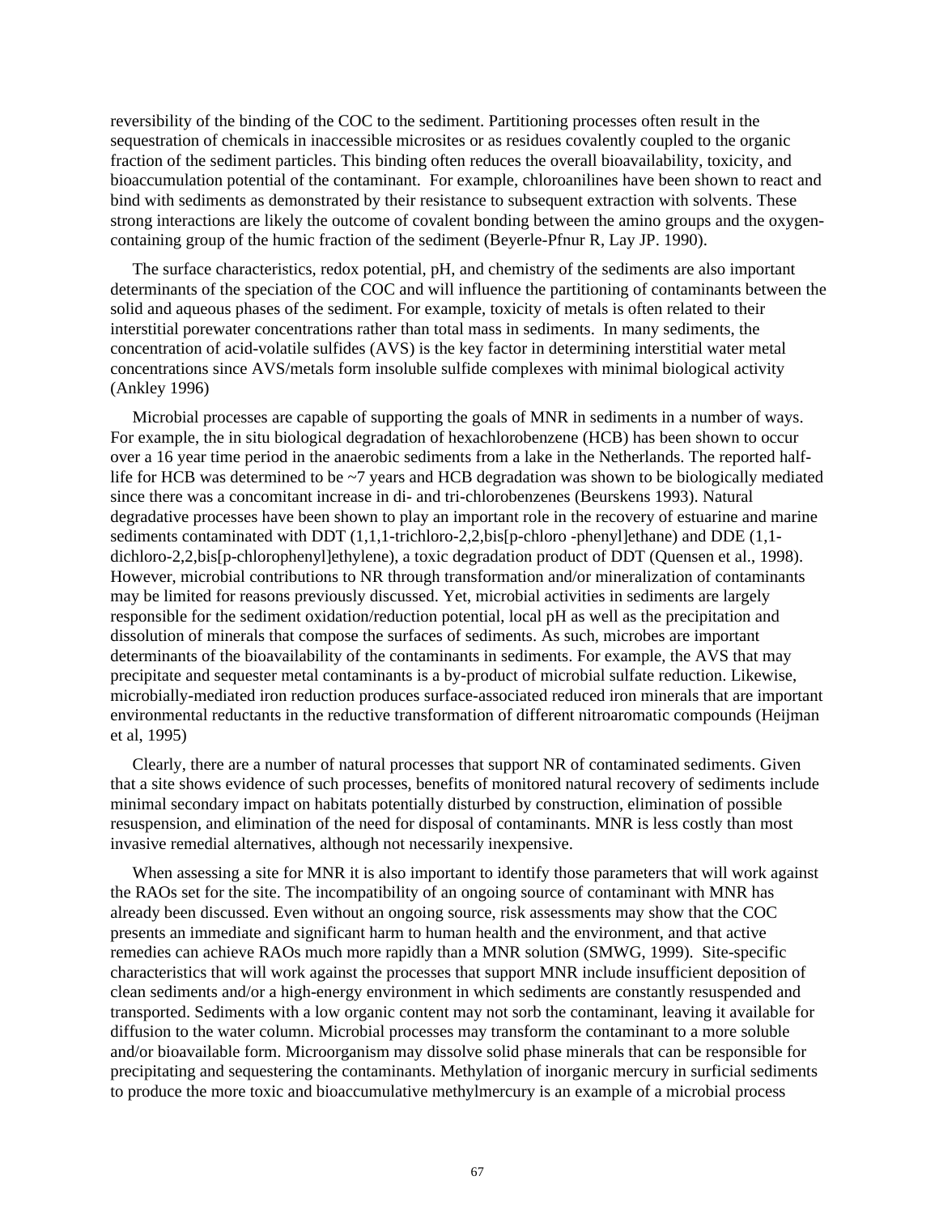reversibility of the binding of the COC to the sediment. Partitioning processes often result in the sequestration of chemicals in inaccessible microsites or as residues covalently coupled to the organic fraction of the sediment particles. This binding often reduces the overall bioavailability, toxicity, and bioaccumulation potential of the contaminant. For example, chloroanilines have been shown to react and bind with sediments as demonstrated by their resistance to subsequent extraction with solvents. These strong interactions are likely the outcome of covalent bonding between the amino groups and the oxygen-containing group of the humic fraction of the sediment (Beyerle-Pfnur R, Lay JP. 1990).

The surface characteristics, redox potential, pH, and chemistry of the sediments are also important determinants of the speciation of the COC and will influence the partitioning of contaminants between the solid and aqueous phases of the sediment. For example, toxicity of metals is often related to their interstitial porewater concentrations rather than total mass in sediments. In many sediments, the concentration of acid-volatile sulfides (AVS) is the key factor in determining interstitial water metal concentrations since AVS/metals form insoluble sulfide complexes with minimal biological activity (Ankley 1996)

Microbial processes are capable of supporting the goals of MNR in sediments in a number of ways. For example, the in situ biological degradation of hexachlorobenzene (HCB) has been shown to occur over a 16 year time period in the anaerobic sediments from a lake in the Netherlands. The reported half-life for HCB was determined to be ~7 years and HCB degradation was shown to be biologically mediated since there was a concomitant increase in di- and tri-chlorobenzenes (Beurskens 1993). Natural degradative processes have been shown to play an important role in the recovery of estuarine and marine sediments contaminated with DDT (1,1,1-trichloro-2,2,bis[p-chloro -phenyl]ethane) and DDE (1,1-dichloro-2,2,bis[p-chlorophenyl]ethylene), a toxic degradation product of DDT (Quensen et al., 1998). However, microbial contributions to NR through transformation and/or mineralization of contaminants may be limited for reasons previously discussed. Yet, microbial activities in sediments are largely responsible for the sediment oxidation/reduction potential, local pH as well as the precipitation and dissolution of minerals that compose the surfaces of sediments. As such, microbes are important determinants of the bioavailability of the contaminants in sediments. For example, the AVS that may precipitate and sequester metal contaminants is a by-product of microbial sulfate reduction. Likewise, microbially-mediated iron reduction produces surface-associated reduced iron minerals that are important environmental reductants in the reductive transformation of different nitroaromatic compounds (Heijman et al, 1995)

Clearly, there are a number of natural processes that support NR of contaminated sediments. Given that a site shows evidence of such processes, benefits of monitored natural recovery of sediments include minimal secondary impact on habitats potentially disturbed by construction, elimination of possible resuspension, and elimination of the need for disposal of contaminants. MNR is less costly than most invasive remedial alternatives, although not necessarily inexpensive.

When assessing a site for MNR it is also important to identify those parameters that will work against the RAOs set for the site. The incompatibility of an ongoing source of contaminant with MNR has already been discussed. Even without an ongoing source, risk assessments may show that the COC presents an immediate and significant harm to human health and the environment, and that active remedies can achieve RAOs much more rapidly than a MNR solution (SMWG, 1999). Site-specific characteristics that will work against the processes that support MNR include insufficient deposition of clean sediments and/or a high-energy environment in which sediments are constantly resuspended and transported. Sediments with a low organic content may not sorb the contaminant, leaving it available for diffusion to the water column. Microbial processes may transform the contaminant to a more soluble and/or bioavailable form. Microorganism may dissolve solid phase minerals that can be responsible for precipitating and sequestering the contaminants. Methylation of inorganic mercury in surficial sediments to produce the more toxic and bioaccumulative methylmercury is an example of a microbial process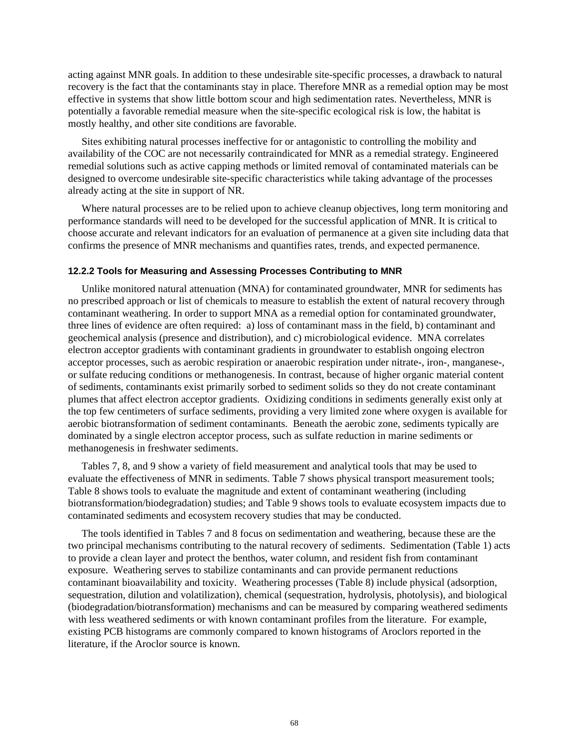acting against MNR goals. In addition to these undesirable site-specific processes, a drawback to natural recovery is the fact that the contaminants stay in place. Therefore MNR as a remedial option may be most effective in systems that show little bottom scour and high sedimentation rates. Nevertheless, MNR is potentially a favorable remedial measure when the site-specific ecological risk is low, the habitat is mostly healthy, and other site conditions are favorable.

Sites exhibiting natural processes ineffective for or antagonistic to controlling the mobility and availability of the COC are not necessarily contraindicated for MNR as a remedial strategy. Engineered remedial solutions such as active capping methods or limited removal of contaminated materials can be designed to overcome undesirable site-specific characteristics while taking advantage of the processes already acting at the site in support of NR.

Where natural processes are to be relied upon to achieve cleanup objectives, long term monitoring and performance standards will need to be developed for the successful application of MNR. It is critical to choose accurate and relevant indicators for an evaluation of permanence at a given site including data that confirms the presence of MNR mechanisms and quantifies rates, trends, and expected permanence.

### 12.2.2 Tools for Measuring and Assessing Processes Contributing to MNR

Unlike monitored natural attenuation (MNA) for contaminated groundwater, MNR for sediments has no prescribed approach or list of chemicals to measure to establish the extent of natural recovery through contaminant weathering. In order to support MNA as a remedial option for contaminated groundwater, three lines of evidence are often required: a) loss of contaminant mass in the field, b) contaminant and geochemical analysis (presence and distribution), and c) microbiological evidence. MNA correlates electron acceptor gradients with contaminant gradients in groundwater to establish ongoing electron acceptor processes, such as aerobic respiration or anaerobic respiration under nitrate-, iron-, manganese-, or sulfate reducing conditions or methanogenesis. In contrast, because of higher organic material content of sediments, contaminants exist primarily sorbed to sediment solids so they do not create contaminant plumes that affect electron acceptor gradients. Oxidizing conditions in sediments generally exist only at the top few centimeters of surface sediments, providing a very limited zone where oxygen is available for aerobic biotransformation of sediment contaminants. Beneath the aerobic zone, sediments typically are dominated by a single electron acceptor process, such as sulfate reduction in marine sediments or methanogenesis in freshwater sediments.

Tables 7, 8, and 9 show a variety of field measurement and analytical tools that may be used to evaluate the effectiveness of MNR in sediments. Table 7 shows physical transport measurement tools; Table 8 shows tools to evaluate the magnitude and extent of contaminant weathering (including biotransformation/biodegradation) studies; and Table 9 shows tools to evaluate ecosystem impacts due to contaminated sediments and ecosystem recovery studies that may be conducted.

The tools identified in Tables 7 and 8 focus on sedimentation and weathering, because these are the two principal mechanisms contributing to the natural recovery of sediments. Sedimentation (Table 1) acts to provide a clean layer and protect the benthos, water column, and resident fish from contaminant exposure. Weathering serves to stabilize contaminants and can provide permanent reductions contaminant bioavailability and toxicity. Weathering processes (Table 8) include physical (adsorption, sequestration, dilution and volatilization), chemical (sequestration, hydrolysis, photolysis), and biological (biodegradation/biotransformation) mechanisms and can be measured by comparing weathered sediments with less weathered sediments or with known contaminant profiles from the literature. For example, existing PCB histograms are commonly compared to known histograms of Aroclors reported in the literature, if the Aroclor source is known.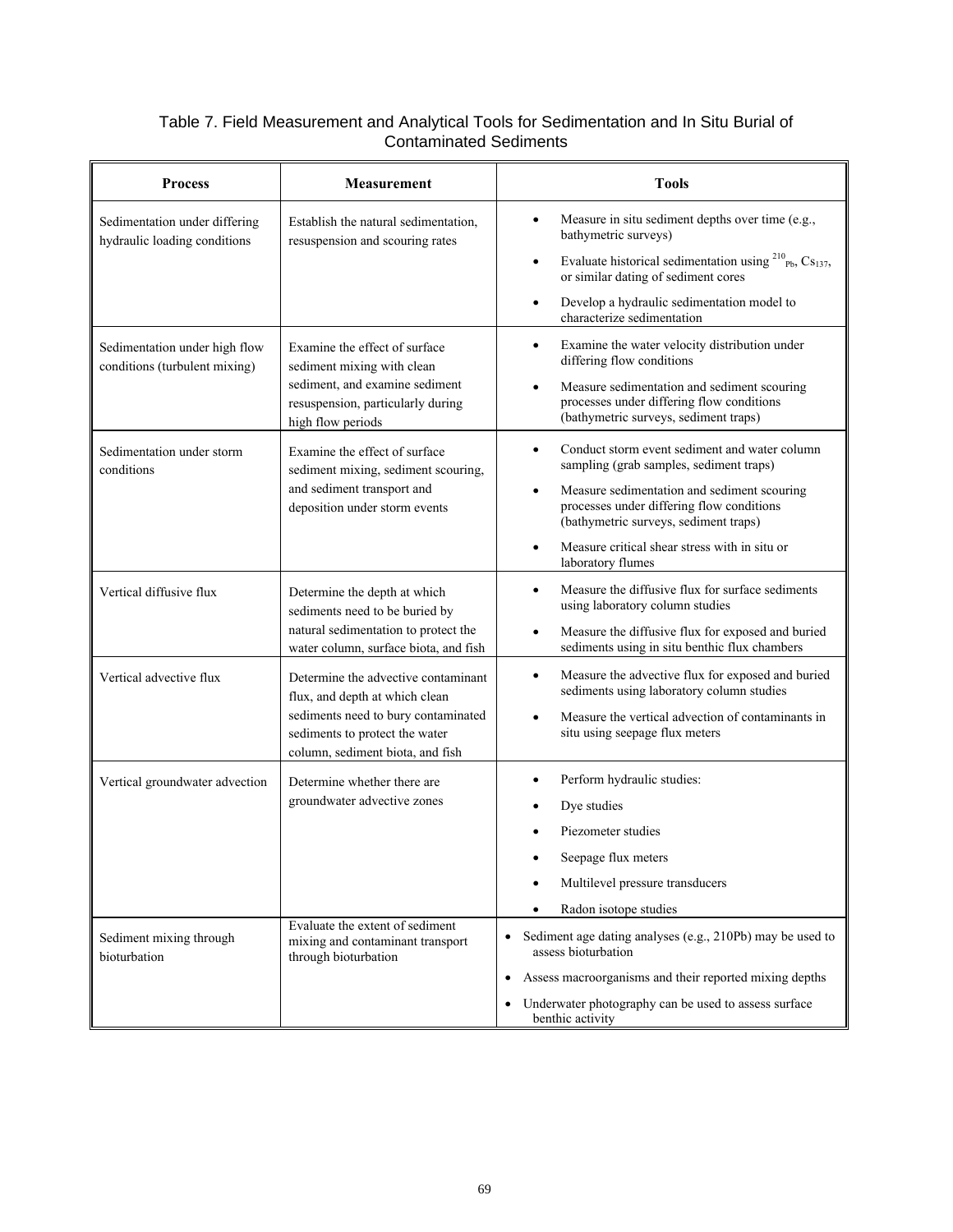Table 7. Field Measurement and Analytical Tools for Sedimentation and In Situ Burial of Contaminated Sediments

| Process | Measurement | Tools |
|---|---|---|
| Sedimentation under differing hydraulic loading conditions | Establish the natural sedimentation, resuspension and scouring rates | • Measure in situ sediment depths over time (e.g., bathymetric surveys)<br>• Evaluate historical sedimentation using $^{210}Pb$, $Cs_{137}$, or similar dating of sediment cores<br>• Develop a hydraulic sedimentation model to characterize sedimentation |
| Sedimentation under high flow conditions (turbulent mixing) | Examine the effect of surface sediment mixing with clean sediment, and examine sediment resuspension, particularly during high flow periods | • Examine the water velocity distribution under differing flow conditions<br>• Measure sedimentation and sediment scouring processes under differing flow conditions (bathymetric surveys, sediment traps) |
| Sedimentation under storm conditions | Examine the effect of surface sediment mixing, sediment scouring, and sediment transport and deposition under storm events | • Conduct storm event sediment and water column sampling (grab samples, sediment traps)<br>• Measure sedimentation and sediment scouring processes under differing flow conditions (bathymetric surveys, sediment traps)<br>• Measure critical shear stress with in situ or laboratory flumes |
| Vertical diffusive flux | Determine the depth at which sediments need to be buried by natural sedimentation to protect the water column, surface biota, and fish | • Measure the diffusive flux for surface sediments using laboratory column studies<br>• Measure the diffusive flux for exposed and buried sediments using in situ benthic flux chambers |
| Vertical advective flux | Determine the advective contaminant flux, and depth at which clean sediments need to bury contaminated sediments to protect the water column, sediment biota, and fish | • Measure the advective flux for exposed and buried sediments using laboratory column studies<br>• Measure the vertical advection of contaminants in situ using seepage flux meters |
| Vertical groundwater advection | Determine whether there are groundwater advective zones | • Perform hydraulic studies:<br>• Dye studies<br>• Piezometer studies<br>• Seepage flux meters<br>• Multilevel pressure transducers<br>• Radon isotope studies |
| Sediment mixing through bioturbation | Evaluate the extent of sediment mixing and contaminant transport through bioturbation | • Sediment age dating analyses (e.g., 210Pb) may be used to assess bioturbation<br>• Assess macroorganisms and their reported mixing depths<br>• Underwater photography can be used to assess surface benthic activity |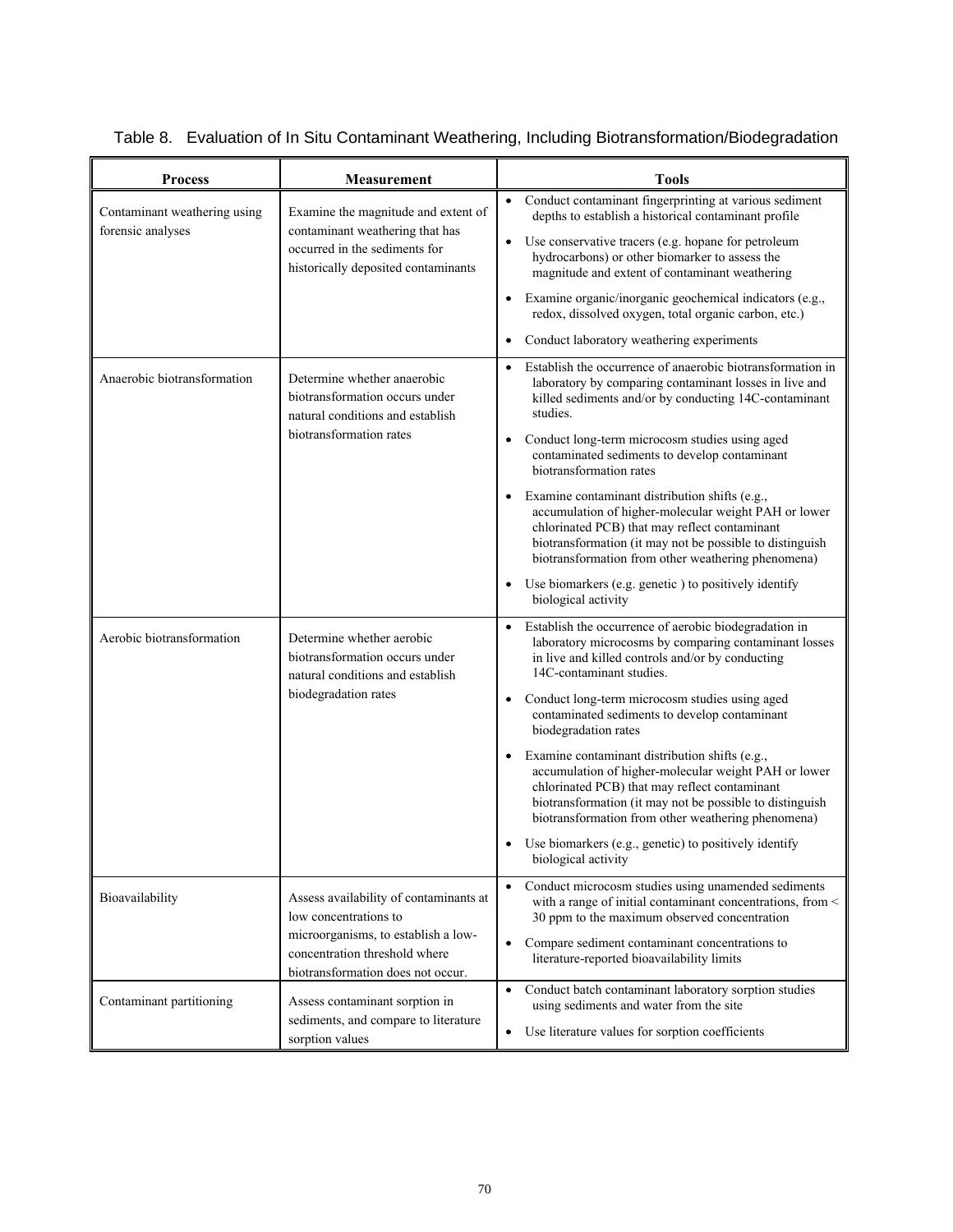Table 8. Evaluation of In Situ Contaminant Weathering, Including Biotransformation/Biodegradation

| Process | Measurement | Tools |
|---|---|---|
| Contaminant weathering using forensic analyses | Examine the magnitude and extent of contaminant weathering that has occurred in the sediments for historically deposited contaminants | • Conduct contaminant fingerprinting at various sediment depths to establish a historical contaminant profile<br>• Use conservative tracers (e.g. hopane for petroleum hydrocarbons) or other biomarker to assess the magnitude and extent of contaminant weathering<br>• Examine organic/inorganic geochemical indicators (e.g., redox, dissolved oxygen, total organic carbon, etc.)<br>• Conduct laboratory weathering experiments |
| Anaerobic biotransformation | Determine whether anaerobic biotransformation occurs under natural conditions and establish biotransformation rates | • Establish the occurrence of anaerobic biotransformation in laboratory by comparing contaminant losses in live and killed sediments and/or by conducting 14C-contaminant studies.<br>• Conduct long-term microcosm studies using aged contaminated sediments to develop contaminant biotransformation rates<br>• Examine contaminant distribution shifts (e.g., accumulation of higher-molecular weight PAH or lower chlorinated PCB) that may reflect contaminant biotransformation (it may not be possible to distinguish biotransformation from other weathering phenomena)<br>• Use biomarkers (e.g. genetic ) to positively identify biological activity |
| Aerobic biotransformation | Determine whether aerobic biotransformation occurs under natural conditions and establish biodegradation rates | • Establish the occurrence of aerobic biodegradation in laboratory microcosms by comparing contaminant losses in live and killed controls and/or by conducting 14C-contaminant studies.<br>• Conduct long-term microcosm studies using aged contaminated sediments to develop contaminant biodegradation rates<br>• Examine contaminant distribution shifts (e.g., accumulation of higher-molecular weight PAH or lower chlorinated PCB) that may reflect contaminant biotransformation (it may not be possible to distinguish biotransformation from other weathering phenomena)<br>• Use biomarkers (e.g., genetic) to positively identify biological activity |
| Bioavailability | Assess availability of contaminants at low concentrations to microorganisms, to establish a low-concentration threshold where biotransformation does not occur. | • Conduct microcosm studies using unamended sediments with a range of initial contaminant concentrations, from < 30 ppm to the maximum observed concentration<br>• Compare sediment contaminant concentrations to literature-reported bioavailability limits |
| Contaminant partitioning | Assess contaminant sorption in sediments, and compare to literature sorption values | • Conduct batch contaminant laboratory sorption studies using sediments and water from the site<br>• Use literature values for sorption coefficients |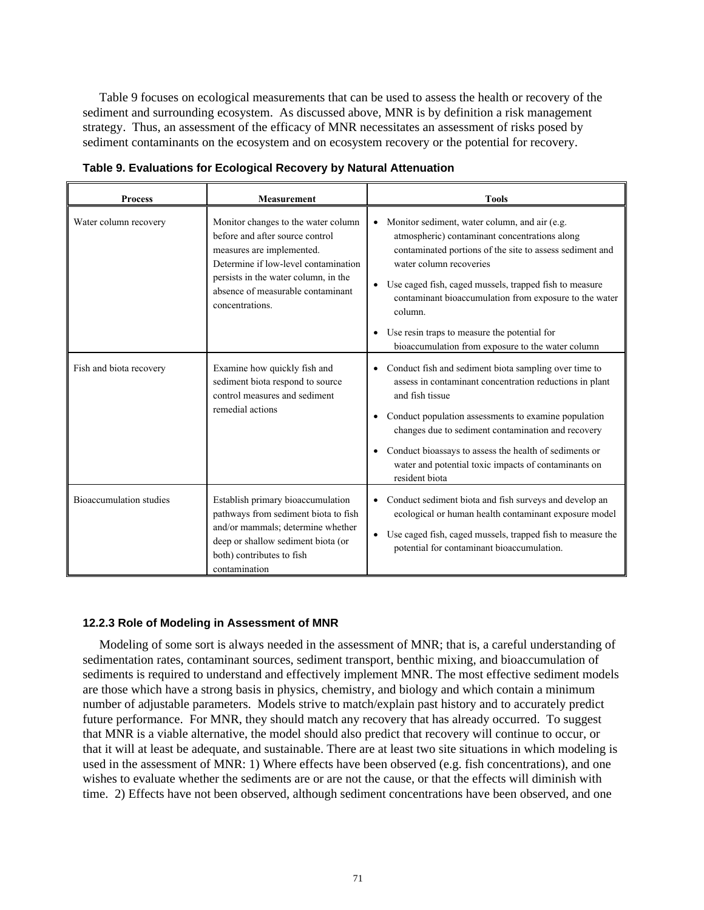Table 9 focuses on ecological measurements that can be used to assess the health or recovery of the sediment and surrounding ecosystem. As discussed above, MNR is by definition a risk management strategy. Thus, an assessment of the efficacy of MNR necessitates an assessment of risks posed by sediment contaminants on the ecosystem and on ecosystem recovery or the potential for recovery.

**Table 9. Evaluations for Ecological Recovery by Natural Attenuation**

| Process | Measurement | Tools |
|---|---|---|
| Water column recovery | Monitor changes to the water column before and after source control measures are implemented. Determine if low-level contamination persists in the water column, in the absence of measurable contaminant concentrations. | • Monitor sediment, water column, and air (e.g. atmospheric) contaminant concentrations along contaminated portions of the site to assess sediment and water column recoveries<br>• Use caged fish, caged mussels, trapped fish to measure contaminant bioaccumulation from exposure to the water column.<br>• Use resin traps to measure the potential for bioaccumulation from exposure to the water column |
| Fish and biota recovery | Examine how quickly fish and sediment biota respond to source control measures and sediment remedial actions | • Conduct fish and sediment biota sampling over time to assess in contaminant concentration reductions in plant and fish tissue<br>• Conduct population assessments to examine population changes due to sediment contamination and recovery<br>• Conduct bioassays to assess the health of sediments or water and potential toxic impacts of contaminants on resident biota |
| Bioaccumulation studies | Establish primary bioaccumulation pathways from sediment biota to fish and/or mammals; determine whether deep or shallow sediment biota (or both) contributes to fish contamination | • Conduct sediment biota and fish surveys and develop an ecological or human health contaminant exposure model<br>• Use caged fish, caged mussels, trapped fish to measure the potential for contaminant bioaccumulation. |

#### 12.2.3 Role of Modeling in Assessment of MNR

Modeling of some sort is always needed in the assessment of MNR; that is, a careful understanding of sedimentation rates, contaminant sources, sediment transport, benthic mixing, and bioaccumulation of sediments is required to understand and effectively implement MNR. The most effective sediment models are those which have a strong basis in physics, chemistry, and biology and which contain a minimum number of adjustable parameters. Models strive to match/explain past history and to accurately predict future performance. For MNR, they should match any recovery that has already occurred. To suggest that MNR is a viable alternative, the model should also predict that recovery will continue to occur, or that it will at least be adequate, and sustainable. There are at least two site situations in which modeling is used in the assessment of MNR: 1) Where effects have been observed (e.g. fish concentrations), and one wishes to evaluate whether the sediments are or are not the cause, or that the effects will diminish with time. 2) Effects have not been observed, although sediment concentrations have been observed, and one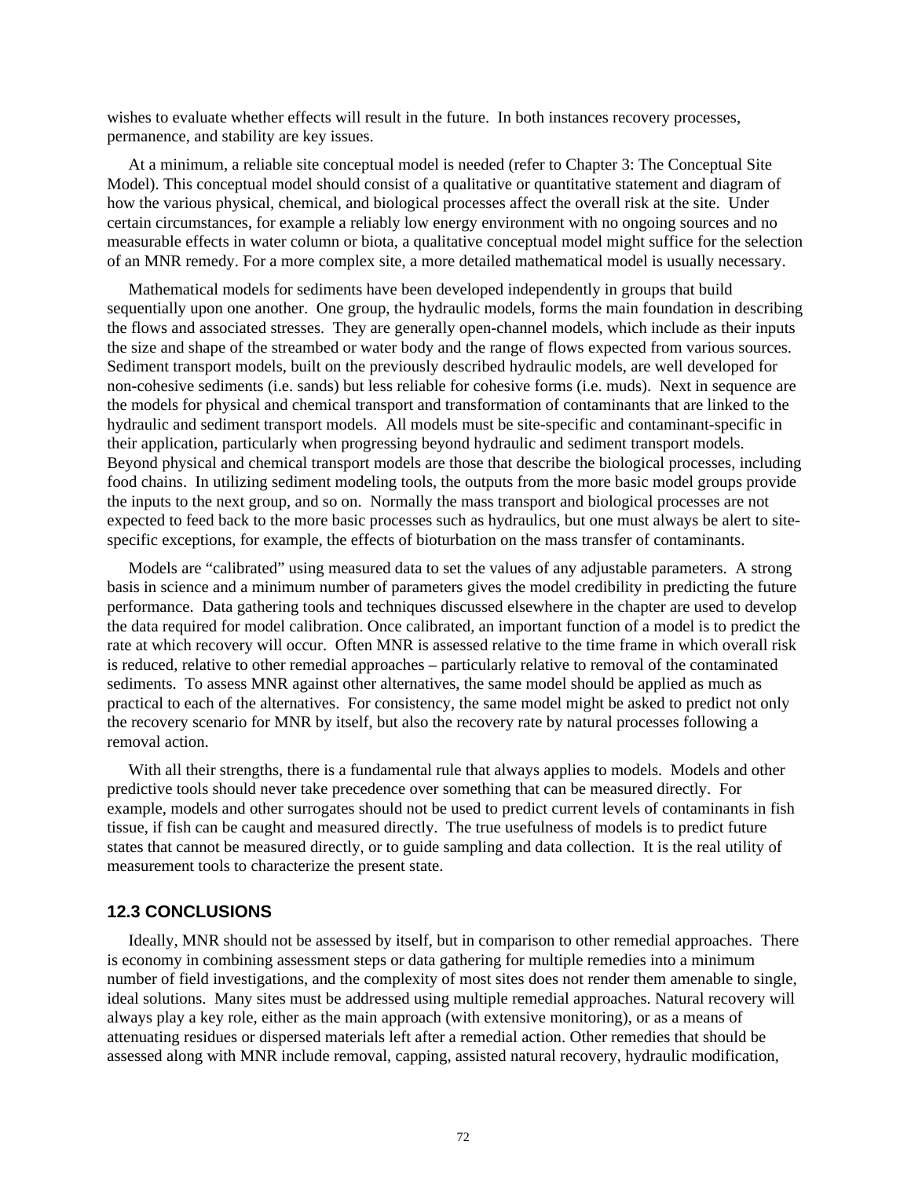wishes to evaluate whether effects will result in the future. In both instances recovery processes, permanence, and stability are key issues.

At a minimum, a reliable site conceptual model is needed (refer to Chapter 3: The Conceptual Site Model). This conceptual model should consist of a qualitative or quantitative statement and diagram of how the various physical, chemical, and biological processes affect the overall risk at the site. Under certain circumstances, for example a reliably low energy environment with no ongoing sources and no measurable effects in water column or biota, a qualitative conceptual model might suffice for the selection of an MNR remedy. For a more complex site, a more detailed mathematical model is usually necessary.

Mathematical models for sediments have been developed independently in groups that build sequentially upon one another. One group, the hydraulic models, forms the main foundation in describing the flows and associated stresses. They are generally open-channel models, which include as their inputs the size and shape of the streambed or water body and the range of flows expected from various sources. Sediment transport models, built on the previously described hydraulic models, are well developed for non-cohesive sediments (i.e. sands) but less reliable for cohesive forms (i.e. muds). Next in sequence are the models for physical and chemical transport and transformation of contaminants that are linked to the hydraulic and sediment transport models. All models must be site-specific and contaminant-specific in their application, particularly when progressing beyond hydraulic and sediment transport models. Beyond physical and chemical transport models are those that describe the biological processes, including food chains. In utilizing sediment modeling tools, the outputs from the more basic model groups provide the inputs to the next group, and so on. Normally the mass transport and biological processes are not expected to feed back to the more basic processes such as hydraulics, but one must always be alert to site-specific exceptions, for example, the effects of bioturbation on the mass transfer of contaminants.

Models are "calibrated" using measured data to set the values of any adjustable parameters. A strong basis in science and a minimum number of parameters gives the model credibility in predicting the future performance. Data gathering tools and techniques discussed elsewhere in the chapter are used to develop the data required for model calibration. Once calibrated, an important function of a model is to predict the rate at which recovery will occur. Often MNR is assessed relative to the time frame in which overall risk is reduced, relative to other remedial approaches – particularly relative to removal of the contaminated sediments. To assess MNR against other alternatives, the same model should be applied as much as practical to each of the alternatives. For consistency, the same model might be asked to predict not only the recovery scenario for MNR by itself, but also the recovery rate by natural processes following a removal action.

With all their strengths, there is a fundamental rule that always applies to models. Models and other predictive tools should never take precedence over something that can be measured directly. For example, models and other surrogates should not be used to predict current levels of contaminants in fish tissue, if fish can be caught and measured directly. The true usefulness of models is to predict future states that cannot be measured directly, or to guide sampling and data collection. It is the real utility of measurement tools to characterize the present state.

## 12.3 CONCLUSIONS

Ideally, MNR should not be assessed by itself, but in comparison to other remedial approaches. There is economy in combining assessment steps or data gathering for multiple remedies into a minimum number of field investigations, and the complexity of most sites does not render them amenable to single, ideal solutions. Many sites must be addressed using multiple remedial approaches. Natural recovery will always play a key role, either as the main approach (with extensive monitoring), or as a means of attenuating residues or dispersed materials left after a remedial action. Other remedies that should be assessed along with MNR include removal, capping, assisted natural recovery, hydraulic modification,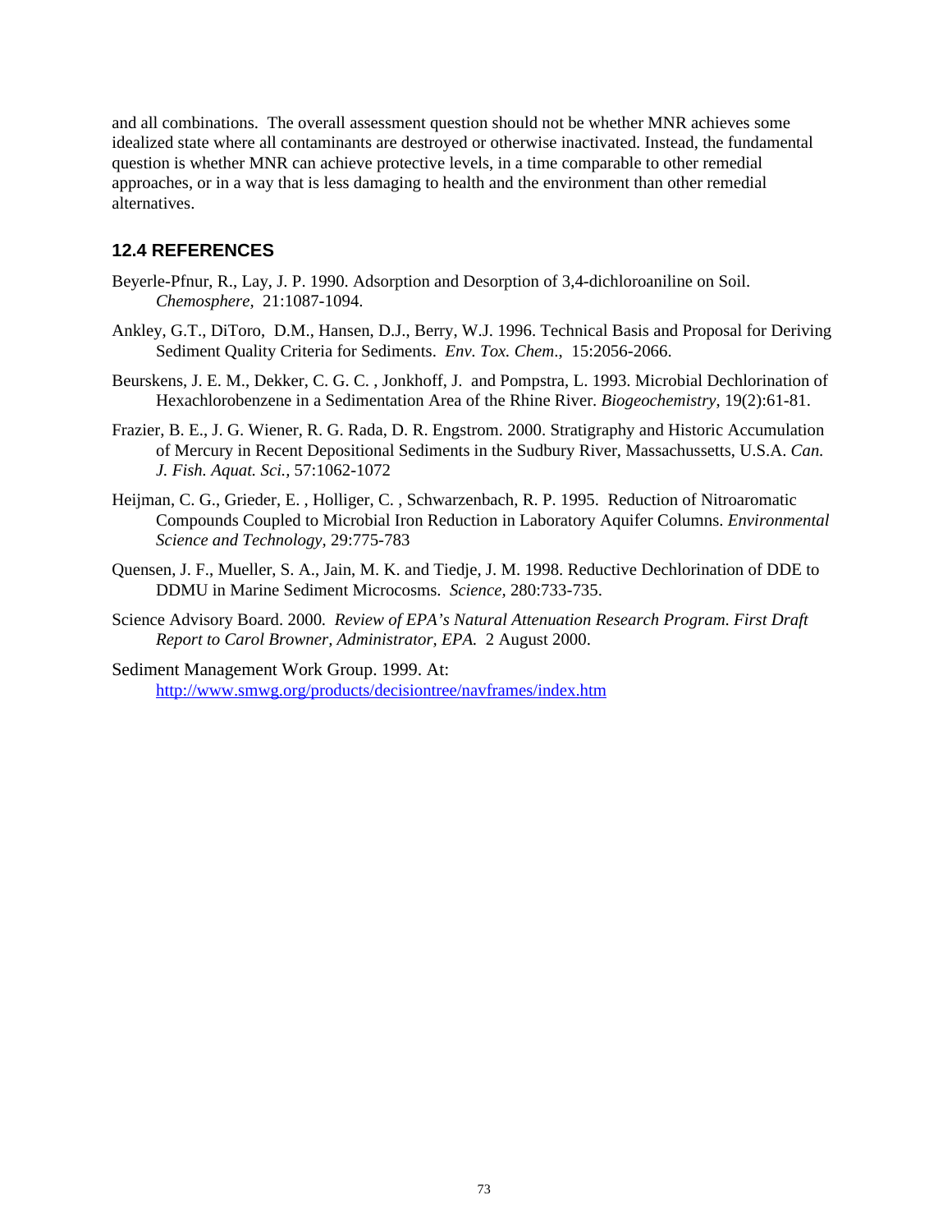and all combinations. The overall assessment question should not be whether MNR achieves some idealized state where all contaminants are destroyed or otherwise inactivated. Instead, the fundamental question is whether MNR can achieve protective levels, in a time comparable to other remedial approaches, or in a way that is less damaging to health and the environment than other remedial alternatives.

## 12.4 REFERENCES

Beyerle-Pfnur, R., Lay, J. P. 1990. Adsorption and Desorption of 3,4-dichloroaniline on Soil. *Chemosphere*, 21:1087-1094.

Ankley, G.T., DiToro, D.M., Hansen, D.J., Berry, W.J. 1996. Technical Basis and Proposal for Deriving Sediment Quality Criteria for Sediments. *Env. Tox. Chem*., 15:2056-2066.

Beurskens, J. E. M., Dekker, C. G. C. , Jonkhoff, J. and Pompstra, L. 1993. Microbial Dechlorination of Hexachlorobenzene in a Sedimentation Area of the Rhine River. *Biogeochemistry*, 19(2):61-81.

Frazier, B. E., J. G. Wiener, R. G. Rada, D. R. Engstrom. 2000. Stratigraphy and Historic Accumulation of Mercury in Recent Depositional Sediments in the Sudbury River, Massachussetts, U.S.A. *Can. J. Fish. Aquat. Sci.*, 57:1062-1072

Heijman, C. G., Grieder, E. , Holliger, C. , Schwarzenbach, R. P. 1995. Reduction of Nitroaromatic Compounds Coupled to Microbial Iron Reduction in Laboratory Aquifer Columns. *Environmental Science and Technology*, 29:775-783

Quensen, J. F., Mueller, S. A., Jain, M. K. and Tiedje, J. M. 1998. Reductive Dechlorination of DDE to DDMU in Marine Sediment Microcosms. *Science*, 280:733-735.

Science Advisory Board. 2000. *Review of EPA's Natural Attenuation Research Program. First Draft Report to Carol Browner, Administrator, EPA.* 2 August 2000.

Sediment Management Work Group. 1999. At: http://www.smwg.org/products/decisiontree/navframes/index.htm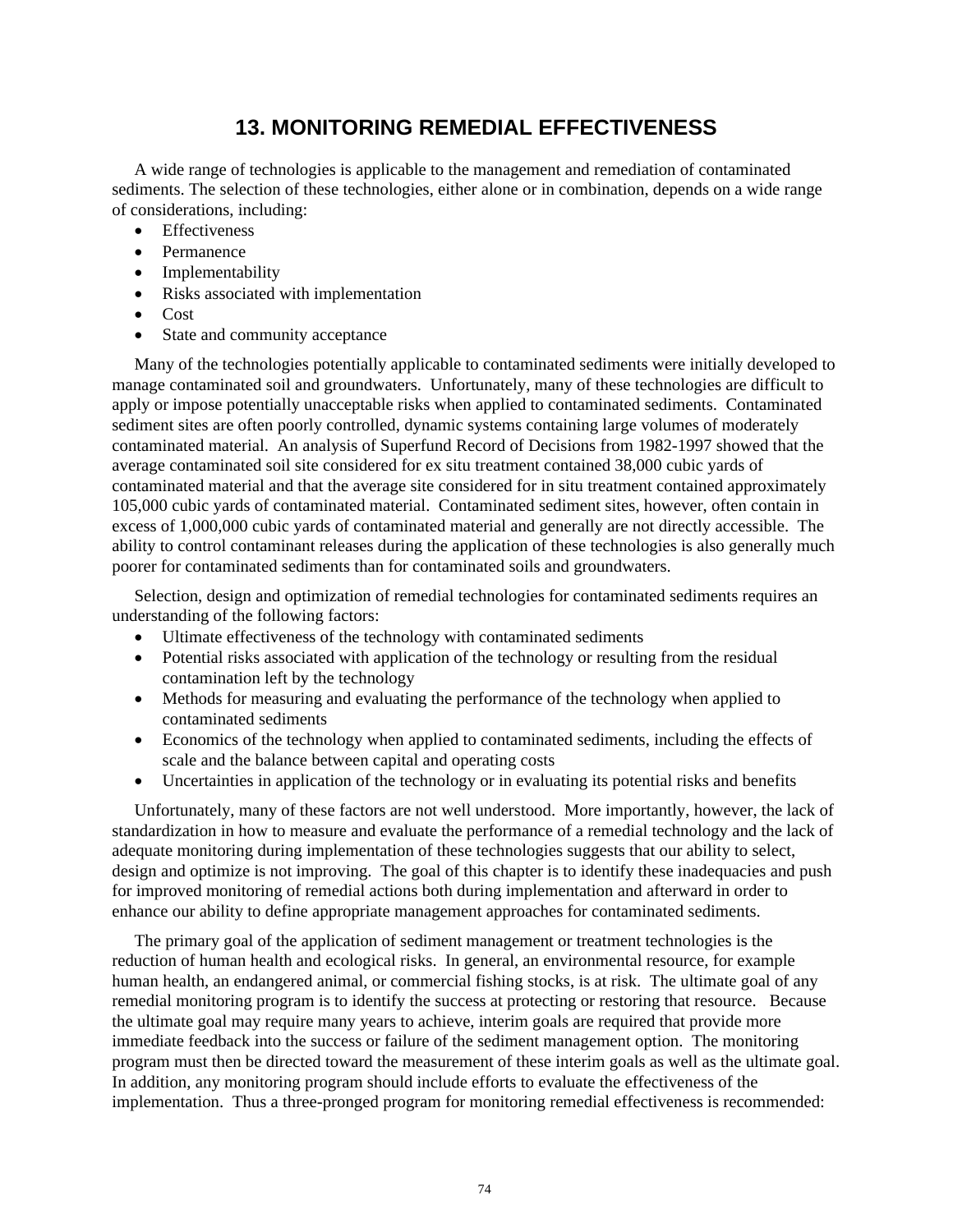# 13. MONITORING REMEDIAL EFFECTIVENESS

A wide range of technologies is applicable to the management and remediation of contaminated sediments. The selection of these technologies, either alone or in combination, depends on a wide range of considerations, including:

- Effectiveness
- Permanence
- Implementability
- Risks associated with implementation
- Cost
- State and community acceptance

Many of the technologies potentially applicable to contaminated sediments were initially developed to manage contaminated soil and groundwaters. Unfortunately, many of these technologies are difficult to apply or impose potentially unacceptable risks when applied to contaminated sediments. Contaminated sediment sites are often poorly controlled, dynamic systems containing large volumes of moderately contaminated material. An analysis of Superfund Record of Decisions from 1982-1997 showed that the average contaminated soil site considered for ex situ treatment contained 38,000 cubic yards of contaminated material and that the average site considered for in situ treatment contained approximately 105,000 cubic yards of contaminated material. Contaminated sediment sites, however, often contain in excess of 1,000,000 cubic yards of contaminated material and generally are not directly accessible. The ability to control contaminant releases during the application of these technologies is also generally much poorer for contaminated sediments than for contaminated soils and groundwaters.

Selection, design and optimization of remedial technologies for contaminated sediments requires an understanding of the following factors:

- Ultimate effectiveness of the technology with contaminated sediments
- Potential risks associated with application of the technology or resulting from the residual contamination left by the technology
- Methods for measuring and evaluating the performance of the technology when applied to contaminated sediments
- Economics of the technology when applied to contaminated sediments, including the effects of scale and the balance between capital and operating costs
- Uncertainties in application of the technology or in evaluating its potential risks and benefits

Unfortunately, many of these factors are not well understood. More importantly, however, the lack of standardization in how to measure and evaluate the performance of a remedial technology and the lack of adequate monitoring during implementation of these technologies suggests that our ability to select, design and optimize is not improving. The goal of this chapter is to identify these inadequacies and push for improved monitoring of remedial actions both during implementation and afterward in order to enhance our ability to define appropriate management approaches for contaminated sediments.

The primary goal of the application of sediment management or treatment technologies is the reduction of human health and ecological risks. In general, an environmental resource, for example human health, an endangered animal, or commercial fishing stocks, is at risk. The ultimate goal of any remedial monitoring program is to identify the success at protecting or restoring that resource. Because the ultimate goal may require many years to achieve, interim goals are required that provide more immediate feedback into the success or failure of the sediment management option. The monitoring program must then be directed toward the measurement of these interim goals as well as the ultimate goal. In addition, any monitoring program should include efforts to evaluate the effectiveness of the implementation. Thus a three-pronged program for monitoring remedial effectiveness is recommended: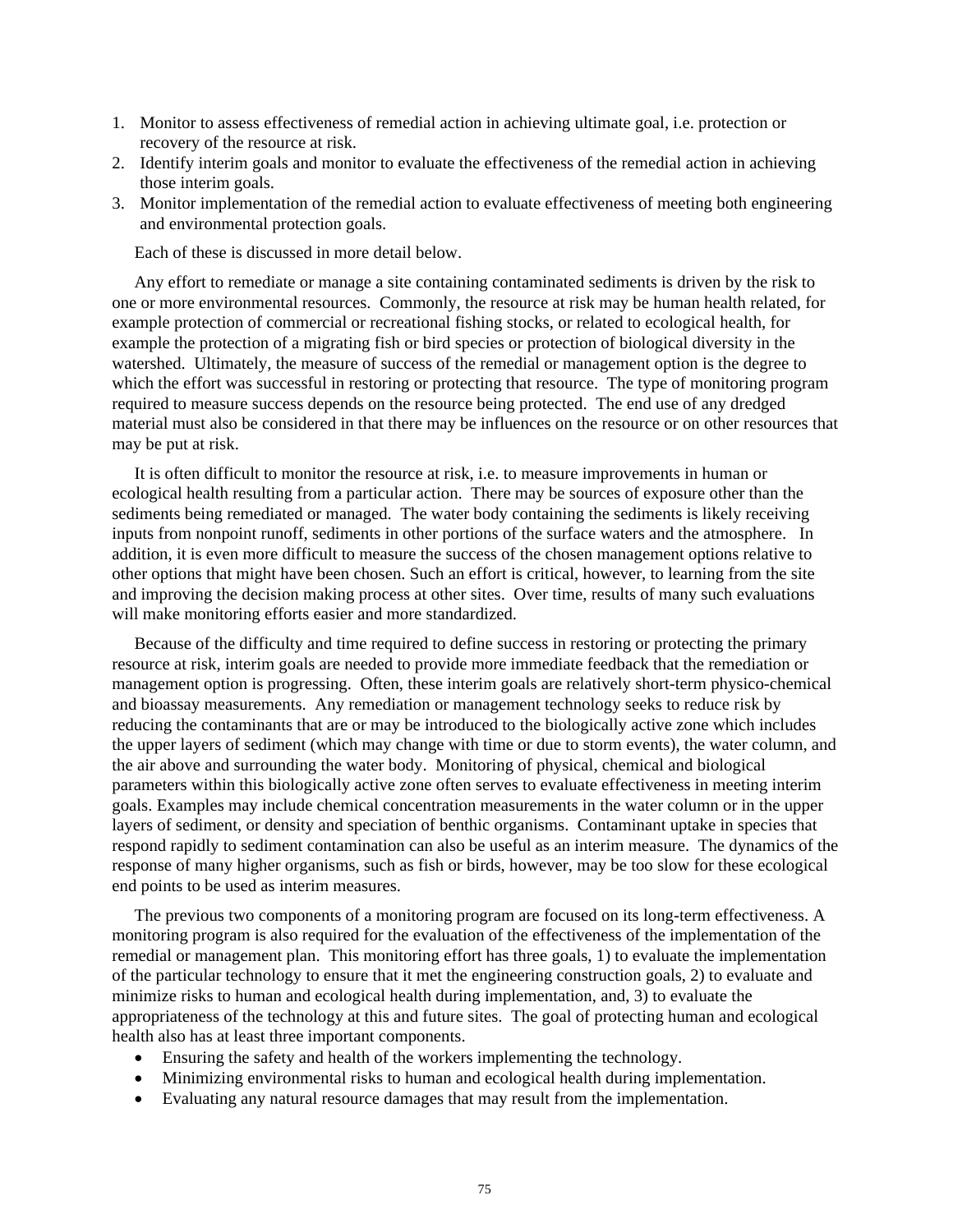1. Monitor to assess effectiveness of remedial action in achieving ultimate goal, i.e. protection or recovery of the resource at risk.
2. Identify interim goals and monitor to evaluate the effectiveness of the remedial action in achieving those interim goals.
3. Monitor implementation of the remedial action to evaluate effectiveness of meeting both engineering and environmental protection goals.

Each of these is discussed in more detail below.

Any effort to remediate or manage a site containing contaminated sediments is driven by the risk to one or more environmental resources. Commonly, the resource at risk may be human health related, for example protection of commercial or recreational fishing stocks, or related to ecological health, for example the protection of a migrating fish or bird species or protection of biological diversity in the watershed. Ultimately, the measure of success of the remedial or management option is the degree to which the effort was successful in restoring or protecting that resource. The type of monitoring program required to measure success depends on the resource being protected. The end use of any dredged material must also be considered in that there may be influences on the resource or on other resources that may be put at risk.

It is often difficult to monitor the resource at risk, i.e. to measure improvements in human or ecological health resulting from a particular action. There may be sources of exposure other than the sediments being remediated or managed. The water body containing the sediments is likely receiving inputs from nonpoint runoff, sediments in other portions of the surface waters and the atmosphere. In addition, it is even more difficult to measure the success of the chosen management options relative to other options that might have been chosen. Such an effort is critical, however, to learning from the site and improving the decision making process at other sites. Over time, results of many such evaluations will make monitoring efforts easier and more standardized.

Because of the difficulty and time required to define success in restoring or protecting the primary resource at risk, interim goals are needed to provide more immediate feedback that the remediation or management option is progressing. Often, these interim goals are relatively short-term physico-chemical and bioassay measurements. Any remediation or management technology seeks to reduce risk by reducing the contaminants that are or may be introduced to the biologically active zone which includes the upper layers of sediment (which may change with time or due to storm events), the water column, and the air above and surrounding the water body. Monitoring of physical, chemical and biological parameters within this biologically active zone often serves to evaluate effectiveness in meeting interim goals. Examples may include chemical concentration measurements in the water column or in the upper layers of sediment, or density and speciation of benthic organisms. Contaminant uptake in species that respond rapidly to sediment contamination can also be useful as an interim measure. The dynamics of the response of many higher organisms, such as fish or birds, however, may be too slow for these ecological end points to be used as interim measures.

The previous two components of a monitoring program are focused on its long-term effectiveness. A monitoring program is also required for the evaluation of the effectiveness of the implementation of the remedial or management plan. This monitoring effort has three goals, 1) to evaluate the implementation of the particular technology to ensure that it met the engineering construction goals, 2) to evaluate and minimize risks to human and ecological health during implementation, and, 3) to evaluate the appropriateness of the technology at this and future sites. The goal of protecting human and ecological health also has at least three important components.

- Ensuring the safety and health of the workers implementing the technology.
- Minimizing environmental risks to human and ecological health during implementation.
- Evaluating any natural resource damages that may result from the implementation.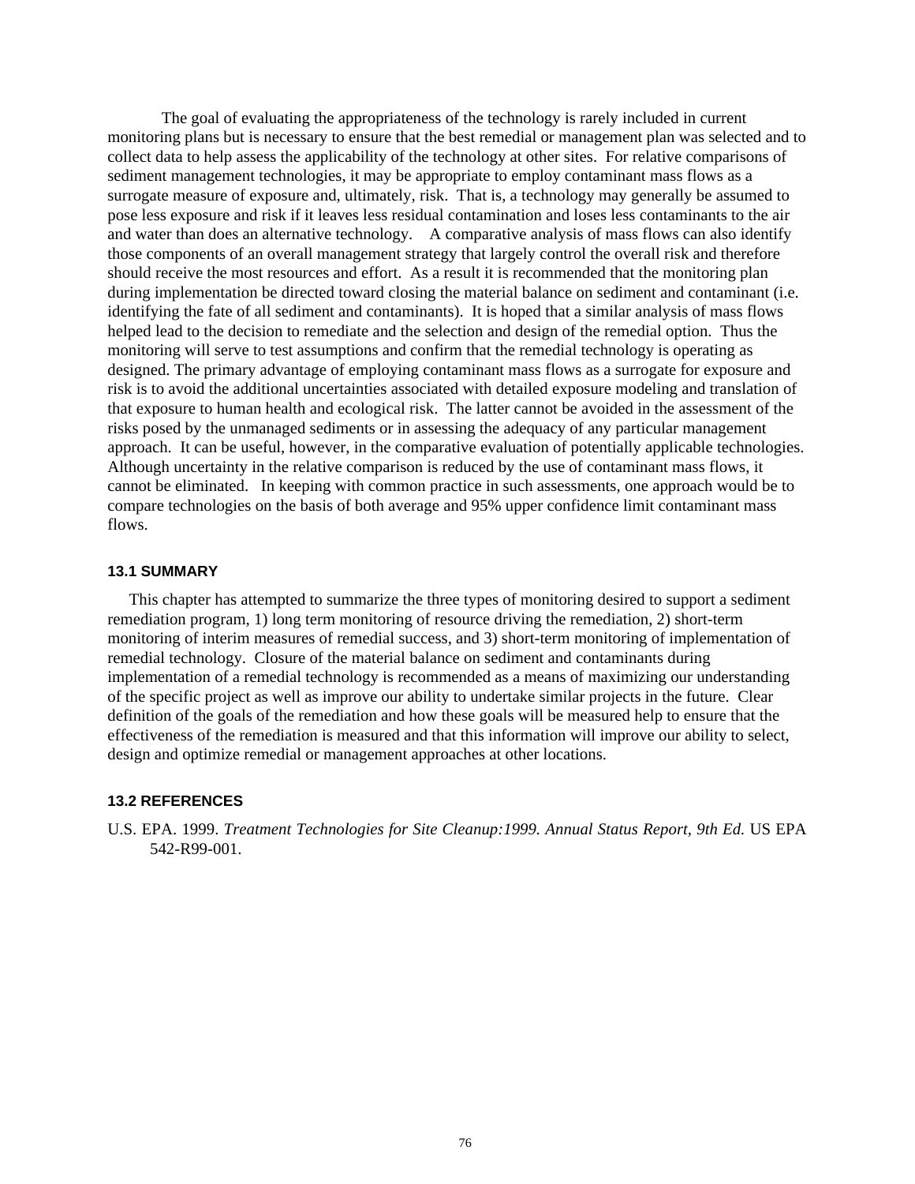The goal of evaluating the appropriateness of the technology is rarely included in current monitoring plans but is necessary to ensure that the best remedial or management plan was selected and to collect data to help assess the applicability of the technology at other sites. For relative comparisons of sediment management technologies, it may be appropriate to employ contaminant mass flows as a surrogate measure of exposure and, ultimately, risk. That is, a technology may generally be assumed to pose less exposure and risk if it leaves less residual contamination and loses less contaminants to the air and water than does an alternative technology. A comparative analysis of mass flows can also identify those components of an overall management strategy that largely control the overall risk and therefore should receive the most resources and effort. As a result it is recommended that the monitoring plan during implementation be directed toward closing the material balance on sediment and contaminant (i.e. identifying the fate of all sediment and contaminants). It is hoped that a similar analysis of mass flows helped lead to the decision to remediate and the selection and design of the remedial option. Thus the monitoring will serve to test assumptions and confirm that the remedial technology is operating as designed. The primary advantage of employing contaminant mass flows as a surrogate for exposure and risk is to avoid the additional uncertainties associated with detailed exposure modeling and translation of that exposure to human health and ecological risk. The latter cannot be avoided in the assessment of the risks posed by the unmanaged sediments or in assessing the adequacy of any particular management approach. It can be useful, however, in the comparative evaluation of potentially applicable technologies. Although uncertainty in the relative comparison is reduced by the use of contaminant mass flows, it cannot be eliminated. In keeping with common practice in such assessments, one approach would be to compare technologies on the basis of both average and 95% upper confidence limit contaminant mass flows.

### 13.1 SUMMARY

This chapter has attempted to summarize the three types of monitoring desired to support a sediment remediation program, 1) long term monitoring of resource driving the remediation, 2) short-term monitoring of interim measures of remedial success, and 3) short-term monitoring of implementation of remedial technology. Closure of the material balance on sediment and contaminants during implementation of a remedial technology is recommended as a means of maximizing our understanding of the specific project as well as improve our ability to undertake similar projects in the future. Clear definition of the goals of the remediation and how these goals will be measured help to ensure that the effectiveness of the remediation is measured and that this information will improve our ability to select, design and optimize remedial or management approaches at other locations.

### 13.2 REFERENCES

U.S. EPA. 1999. *Treatment Technologies for Site Cleanup:1999. Annual Status Report, 9th Ed.* US EPA 542-R99-001.